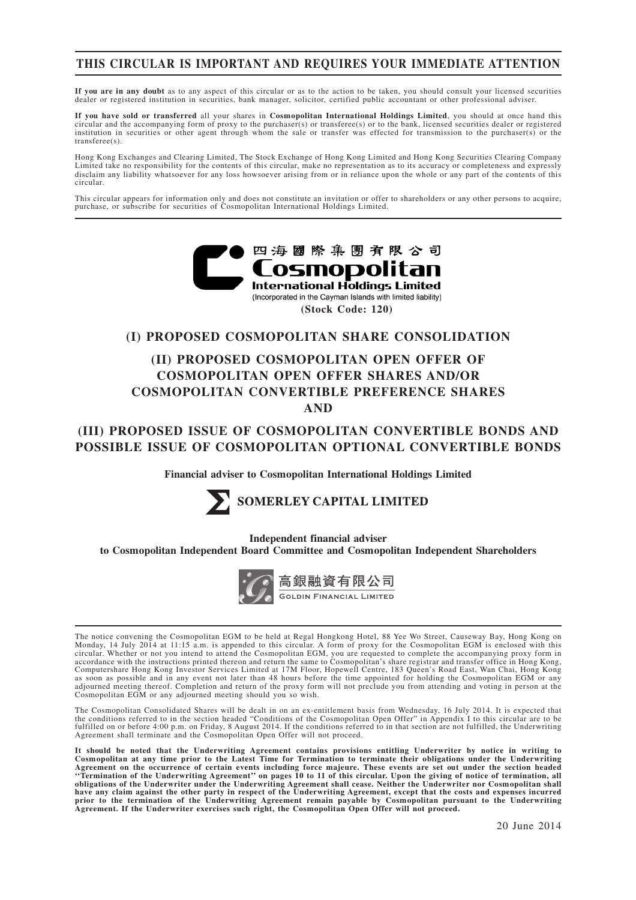# THIS CIRCULAR IS IMPORTANT AND REQUIRES YOUR IMMEDIATE ATTENTION

**If you are in any doubt** as to any aspect of this circular or as to the action to be taken, you should consult your licensed securities dealer or registered institution in securities, bank manager, solicitor, certified public accountant or other professional adviser.

**If you have sold or transferred** all your shares in **Cosmopolitan International Holdings Limited**, you should at once hand this circular and the accompanying form of proxy to the purchaser(s) or transferee(s) or to the bank, licensed securities dealer or registered institution in securities or other agent through whom the sale or transfer was effected for transmission to the purchaser(s) or the transferee(s).

Hong Kong Exchanges and Clearing Limited, The Stock Exchange of Hong Kong Limited and Hong Kong Securities Clearing Company Limited take no responsibility for the contents of this circular, make no representation as to its accuracy or completeness and expressly disclaim any liability whatsoever for any loss howsoever arising from or in reliance upon the whole or any part of the contents of this circular.

This circular appears for information only and does not constitute an invitation or offer to shareholders or any other persons to acquire, purchase, or subscribe for securities of Cosmopolitan International Holdings Limited.

四海國際集團有限公司
**Cosmopolitan International Holdings Limited**
(Incorporated in the Cayman Islands with limited liability)
**(Stock Code: 120)**

## (I) PROPOSED COSMOPOLITAN SHARE CONSOLIDATION

## (II) PROPOSED COSMOPOLITAN OPEN OFFER OF COSMOPOLITAN OPEN OFFER SHARES AND/OR COSMOPOLITAN CONVERTIBLE PREFERENCE SHARES AND

## (III) PROPOSED ISSUE OF COSMOPOLITAN CONVERTIBLE BONDS AND POSSIBLE ISSUE OF COSMOPOLITAN OPTIONAL CONVERTIBLE BONDS

**Financial adviser to Cosmopolitan International Holdings Limited**

**SOMERLEY CAPITAL LIMITED**

**Independent financial adviser to Cosmopolitan Independent Board Committee and Cosmopolitan Independent Shareholders**

高銀融資有限公司
GOLDIN FINANCIAL LIMITED

The notice convening the Cosmopolitan EGM to be held at Regal Hongkong Hotel, 88 Yee Wo Street, Causeway Bay, Hong Kong on Monday, 14 July 2014 at 11:15 a.m. is appended to this circular. A form of proxy for the Cosmopolitan EGM is enclosed with this circular. Whether or not you intend to attend the Cosmopolitan EGM, you are requested to complete the accompanying proxy form in accordance with the instructions printed thereon and return the same to Cosmopolitan's share registrar and transfer office in Hong Kong, Computershare Hong Kong Investor Services Limited at 17M Floor, Hopewell Centre, 183 Queen's Road East, Wan Chai, Hong Kong as soon as possible and in any event not later than 48 hours before the time appointed for holding the Cosmopolitan EGM or any adjourned meeting thereof. Completion and return of the proxy form will not preclude you from attending and voting in person at the Cosmopolitan EGM or any adjourned meeting should you so wish.

The Cosmopolitan Consolidated Shares will be dealt in on an ex-entitlement basis from Wednesday, 16 July 2014. It is expected that the conditions referred to in the section headed "Conditions of the Cosmopolitan Open Offer" in Appendix I to this circular are to be fulfilled on or before 4:00 p.m. on Friday, 8 August 2014. If the conditions referred to in that section are not fulfilled, the Underwriting Agreement shall terminate and the Cosmopolitan Open Offer will not proceed.

**It should be noted that the Underwriting Agreement contains provisions entitling Underwriter by notice in writing to Cosmopolitan at any time prior to the Latest Time for Termination to terminate their obligations under the Underwriting Agreement on the occurrence of certain events including force majeure. These events are set out under the section headed "Termination of the Underwriting Agreement" on pages 10 to 11 of this circular. Upon the giving of notice of termination, all obligations of the Underwriter under the Underwriting Agreement shall cease. Neither the Underwriter nor Cosmopolitan shall have any claim against the other party in respect of the Underwriting Agreement, except that the costs and expenses incurred prior to the termination of the Underwriting Agreement remain payable by Cosmopolitan pursuant to the Underwriting Agreement. If the Underwriter exercises such right, the Cosmopolitan Open Offer will not proceed.**

20 June 2014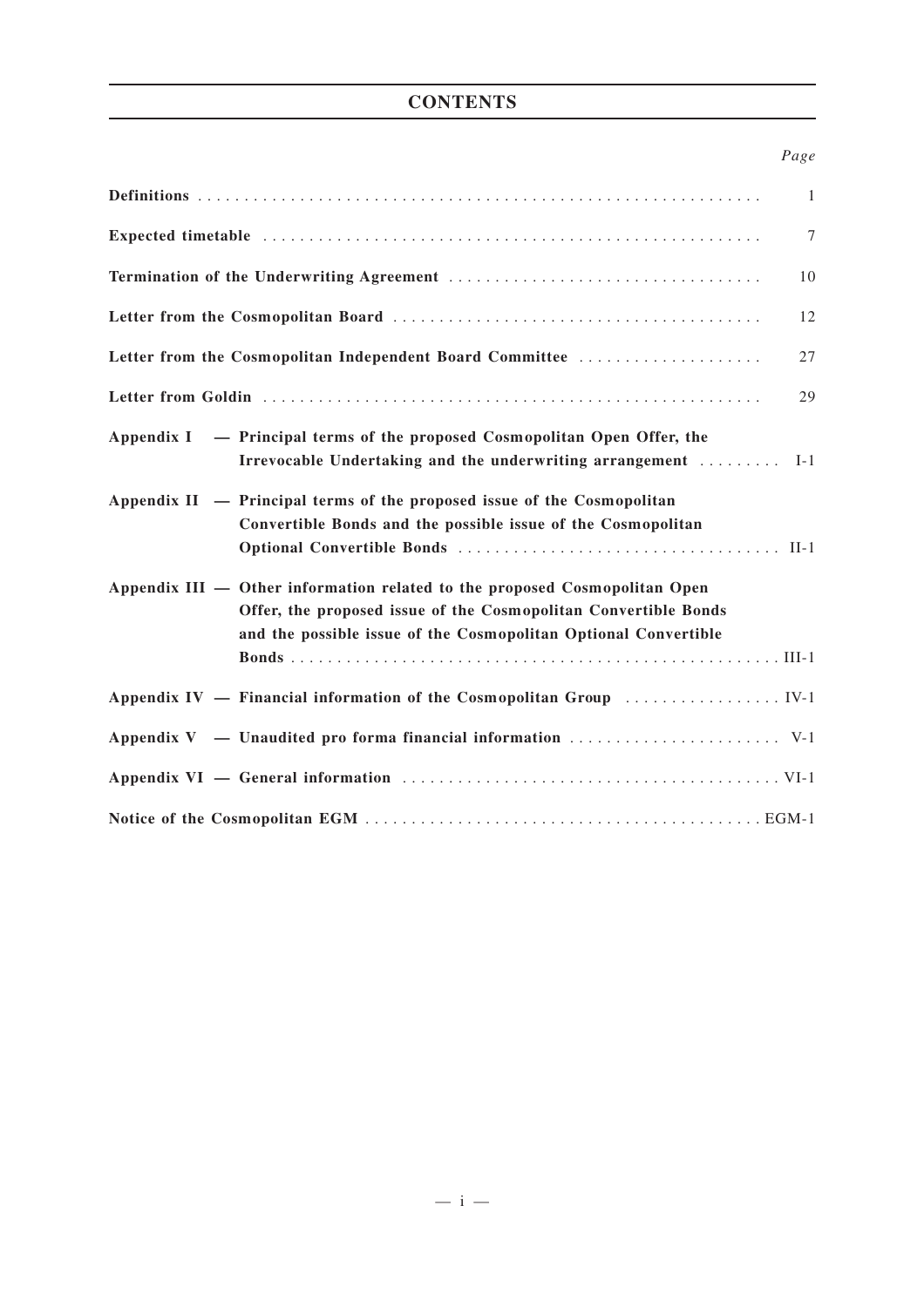# CONTENTS

| | Page |
|---|---|
| **Definitions** | 1 |
| **Expected timetable** | 7 |
| **Termination of the Underwriting Agreement** | 10 |
| **Letter from the Cosmopolitan Board** | 12 |
| **Letter from the Cosmopolitan Independent Board Committee** | 27 |
| **Letter from Goldin** | 29 |
| **Appendix I — Principal terms of the proposed Cosmopolitan Open Offer, the Irrevocable Undertaking and the underwriting arrangement** | I-1 |
| **Appendix II — Principal terms of the proposed issue of the Cosmopolitan Convertible Bonds and the possible issue of the Cosmopolitan Optional Convertible Bonds** | II-1 |
| **Appendix III — Other information related to the proposed Cosmopolitan Open Offer, the proposed issue of the Cosmopolitan Convertible Bonds and the possible issue of the Cosmopolitan Optional Convertible Bonds** | III-1 |
| **Appendix IV — Financial information of the Cosmopolitan Group** | IV-1 |
| **Appendix V — Unaudited pro forma financial information** | V-1 |
| **Appendix VI — General information** | VI-1 |
| **Notice of the Cosmopolitan EGM** | EGM-1 |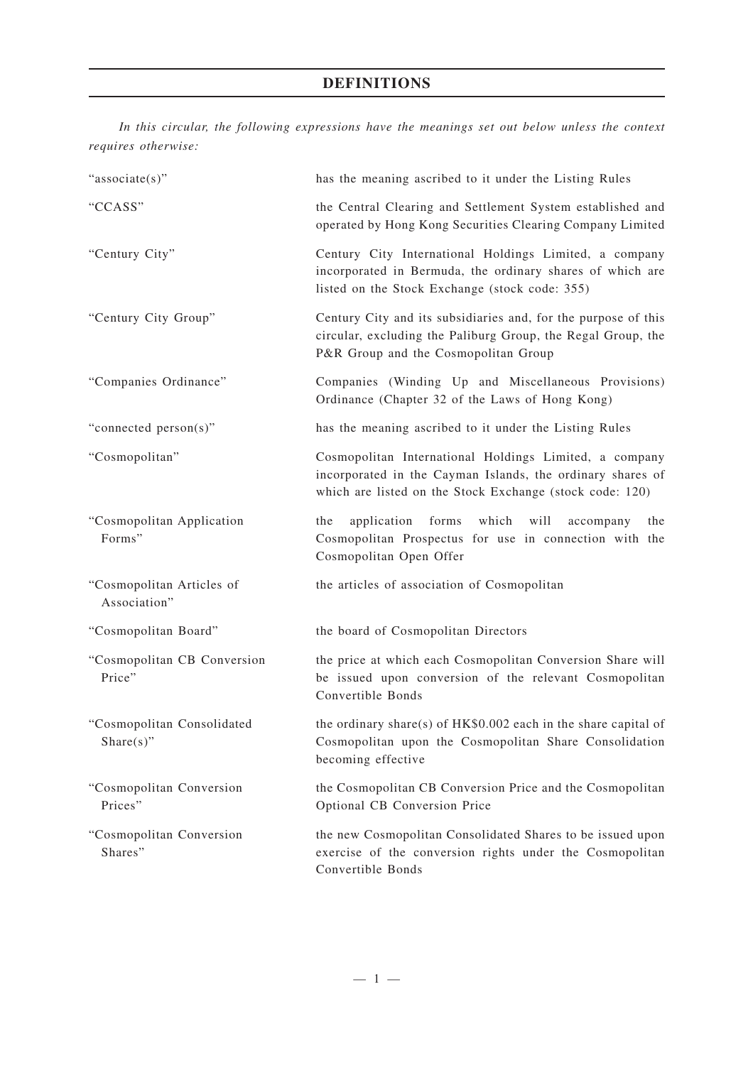# DEFINITIONS

*In this circular, the following expressions have the meanings set out below unless the context requires otherwise:*

| | |
|---|---|
| "associate(s)" | has the meaning ascribed to it under the Listing Rules |
| "CCASS" | the Central Clearing and Settlement System established and operated by Hong Kong Securities Clearing Company Limited |
| "Century City" | Century City International Holdings Limited, a company incorporated in Bermuda, the ordinary shares of which are listed on the Stock Exchange (stock code: 355) |
| "Century City Group" | Century City and its subsidiaries and, for the purpose of this circular, excluding the Paliburg Group, the Regal Group, the P&R Group and the Cosmopolitan Group |
| "Companies Ordinance" | Companies (Winding Up and Miscellaneous Provisions) Ordinance (Chapter 32 of the Laws of Hong Kong) |
| "connected person(s)" | has the meaning ascribed to it under the Listing Rules |
| "Cosmopolitan" | Cosmopolitan International Holdings Limited, a company incorporated in the Cayman Islands, the ordinary shares of which are listed on the Stock Exchange (stock code: 120) |
| "Cosmopolitan Application Forms" | the application forms which will accompany the Cosmopolitan Prospectus for use in connection with the Cosmopolitan Open Offer |
| "Cosmopolitan Articles of Association" | the articles of association of Cosmopolitan |
| "Cosmopolitan Board" | the board of Cosmopolitan Directors |
| "Cosmopolitan CB Conversion Price" | the price at which each Cosmopolitan Conversion Share will be issued upon conversion of the relevant Cosmopolitan Convertible Bonds |
| "Cosmopolitan Consolidated Share(s)" | the ordinary share(s) of HK$0.002 each in the share capital of Cosmopolitan upon the Cosmopolitan Share Consolidation becoming effective |
| "Cosmopolitan Conversion Prices" | the Cosmopolitan CB Conversion Price and the Cosmopolitan Optional CB Conversion Price |
| "Cosmopolitan Conversion Shares" | the new Cosmopolitan Consolidated Shares to be issued upon exercise of the conversion rights under the Cosmopolitan Convertible Bonds |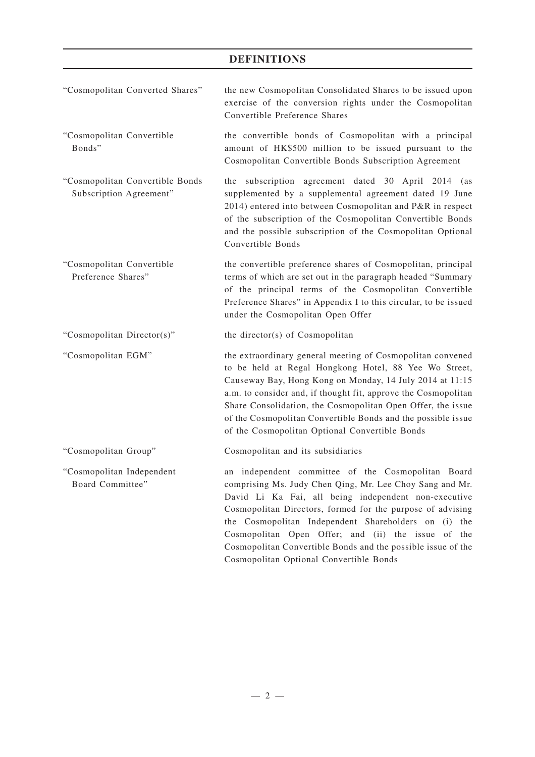## DEFINITIONS

| | |
|---|---|
| "Cosmopolitan Converted Shares" | the new Cosmopolitan Consolidated Shares to be issued upon exercise of the conversion rights under the Cosmopolitan Convertible Preference Shares |
| "Cosmopolitan Convertible Bonds" | the convertible bonds of Cosmopolitan with a principal amount of HK$500 million to be issued pursuant to the Cosmopolitan Convertible Bonds Subscription Agreement |
| "Cosmopolitan Convertible Bonds Subscription Agreement" | the subscription agreement dated 30 April 2014 (as supplemented by a supplemental agreement dated 19 June 2014) entered into between Cosmopolitan and P&R in respect of the subscription of the Cosmopolitan Convertible Bonds and the possible subscription of the Cosmopolitan Optional Convertible Bonds |
| "Cosmopolitan Convertible Preference Shares" | the convertible preference shares of Cosmopolitan, principal terms of which are set out in the paragraph headed "Summary of the principal terms of the Cosmopolitan Convertible Preference Shares" in Appendix I to this circular, to be issued under the Cosmopolitan Open Offer |
| "Cosmopolitan Director(s)" | the director(s) of Cosmopolitan |
| "Cosmopolitan EGM" | the extraordinary general meeting of Cosmopolitan convened to be held at Regal Hongkong Hotel, 88 Yee Wo Street, Causeway Bay, Hong Kong on Monday, 14 July 2014 at 11:15 a.m. to consider and, if thought fit, approve the Cosmopolitan Share Consolidation, the Cosmopolitan Open Offer, the issue of the Cosmopolitan Convertible Bonds and the possible issue of the Cosmopolitan Optional Convertible Bonds |
| "Cosmopolitan Group" | Cosmopolitan and its subsidiaries |
| "Cosmopolitan Independent Board Committee" | an independent committee of the Cosmopolitan Board comprising Ms. Judy Chen Qing, Mr. Lee Choy Sang and Mr. David Li Ka Fai, all being independent non-executive Cosmopolitan Directors, formed for the purpose of advising the Cosmopolitan Independent Shareholders on (i) the Cosmopolitan Open Offer; and (ii) the issue of the Cosmopolitan Convertible Bonds and the possible issue of the Cosmopolitan Optional Convertible Bonds |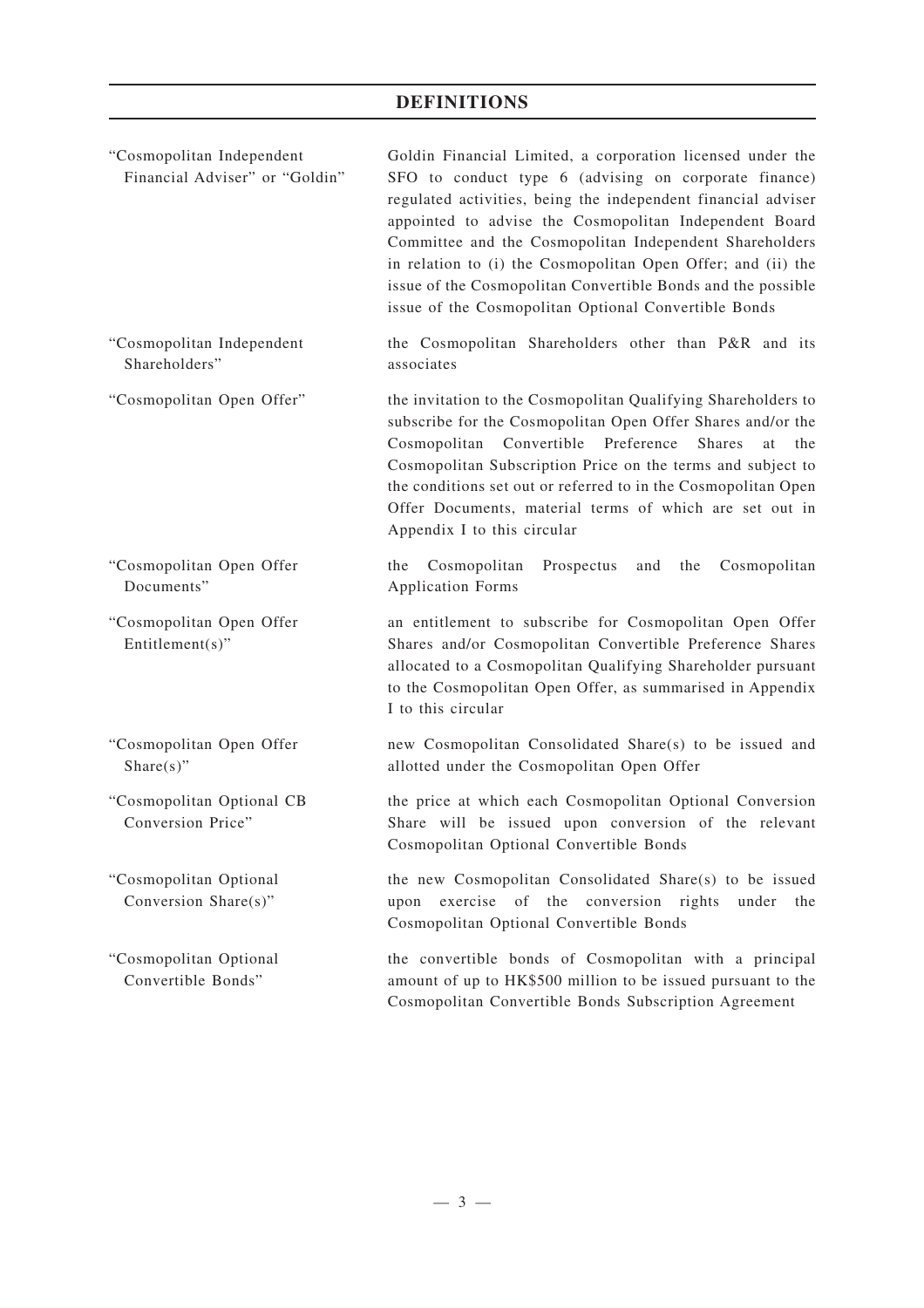# DEFINITIONS

| | |
|---|---|
| "Cosmopolitan Independent Financial Adviser" or "Goldin" | Goldin Financial Limited, a corporation licensed under the SFO to conduct type 6 (advising on corporate finance) regulated activities, being the independent financial adviser appointed to advise the Cosmopolitan Independent Board Committee and the Cosmopolitan Independent Shareholders in relation to (i) the Cosmopolitan Open Offer; and (ii) the issue of the Cosmopolitan Convertible Bonds and the possible issue of the Cosmopolitan Optional Convertible Bonds |
| "Cosmopolitan Independent Shareholders" | the Cosmopolitan Shareholders other than P&R and its associates |
| "Cosmopolitan Open Offer" | the invitation to the Cosmopolitan Qualifying Shareholders to subscribe for the Cosmopolitan Open Offer Shares and/or the Cosmopolitan Convertible Preference Shares at the Cosmopolitan Subscription Price on the terms and subject to the conditions set out or referred to in the Cosmopolitan Open Offer Documents, material terms of which are set out in Appendix I to this circular |
| "Cosmopolitan Open Offer Documents" | the Cosmopolitan Prospectus and the Cosmopolitan Application Forms |
| "Cosmopolitan Open Offer Entitlement(s)" | an entitlement to subscribe for Cosmopolitan Open Offer Shares and/or Cosmopolitan Convertible Preference Shares allocated to a Cosmopolitan Qualifying Shareholder pursuant to the Cosmopolitan Open Offer, as summarised in Appendix I to this circular |
| "Cosmopolitan Open Offer Share(s)" | new Cosmopolitan Consolidated Share(s) to be issued and allotted under the Cosmopolitan Open Offer |
| "Cosmopolitan Optional CB Conversion Price" | the price at which each Cosmopolitan Optional Conversion Share will be issued upon conversion of the relevant Cosmopolitan Optional Convertible Bonds |
| "Cosmopolitan Optional Conversion Share(s)" | the new Cosmopolitan Consolidated Share(s) to be issued upon exercise of the conversion rights under the Cosmopolitan Optional Convertible Bonds |
| "Cosmopolitan Optional Convertible Bonds" | the convertible bonds of Cosmopolitan with a principal amount of up to HK$500 million to be issued pursuant to the Cosmopolitan Convertible Bonds Subscription Agreement |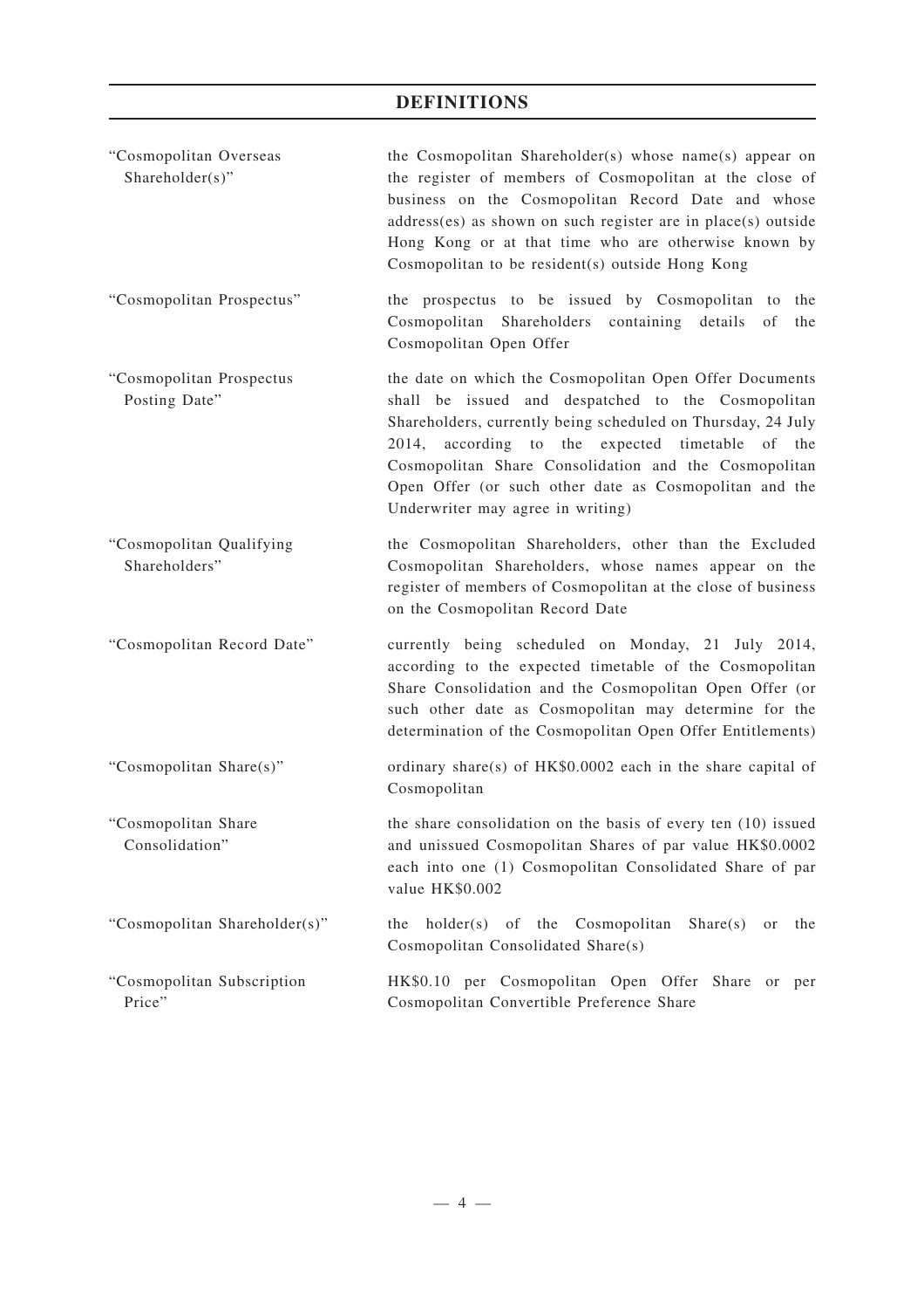# DEFINITIONS

| | |
|---|---|
| "Cosmopolitan Overseas Shareholder(s)" | the Cosmopolitan Shareholder(s) whose name(s) appear on the register of members of Cosmopolitan at the close of business on the Cosmopolitan Record Date and whose address(es) as shown on such register are in place(s) outside Hong Kong or at that time who are otherwise known by Cosmopolitan to be resident(s) outside Hong Kong |
| "Cosmopolitan Prospectus" | the prospectus to be issued by Cosmopolitan to the Cosmopolitan Shareholders containing details of the Cosmopolitan Open Offer |
| "Cosmopolitan Prospectus Posting Date" | the date on which the Cosmopolitan Open Offer Documents shall be issued and despatched to the Cosmopolitan Shareholders, currently being scheduled on Thursday, 24 July 2014, according to the expected timetable of the Cosmopolitan Share Consolidation and the Cosmopolitan Open Offer (or such other date as Cosmopolitan and the Underwriter may agree in writing) |
| "Cosmopolitan Qualifying Shareholders" | the Cosmopolitan Shareholders, other than the Excluded Cosmopolitan Shareholders, whose names appear on the register of members of Cosmopolitan at the close of business on the Cosmopolitan Record Date |
| "Cosmopolitan Record Date" | currently being scheduled on Monday, 21 July 2014, according to the expected timetable of the Cosmopolitan Share Consolidation and the Cosmopolitan Open Offer (or such other date as Cosmopolitan may determine for the determination of the Cosmopolitan Open Offer Entitlements) |
| "Cosmopolitan Share(s)" | ordinary share(s) of HK$0.0002 each in the share capital of Cosmopolitan |
| "Cosmopolitan Share Consolidation" | the share consolidation on the basis of every ten (10) issued and unissued Cosmopolitan Shares of par value HK$0.0002 each into one (1) Cosmopolitan Consolidated Share of par value HK$0.002 |
| "Cosmopolitan Shareholder(s)" | the holder(s) of the Cosmopolitan Share(s) or the Cosmopolitan Consolidated Share(s) |
| "Cosmopolitan Subscription Price" | HK$0.10 per Cosmopolitan Open Offer Share or per Cosmopolitan Convertible Preference Share |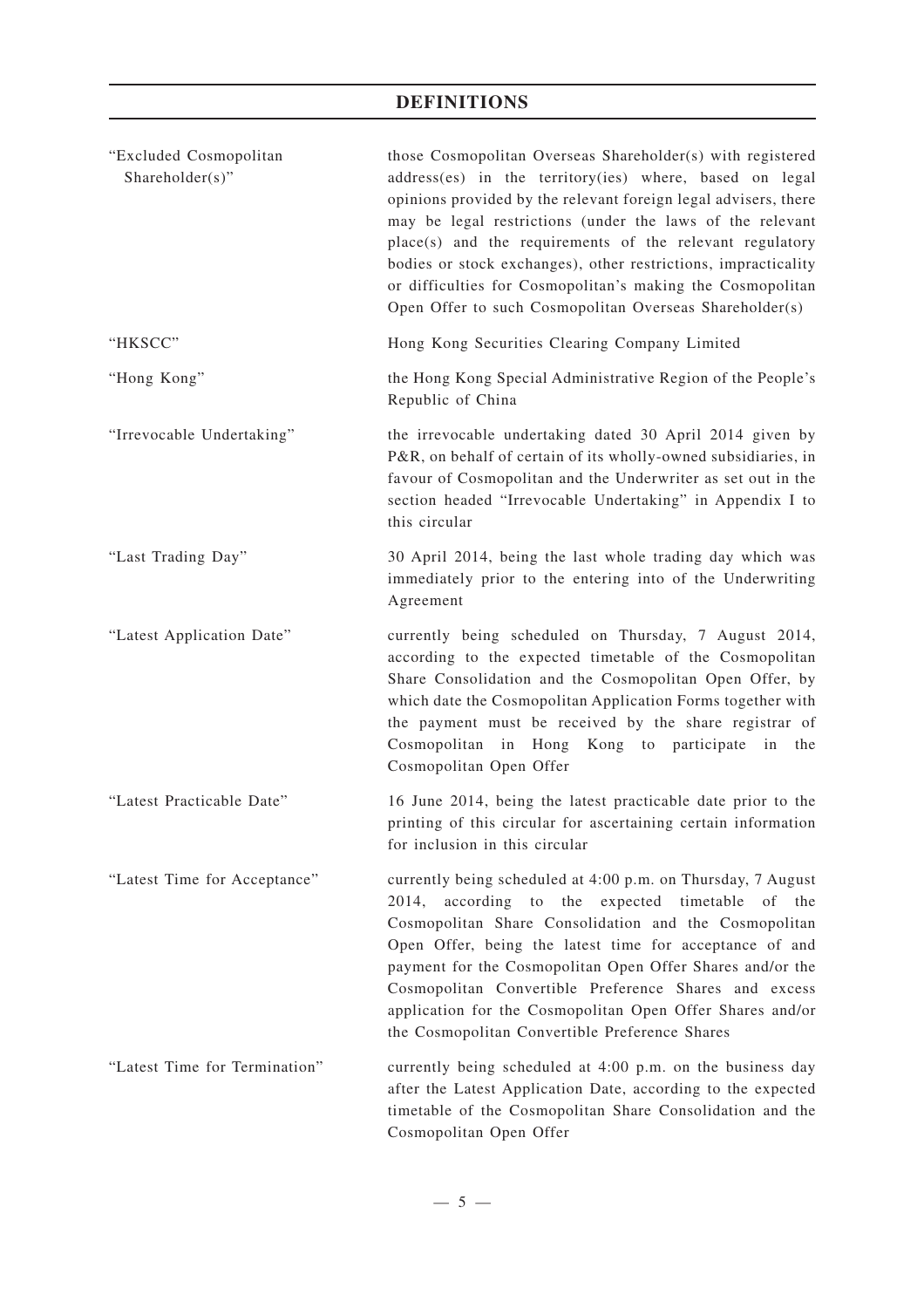# DEFINITIONS

| | |
|---|---|
| "Excluded Cosmopolitan Shareholder(s)" | those Cosmopolitan Overseas Shareholder(s) with registered address(es) in the territory(ies) where, based on legal opinions provided by the relevant foreign legal advisers, there may be legal restrictions (under the laws of the relevant place(s) and the requirements of the relevant regulatory bodies or stock exchanges), other restrictions, impracticality or difficulties for Cosmopolitan's making the Cosmopolitan Open Offer to such Cosmopolitan Overseas Shareholder(s) |
| "HKSCC" | Hong Kong Securities Clearing Company Limited |
| "Hong Kong" | the Hong Kong Special Administrative Region of the People's Republic of China |
| "Irrevocable Undertaking" | the irrevocable undertaking dated 30 April 2014 given by P&R, on behalf of certain of its wholly-owned subsidiaries, in favour of Cosmopolitan and the Underwriter as set out in the section headed "Irrevocable Undertaking" in Appendix I to this circular |
| "Last Trading Day" | 30 April 2014, being the last whole trading day which was immediately prior to the entering into of the Underwriting Agreement |
| "Latest Application Date" | currently being scheduled on Thursday, 7 August 2014, according to the expected timetable of the Cosmopolitan Share Consolidation and the Cosmopolitan Open Offer, by which date the Cosmopolitan Application Forms together with the payment must be received by the share registrar of Cosmopolitan in Hong Kong to participate in the Cosmopolitan Open Offer |
| "Latest Practicable Date" | 16 June 2014, being the latest practicable date prior to the printing of this circular for ascertaining certain information for inclusion in this circular |
| "Latest Time for Acceptance" | currently being scheduled at 4:00 p.m. on Thursday, 7 August 2014, according to the expected timetable of the Cosmopolitan Share Consolidation and the Cosmopolitan Open Offer, being the latest time for acceptance of and payment for the Cosmopolitan Open Offer Shares and/or the Cosmopolitan Convertible Preference Shares and excess application for the Cosmopolitan Open Offer Shares and/or the Cosmopolitan Convertible Preference Shares |
| "Latest Time for Termination" | currently being scheduled at 4:00 p.m. on the business day after the Latest Application Date, according to the expected timetable of the Cosmopolitan Share Consolidation and the Cosmopolitan Open Offer |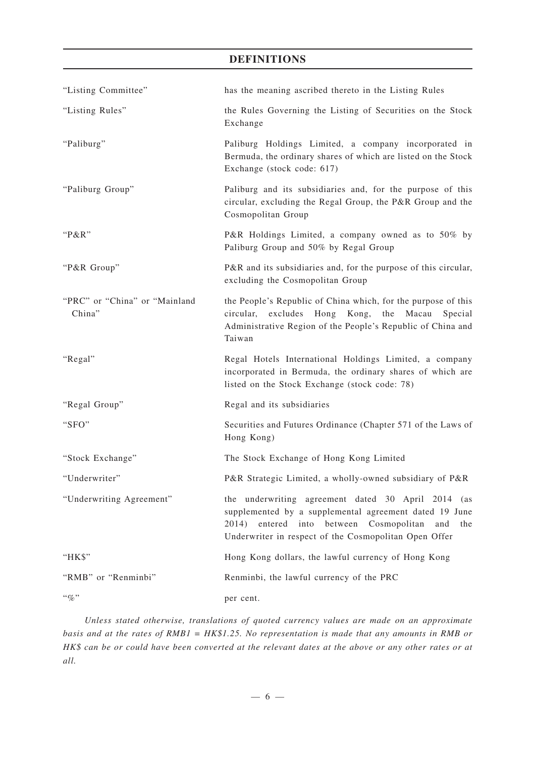# DEFINITIONS

| | |
|---|---|
| "Listing Committee" | has the meaning ascribed thereto in the Listing Rules |
| "Listing Rules" | the Rules Governing the Listing of Securities on the Stock Exchange |
| "Paliburg" | Paliburg Holdings Limited, a company incorporated in Bermuda, the ordinary shares of which are listed on the Stock Exchange (stock code: 617) |
| "Paliburg Group" | Paliburg and its subsidiaries and, for the purpose of this circular, excluding the Regal Group, the P&R Group and the Cosmopolitan Group |
| "P&R" | P&R Holdings Limited, a company owned as to 50% by Paliburg Group and 50% by Regal Group |
| "P&R Group" | P&R and its subsidiaries and, for the purpose of this circular, excluding the Cosmopolitan Group |
| "PRC" or "China" or "Mainland China" | the People's Republic of China which, for the purpose of this circular, excludes Hong Kong, the Macau Special Administrative Region of the People's Republic of China and Taiwan |
| "Regal" | Regal Hotels International Holdings Limited, a company incorporated in Bermuda, the ordinary shares of which are listed on the Stock Exchange (stock code: 78) |
| "Regal Group" | Regal and its subsidiaries |
| "SFO" | Securities and Futures Ordinance (Chapter 571 of the Laws of Hong Kong) |
| "Stock Exchange" | The Stock Exchange of Hong Kong Limited |
| "Underwriter" | P&R Strategic Limited, a wholly-owned subsidiary of P&R |
| "Underwriting Agreement" | the underwriting agreement dated 30 April 2014 (as supplemented by a supplemental agreement dated 19 June 2014) entered into between Cosmopolitan and the Underwriter in respect of the Cosmopolitan Open Offer |
| "HK$" | Hong Kong dollars, the lawful currency of Hong Kong |
| "RMB" or "Renminbi" | Renminbi, the lawful currency of the PRC |
| "%" | per cent. |

*Unless stated otherwise, translations of quoted currency values are made on an approximate basis and at the rates of RMB1 = HK$1.25. No representation is made that any amounts in RMB or HK$ can be or could have been converted at the relevant dates at the above or any other rates or at all.*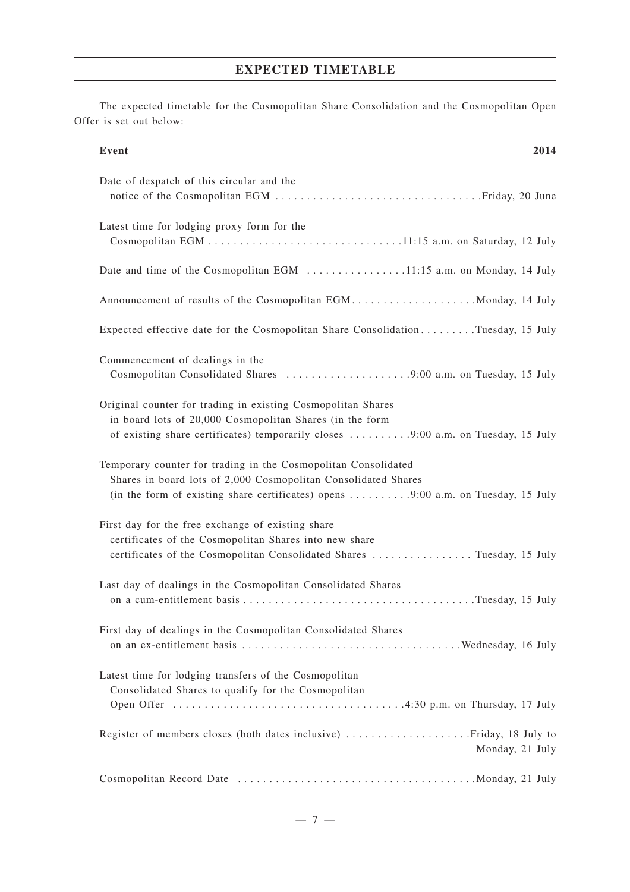## EXPECTED TIMETABLE

The expected timetable for the Cosmopolitan Share Consolidation and the Cosmopolitan Open Offer is set out below:

| Event | 2014 |
|---|---|
| Date of despatch of this circular and the notice of the Cosmopolitan EGM | Friday, 20 June |
| Latest time for lodging proxy form for the Cosmopolitan EGM | 11:15 a.m. on Saturday, 12 July |
| Date and time of the Cosmopolitan EGM | 11:15 a.m. on Monday, 14 July |
| Announcement of results of the Cosmopolitan EGM | Monday, 14 July |
| Expected effective date for the Cosmopolitan Share Consolidation | Tuesday, 15 July |
| Commencement of dealings in the Cosmopolitan Consolidated Shares | 9:00 a.m. on Tuesday, 15 July |
| Original counter for trading in existing Cosmopolitan Shares in board lots of 20,000 Cosmopolitan Shares (in the form of existing share certificates) temporarily closes | 9:00 a.m. on Tuesday, 15 July |
| Temporary counter for trading in the Cosmopolitan Consolidated Shares in board lots of 2,000 Cosmopolitan Consolidated Shares (in the form of existing share certificates) opens | 9:00 a.m. on Tuesday, 15 July |
| First day for the free exchange of existing share certificates of the Cosmopolitan Shares into new share certificates of the Cosmopolitan Consolidated Shares | Tuesday, 15 July |
| Last day of dealings in the Cosmopolitan Consolidated Shares on a cum-entitlement basis | Tuesday, 15 July |
| First day of dealings in the Cosmopolitan Consolidated Shares on an ex-entitlement basis | Wednesday, 16 July |
| Latest time for lodging transfers of the Cosmopolitan Consolidated Shares to qualify for the Cosmopolitan Open Offer | 4:30 p.m. on Thursday, 17 July |
| Register of members closes (both dates inclusive) | Friday, 18 July to Monday, 21 July |
| Cosmopolitan Record Date | Monday, 21 July |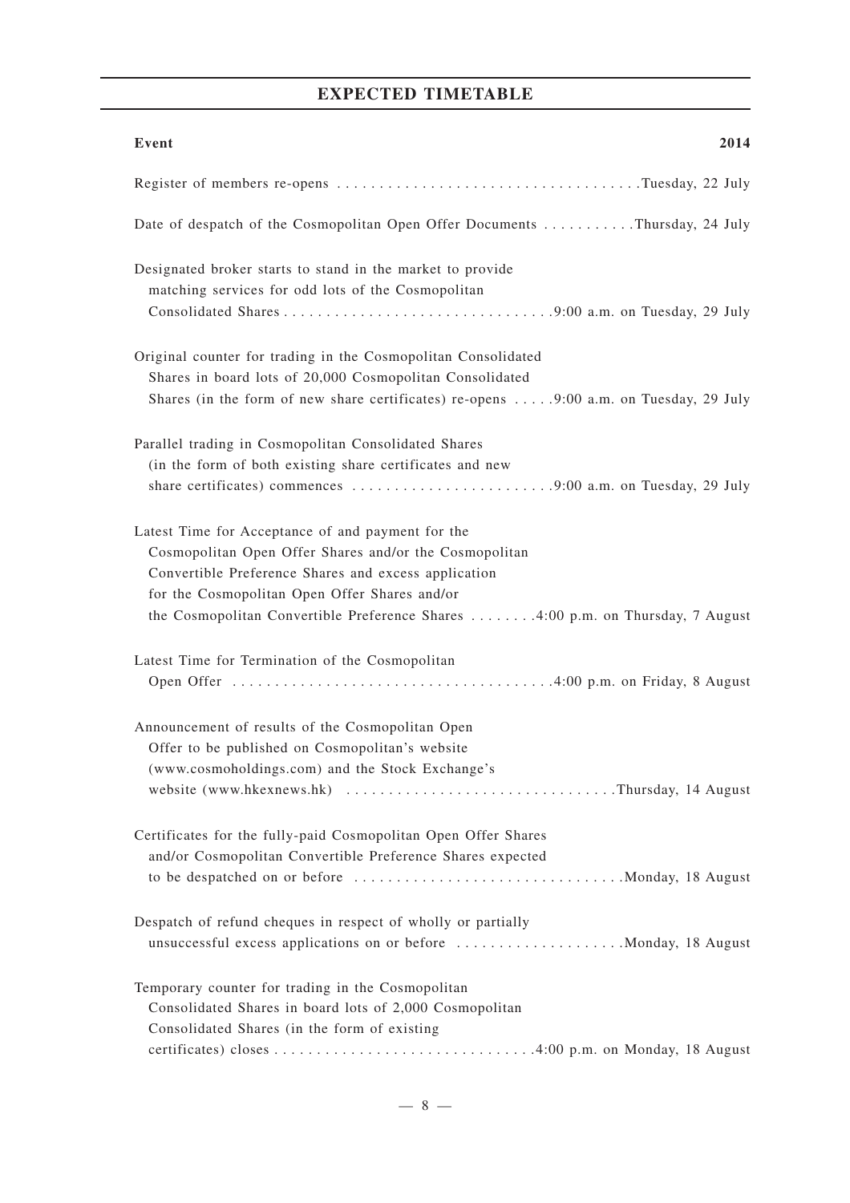## EXPECTED TIMETABLE

| Event | 2014 |
|---|---|
| Register of members re-opens | Tuesday, 22 July |
| Date of despatch of the Cosmopolitan Open Offer Documents | Thursday, 24 July |
| Designated broker starts to stand in the market to provide matching services for odd lots of the Cosmopolitan Consolidated Shares | 9:00 a.m. on Tuesday, 29 July |
| Original counter for trading in the Cosmopolitan Consolidated Shares in board lots of 20,000 Cosmopolitan Consolidated Shares (in the form of new share certificates) re-opens | 9:00 a.m. on Tuesday, 29 July |
| Parallel trading in Cosmopolitan Consolidated Shares (in the form of both existing share certificates and new share certificates) commences | 9:00 a.m. on Tuesday, 29 July |
| Latest Time for Acceptance of and payment for the Cosmopolitan Open Offer Shares and/or the Cosmopolitan Convertible Preference Shares and excess application for the Cosmopolitan Open Offer Shares and/or the Cosmopolitan Convertible Preference Shares | 4:00 p.m. on Thursday, 7 August |
| Latest Time for Termination of the Cosmopolitan Open Offer | 4:00 p.m. on Friday, 8 August |
| Announcement of results of the Cosmopolitan Open Offer to be published on Cosmopolitan's website (www.cosmoholdings.com) and the Stock Exchange's website (www.hkexnews.hk) | Thursday, 14 August |
| Certificates for the fully-paid Cosmopolitan Open Offer Shares and/or Cosmopolitan Convertible Preference Shares expected to be despatched on or before | Monday, 18 August |
| Despatch of refund cheques in respect of wholly or partially unsuccessful excess applications on or before | Monday, 18 August |
| Temporary counter for trading in the Cosmopolitan Consolidated Shares in board lots of 2,000 Cosmopolitan Consolidated Shares (in the form of existing certificates) closes | 4:00 p.m. on Monday, 18 August |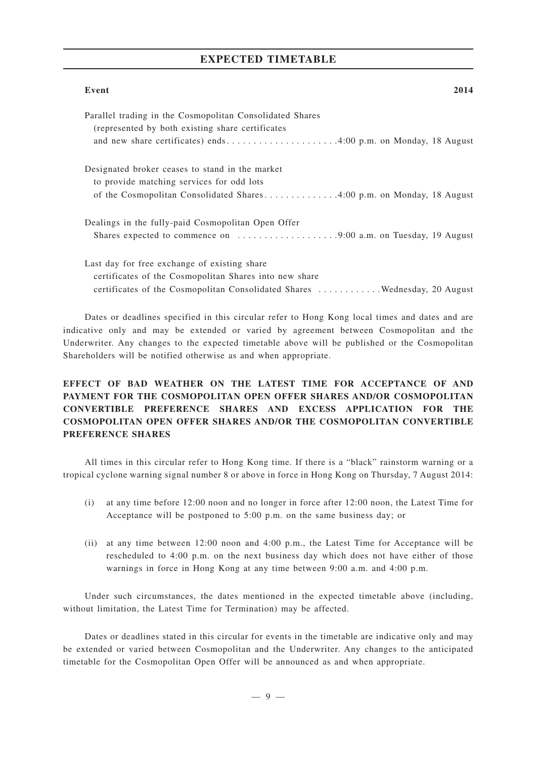## EXPECTED TIMETABLE

| Event | 2014 |
| --- | --- |
| Parallel trading in the Cosmopolitan Consolidated Shares (represented by both existing share certificates and new share certificates) ends | 4:00 p.m. on Monday, 18 August |
| Designated broker ceases to stand in the market to provide matching services for odd lots of the Cosmopolitan Consolidated Shares | 4:00 p.m. on Monday, 18 August |
| Dealings in the fully-paid Cosmopolitan Open Offer Shares expected to commence on | 9:00 a.m. on Tuesday, 19 August |
| Last day for free exchange of existing share certificates of the Cosmopolitan Shares into new share certificates of the Cosmopolitan Consolidated Shares | Wednesday, 20 August |

Dates or deadlines specified in this circular refer to Hong Kong local times and dates and are indicative only and may be extended or varied by agreement between Cosmopolitan and the Underwriter. Any changes to the expected timetable above will be published or the Cosmopolitan Shareholders will be notified otherwise as and when appropriate.

**EFFECT OF BAD WEATHER ON THE LATEST TIME FOR ACCEPTANCE OF AND PAYMENT FOR THE COSMOPOLITAN OPEN OFFER SHARES AND/OR COSMOPOLITAN CONVERTIBLE PREFERENCE SHARES AND EXCESS APPLICATION FOR THE COSMOPOLITAN OPEN OFFER SHARES AND/OR THE COSMOPOLITAN CONVERTIBLE PREFERENCE SHARES**

All times in this circular refer to Hong Kong time. If there is a "black" rainstorm warning or a tropical cyclone warning signal number 8 or above in force in Hong Kong on Thursday, 7 August 2014:

(i) at any time before 12:00 noon and no longer in force after 12:00 noon, the Latest Time for Acceptance will be postponed to 5:00 p.m. on the same business day; or

(ii) at any time between 12:00 noon and 4:00 p.m., the Latest Time for Acceptance will be rescheduled to 4:00 p.m. on the next business day which does not have either of those warnings in force in Hong Kong at any time between 9:00 a.m. and 4:00 p.m.

Under such circumstances, the dates mentioned in the expected timetable above (including, without limitation, the Latest Time for Termination) may be affected.

Dates or deadlines stated in this circular for events in the timetable are indicative only and may be extended or varied between Cosmopolitan and the Underwriter. Any changes to the anticipated timetable for the Cosmopolitan Open Offer will be announced as and when appropriate.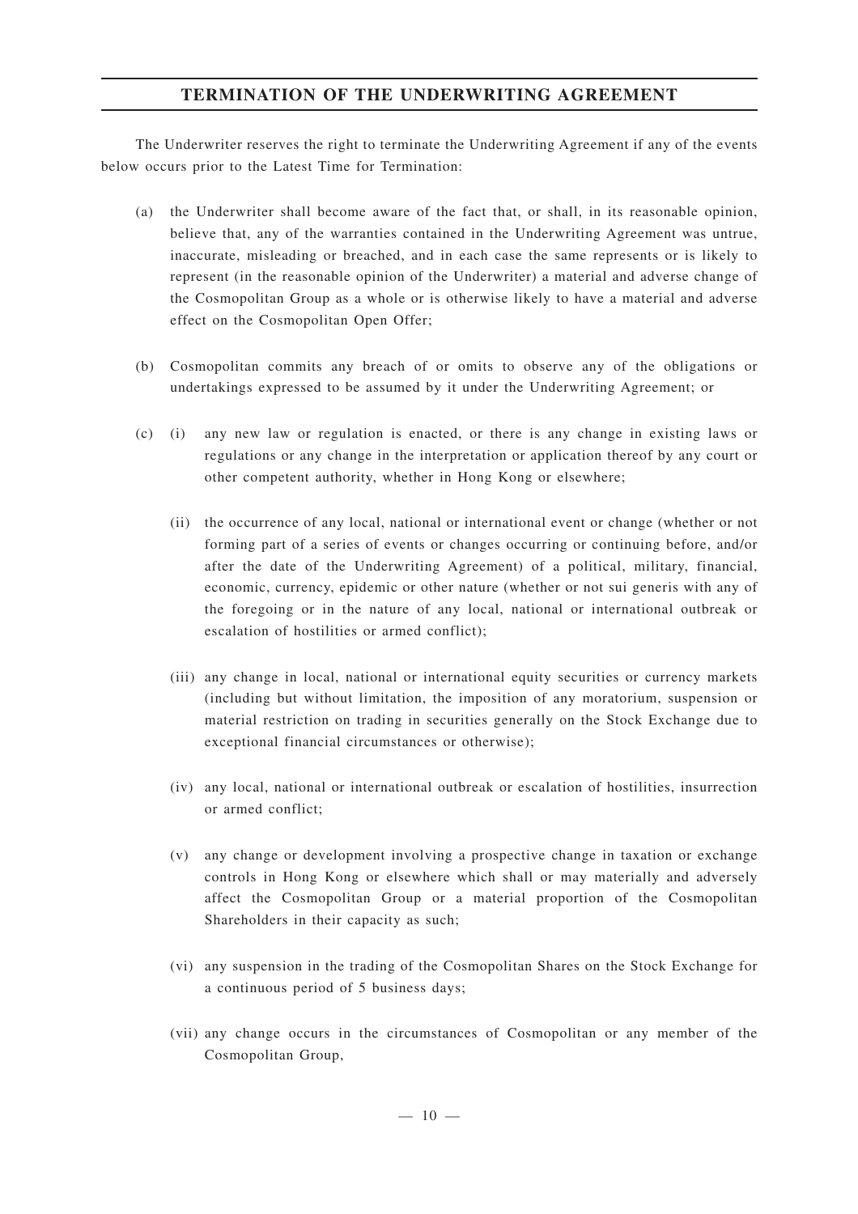## TERMINATION OF THE UNDERWRITING AGREEMENT

The Underwriter reserves the right to terminate the Underwriting Agreement if any of the events below occurs prior to the Latest Time for Termination:

(a) the Underwriter shall become aware of the fact that, or shall, in its reasonable opinion, believe that, any of the warranties contained in the Underwriting Agreement was untrue, inaccurate, misleading or breached, and in each case the same represents or is likely to represent (in the reasonable opinion of the Underwriter) a material and adverse change of the Cosmopolitan Group as a whole or is otherwise likely to have a material and adverse effect on the Cosmopolitan Open Offer;

(b) Cosmopolitan commits any breach of or omits to observe any of the obligations or undertakings expressed to be assumed by it under the Underwriting Agreement; or

(c) (i) any new law or regulation is enacted, or there is any change in existing laws or regulations or any change in the interpretation or application thereof by any court or other competent authority, whether in Hong Kong or elsewhere;

(ii) the occurrence of any local, national or international event or change (whether or not forming part of a series of events or changes occurring or continuing before, and/or after the date of the Underwriting Agreement) of a political, military, financial, economic, currency, epidemic or other nature (whether or not sui generis with any of the foregoing or in the nature of any local, national or international outbreak or escalation of hostilities or armed conflict);

(iii) any change in local, national or international equity securities or currency markets (including but without limitation, the imposition of any moratorium, suspension or material restriction on trading in securities generally on the Stock Exchange due to exceptional financial circumstances or otherwise);

(iv) any local, national or international outbreak or escalation of hostilities, insurrection or armed conflict;

(v) any change or development involving a prospective change in taxation or exchange controls in Hong Kong or elsewhere which shall or may materially and adversely affect the Cosmopolitan Group or a material proportion of the Cosmopolitan Shareholders in their capacity as such;

(vi) any suspension in the trading of the Cosmopolitan Shares on the Stock Exchange for a continuous period of 5 business days;

(vii) any change occurs in the circumstances of Cosmopolitan or any member of the Cosmopolitan Group,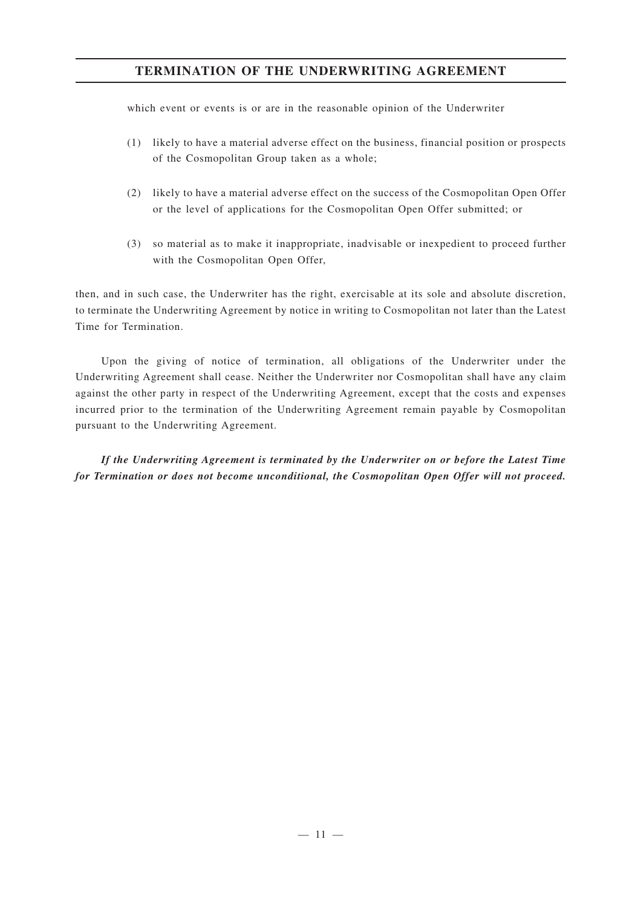which event or events is or are in the reasonable opinion of the Underwriter

(1) likely to have a material adverse effect on the business, financial position or prospects of the Cosmopolitan Group taken as a whole;

(2) likely to have a material adverse effect on the success of the Cosmopolitan Open Offer or the level of applications for the Cosmopolitan Open Offer submitted; or

(3) so material as to make it inappropriate, inadvisable or inexpedient to proceed further with the Cosmopolitan Open Offer,

then, and in such case, the Underwriter has the right, exercisable at its sole and absolute discretion, to terminate the Underwriting Agreement by notice in writing to Cosmopolitan not later than the Latest Time for Termination.

Upon the giving of notice of termination, all obligations of the Underwriter under the Underwriting Agreement shall cease. Neither the Underwriter nor Cosmopolitan shall have any claim against the other party in respect of the Underwriting Agreement, except that the costs and expenses incurred prior to the termination of the Underwriting Agreement remain payable by Cosmopolitan pursuant to the Underwriting Agreement.

***If the Underwriting Agreement is terminated by the Underwriter on or before the Latest Time for Termination or does not become unconditional, the Cosmopolitan Open Offer will not proceed.***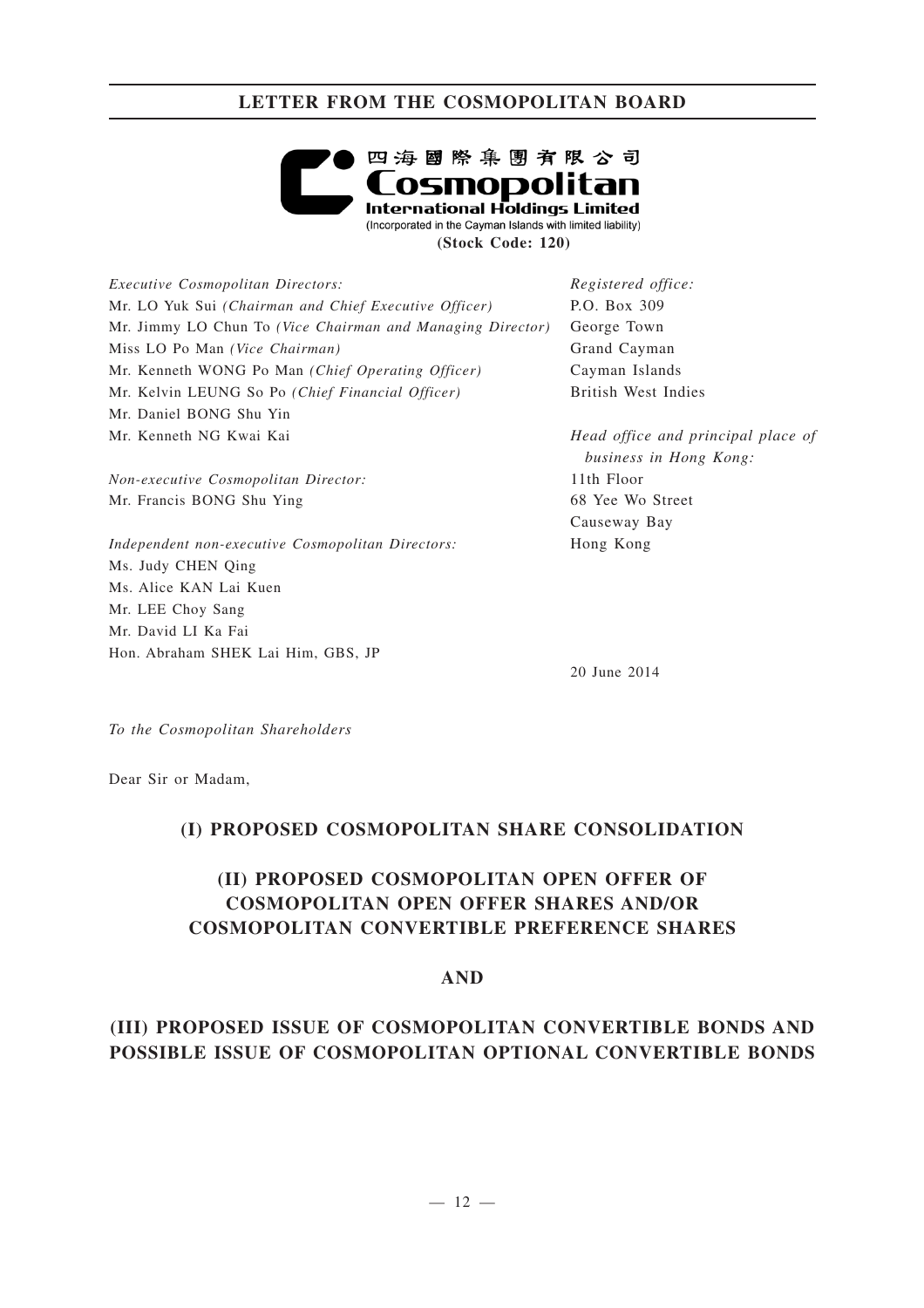四海國際集團有限公司
**Cosmopolitan International Holdings Limited**
(Incorporated in the Cayman Islands with limited liability)
**(Stock Code: 120)**

*Executive Cosmopolitan Directors:*
Mr. LO Yuk Sui *(Chairman and Chief Executive Officer)*
Mr. Jimmy LO Chun To *(Vice Chairman and Managing Director)*
Miss LO Po Man *(Vice Chairman)*
Mr. Kenneth WONG Po Man *(Chief Operating Officer)*
Mr. Kelvin LEUNG So Po *(Chief Financial Officer)*
Mr. Daniel BONG Shu Yin
Mr. Kenneth NG Kwai Kai

*Non-executive Cosmopolitan Director:*
Mr. Francis BONG Shu Ying

*Independent non-executive Cosmopolitan Directors:*
Ms. Judy CHEN Qing
Ms. Alice KAN Lai Kuen
Mr. LEE Choy Sang
Mr. David LI Ka Fai
Hon. Abraham SHEK Lai Him, GBS, JP

*Registered office:*
P.O. Box 309
George Town
Grand Cayman
Cayman Islands
British West Indies

*Head office and principal place of business in Hong Kong:*
11th Floor
68 Yee Wo Street
Causeway Bay
Hong Kong

20 June 2014

*To the Cosmopolitan Shareholders*

Dear Sir or Madam,

## (I) PROPOSED COSMOPOLITAN SHARE CONSOLIDATION

## (II) PROPOSED COSMOPOLITAN OPEN OFFER OF COSMOPOLITAN OPEN OFFER SHARES AND/OR COSMOPOLITAN CONVERTIBLE PREFERENCE SHARES

## AND

## (III) PROPOSED ISSUE OF COSMOPOLITAN CONVERTIBLE BONDS AND POSSIBLE ISSUE OF COSMOPOLITAN OPTIONAL CONVERTIBLE BONDS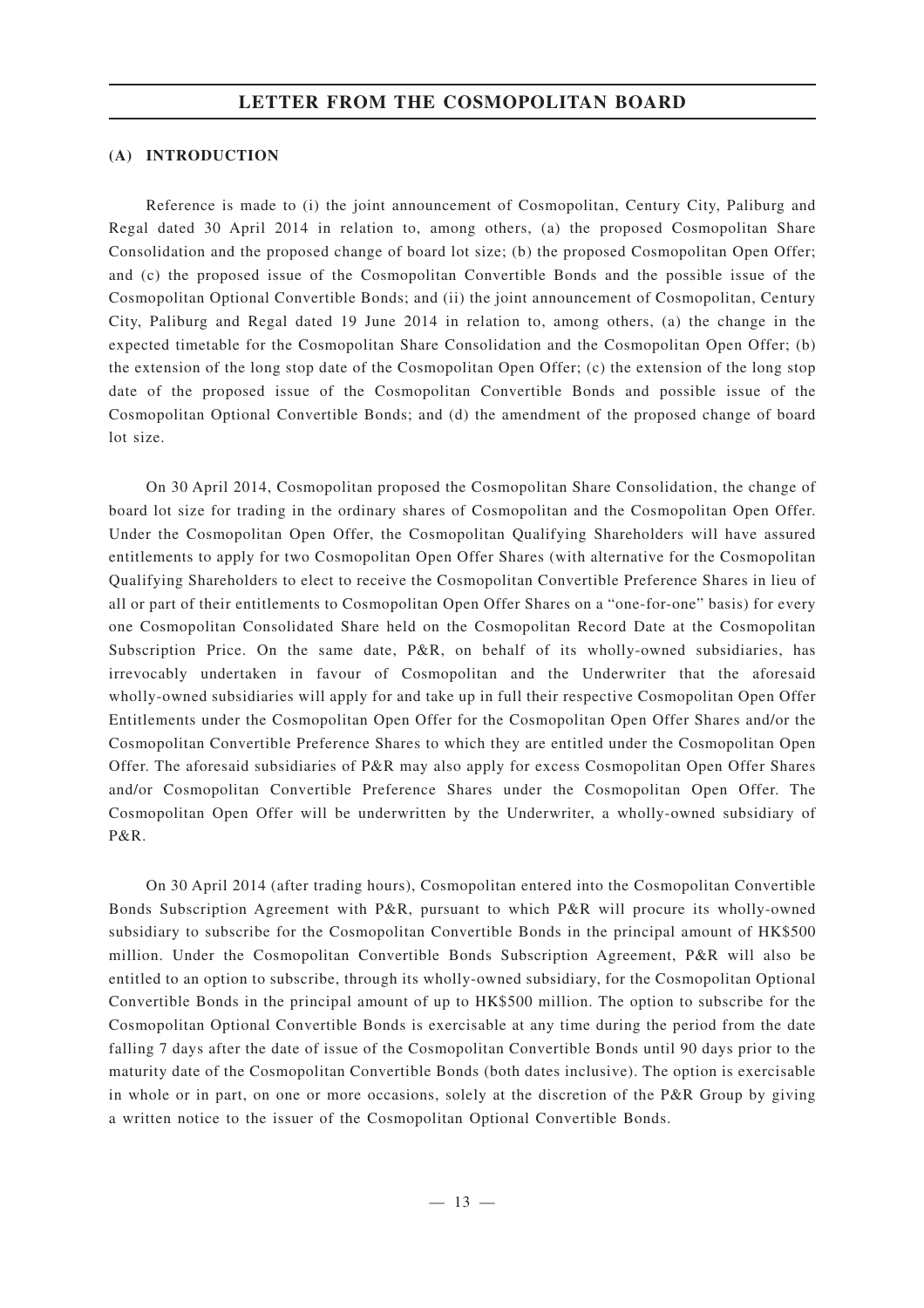## LETTER FROM THE COSMOPOLITAN BOARD

### (A) INTRODUCTION

Reference is made to (i) the joint announcement of Cosmopolitan, Century City, Paliburg and Regal dated 30 April 2014 in relation to, among others, (a) the proposed Cosmopolitan Share Consolidation and the proposed change of board lot size; (b) the proposed Cosmopolitan Open Offer; and (c) the proposed issue of the Cosmopolitan Convertible Bonds and the possible issue of the Cosmopolitan Optional Convertible Bonds; and (ii) the joint announcement of Cosmopolitan, Century City, Paliburg and Regal dated 19 June 2014 in relation to, among others, (a) the change in the expected timetable for the Cosmopolitan Share Consolidation and the Cosmopolitan Open Offer; (b) the extension of the long stop date of the Cosmopolitan Open Offer; (c) the extension of the long stop date of the proposed issue of the Cosmopolitan Convertible Bonds and possible issue of the Cosmopolitan Optional Convertible Bonds; and (d) the amendment of the proposed change of board lot size.

On 30 April 2014, Cosmopolitan proposed the Cosmopolitan Share Consolidation, the change of board lot size for trading in the ordinary shares of Cosmopolitan and the Cosmopolitan Open Offer. Under the Cosmopolitan Open Offer, the Cosmopolitan Qualifying Shareholders will have assured entitlements to apply for two Cosmopolitan Open Offer Shares (with alternative for the Cosmopolitan Qualifying Shareholders to elect to receive the Cosmopolitan Convertible Preference Shares in lieu of all or part of their entitlements to Cosmopolitan Open Offer Shares on a "one-for-one" basis) for every one Cosmopolitan Consolidated Share held on the Cosmopolitan Record Date at the Cosmopolitan Subscription Price. On the same date, P&R, on behalf of its wholly-owned subsidiaries, has irrevocably undertaken in favour of Cosmopolitan and the Underwriter that the aforesaid wholly-owned subsidiaries will apply for and take up in full their respective Cosmopolitan Open Offer Entitlements under the Cosmopolitan Open Offer for the Cosmopolitan Open Offer Shares and/or the Cosmopolitan Convertible Preference Shares to which they are entitled under the Cosmopolitan Open Offer. The aforesaid subsidiaries of P&R may also apply for excess Cosmopolitan Open Offer Shares and/or Cosmopolitan Convertible Preference Shares under the Cosmopolitan Open Offer. The Cosmopolitan Open Offer will be underwritten by the Underwriter, a wholly-owned subsidiary of P&R.

On 30 April 2014 (after trading hours), Cosmopolitan entered into the Cosmopolitan Convertible Bonds Subscription Agreement with P&R, pursuant to which P&R will procure its wholly-owned subsidiary to subscribe for the Cosmopolitan Convertible Bonds in the principal amount of HK$500 million. Under the Cosmopolitan Convertible Bonds Subscription Agreement, P&R will also be entitled to an option to subscribe, through its wholly-owned subsidiary, for the Cosmopolitan Optional Convertible Bonds in the principal amount of up to HK$500 million. The option to subscribe for the Cosmopolitan Optional Convertible Bonds is exercisable at any time during the period from the date falling 7 days after the date of issue of the Cosmopolitan Convertible Bonds until 90 days prior to the maturity date of the Cosmopolitan Convertible Bonds (both dates inclusive). The option is exercisable in whole or in part, on one or more occasions, solely at the discretion of the P&R Group by giving a written notice to the issuer of the Cosmopolitan Optional Convertible Bonds.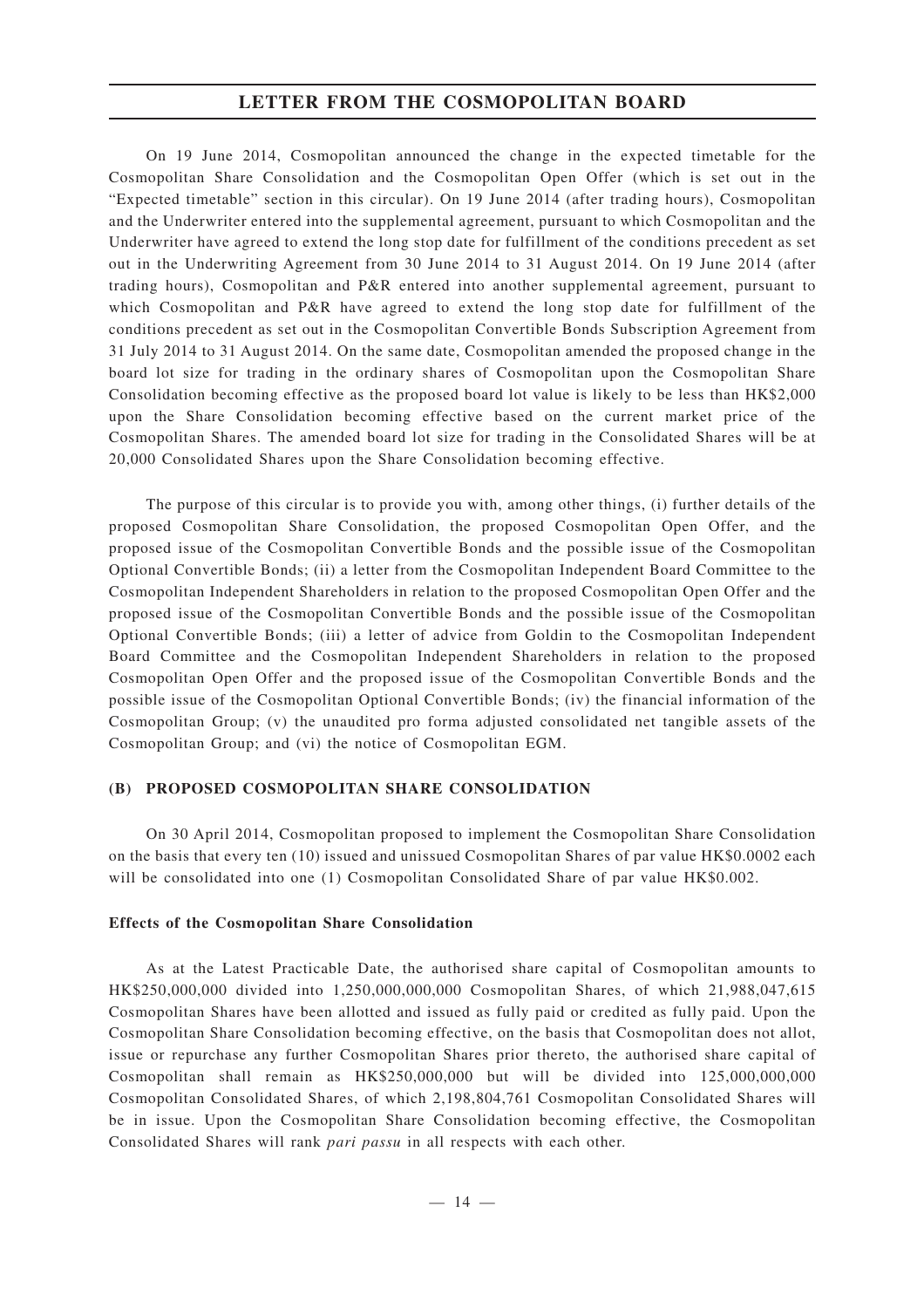On 19 June 2014, Cosmopolitan announced the change in the expected timetable for the Cosmopolitan Share Consolidation and the Cosmopolitan Open Offer (which is set out in the "Expected timetable" section in this circular). On 19 June 2014 (after trading hours), Cosmopolitan and the Underwriter entered into the supplemental agreement, pursuant to which Cosmopolitan and the Underwriter have agreed to extend the long stop date for fulfillment of the conditions precedent as set out in the Underwriting Agreement from 30 June 2014 to 31 August 2014. On 19 June 2014 (after trading hours), Cosmopolitan and P&R entered into another supplemental agreement, pursuant to which Cosmopolitan and P&R have agreed to extend the long stop date for fulfillment of the conditions precedent as set out in the Cosmopolitan Convertible Bonds Subscription Agreement from 31 July 2014 to 31 August 2014. On the same date, Cosmopolitan amended the proposed change in the board lot size for trading in the ordinary shares of Cosmopolitan upon the Cosmopolitan Share Consolidation becoming effective as the proposed board lot value is likely to be less than HK$2,000 upon the Share Consolidation becoming effective based on the current market price of the Cosmopolitan Shares. The amended board lot size for trading in the Consolidated Shares will be at 20,000 Consolidated Shares upon the Share Consolidation becoming effective.

The purpose of this circular is to provide you with, among other things, (i) further details of the proposed Cosmopolitan Share Consolidation, the proposed Cosmopolitan Open Offer, and the proposed issue of the Cosmopolitan Convertible Bonds and the possible issue of the Cosmopolitan Optional Convertible Bonds; (ii) a letter from the Cosmopolitan Independent Board Committee to the Cosmopolitan Independent Shareholders in relation to the proposed Cosmopolitan Open Offer and the proposed issue of the Cosmopolitan Convertible Bonds and the possible issue of the Cosmopolitan Optional Convertible Bonds; (iii) a letter of advice from Goldin to the Cosmopolitan Independent Board Committee and the Cosmopolitan Independent Shareholders in relation to the proposed Cosmopolitan Open Offer and the proposed issue of the Cosmopolitan Convertible Bonds and the possible issue of the Cosmopolitan Optional Convertible Bonds; (iv) the financial information of the Cosmopolitan Group; (v) the unaudited pro forma adjusted consolidated net tangible assets of the Cosmopolitan Group; and (vi) the notice of Cosmopolitan EGM.

## (B) PROPOSED COSMOPOLITAN SHARE CONSOLIDATION

On 30 April 2014, Cosmopolitan proposed to implement the Cosmopolitan Share Consolidation on the basis that every ten (10) issued and unissued Cosmopolitan Shares of par value HK$0.0002 each will be consolidated into one (1) Cosmopolitan Consolidated Share of par value HK$0.002.

### Effects of the Cosmopolitan Share Consolidation

As at the Latest Practicable Date, the authorised share capital of Cosmopolitan amounts to HK$250,000,000 divided into 1,250,000,000,000 Cosmopolitan Shares, of which 21,988,047,615 Cosmopolitan Shares have been allotted and issued as fully paid or credited as fully paid. Upon the Cosmopolitan Share Consolidation becoming effective, on the basis that Cosmopolitan does not allot, issue or repurchase any further Cosmopolitan Shares prior thereto, the authorised share capital of Cosmopolitan shall remain as HK$250,000,000 but will be divided into 125,000,000,000 Cosmopolitan Consolidated Shares, of which 2,198,804,761 Cosmopolitan Consolidated Shares will be in issue. Upon the Cosmopolitan Share Consolidation becoming effective, the Cosmopolitan Consolidated Shares will rank *pari passu* in all respects with each other.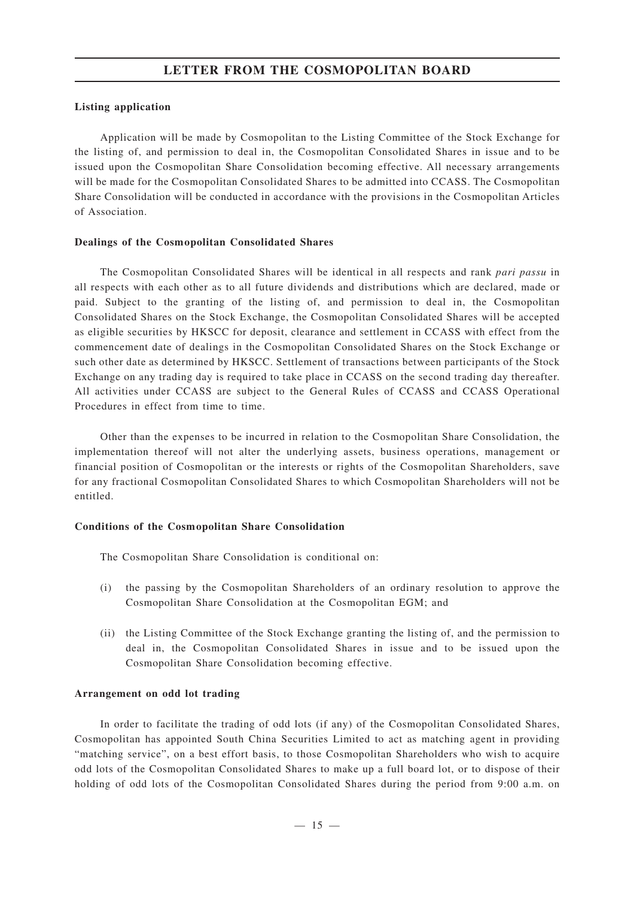### Listing application

Application will be made by Cosmopolitan to the Listing Committee of the Stock Exchange for the listing of, and permission to deal in, the Cosmopolitan Consolidated Shares in issue and to be issued upon the Cosmopolitan Share Consolidation becoming effective. All necessary arrangements will be made for the Cosmopolitan Consolidated Shares to be admitted into CCASS. The Cosmopolitan Share Consolidation will be conducted in accordance with the provisions in the Cosmopolitan Articles of Association.

### Dealings of the Cosmopolitan Consolidated Shares

The Cosmopolitan Consolidated Shares will be identical in all respects and rank *pari passu* in all respects with each other as to all future dividends and distributions which are declared, made or paid. Subject to the granting of the listing of, and permission to deal in, the Cosmopolitan Consolidated Shares on the Stock Exchange, the Cosmopolitan Consolidated Shares will be accepted as eligible securities by HKSCC for deposit, clearance and settlement in CCASS with effect from the commencement date of dealings in the Cosmopolitan Consolidated Shares on the Stock Exchange or such other date as determined by HKSCC. Settlement of transactions between participants of the Stock Exchange on any trading day is required to take place in CCASS on the second trading day thereafter. All activities under CCASS are subject to the General Rules of CCASS and CCASS Operational Procedures in effect from time to time.

Other than the expenses to be incurred in relation to the Cosmopolitan Share Consolidation, the implementation thereof will not alter the underlying assets, business operations, management or financial position of Cosmopolitan or the interests or rights of the Cosmopolitan Shareholders, save for any fractional Cosmopolitan Consolidated Shares to which Cosmopolitan Shareholders will not be entitled.

### Conditions of the Cosmopolitan Share Consolidation

The Cosmopolitan Share Consolidation is conditional on:

(i) the passing by the Cosmopolitan Shareholders of an ordinary resolution to approve the Cosmopolitan Share Consolidation at the Cosmopolitan EGM; and

(ii) the Listing Committee of the Stock Exchange granting the listing of, and the permission to deal in, the Cosmopolitan Consolidated Shares in issue and to be issued upon the Cosmopolitan Share Consolidation becoming effective.

### Arrangement on odd lot trading

In order to facilitate the trading of odd lots (if any) of the Cosmopolitan Consolidated Shares, Cosmopolitan has appointed South China Securities Limited to act as matching agent in providing "matching service", on a best effort basis, to those Cosmopolitan Shareholders who wish to acquire odd lots of the Cosmopolitan Consolidated Shares to make up a full board lot, or to dispose of their holding of odd lots of the Cosmopolitan Consolidated Shares during the period from 9:00 a.m. on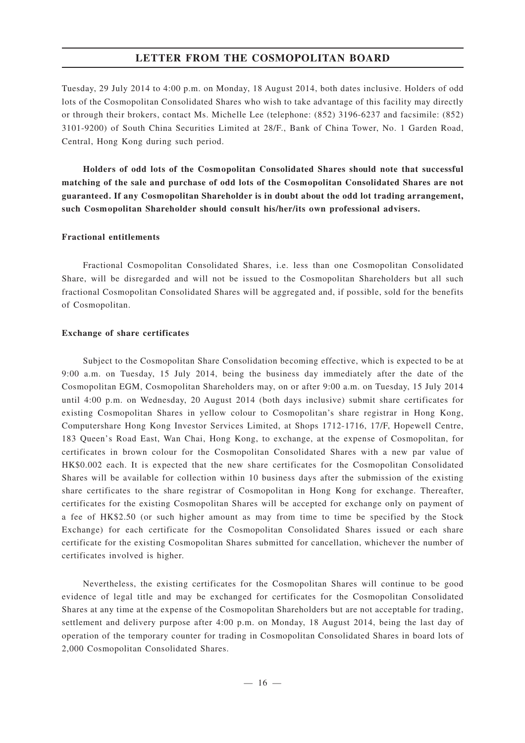Tuesday, 29 July 2014 to 4:00 p.m. on Monday, 18 August 2014, both dates inclusive. Holders of odd lots of the Cosmopolitan Consolidated Shares who wish to take advantage of this facility may directly or through their brokers, contact Ms. Michelle Lee (telephone: (852) 3196-6237 and facsimile: (852) 3101-9200) of South China Securities Limited at 28/F., Bank of China Tower, No. 1 Garden Road, Central, Hong Kong during such period.

**Holders of odd lots of the Cosmopolitan Consolidated Shares should note that successful matching of the sale and purchase of odd lots of the Cosmopolitan Consolidated Shares are not guaranteed. If any Cosmopolitan Shareholder is in doubt about the odd lot trading arrangement, such Cosmopolitan Shareholder should consult his/her/its own professional advisers.**

**Fractional entitlements**

Fractional Cosmopolitan Consolidated Shares, i.e. less than one Cosmopolitan Consolidated Share, will be disregarded and will not be issued to the Cosmopolitan Shareholders but all such fractional Cosmopolitan Consolidated Shares will be aggregated and, if possible, sold for the benefits of Cosmopolitan.

**Exchange of share certificates**

Subject to the Cosmopolitan Share Consolidation becoming effective, which is expected to be at 9:00 a.m. on Tuesday, 15 July 2014, being the business day immediately after the date of the Cosmopolitan EGM, Cosmopolitan Shareholders may, on or after 9:00 a.m. on Tuesday, 15 July 2014 until 4:00 p.m. on Wednesday, 20 August 2014 (both days inclusive) submit share certificates for existing Cosmopolitan Shares in yellow colour to Cosmopolitan's share registrar in Hong Kong, Computershare Hong Kong Investor Services Limited, at Shops 1712-1716, 17/F, Hopewell Centre, 183 Queen's Road East, Wan Chai, Hong Kong, to exchange, at the expense of Cosmopolitan, for certificates in brown colour for the Cosmopolitan Consolidated Shares with a new par value of HK$0.002 each. It is expected that the new share certificates for the Cosmopolitan Consolidated Shares will be available for collection within 10 business days after the submission of the existing share certificates to the share registrar of Cosmopolitan in Hong Kong for exchange. Thereafter, certificates for the existing Cosmopolitan Shares will be accepted for exchange only on payment of a fee of HK$2.50 (or such higher amount as may from time to time be specified by the Stock Exchange) for each certificate for the Cosmopolitan Consolidated Shares issued or each share certificate for the existing Cosmopolitan Shares submitted for cancellation, whichever the number of certificates involved is higher.

Nevertheless, the existing certificates for the Cosmopolitan Shares will continue to be good evidence of legal title and may be exchanged for certificates for the Cosmopolitan Consolidated Shares at any time at the expense of the Cosmopolitan Shareholders but are not acceptable for trading, settlement and delivery purpose after 4:00 p.m. on Monday, 18 August 2014, being the last day of operation of the temporary counter for trading in Cosmopolitan Consolidated Shares in board lots of 2,000 Cosmopolitan Consolidated Shares.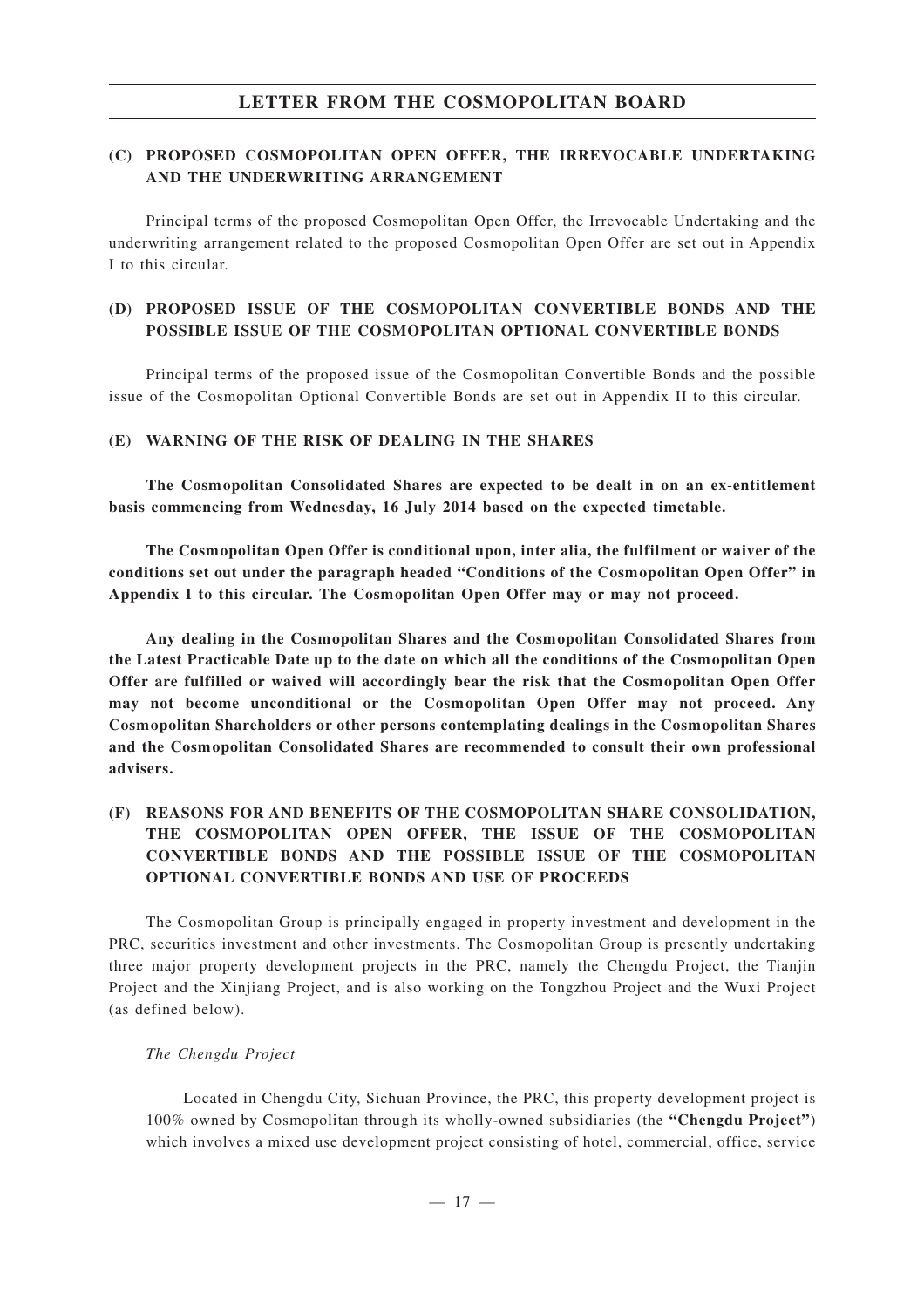## (C) PROPOSED COSMOPOLITAN OPEN OFFER, THE IRREVOCABLE UNDERTAKING AND THE UNDERWRITING ARRANGEMENT

Principal terms of the proposed Cosmopolitan Open Offer, the Irrevocable Undertaking and the underwriting arrangement related to the proposed Cosmopolitan Open Offer are set out in Appendix I to this circular.

## (D) PROPOSED ISSUE OF THE COSMOPOLITAN CONVERTIBLE BONDS AND THE POSSIBLE ISSUE OF THE COSMOPOLITAN OPTIONAL CONVERTIBLE BONDS

Principal terms of the proposed issue of the Cosmopolitan Convertible Bonds and the possible issue of the Cosmopolitan Optional Convertible Bonds are set out in Appendix II to this circular.

## (E) WARNING OF THE RISK OF DEALING IN THE SHARES

**The Cosmopolitan Consolidated Shares are expected to be dealt in on an ex-entitlement basis commencing from Wednesday, 16 July 2014 based on the expected timetable.**

**The Cosmopolitan Open Offer is conditional upon, inter alia, the fulfilment or waiver of the conditions set out under the paragraph headed "Conditions of the Cosmopolitan Open Offer" in Appendix I to this circular. The Cosmopolitan Open Offer may or may not proceed.**

**Any dealing in the Cosmopolitan Shares and the Cosmopolitan Consolidated Shares from the Latest Practicable Date up to the date on which all the conditions of the Cosmopolitan Open Offer are fulfilled or waived will accordingly bear the risk that the Cosmopolitan Open Offer may not become unconditional or the Cosmopolitan Open Offer may not proceed. Any Cosmopolitan Shareholders or other persons contemplating dealings in the Cosmopolitan Shares and the Cosmopolitan Consolidated Shares are recommended to consult their own professional advisers.**

## (F) REASONS FOR AND BENEFITS OF THE COSMOPOLITAN SHARE CONSOLIDATION, THE COSMOPOLITAN OPEN OFFER, THE ISSUE OF THE COSMOPOLITAN CONVERTIBLE BONDS AND THE POSSIBLE ISSUE OF THE COSMOPOLITAN OPTIONAL CONVERTIBLE BONDS AND USE OF PROCEEDS

The Cosmopolitan Group is principally engaged in property investment and development in the PRC, securities investment and other investments. The Cosmopolitan Group is presently undertaking three major property development projects in the PRC, namely the Chengdu Project, the Tianjin Project and the Xinjiang Project, and is also working on the Tongzhou Project and the Wuxi Project (as defined below).

*The Chengdu Project*

Located in Chengdu City, Sichuan Province, the PRC, this property development project is 100% owned by Cosmopolitan through its wholly-owned subsidiaries (the **"Chengdu Project"**) which involves a mixed use development project consisting of hotel, commercial, office, service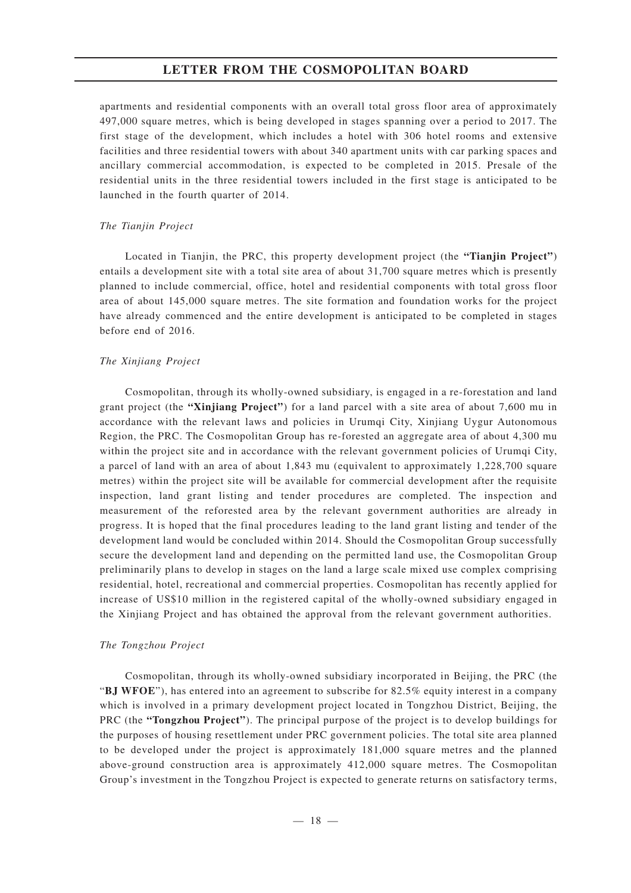apartments and residential components with an overall total gross floor area of approximately 497,000 square metres, which is being developed in stages spanning over a period to 2017. The first stage of the development, which includes a hotel with 306 hotel rooms and extensive facilities and three residential towers with about 340 apartment units with car parking spaces and ancillary commercial accommodation, is expected to be completed in 2015. Presale of the residential units in the three residential towers included in the first stage is anticipated to be launched in the fourth quarter of 2014.

*The Tianjin Project*

Located in Tianjin, the PRC, this property development project (the **"Tianjin Project"**) entails a development site with a total site area of about 31,700 square metres which is presently planned to include commercial, office, hotel and residential components with total gross floor area of about 145,000 square metres. The site formation and foundation works for the project have already commenced and the entire development is anticipated to be completed in stages before end of 2016.

*The Xinjiang Project*

Cosmopolitan, through its wholly-owned subsidiary, is engaged in a re-forestation and land grant project (the **"Xinjiang Project"**) for a land parcel with a site area of about 7,600 mu in accordance with the relevant laws and policies in Urumqi City, Xinjiang Uygur Autonomous Region, the PRC. The Cosmopolitan Group has re-forested an aggregate area of about 4,300 mu within the project site and in accordance with the relevant government policies of Urumqi City, a parcel of land with an area of about 1,843 mu (equivalent to approximately 1,228,700 square metres) within the project site will be available for commercial development after the requisite inspection, land grant listing and tender procedures are completed. The inspection and measurement of the reforested area by the relevant government authorities are already in progress. It is hoped that the final procedures leading to the land grant listing and tender of the development land would be concluded within 2014. Should the Cosmopolitan Group successfully secure the development land and depending on the permitted land use, the Cosmopolitan Group preliminarily plans to develop in stages on the land a large scale mixed use complex comprising residential, hotel, recreational and commercial properties. Cosmopolitan has recently applied for increase of US$10 million in the registered capital of the wholly-owned subsidiary engaged in the Xinjiang Project and has obtained the approval from the relevant government authorities.

*The Tongzhou Project*

Cosmopolitan, through its wholly-owned subsidiary incorporated in Beijing, the PRC (the "**BJ WFOE**"), has entered into an agreement to subscribe for 82.5% equity interest in a company which is involved in a primary development project located in Tongzhou District, Beijing, the PRC (the **"Tongzhou Project"**). The principal purpose of the project is to develop buildings for the purposes of housing resettlement under PRC government policies. The total site area planned to be developed under the project is approximately 181,000 square metres and the planned above-ground construction area is approximately 412,000 square metres. The Cosmopolitan Group's investment in the Tongzhou Project is expected to generate returns on satisfactory terms,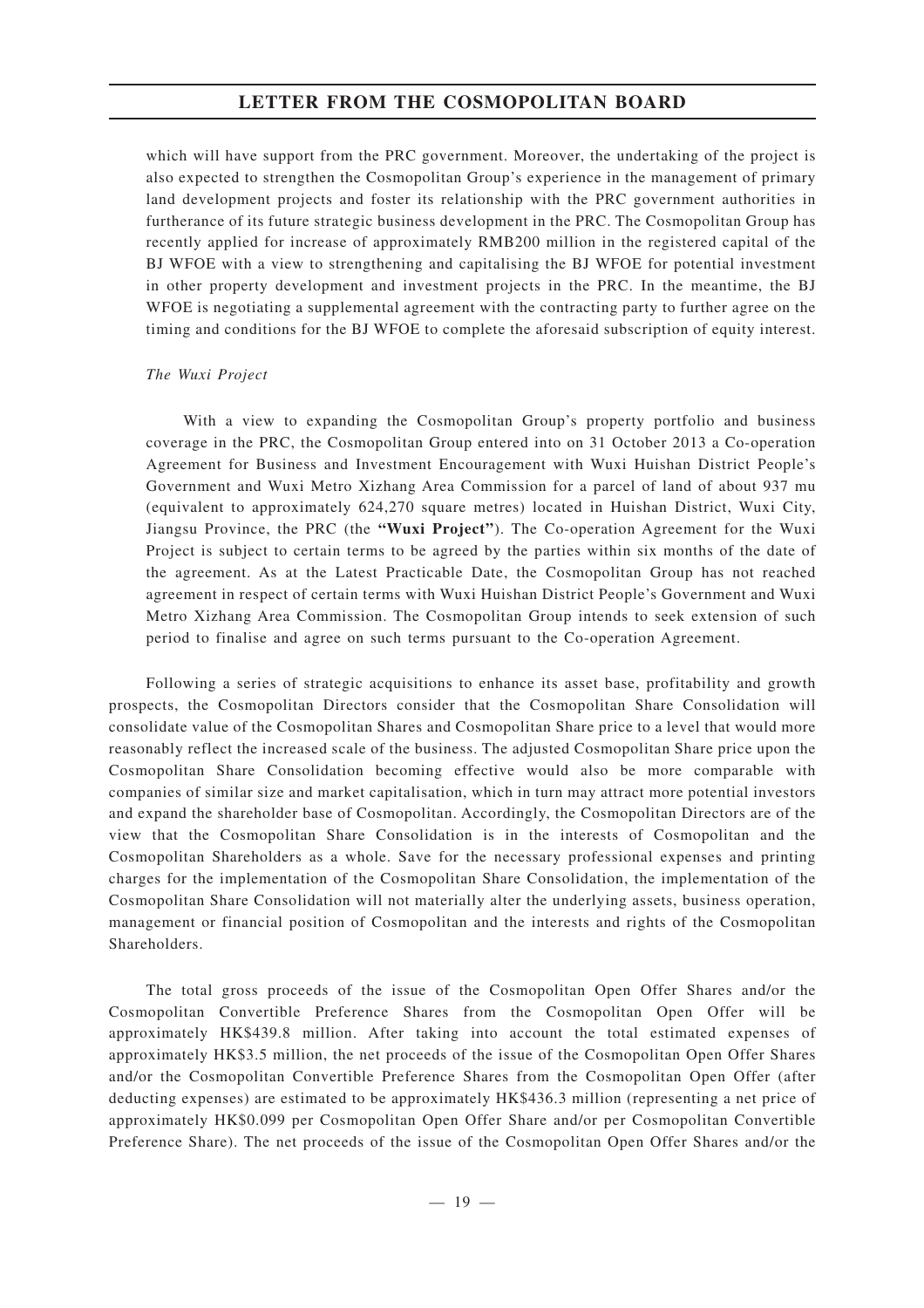which will have support from the PRC government. Moreover, the undertaking of the project is also expected to strengthen the Cosmopolitan Group's experience in the management of primary land development projects and foster its relationship with the PRC government authorities in furtherance of its future strategic business development in the PRC. The Cosmopolitan Group has recently applied for increase of approximately RMB200 million in the registered capital of the BJ WFOE with a view to strengthening and capitalising the BJ WFOE for potential investment in other property development and investment projects in the PRC. In the meantime, the BJ WFOE is negotiating a supplemental agreement with the contracting party to further agree on the timing and conditions for the BJ WFOE to complete the aforesaid subscription of equity interest.

*The Wuxi Project*

With a view to expanding the Cosmopolitan Group's property portfolio and business coverage in the PRC, the Cosmopolitan Group entered into on 31 October 2013 a Co-operation Agreement for Business and Investment Encouragement with Wuxi Huishan District People's Government and Wuxi Metro Xizhang Area Commission for a parcel of land of about 937 mu (equivalent to approximately 624,270 square metres) located in Huishan District, Wuxi City, Jiangsu Province, the PRC (the **"Wuxi Project"**). The Co-operation Agreement for the Wuxi Project is subject to certain terms to be agreed by the parties within six months of the date of the agreement. As at the Latest Practicable Date, the Cosmopolitan Group has not reached agreement in respect of certain terms with Wuxi Huishan District People's Government and Wuxi Metro Xizhang Area Commission. The Cosmopolitan Group intends to seek extension of such period to finalise and agree on such terms pursuant to the Co-operation Agreement.

Following a series of strategic acquisitions to enhance its asset base, profitability and growth prospects, the Cosmopolitan Directors consider that the Cosmopolitan Share Consolidation will consolidate value of the Cosmopolitan Shares and Cosmopolitan Share price to a level that would more reasonably reflect the increased scale of the business. The adjusted Cosmopolitan Share price upon the Cosmopolitan Share Consolidation becoming effective would also be more comparable with companies of similar size and market capitalisation, which in turn may attract more potential investors and expand the shareholder base of Cosmopolitan. Accordingly, the Cosmopolitan Directors are of the view that the Cosmopolitan Share Consolidation is in the interests of Cosmopolitan and the Cosmopolitan Shareholders as a whole. Save for the necessary professional expenses and printing charges for the implementation of the Cosmopolitan Share Consolidation, the implementation of the Cosmopolitan Share Consolidation will not materially alter the underlying assets, business operation, management or financial position of Cosmopolitan and the interests and rights of the Cosmopolitan Shareholders.

The total gross proceeds of the issue of the Cosmopolitan Open Offer Shares and/or the Cosmopolitan Convertible Preference Shares from the Cosmopolitan Open Offer will be approximately HK$439.8 million. After taking into account the total estimated expenses of approximately HK$3.5 million, the net proceeds of the issue of the Cosmopolitan Open Offer Shares and/or the Cosmopolitan Convertible Preference Shares from the Cosmopolitan Open Offer (after deducting expenses) are estimated to be approximately HK$436.3 million (representing a net price of approximately HK$0.099 per Cosmopolitan Open Offer Share and/or per Cosmopolitan Convertible Preference Share). The net proceeds of the issue of the Cosmopolitan Open Offer Shares and/or the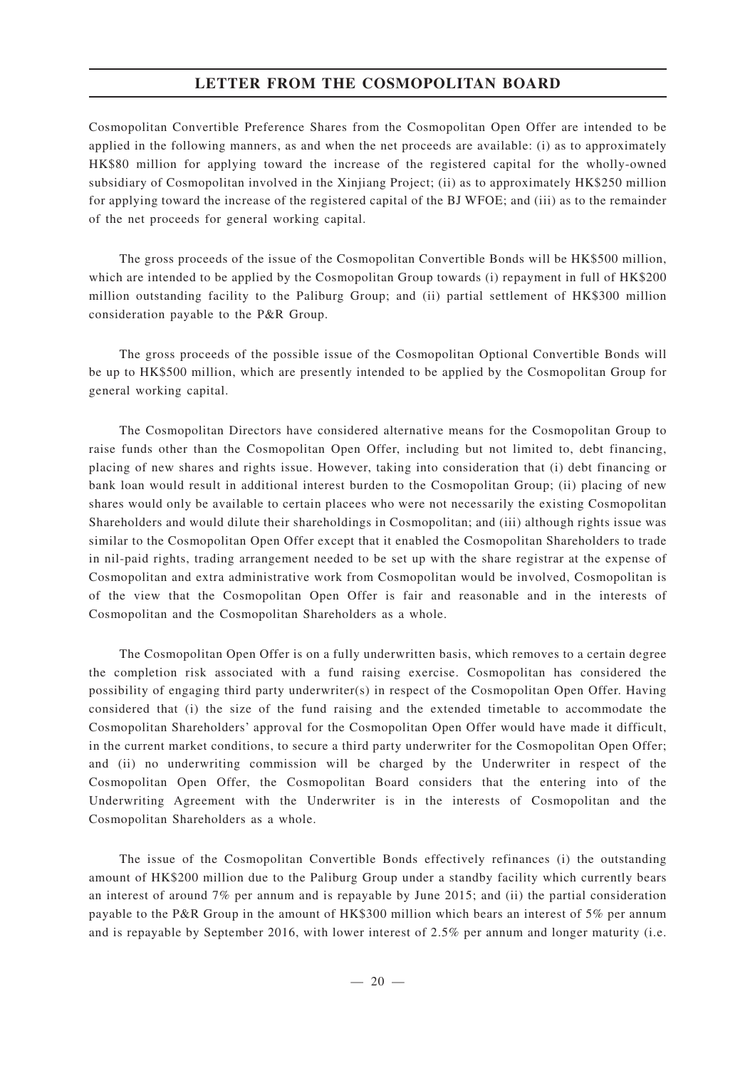Cosmopolitan Convertible Preference Shares from the Cosmopolitan Open Offer are intended to be applied in the following manners, as and when the net proceeds are available: (i) as to approximately HK$80 million for applying toward the increase of the registered capital for the wholly-owned subsidiary of Cosmopolitan involved in the Xinjiang Project; (ii) as to approximately HK$250 million for applying toward the increase of the registered capital of the BJ WFOE; and (iii) as to the remainder of the net proceeds for general working capital.

The gross proceeds of the issue of the Cosmopolitan Convertible Bonds will be HK$500 million, which are intended to be applied by the Cosmopolitan Group towards (i) repayment in full of HK$200 million outstanding facility to the Paliburg Group; and (ii) partial settlement of HK$300 million consideration payable to the P&R Group.

The gross proceeds of the possible issue of the Cosmopolitan Optional Convertible Bonds will be up to HK$500 million, which are presently intended to be applied by the Cosmopolitan Group for general working capital.

The Cosmopolitan Directors have considered alternative means for the Cosmopolitan Group to raise funds other than the Cosmopolitan Open Offer, including but not limited to, debt financing, placing of new shares and rights issue. However, taking into consideration that (i) debt financing or bank loan would result in additional interest burden to the Cosmopolitan Group; (ii) placing of new shares would only be available to certain placees who were not necessarily the existing Cosmopolitan Shareholders and would dilute their shareholdings in Cosmopolitan; and (iii) although rights issue was similar to the Cosmopolitan Open Offer except that it enabled the Cosmopolitan Shareholders to trade in nil-paid rights, trading arrangement needed to be set up with the share registrar at the expense of Cosmopolitan and extra administrative work from Cosmopolitan would be involved, Cosmopolitan is of the view that the Cosmopolitan Open Offer is fair and reasonable and in the interests of Cosmopolitan and the Cosmopolitan Shareholders as a whole.

The Cosmopolitan Open Offer is on a fully underwritten basis, which removes to a certain degree the completion risk associated with a fund raising exercise. Cosmopolitan has considered the possibility of engaging third party underwriter(s) in respect of the Cosmopolitan Open Offer. Having considered that (i) the size of the fund raising and the extended timetable to accommodate the Cosmopolitan Shareholders' approval for the Cosmopolitan Open Offer would have made it difficult, in the current market conditions, to secure a third party underwriter for the Cosmopolitan Open Offer; and (ii) no underwriting commission will be charged by the Underwriter in respect of the Cosmopolitan Open Offer, the Cosmopolitan Board considers that the entering into of the Underwriting Agreement with the Underwriter is in the interests of Cosmopolitan and the Cosmopolitan Shareholders as a whole.

The issue of the Cosmopolitan Convertible Bonds effectively refinances (i) the outstanding amount of HK$200 million due to the Paliburg Group under a standby facility which currently bears an interest of around 7% per annum and is repayable by June 2015; and (ii) the partial consideration payable to the P&R Group in the amount of HK$300 million which bears an interest of 5% per annum and is repayable by September 2016, with lower interest of 2.5% per annum and longer maturity (i.e.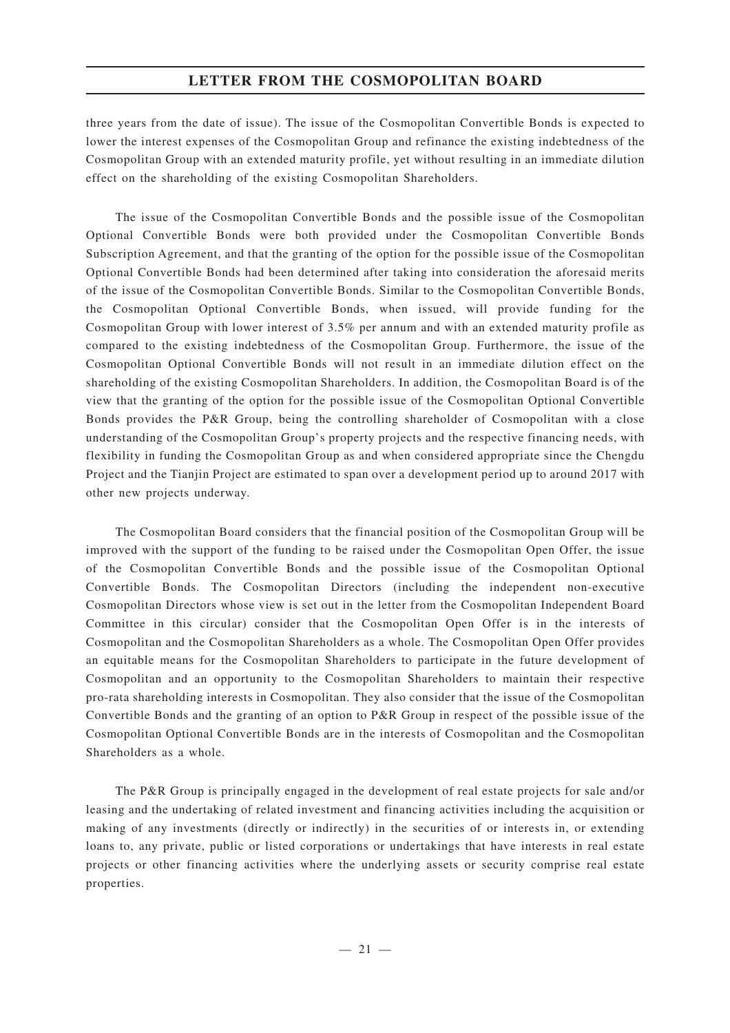three years from the date of issue). The issue of the Cosmopolitan Convertible Bonds is expected to lower the interest expenses of the Cosmopolitan Group and refinance the existing indebtedness of the Cosmopolitan Group with an extended maturity profile, yet without resulting in an immediate dilution effect on the shareholding of the existing Cosmopolitan Shareholders.

The issue of the Cosmopolitan Convertible Bonds and the possible issue of the Cosmopolitan Optional Convertible Bonds were both provided under the Cosmopolitan Convertible Bonds Subscription Agreement, and that the granting of the option for the possible issue of the Cosmopolitan Optional Convertible Bonds had been determined after taking into consideration the aforesaid merits of the issue of the Cosmopolitan Convertible Bonds. Similar to the Cosmopolitan Convertible Bonds, the Cosmopolitan Optional Convertible Bonds, when issued, will provide funding for the Cosmopolitan Group with lower interest of 3.5% per annum and with an extended maturity profile as compared to the existing indebtedness of the Cosmopolitan Group. Furthermore, the issue of the Cosmopolitan Optional Convertible Bonds will not result in an immediate dilution effect on the shareholding of the existing Cosmopolitan Shareholders. In addition, the Cosmopolitan Board is of the view that the granting of the option for the possible issue of the Cosmopolitan Optional Convertible Bonds provides the P&R Group, being the controlling shareholder of Cosmopolitan with a close understanding of the Cosmopolitan Group's property projects and the respective financing needs, with flexibility in funding the Cosmopolitan Group as and when considered appropriate since the Chengdu Project and the Tianjin Project are estimated to span over a development period up to around 2017 with other new projects underway.

The Cosmopolitan Board considers that the financial position of the Cosmopolitan Group will be improved with the support of the funding to be raised under the Cosmopolitan Open Offer, the issue of the Cosmopolitan Convertible Bonds and the possible issue of the Cosmopolitan Optional Convertible Bonds. The Cosmopolitan Directors (including the independent non-executive Cosmopolitan Directors whose view is set out in the letter from the Cosmopolitan Independent Board Committee in this circular) consider that the Cosmopolitan Open Offer is in the interests of Cosmopolitan and the Cosmopolitan Shareholders as a whole. The Cosmopolitan Open Offer provides an equitable means for the Cosmopolitan Shareholders to participate in the future development of Cosmopolitan and an opportunity to the Cosmopolitan Shareholders to maintain their respective pro-rata shareholding interests in Cosmopolitan. They also consider that the issue of the Cosmopolitan Convertible Bonds and the granting of an option to P&R Group in respect of the possible issue of the Cosmopolitan Optional Convertible Bonds are in the interests of Cosmopolitan and the Cosmopolitan Shareholders as a whole.

The P&R Group is principally engaged in the development of real estate projects for sale and/or leasing and the undertaking of related investment and financing activities including the acquisition or making of any investments (directly or indirectly) in the securities of or interests in, or extending loans to, any private, public or listed corporations or undertakings that have interests in real estate projects or other financing activities where the underlying assets or security comprise real estate properties.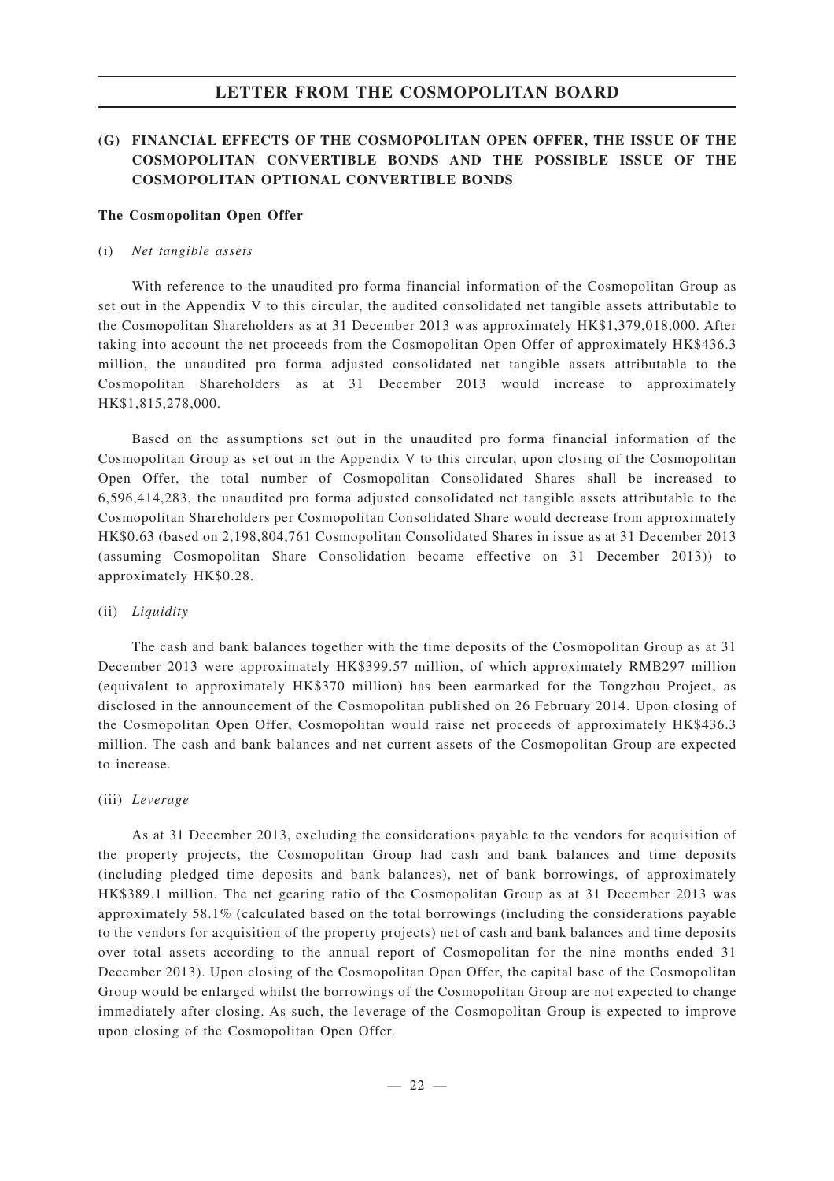## (G) FINANCIAL EFFECTS OF THE COSMOPOLITAN OPEN OFFER, THE ISSUE OF THE COSMOPOLITAN CONVERTIBLE BONDS AND THE POSSIBLE ISSUE OF THE COSMOPOLITAN OPTIONAL CONVERTIBLE BONDS

### The Cosmopolitan Open Offer

(i) *Net tangible assets*

With reference to the unaudited pro forma financial information of the Cosmopolitan Group as set out in the Appendix V to this circular, the audited consolidated net tangible assets attributable to the Cosmopolitan Shareholders as at 31 December 2013 was approximately HK$1,379,018,000. After taking into account the net proceeds from the Cosmopolitan Open Offer of approximately HK$436.3 million, the unaudited pro forma adjusted consolidated net tangible assets attributable to the Cosmopolitan Shareholders as at 31 December 2013 would increase to approximately HK$1,815,278,000.

Based on the assumptions set out in the unaudited pro forma financial information of the Cosmopolitan Group as set out in the Appendix V to this circular, upon closing of the Cosmopolitan Open Offer, the total number of Cosmopolitan Consolidated Shares shall be increased to 6,596,414,283, the unaudited pro forma adjusted consolidated net tangible assets attributable to the Cosmopolitan Shareholders per Cosmopolitan Consolidated Share would decrease from approximately HK$0.63 (based on 2,198,804,761 Cosmopolitan Consolidated Shares in issue as at 31 December 2013 (assuming Cosmopolitan Share Consolidation became effective on 31 December 2013)) to approximately HK$0.28.

(ii) *Liquidity*

The cash and bank balances together with the time deposits of the Cosmopolitan Group as at 31 December 2013 were approximately HK$399.57 million, of which approximately RMB297 million (equivalent to approximately HK$370 million) has been earmarked for the Tongzhou Project, as disclosed in the announcement of the Cosmopolitan published on 26 February 2014. Upon closing of the Cosmopolitan Open Offer, Cosmopolitan would raise net proceeds of approximately HK$436.3 million. The cash and bank balances and net current assets of the Cosmopolitan Group are expected to increase.

(iii) *Leverage*

As at 31 December 2013, excluding the considerations payable to the vendors for acquisition of the property projects, the Cosmopolitan Group had cash and bank balances and time deposits (including pledged time deposits and bank balances), net of bank borrowings, of approximately HK$389.1 million. The net gearing ratio of the Cosmopolitan Group as at 31 December 2013 was approximately 58.1% (calculated based on the total borrowings (including the considerations payable to the vendors for acquisition of the property projects) net of cash and bank balances and time deposits over total assets according to the annual report of Cosmopolitan for the nine months ended 31 December 2013). Upon closing of the Cosmopolitan Open Offer, the capital base of the Cosmopolitan Group would be enlarged whilst the borrowings of the Cosmopolitan Group are not expected to change immediately after closing. As such, the leverage of the Cosmopolitan Group is expected to improve upon closing of the Cosmopolitan Open Offer.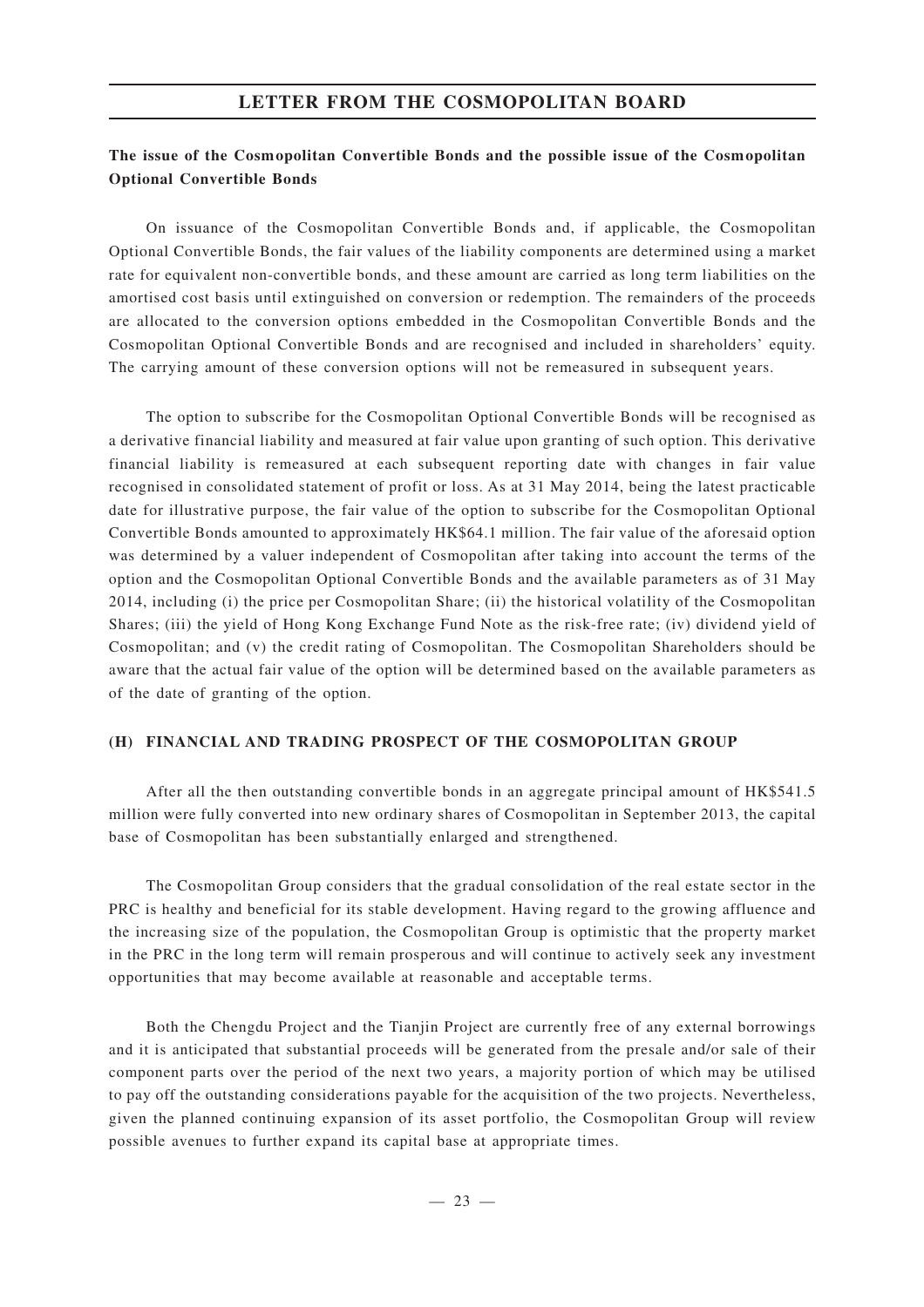**The issue of the Cosmopolitan Convertible Bonds and the possible issue of the Cosmopolitan Optional Convertible Bonds**

On issuance of the Cosmopolitan Convertible Bonds and, if applicable, the Cosmopolitan Optional Convertible Bonds, the fair values of the liability components are determined using a market rate for equivalent non-convertible bonds, and these amount are carried as long term liabilities on the amortised cost basis until extinguished on conversion or redemption. The remainders of the proceeds are allocated to the conversion options embedded in the Cosmopolitan Convertible Bonds and the Cosmopolitan Optional Convertible Bonds and are recognised and included in shareholders' equity. The carrying amount of these conversion options will not be remeasured in subsequent years.

The option to subscribe for the Cosmopolitan Optional Convertible Bonds will be recognised as a derivative financial liability and measured at fair value upon granting of such option. This derivative financial liability is remeasured at each subsequent reporting date with changes in fair value recognised in consolidated statement of profit or loss. As at 31 May 2014, being the latest practicable date for illustrative purpose, the fair value of the option to subscribe for the Cosmopolitan Optional Convertible Bonds amounted to approximately HK$64.1 million. The fair value of the aforesaid option was determined by a valuer independent of Cosmopolitan after taking into account the terms of the option and the Cosmopolitan Optional Convertible Bonds and the available parameters as of 31 May 2014, including (i) the price per Cosmopolitan Share; (ii) the historical volatility of the Cosmopolitan Shares; (iii) the yield of Hong Kong Exchange Fund Note as the risk-free rate; (iv) dividend yield of Cosmopolitan; and (v) the credit rating of Cosmopolitan. The Cosmopolitan Shareholders should be aware that the actual fair value of the option will be determined based on the available parameters as of the date of granting of the option.

## (H) FINANCIAL AND TRADING PROSPECT OF THE COSMOPOLITAN GROUP

After all the then outstanding convertible bonds in an aggregate principal amount of HK$541.5 million were fully converted into new ordinary shares of Cosmopolitan in September 2013, the capital base of Cosmopolitan has been substantially enlarged and strengthened.

The Cosmopolitan Group considers that the gradual consolidation of the real estate sector in the PRC is healthy and beneficial for its stable development. Having regard to the growing affluence and the increasing size of the population, the Cosmopolitan Group is optimistic that the property market in the PRC in the long term will remain prosperous and will continue to actively seek any investment opportunities that may become available at reasonable and acceptable terms.

Both the Chengdu Project and the Tianjin Project are currently free of any external borrowings and it is anticipated that substantial proceeds will be generated from the presale and/or sale of their component parts over the period of the next two years, a majority portion of which may be utilised to pay off the outstanding considerations payable for the acquisition of the two projects. Nevertheless, given the planned continuing expansion of its asset portfolio, the Cosmopolitan Group will review possible avenues to further expand its capital base at appropriate times.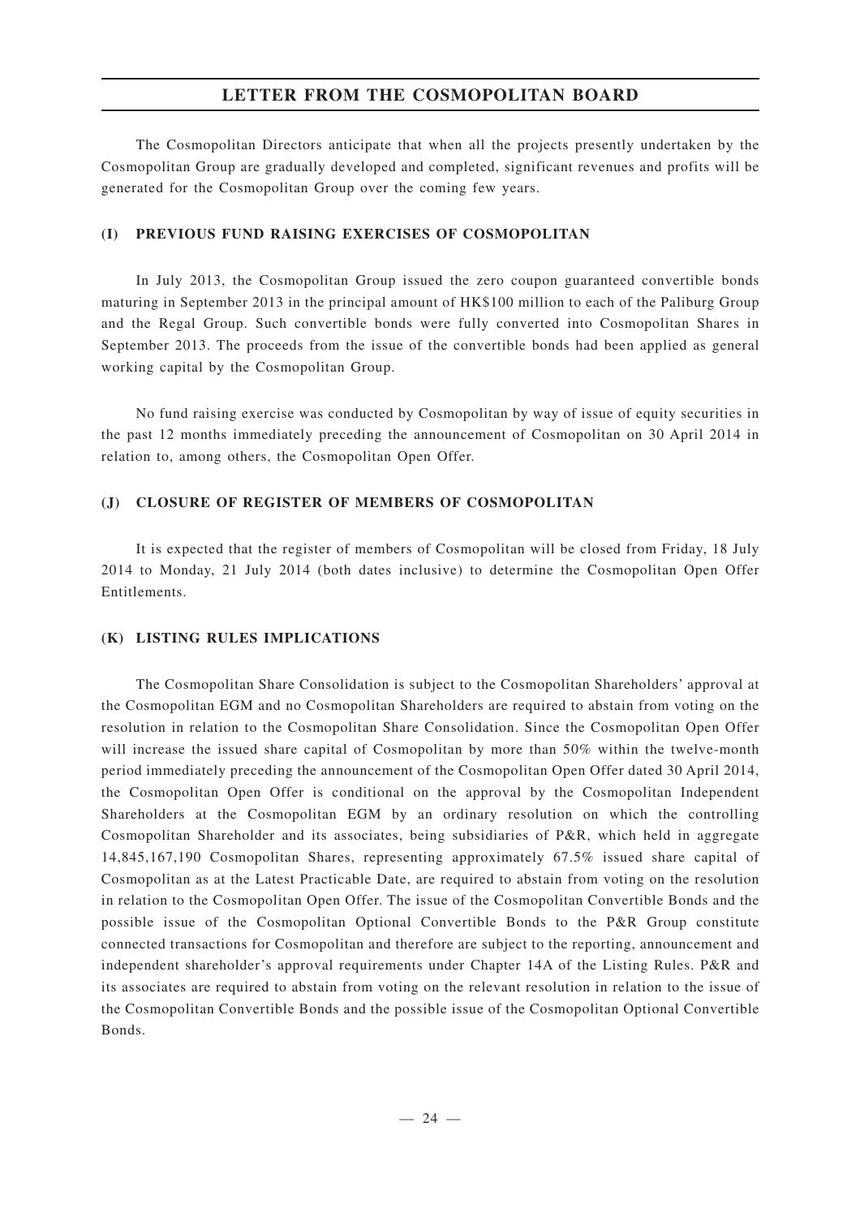The Cosmopolitan Directors anticipate that when all the projects presently undertaken by the Cosmopolitan Group are gradually developed and completed, significant revenues and profits will be generated for the Cosmopolitan Group over the coming few years.

### (I) PREVIOUS FUND RAISING EXERCISES OF COSMOPOLITAN

In July 2013, the Cosmopolitan Group issued the zero coupon guaranteed convertible bonds maturing in September 2013 in the principal amount of HK$100 million to each of the Paliburg Group and the Regal Group. Such convertible bonds were fully converted into Cosmopolitan Shares in September 2013. The proceeds from the issue of the convertible bonds had been applied as general working capital by the Cosmopolitan Group.

No fund raising exercise was conducted by Cosmopolitan by way of issue of equity securities in the past 12 months immediately preceding the announcement of Cosmopolitan on 30 April 2014 in relation to, among others, the Cosmopolitan Open Offer.

### (J) CLOSURE OF REGISTER OF MEMBERS OF COSMOPOLITAN

It is expected that the register of members of Cosmopolitan will be closed from Friday, 18 July 2014 to Monday, 21 July 2014 (both dates inclusive) to determine the Cosmopolitan Open Offer Entitlements.

### (K) LISTING RULES IMPLICATIONS

The Cosmopolitan Share Consolidation is subject to the Cosmopolitan Shareholders' approval at the Cosmopolitan EGM and no Cosmopolitan Shareholders are required to abstain from voting on the resolution in relation to the Cosmopolitan Share Consolidation. Since the Cosmopolitan Open Offer will increase the issued share capital of Cosmopolitan by more than 50% within the twelve-month period immediately preceding the announcement of the Cosmopolitan Open Offer dated 30 April 2014, the Cosmopolitan Open Offer is conditional on the approval by the Cosmopolitan Independent Shareholders at the Cosmopolitan EGM by an ordinary resolution on which the controlling Cosmopolitan Shareholder and its associates, being subsidiaries of P&R, which held in aggregate 14,845,167,190 Cosmopolitan Shares, representing approximately 67.5% issued share capital of Cosmopolitan as at the Latest Practicable Date, are required to abstain from voting on the resolution in relation to the Cosmopolitan Open Offer. The issue of the Cosmopolitan Convertible Bonds and the possible issue of the Cosmopolitan Optional Convertible Bonds to the P&R Group constitute connected transactions for Cosmopolitan and therefore are subject to the reporting, announcement and independent shareholder's approval requirements under Chapter 14A of the Listing Rules. P&R and its associates are required to abstain from voting on the relevant resolution in relation to the issue of the Cosmopolitan Convertible Bonds and the possible issue of the Cosmopolitan Optional Convertible Bonds.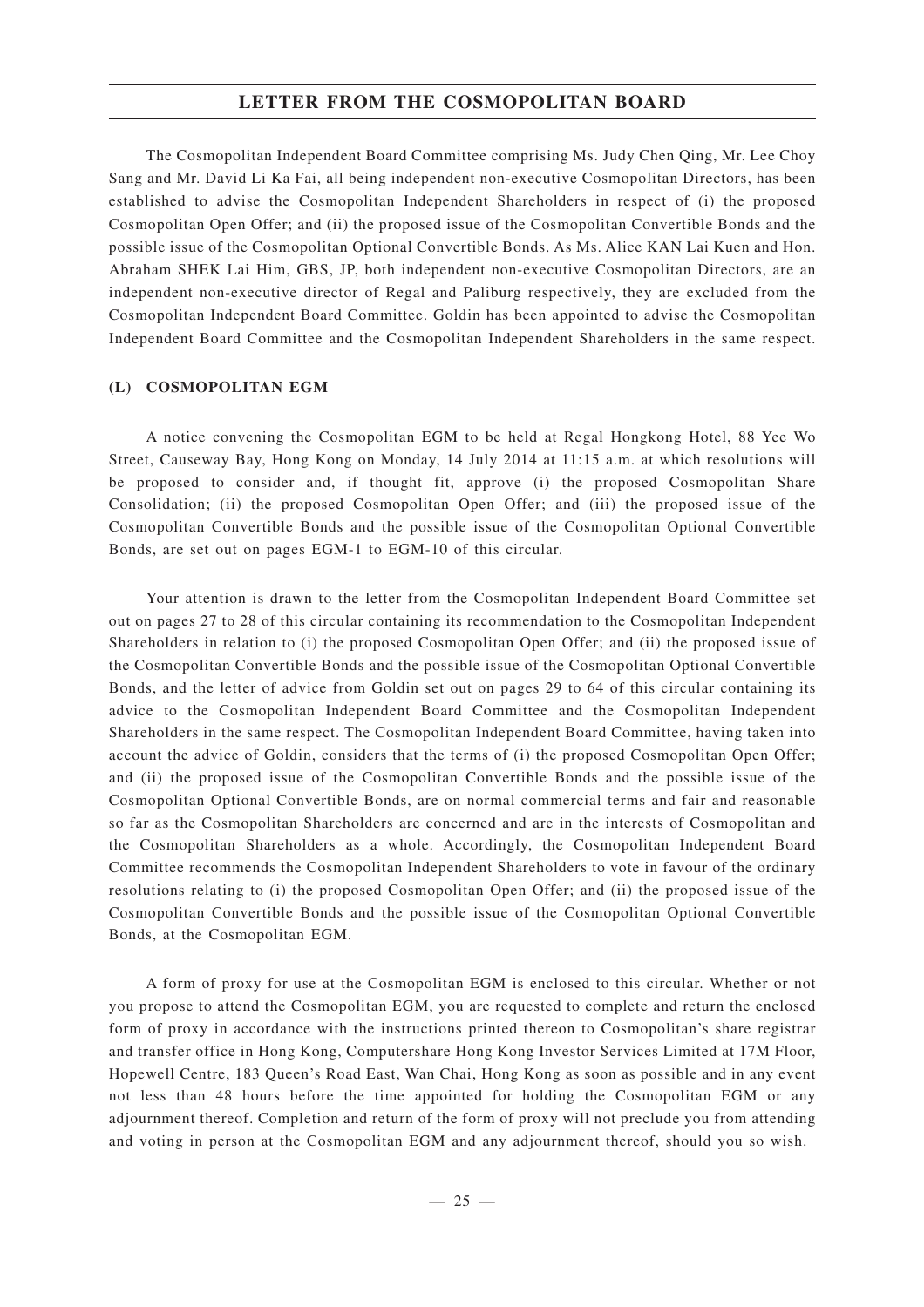The Cosmopolitan Independent Board Committee comprising Ms. Judy Chen Qing, Mr. Lee Choy Sang and Mr. David Li Ka Fai, all being independent non-executive Cosmopolitan Directors, has been established to advise the Cosmopolitan Independent Shareholders in respect of (i) the proposed Cosmopolitan Open Offer; and (ii) the proposed issue of the Cosmopolitan Convertible Bonds and the possible issue of the Cosmopolitan Optional Convertible Bonds. As Ms. Alice KAN Lai Kuen and Hon. Abraham SHEK Lai Him, GBS, JP, both independent non-executive Cosmopolitan Directors, are an independent non-executive director of Regal and Paliburg respectively, they are excluded from the Cosmopolitan Independent Board Committee. Goldin has been appointed to advise the Cosmopolitan Independent Board Committee and the Cosmopolitan Independent Shareholders in the same respect.

## (L) COSMOPOLITAN EGM

A notice convening the Cosmopolitan EGM to be held at Regal Hongkong Hotel, 88 Yee Wo Street, Causeway Bay, Hong Kong on Monday, 14 July 2014 at 11:15 a.m. at which resolutions will be proposed to consider and, if thought fit, approve (i) the proposed Cosmopolitan Share Consolidation; (ii) the proposed Cosmopolitan Open Offer; and (iii) the proposed issue of the Cosmopolitan Convertible Bonds and the possible issue of the Cosmopolitan Optional Convertible Bonds, are set out on pages EGM-1 to EGM-10 of this circular.

Your attention is drawn to the letter from the Cosmopolitan Independent Board Committee set out on pages 27 to 28 of this circular containing its recommendation to the Cosmopolitan Independent Shareholders in relation to (i) the proposed Cosmopolitan Open Offer; and (ii) the proposed issue of the Cosmopolitan Convertible Bonds and the possible issue of the Cosmopolitan Optional Convertible Bonds, and the letter of advice from Goldin set out on pages 29 to 64 of this circular containing its advice to the Cosmopolitan Independent Board Committee and the Cosmopolitan Independent Shareholders in the same respect. The Cosmopolitan Independent Board Committee, having taken into account the advice of Goldin, considers that the terms of (i) the proposed Cosmopolitan Open Offer; and (ii) the proposed issue of the Cosmopolitan Convertible Bonds and the possible issue of the Cosmopolitan Optional Convertible Bonds, are on normal commercial terms and fair and reasonable so far as the Cosmopolitan Shareholders are concerned and are in the interests of Cosmopolitan and the Cosmopolitan Shareholders as a whole. Accordingly, the Cosmopolitan Independent Board Committee recommends the Cosmopolitan Independent Shareholders to vote in favour of the ordinary resolutions relating to (i) the proposed Cosmopolitan Open Offer; and (ii) the proposed issue of the Cosmopolitan Convertible Bonds and the possible issue of the Cosmopolitan Optional Convertible Bonds, at the Cosmopolitan EGM.

A form of proxy for use at the Cosmopolitan EGM is enclosed to this circular. Whether or not you propose to attend the Cosmopolitan EGM, you are requested to complete and return the enclosed form of proxy in accordance with the instructions printed thereon to Cosmopolitan's share registrar and transfer office in Hong Kong, Computershare Hong Kong Investor Services Limited at 17M Floor, Hopewell Centre, 183 Queen's Road East, Wan Chai, Hong Kong as soon as possible and in any event not less than 48 hours before the time appointed for holding the Cosmopolitan EGM or any adjournment thereof. Completion and return of the form of proxy will not preclude you from attending and voting in person at the Cosmopolitan EGM and any adjournment thereof, should you so wish.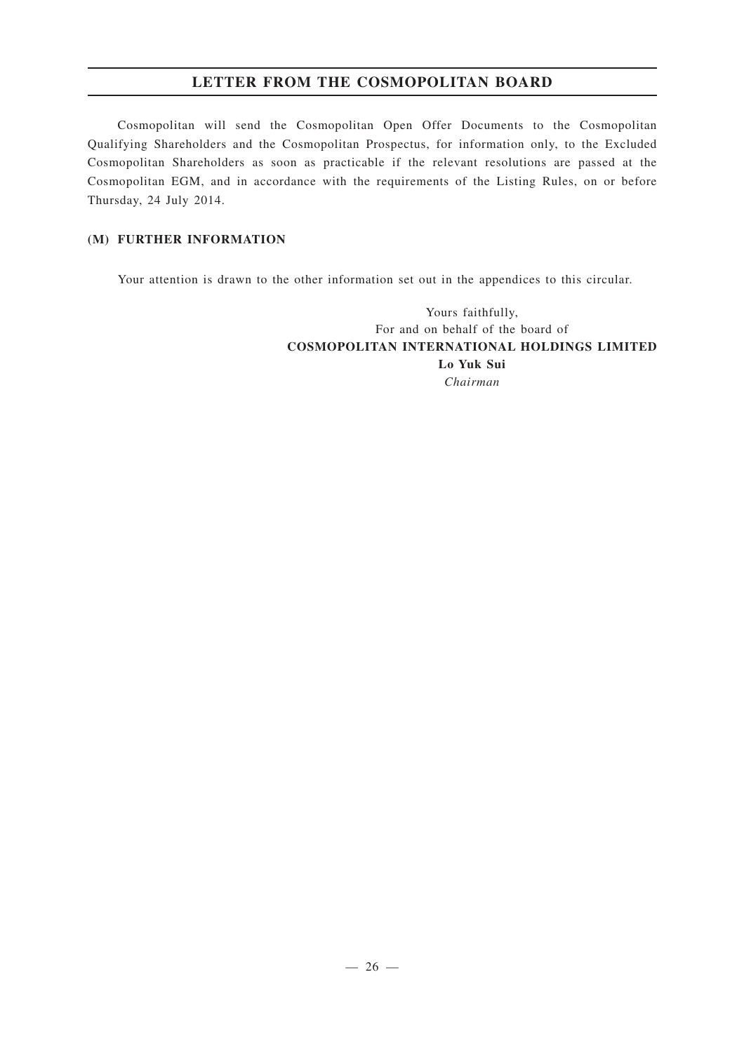Cosmopolitan will send the Cosmopolitan Open Offer Documents to the Cosmopolitan Qualifying Shareholders and the Cosmopolitan Prospectus, for information only, to the Excluded Cosmopolitan Shareholders as soon as practicable if the relevant resolutions are passed at the Cosmopolitan EGM, and in accordance with the requirements of the Listing Rules, on or before Thursday, 24 July 2014.

### (M) FURTHER INFORMATION

Your attention is drawn to the other information set out in the appendices to this circular.

Yours faithfully,
For and on behalf of the board of
**COSMOPOLITAN INTERNATIONAL HOLDINGS LIMITED**
**Lo Yuk Sui**
*Chairman*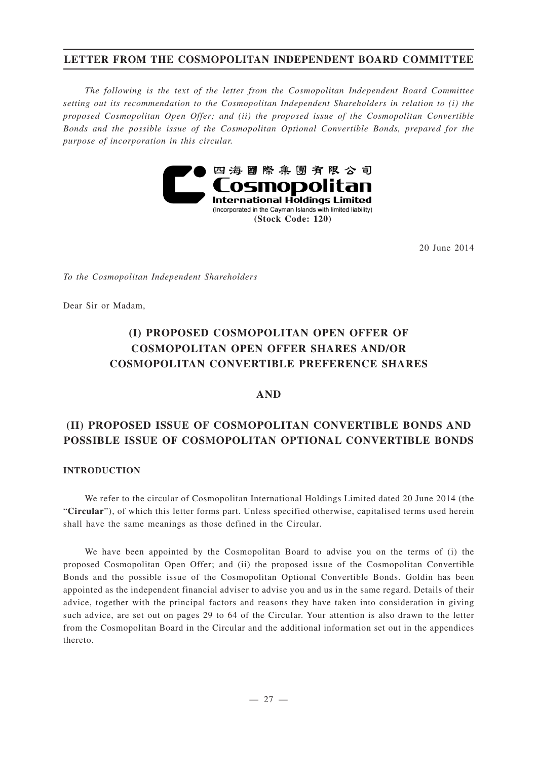# LETTER FROM THE COSMOPOLITAN INDEPENDENT BOARD COMMITTEE

*The following is the text of the letter from the Cosmopolitan Independent Board Committee setting out its recommendation to the Cosmopolitan Independent Shareholders in relation to (i) the proposed Cosmopolitan Open Offer; and (ii) the proposed issue of the Cosmopolitan Convertible Bonds and the possible issue of the Cosmopolitan Optional Convertible Bonds, prepared for the purpose of incorporation in this circular.*

四海國際集團有限公司
**Cosmopolitan International Holdings Limited**
(Incorporated in the Cayman Islands with limited liability)
**(Stock Code: 120)**

20 June 2014

*To the Cosmopolitan Independent Shareholders*

Dear Sir or Madam,

## (I) PROPOSED COSMOPOLITAN OPEN OFFER OF COSMOPOLITAN OPEN OFFER SHARES AND/OR COSMOPOLITAN CONVERTIBLE PREFERENCE SHARES

## AND

## (II) PROPOSED ISSUE OF COSMOPOLITAN CONVERTIBLE BONDS AND POSSIBLE ISSUE OF COSMOPOLITAN OPTIONAL CONVERTIBLE BONDS

### INTRODUCTION

We refer to the circular of Cosmopolitan International Holdings Limited dated 20 June 2014 (the "**Circular**"), of which this letter forms part. Unless specified otherwise, capitalised terms used herein shall have the same meanings as those defined in the Circular.

We have been appointed by the Cosmopolitan Board to advise you on the terms of (i) the proposed Cosmopolitan Open Offer; and (ii) the proposed issue of the Cosmopolitan Convertible Bonds and the possible issue of the Cosmopolitan Optional Convertible Bonds. Goldin has been appointed as the independent financial adviser to advise you and us in the same regard. Details of their advice, together with the principal factors and reasons they have taken into consideration in giving such advice, are set out on pages 29 to 64 of the Circular. Your attention is also drawn to the letter from the Cosmopolitan Board in the Circular and the additional information set out in the appendices thereto.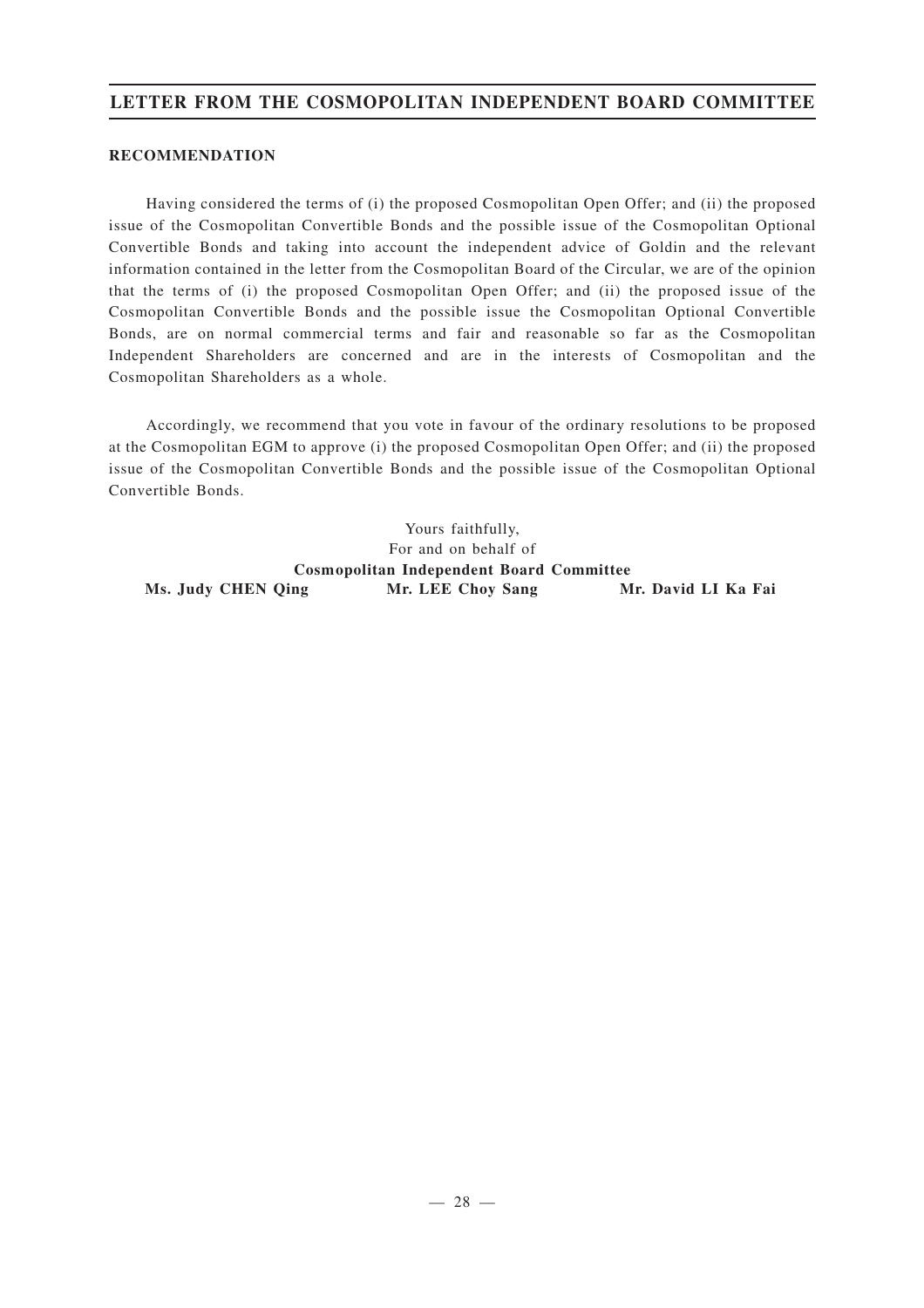## RECOMMENDATION

Having considered the terms of (i) the proposed Cosmopolitan Open Offer; and (ii) the proposed issue of the Cosmopolitan Convertible Bonds and the possible issue of the Cosmopolitan Optional Convertible Bonds and taking into account the independent advice of Goldin and the relevant information contained in the letter from the Cosmopolitan Board of the Circular, we are of the opinion that the terms of (i) the proposed Cosmopolitan Open Offer; and (ii) the proposed issue of the Cosmopolitan Convertible Bonds and the possible issue the Cosmopolitan Optional Convertible Bonds, are on normal commercial terms and fair and reasonable so far as the Cosmopolitan Independent Shareholders are concerned and are in the interests of Cosmopolitan and the Cosmopolitan Shareholders as a whole.

Accordingly, we recommend that you vote in favour of the ordinary resolutions to be proposed at the Cosmopolitan EGM to approve (i) the proposed Cosmopolitan Open Offer; and (ii) the proposed issue of the Cosmopolitan Convertible Bonds and the possible issue of the Cosmopolitan Optional Convertible Bonds.

Yours faithfully,
For and on behalf of
**Cosmopolitan Independent Board Committee**

**Ms. Judy CHEN Qing** **Mr. LEE Choy Sang** **Mr. David LI Ka Fai**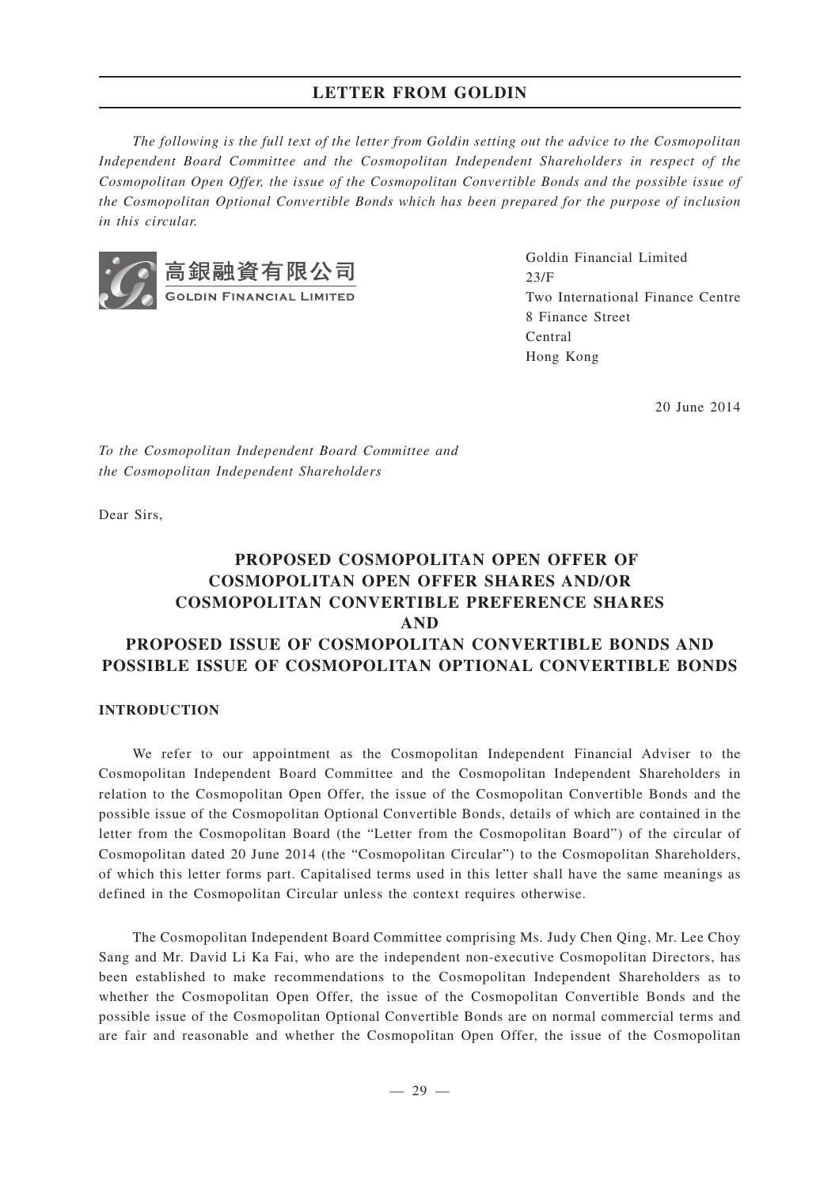# LETTER FROM GOLDIN

*The following is the full text of the letter from Goldin setting out the advice to the Cosmopolitan Independent Board Committee and the Cosmopolitan Independent Shareholders in respect of the Cosmopolitan Open Offer, the issue of the Cosmopolitan Convertible Bonds and the possible issue of the Cosmopolitan Optional Convertible Bonds which has been prepared for the purpose of inclusion in this circular.*

高銀融資有限公司
GOLDIN FINANCIAL LIMITED

Goldin Financial Limited
23/F
Two International Finance Centre
8 Finance Street
Central
Hong Kong

20 June 2014

*To the Cosmopolitan Independent Board Committee and the Cosmopolitan Independent Shareholders*

Dear Sirs,

## PROPOSED COSMOPOLITAN OPEN OFFER OF COSMOPOLITAN OPEN OFFER SHARES AND/OR COSMOPOLITAN CONVERTIBLE PREFERENCE SHARES AND PROPOSED ISSUE OF COSMOPOLITAN CONVERTIBLE BONDS AND POSSIBLE ISSUE OF COSMOPOLITAN OPTIONAL CONVERTIBLE BONDS

### INTRODUCTION

We refer to our appointment as the Cosmopolitan Independent Financial Adviser to the Cosmopolitan Independent Board Committee and the Cosmopolitan Independent Shareholders in relation to the Cosmopolitan Open Offer, the issue of the Cosmopolitan Convertible Bonds and the possible issue of the Cosmopolitan Optional Convertible Bonds, details of which are contained in the letter from the Cosmopolitan Board (the "Letter from the Cosmopolitan Board") of the circular of Cosmopolitan dated 20 June 2014 (the "Cosmopolitan Circular") to the Cosmopolitan Shareholders, of which this letter forms part. Capitalised terms used in this letter shall have the same meanings as defined in the Cosmopolitan Circular unless the context requires otherwise.

The Cosmopolitan Independent Board Committee comprising Ms. Judy Chen Qing, Mr. Lee Choy Sang and Mr. David Li Ka Fai, who are the independent non-executive Cosmopolitan Directors, has been established to make recommendations to the Cosmopolitan Independent Shareholders as to whether the Cosmopolitan Open Offer, the issue of the Cosmopolitan Convertible Bonds and the possible issue of the Cosmopolitan Optional Convertible Bonds are on normal commercial terms and are fair and reasonable and whether the Cosmopolitan Open Offer, the issue of the Cosmopolitan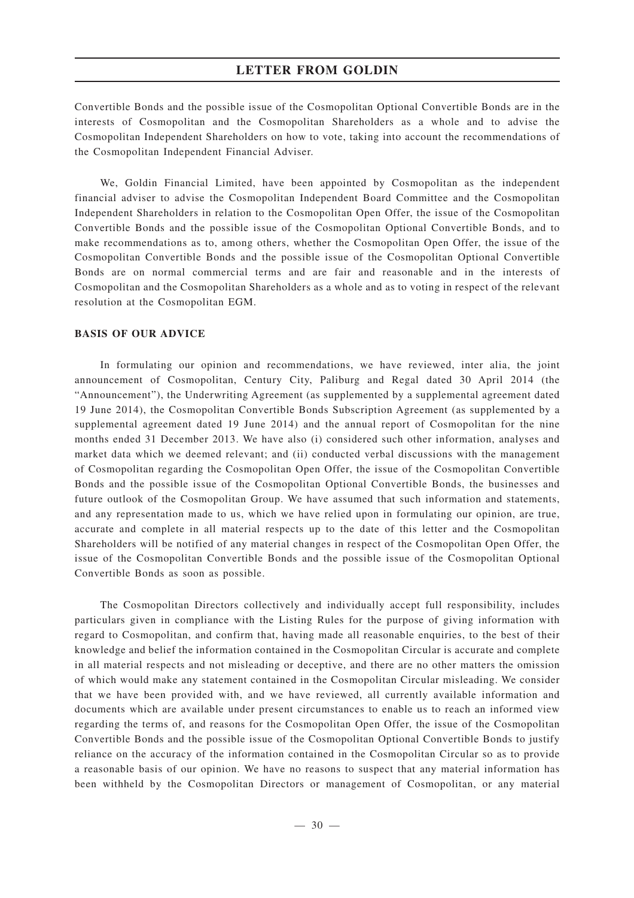Convertible Bonds and the possible issue of the Cosmopolitan Optional Convertible Bonds are in the interests of Cosmopolitan and the Cosmopolitan Shareholders as a whole and to advise the Cosmopolitan Independent Shareholders on how to vote, taking into account the recommendations of the Cosmopolitan Independent Financial Adviser.

We, Goldin Financial Limited, have been appointed by Cosmopolitan as the independent financial adviser to advise the Cosmopolitan Independent Board Committee and the Cosmopolitan Independent Shareholders in relation to the Cosmopolitan Open Offer, the issue of the Cosmopolitan Convertible Bonds and the possible issue of the Cosmopolitan Optional Convertible Bonds, and to make recommendations as to, among others, whether the Cosmopolitan Open Offer, the issue of the Cosmopolitan Convertible Bonds and the possible issue of the Cosmopolitan Optional Convertible Bonds are on normal commercial terms and are fair and reasonable and in the interests of Cosmopolitan and the Cosmopolitan Shareholders as a whole and as to voting in respect of the relevant resolution at the Cosmopolitan EGM.

**BASIS OF OUR ADVICE**

In formulating our opinion and recommendations, we have reviewed, inter alia, the joint announcement of Cosmopolitan, Century City, Paliburg and Regal dated 30 April 2014 (the "Announcement"), the Underwriting Agreement (as supplemented by a supplemental agreement dated 19 June 2014), the Cosmopolitan Convertible Bonds Subscription Agreement (as supplemented by a supplemental agreement dated 19 June 2014) and the annual report of Cosmopolitan for the nine months ended 31 December 2013. We have also (i) considered such other information, analyses and market data which we deemed relevant; and (ii) conducted verbal discussions with the management of Cosmopolitan regarding the Cosmopolitan Open Offer, the issue of the Cosmopolitan Convertible Bonds and the possible issue of the Cosmopolitan Optional Convertible Bonds, the businesses and future outlook of the Cosmopolitan Group. We have assumed that such information and statements, and any representation made to us, which we have relied upon in formulating our opinion, are true, accurate and complete in all material respects up to the date of this letter and the Cosmopolitan Shareholders will be notified of any material changes in respect of the Cosmopolitan Open Offer, the issue of the Cosmopolitan Convertible Bonds and the possible issue of the Cosmopolitan Optional Convertible Bonds as soon as possible.

The Cosmopolitan Directors collectively and individually accept full responsibility, includes particulars given in compliance with the Listing Rules for the purpose of giving information with regard to Cosmopolitan, and confirm that, having made all reasonable enquiries, to the best of their knowledge and belief the information contained in the Cosmopolitan Circular is accurate and complete in all material respects and not misleading or deceptive, and there are no other matters the omission of which would make any statement contained in the Cosmopolitan Circular misleading. We consider that we have been provided with, and we have reviewed, all currently available information and documents which are available under present circumstances to enable us to reach an informed view regarding the terms of, and reasons for the Cosmopolitan Open Offer, the issue of the Cosmopolitan Convertible Bonds and the possible issue of the Cosmopolitan Optional Convertible Bonds to justify reliance on the accuracy of the information contained in the Cosmopolitan Circular so as to provide a reasonable basis of our opinion. We have no reasons to suspect that any material information has been withheld by the Cosmopolitan Directors or management of Cosmopolitan, or any material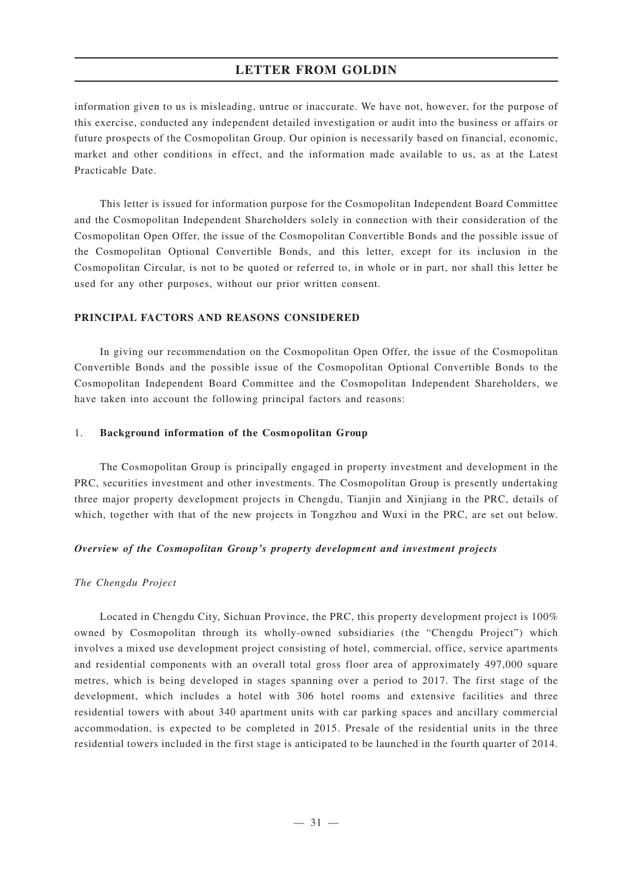information given to us is misleading, untrue or inaccurate. We have not, however, for the purpose of this exercise, conducted any independent detailed investigation or audit into the business or affairs or future prospects of the Cosmopolitan Group. Our opinion is necessarily based on financial, economic, market and other conditions in effect, and the information made available to us, as at the Latest Practicable Date.

This letter is issued for information purpose for the Cosmopolitan Independent Board Committee and the Cosmopolitan Independent Shareholders solely in connection with their consideration of the Cosmopolitan Open Offer, the issue of the Cosmopolitan Convertible Bonds and the possible issue of the Cosmopolitan Optional Convertible Bonds, and this letter, except for its inclusion in the Cosmopolitan Circular, is not to be quoted or referred to, in whole or in part, nor shall this letter be used for any other purposes, without our prior written consent.

## PRINCIPAL FACTORS AND REASONS CONSIDERED

In giving our recommendation on the Cosmopolitan Open Offer, the issue of the Cosmopolitan Convertible Bonds and the possible issue of the Cosmopolitan Optional Convertible Bonds to the Cosmopolitan Independent Board Committee and the Cosmopolitan Independent Shareholders, we have taken into account the following principal factors and reasons:

### 1. Background information of the Cosmopolitan Group

The Cosmopolitan Group is principally engaged in property investment and development in the PRC, securities investment and other investments. The Cosmopolitan Group is presently undertaking three major property development projects in Chengdu, Tianjin and Xinjiang in the PRC, details of which, together with that of the new projects in Tongzhou and Wuxi in the PRC, are set out below.

***Overview of the Cosmopolitan Group's property development and investment projects***

*The Chengdu Project*

Located in Chengdu City, Sichuan Province, the PRC, this property development project is 100% owned by Cosmopolitan through its wholly-owned subsidiaries (the "Chengdu Project") which involves a mixed use development project consisting of hotel, commercial, office, service apartments and residential components with an overall total gross floor area of approximately 497,000 square metres, which is being developed in stages spanning over a period to 2017. The first stage of the development, which includes a hotel with 306 hotel rooms and extensive facilities and three residential towers with about 340 apartment units with car parking spaces and ancillary commercial accommodation, is expected to be completed in 2015. Presale of the residential units in the three residential towers included in the first stage is anticipated to be launched in the fourth quarter of 2014.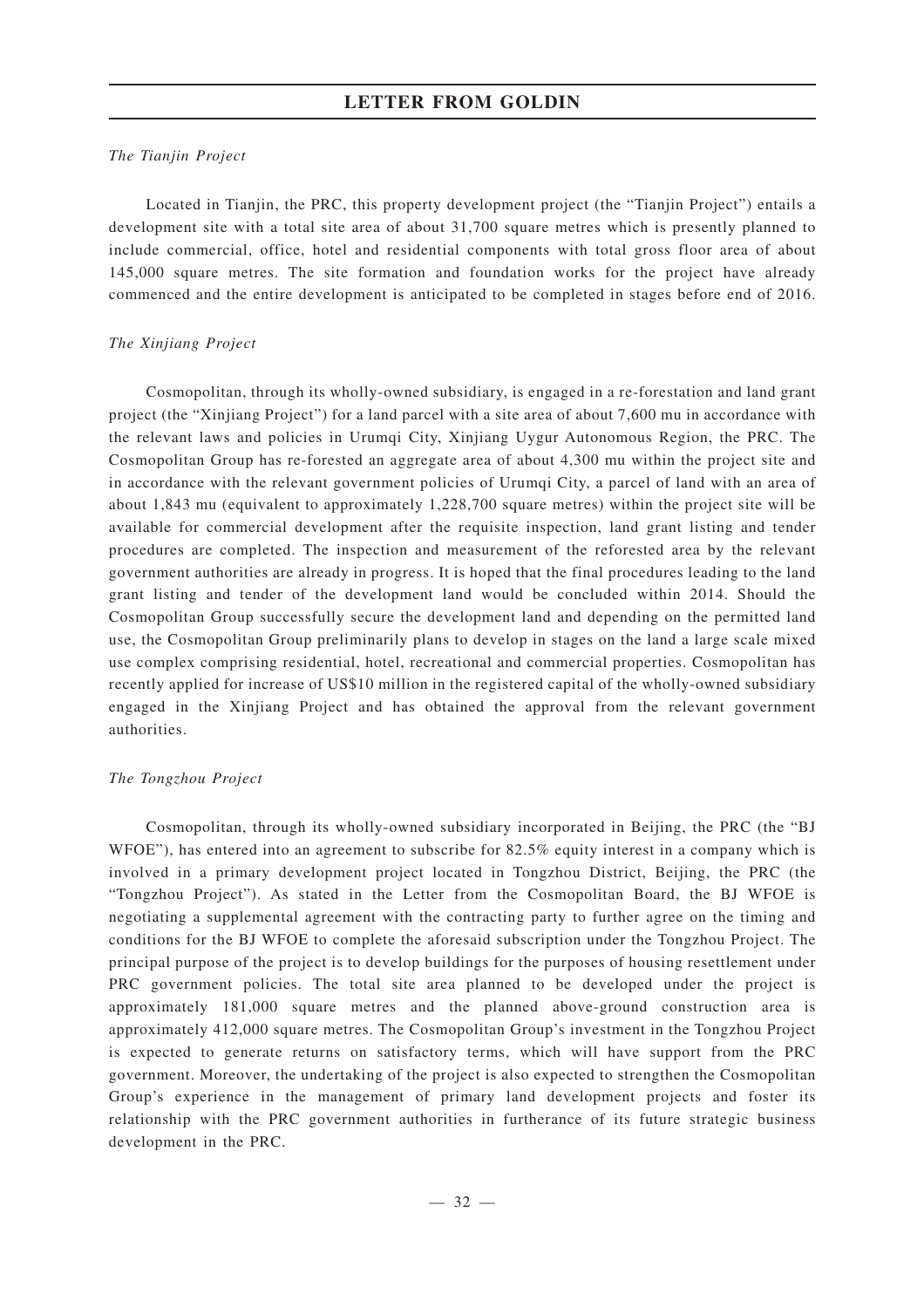*The Tianjin Project*

Located in Tianjin, the PRC, this property development project (the "Tianjin Project") entails a development site with a total site area of about 31,700 square metres which is presently planned to include commercial, office, hotel and residential components with total gross floor area of about 145,000 square metres. The site formation and foundation works for the project have already commenced and the entire development is anticipated to be completed in stages before end of 2016.

*The Xinjiang Project*

Cosmopolitan, through its wholly-owned subsidiary, is engaged in a re-forestation and land grant project (the "Xinjiang Project") for a land parcel with a site area of about 7,600 mu in accordance with the relevant laws and policies in Urumqi City, Xinjiang Uygur Autonomous Region, the PRC. The Cosmopolitan Group has re-forested an aggregate area of about 4,300 mu within the project site and in accordance with the relevant government policies of Urumqi City, a parcel of land with an area of about 1,843 mu (equivalent to approximately 1,228,700 square metres) within the project site will be available for commercial development after the requisite inspection, land grant listing and tender procedures are completed. The inspection and measurement of the reforested area by the relevant government authorities are already in progress. It is hoped that the final procedures leading to the land grant listing and tender of the development land would be concluded within 2014. Should the Cosmopolitan Group successfully secure the development land and depending on the permitted land use, the Cosmopolitan Group preliminarily plans to develop in stages on the land a large scale mixed use complex comprising residential, hotel, recreational and commercial properties. Cosmopolitan has recently applied for increase of US$10 million in the registered capital of the wholly-owned subsidiary engaged in the Xinjiang Project and has obtained the approval from the relevant government authorities.

*The Tongzhou Project*

Cosmopolitan, through its wholly-owned subsidiary incorporated in Beijing, the PRC (the "BJ WFOE"), has entered into an agreement to subscribe for 82.5% equity interest in a company which is involved in a primary development project located in Tongzhou District, Beijing, the PRC (the "Tongzhou Project"). As stated in the Letter from the Cosmopolitan Board, the BJ WFOE is negotiating a supplemental agreement with the contracting party to further agree on the timing and conditions for the BJ WFOE to complete the aforesaid subscription under the Tongzhou Project. The principal purpose of the project is to develop buildings for the purposes of housing resettlement under PRC government policies. The total site area planned to be developed under the project is approximately 181,000 square metres and the planned above-ground construction area is approximately 412,000 square metres. The Cosmopolitan Group's investment in the Tongzhou Project is expected to generate returns on satisfactory terms, which will have support from the PRC government. Moreover, the undertaking of the project is also expected to strengthen the Cosmopolitan Group's experience in the management of primary land development projects and foster its relationship with the PRC government authorities in furtherance of its future strategic business development in the PRC.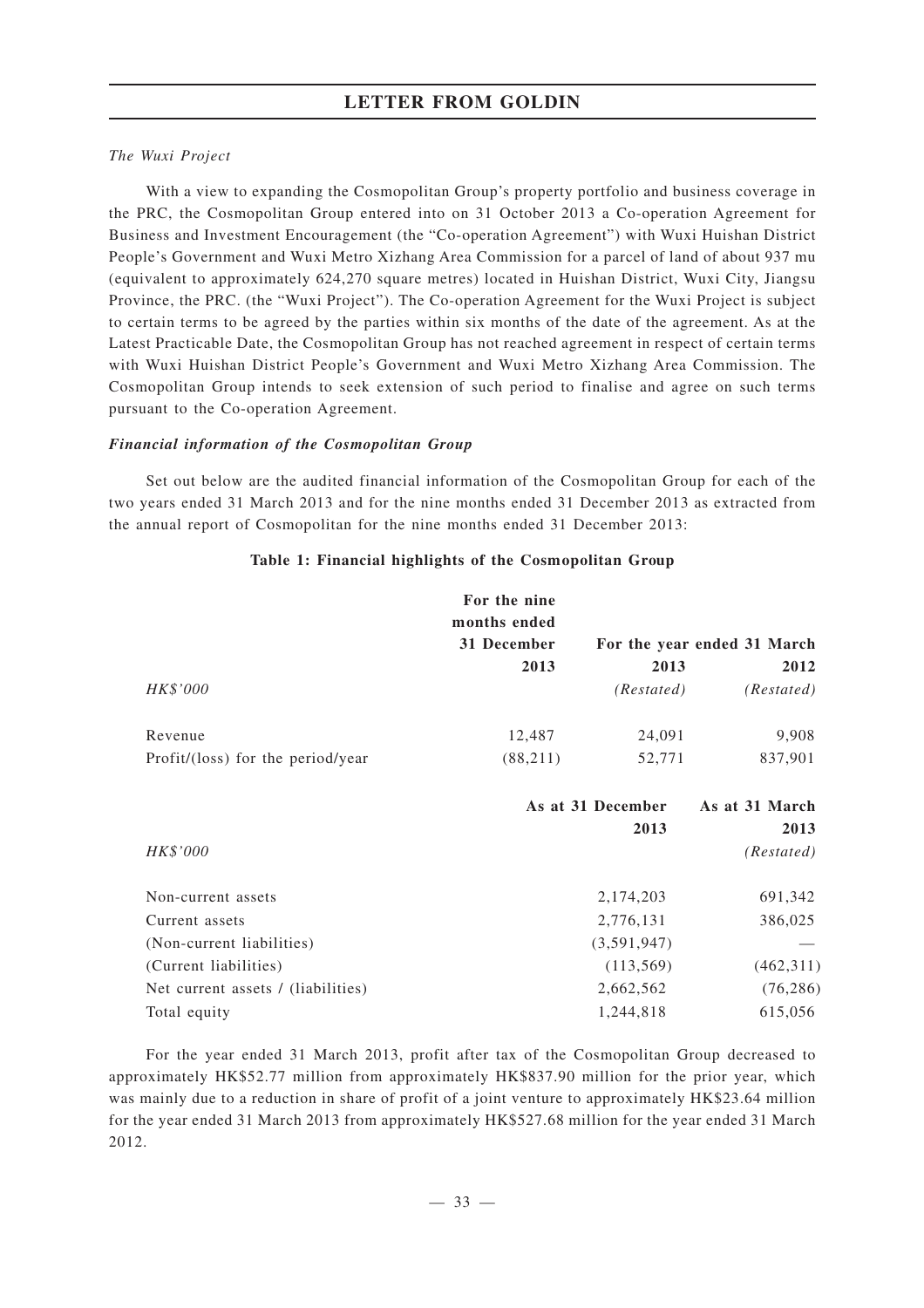*The Wuxi Project*

With a view to expanding the Cosmopolitan Group's property portfolio and business coverage in the PRC, the Cosmopolitan Group entered into on 31 October 2013 a Co-operation Agreement for Business and Investment Encouragement (the "Co-operation Agreement") with Wuxi Huishan District People's Government and Wuxi Metro Xizhang Area Commission for a parcel of land of about 937 mu (equivalent to approximately 624,270 square metres) located in Huishan District, Wuxi City, Jiangsu Province, the PRC. (the "Wuxi Project"). The Co-operation Agreement for the Wuxi Project is subject to certain terms to be agreed by the parties within six months of the date of the agreement. As at the Latest Practicable Date, the Cosmopolitan Group has not reached agreement in respect of certain terms with Wuxi Huishan District People's Government and Wuxi Metro Xizhang Area Commission. The Cosmopolitan Group intends to seek extension of such period to finalise and agree on such terms pursuant to the Co-operation Agreement.

***Financial information of the Cosmopolitan Group***

Set out below are the audited financial information of the Cosmopolitan Group for each of the two years ended 31 March 2013 and for the nine months ended 31 December 2013 as extracted from the annual report of Cosmopolitan for the nine months ended 31 December 2013:

**Table 1: Financial highlights of the Cosmopolitan Group**

| | For the nine months ended 31 December | For the year ended 31 March | |
|---|---|---|---|
| | 2013 | 2013 | 2012 |
| *HK$'000* | | *(Restated)* | *(Restated)* |
| Revenue | 12,487 | 24,091 | 9,908 |
| Profit/(loss) for the period/year | (88,211) | 52,771 | 837,901 |

| | As at 31 December 2013 | As at 31 March 2013 |
|---|---|---|
| *HK$'000* | | *(Restated)* |
| Non-current assets | 2,174,203 | 691,342 |
| Current assets | 2,776,131 | 386,025 |
| (Non-current liabilities) | (3,591,947) | — |
| (Current liabilities) | (113,569) | (462,311) |
| Net current assets / (liabilities) | 2,662,562 | (76,286) |
| Total equity | 1,244,818 | 615,056 |

For the year ended 31 March 2013, profit after tax of the Cosmopolitan Group decreased to approximately HK$52.77 million from approximately HK$837.90 million for the prior year, which was mainly due to a reduction in share of profit of a joint venture to approximately HK$23.64 million for the year ended 31 March 2013 from approximately HK$527.68 million for the year ended 31 March 2012.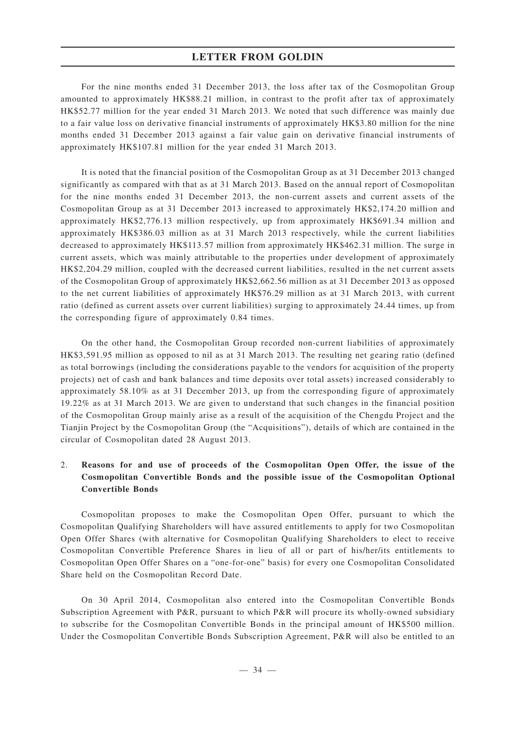For the nine months ended 31 December 2013, the loss after tax of the Cosmopolitan Group amounted to approximately HK$88.21 million, in contrast to the profit after tax of approximately HK$52.77 million for the year ended 31 March 2013. We noted that such difference was mainly due to a fair value loss on derivative financial instruments of approximately HK$3.80 million for the nine months ended 31 December 2013 against a fair value gain on derivative financial instruments of approximately HK$107.81 million for the year ended 31 March 2013.

It is noted that the financial position of the Cosmopolitan Group as at 31 December 2013 changed significantly as compared with that as at 31 March 2013. Based on the annual report of Cosmopolitan for the nine months ended 31 December 2013, the non-current assets and current assets of the Cosmopolitan Group as at 31 December 2013 increased to approximately HK$2,174.20 million and approximately HK$2,776.13 million respectively, up from approximately HK$691.34 million and approximately HK$386.03 million as at 31 March 2013 respectively, while the current liabilities decreased to approximately HK$113.57 million from approximately HK$462.31 million. The surge in current assets, which was mainly attributable to the properties under development of approximately HK$2,204.29 million, coupled with the decreased current liabilities, resulted in the net current assets of the Cosmopolitan Group of approximately HK$2,662.56 million as at 31 December 2013 as opposed to the net current liabilities of approximately HK$76.29 million as at 31 March 2013, with current ratio (defined as current assets over current liabilities) surging to approximately 24.44 times, up from the corresponding figure of approximately 0.84 times.

On the other hand, the Cosmopolitan Group recorded non-current liabilities of approximately HK$3,591.95 million as opposed to nil as at 31 March 2013. The resulting net gearing ratio (defined as total borrowings (including the considerations payable to the vendors for acquisition of the property projects) net of cash and bank balances and time deposits over total assets) increased considerably to approximately 58.10% as at 31 December 2013, up from the corresponding figure of approximately 19.22% as at 31 March 2013. We are given to understand that such changes in the financial position of the Cosmopolitan Group mainly arise as a result of the acquisition of the Chengdu Project and the Tianjin Project by the Cosmopolitan Group (the "Acquisitions"), details of which are contained in the circular of Cosmopolitan dated 28 August 2013.

2. **Reasons for and use of proceeds of the Cosmopolitan Open Offer, the issue of the Cosmopolitan Convertible Bonds and the possible issue of the Cosmopolitan Optional Convertible Bonds**

Cosmopolitan proposes to make the Cosmopolitan Open Offer, pursuant to which the Cosmopolitan Qualifying Shareholders will have assured entitlements to apply for two Cosmopolitan Open Offer Shares (with alternative for Cosmopolitan Qualifying Shareholders to elect to receive Cosmopolitan Convertible Preference Shares in lieu of all or part of his/her/its entitlements to Cosmopolitan Open Offer Shares on a "one-for-one" basis) for every one Cosmopolitan Consolidated Share held on the Cosmopolitan Record Date.

On 30 April 2014, Cosmopolitan also entered into the Cosmopolitan Convertible Bonds Subscription Agreement with P&R, pursuant to which P&R will procure its wholly-owned subsidiary to subscribe for the Cosmopolitan Convertible Bonds in the principal amount of HK$500 million. Under the Cosmopolitan Convertible Bonds Subscription Agreement, P&R will also be entitled to an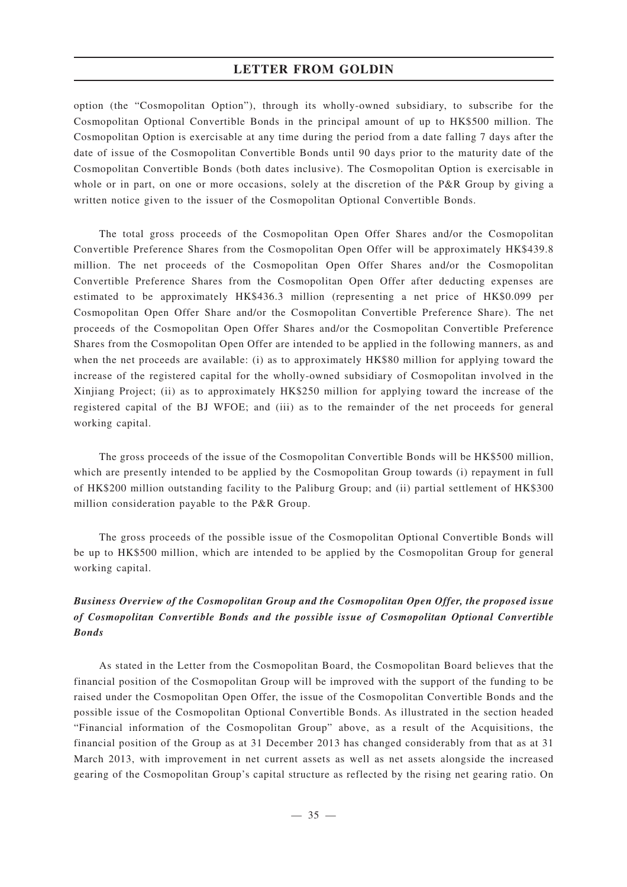option (the "Cosmopolitan Option"), through its wholly-owned subsidiary, to subscribe for the Cosmopolitan Optional Convertible Bonds in the principal amount of up to HK$500 million. The Cosmopolitan Option is exercisable at any time during the period from a date falling 7 days after the date of issue of the Cosmopolitan Convertible Bonds until 90 days prior to the maturity date of the Cosmopolitan Convertible Bonds (both dates inclusive). The Cosmopolitan Option is exercisable in whole or in part, on one or more occasions, solely at the discretion of the P&R Group by giving a written notice given to the issuer of the Cosmopolitan Optional Convertible Bonds.

The total gross proceeds of the Cosmopolitan Open Offer Shares and/or the Cosmopolitan Convertible Preference Shares from the Cosmopolitan Open Offer will be approximately HK$439.8 million. The net proceeds of the Cosmopolitan Open Offer Shares and/or the Cosmopolitan Convertible Preference Shares from the Cosmopolitan Open Offer after deducting expenses are estimated to be approximately HK$436.3 million (representing a net price of HK$0.099 per Cosmopolitan Open Offer Share and/or the Cosmopolitan Convertible Preference Share). The net proceeds of the Cosmopolitan Open Offer Shares and/or the Cosmopolitan Convertible Preference Shares from the Cosmopolitan Open Offer are intended to be applied in the following manners, as and when the net proceeds are available: (i) as to approximately HK$80 million for applying toward the increase of the registered capital for the wholly-owned subsidiary of Cosmopolitan involved in the Xinjiang Project; (ii) as to approximately HK$250 million for applying toward the increase of the registered capital of the BJ WFOE; and (iii) as to the remainder of the net proceeds for general working capital.

The gross proceeds of the issue of the Cosmopolitan Convertible Bonds will be HK$500 million, which are presently intended to be applied by the Cosmopolitan Group towards (i) repayment in full of HK$200 million outstanding facility to the Paliburg Group; and (ii) partial settlement of HK$300 million consideration payable to the P&R Group.

The gross proceeds of the possible issue of the Cosmopolitan Optional Convertible Bonds will be up to HK$500 million, which are intended to be applied by the Cosmopolitan Group for general working capital.

***Business Overview of the Cosmopolitan Group and the Cosmopolitan Open Offer, the proposed issue of Cosmopolitan Convertible Bonds and the possible issue of Cosmopolitan Optional Convertible Bonds***

As stated in the Letter from the Cosmopolitan Board, the Cosmopolitan Board believes that the financial position of the Cosmopolitan Group will be improved with the support of the funding to be raised under the Cosmopolitan Open Offer, the issue of the Cosmopolitan Convertible Bonds and the possible issue of the Cosmopolitan Optional Convertible Bonds. As illustrated in the section headed "Financial information of the Cosmopolitan Group" above, as a result of the Acquisitions, the financial position of the Group as at 31 December 2013 has changed considerably from that as at 31 March 2013, with improvement in net current assets as well as net assets alongside the increased gearing of the Cosmopolitan Group's capital structure as reflected by the rising net gearing ratio. On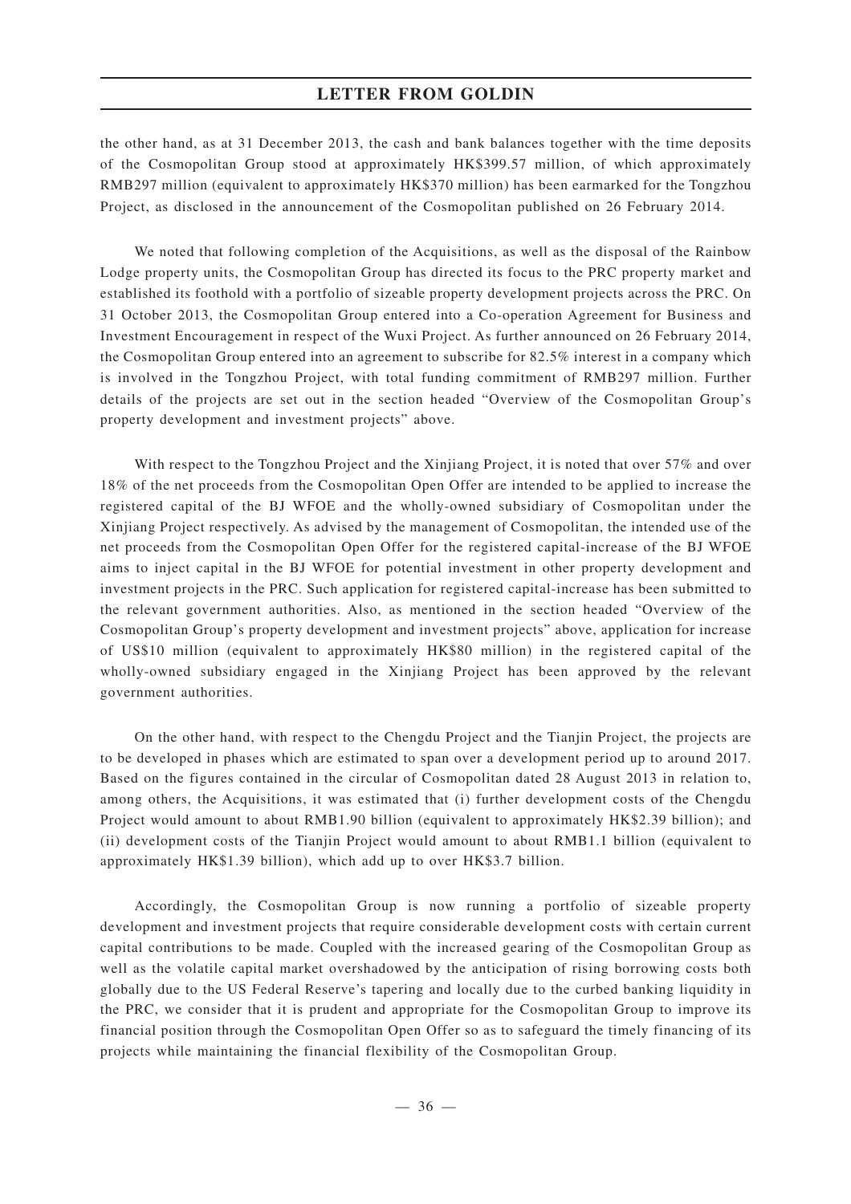the other hand, as at 31 December 2013, the cash and bank balances together with the time deposits of the Cosmopolitan Group stood at approximately HK$399.57 million, of which approximately RMB297 million (equivalent to approximately HK$370 million) has been earmarked for the Tongzhou Project, as disclosed in the announcement of the Cosmopolitan published on 26 February 2014.

We noted that following completion of the Acquisitions, as well as the disposal of the Rainbow Lodge property units, the Cosmopolitan Group has directed its focus to the PRC property market and established its foothold with a portfolio of sizeable property development projects across the PRC. On 31 October 2013, the Cosmopolitan Group entered into a Co-operation Agreement for Business and Investment Encouragement in respect of the Wuxi Project. As further announced on 26 February 2014, the Cosmopolitan Group entered into an agreement to subscribe for 82.5% interest in a company which is involved in the Tongzhou Project, with total funding commitment of RMB297 million. Further details of the projects are set out in the section headed "Overview of the Cosmopolitan Group's property development and investment projects" above.

With respect to the Tongzhou Project and the Xinjiang Project, it is noted that over 57% and over 18% of the net proceeds from the Cosmopolitan Open Offer are intended to be applied to increase the registered capital of the BJ WFOE and the wholly-owned subsidiary of Cosmopolitan under the Xinjiang Project respectively. As advised by the management of Cosmopolitan, the intended use of the net proceeds from the Cosmopolitan Open Offer for the registered capital-increase of the BJ WFOE aims to inject capital in the BJ WFOE for potential investment in other property development and investment projects in the PRC. Such application for registered capital-increase has been submitted to the relevant government authorities. Also, as mentioned in the section headed "Overview of the Cosmopolitan Group's property development and investment projects" above, application for increase of US$10 million (equivalent to approximately HK$80 million) in the registered capital of the wholly-owned subsidiary engaged in the Xinjiang Project has been approved by the relevant government authorities.

On the other hand, with respect to the Chengdu Project and the Tianjin Project, the projects are to be developed in phases which are estimated to span over a development period up to around 2017. Based on the figures contained in the circular of Cosmopolitan dated 28 August 2013 in relation to, among others, the Acquisitions, it was estimated that (i) further development costs of the Chengdu Project would amount to about RMB1.90 billion (equivalent to approximately HK$2.39 billion); and (ii) development costs of the Tianjin Project would amount to about RMB1.1 billion (equivalent to approximately HK$1.39 billion), which add up to over HK$3.7 billion.

Accordingly, the Cosmopolitan Group is now running a portfolio of sizeable property development and investment projects that require considerable development costs with certain current capital contributions to be made. Coupled with the increased gearing of the Cosmopolitan Group as well as the volatile capital market overshadowed by the anticipation of rising borrowing costs both globally due to the US Federal Reserve's tapering and locally due to the curbed banking liquidity in the PRC, we consider that it is prudent and appropriate for the Cosmopolitan Group to improve its financial position through the Cosmopolitan Open Offer so as to safeguard the timely financing of its projects while maintaining the financial flexibility of the Cosmopolitan Group.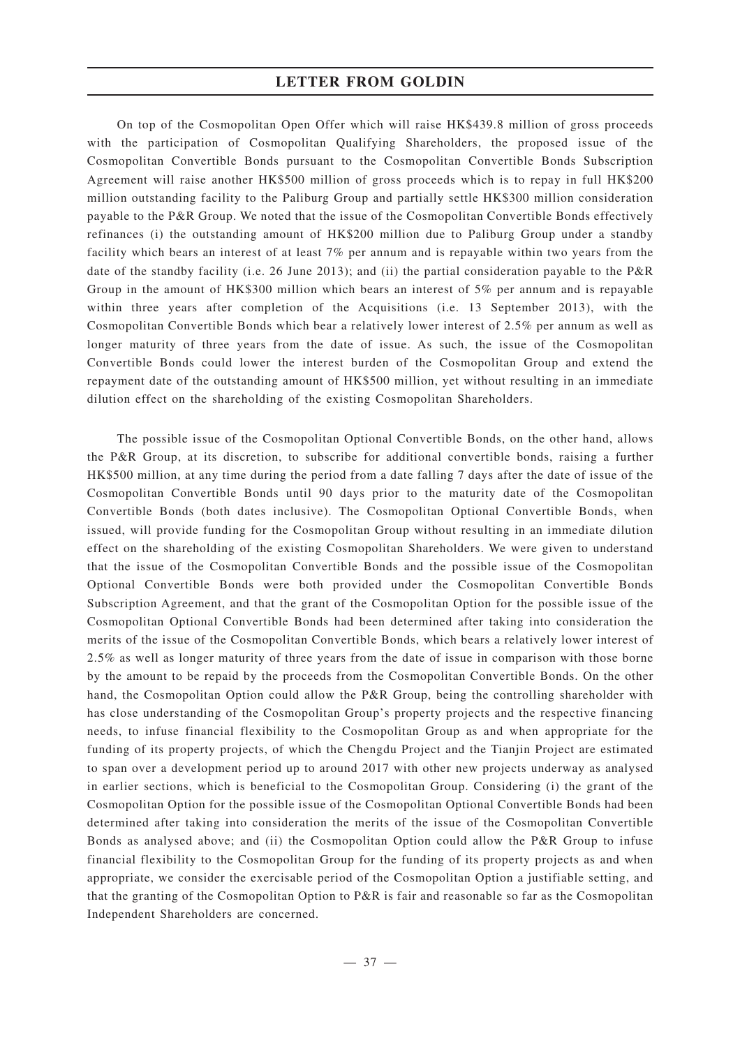On top of the Cosmopolitan Open Offer which will raise HK$439.8 million of gross proceeds with the participation of Cosmopolitan Qualifying Shareholders, the proposed issue of the Cosmopolitan Convertible Bonds pursuant to the Cosmopolitan Convertible Bonds Subscription Agreement will raise another HK$500 million of gross proceeds which is to repay in full HK$200 million outstanding facility to the Paliburg Group and partially settle HK$300 million consideration payable to the P&R Group. We noted that the issue of the Cosmopolitan Convertible Bonds effectively refinances (i) the outstanding amount of HK$200 million due to Paliburg Group under a standby facility which bears an interest of at least 7% per annum and is repayable within two years from the date of the standby facility (i.e. 26 June 2013); and (ii) the partial consideration payable to the P&R Group in the amount of HK$300 million which bears an interest of 5% per annum and is repayable within three years after completion of the Acquisitions (i.e. 13 September 2013), with the Cosmopolitan Convertible Bonds which bear a relatively lower interest of 2.5% per annum as well as longer maturity of three years from the date of issue. As such, the issue of the Cosmopolitan Convertible Bonds could lower the interest burden of the Cosmopolitan Group and extend the repayment date of the outstanding amount of HK$500 million, yet without resulting in an immediate dilution effect on the shareholding of the existing Cosmopolitan Shareholders.

The possible issue of the Cosmopolitan Optional Convertible Bonds, on the other hand, allows the P&R Group, at its discretion, to subscribe for additional convertible bonds, raising a further HK$500 million, at any time during the period from a date falling 7 days after the date of issue of the Cosmopolitan Convertible Bonds until 90 days prior to the maturity date of the Cosmopolitan Convertible Bonds (both dates inclusive). The Cosmopolitan Optional Convertible Bonds, when issued, will provide funding for the Cosmopolitan Group without resulting in an immediate dilution effect on the shareholding of the existing Cosmopolitan Shareholders. We were given to understand that the issue of the Cosmopolitan Convertible Bonds and the possible issue of the Cosmopolitan Optional Convertible Bonds were both provided under the Cosmopolitan Convertible Bonds Subscription Agreement, and that the grant of the Cosmopolitan Option for the possible issue of the Cosmopolitan Optional Convertible Bonds had been determined after taking into consideration the merits of the issue of the Cosmopolitan Convertible Bonds, which bears a relatively lower interest of 2.5% as well as longer maturity of three years from the date of issue in comparison with those borne by the amount to be repaid by the proceeds from the Cosmopolitan Convertible Bonds. On the other hand, the Cosmopolitan Option could allow the P&R Group, being the controlling shareholder with has close understanding of the Cosmopolitan Group's property projects and the respective financing needs, to infuse financial flexibility to the Cosmopolitan Group as and when appropriate for the funding of its property projects, of which the Chengdu Project and the Tianjin Project are estimated to span over a development period up to around 2017 with other new projects underway as analysed in earlier sections, which is beneficial to the Cosmopolitan Group. Considering (i) the grant of the Cosmopolitan Option for the possible issue of the Cosmopolitan Optional Convertible Bonds had been determined after taking into consideration the merits of the issue of the Cosmopolitan Convertible Bonds as analysed above; and (ii) the Cosmopolitan Option could allow the P&R Group to infuse financial flexibility to the Cosmopolitan Group for the funding of its property projects as and when appropriate, we consider the exercisable period of the Cosmopolitan Option a justifiable setting, and that the granting of the Cosmopolitan Option to P&R is fair and reasonable so far as the Cosmopolitan Independent Shareholders are concerned.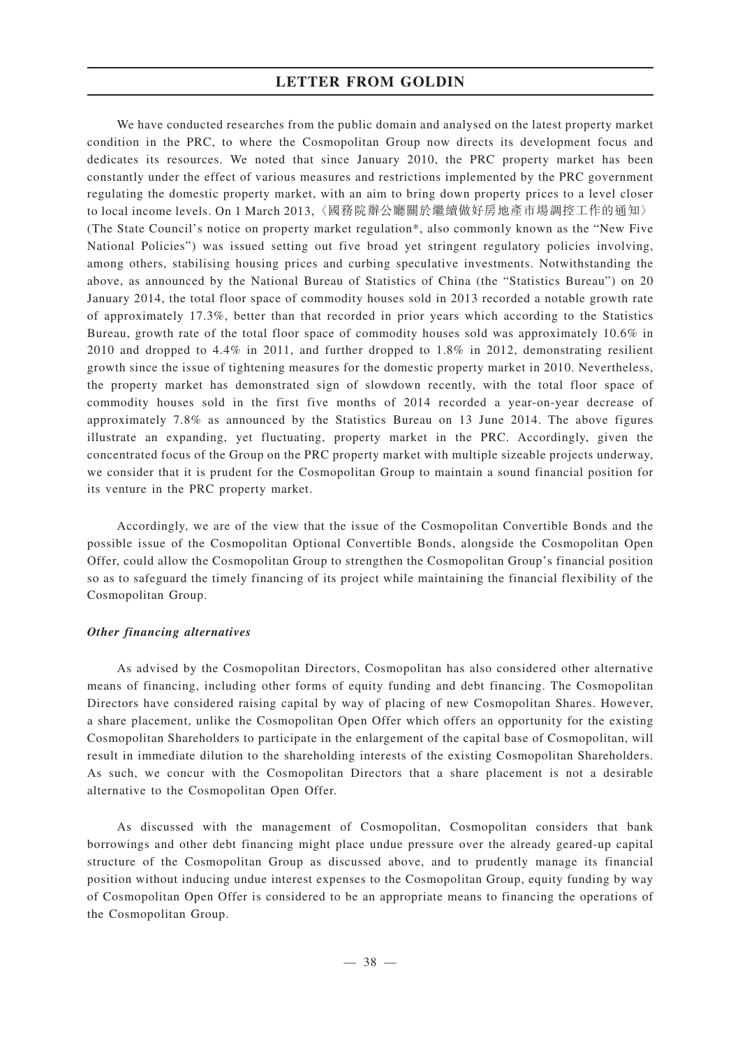We have conducted researches from the public domain and analysed on the latest property market condition in the PRC, to where the Cosmopolitan Group now directs its development focus and dedicates its resources. We noted that since January 2010, the PRC property market has been constantly under the effect of various measures and restrictions implemented by the PRC government regulating the domestic property market, with an aim to bring down property prices to a level closer to local income levels. On 1 March 2013, 〈國務院辦公廳關於繼續做好房地產市場調控工作的通知〉 (The State Council's notice on property market regulation*, also commonly known as the "New Five National Policies") was issued setting out five broad yet stringent regulatory policies involving, among others, stabilising housing prices and curbing speculative investments. Notwithstanding the above, as announced by the National Bureau of Statistics of China (the "Statistics Bureau") on 20 January 2014, the total floor space of commodity houses sold in 2013 recorded a notable growth rate of approximately 17.3%, better than that recorded in prior years which according to the Statistics Bureau, growth rate of the total floor space of commodity houses sold was approximately 10.6% in 2010 and dropped to 4.4% in 2011, and further dropped to 1.8% in 2012, demonstrating resilient growth since the issue of tightening measures for the domestic property market in 2010. Nevertheless, the property market has demonstrated sign of slowdown recently, with the total floor space of commodity houses sold in the first five months of 2014 recorded a year-on-year decrease of approximately 7.8% as announced by the Statistics Bureau on 13 June 2014. The above figures illustrate an expanding, yet fluctuating, property market in the PRC. Accordingly, given the concentrated focus of the Group on the PRC property market with multiple sizeable projects underway, we consider that it is prudent for the Cosmopolitan Group to maintain a sound financial position for its venture in the PRC property market.

Accordingly, we are of the view that the issue of the Cosmopolitan Convertible Bonds and the possible issue of the Cosmopolitan Optional Convertible Bonds, alongside the Cosmopolitan Open Offer, could allow the Cosmopolitan Group to strengthen the Cosmopolitan Group's financial position so as to safeguard the timely financing of its project while maintaining the financial flexibility of the Cosmopolitan Group.

***Other financing alternatives***

As advised by the Cosmopolitan Directors, Cosmopolitan has also considered other alternative means of financing, including other forms of equity funding and debt financing. The Cosmopolitan Directors have considered raising capital by way of placing of new Cosmopolitan Shares. However, a share placement, unlike the Cosmopolitan Open Offer which offers an opportunity for the existing Cosmopolitan Shareholders to participate in the enlargement of the capital base of Cosmopolitan, will result in immediate dilution to the shareholding interests of the existing Cosmopolitan Shareholders. As such, we concur with the Cosmopolitan Directors that a share placement is not a desirable alternative to the Cosmopolitan Open Offer.

As discussed with the management of Cosmopolitan, Cosmopolitan considers that bank borrowings and other debt financing might place undue pressure over the already geared-up capital structure of the Cosmopolitan Group as discussed above, and to prudently manage its financial position without inducing undue interest expenses to the Cosmopolitan Group, equity funding by way of Cosmopolitan Open Offer is considered to be an appropriate means to financing the operations of the Cosmopolitan Group.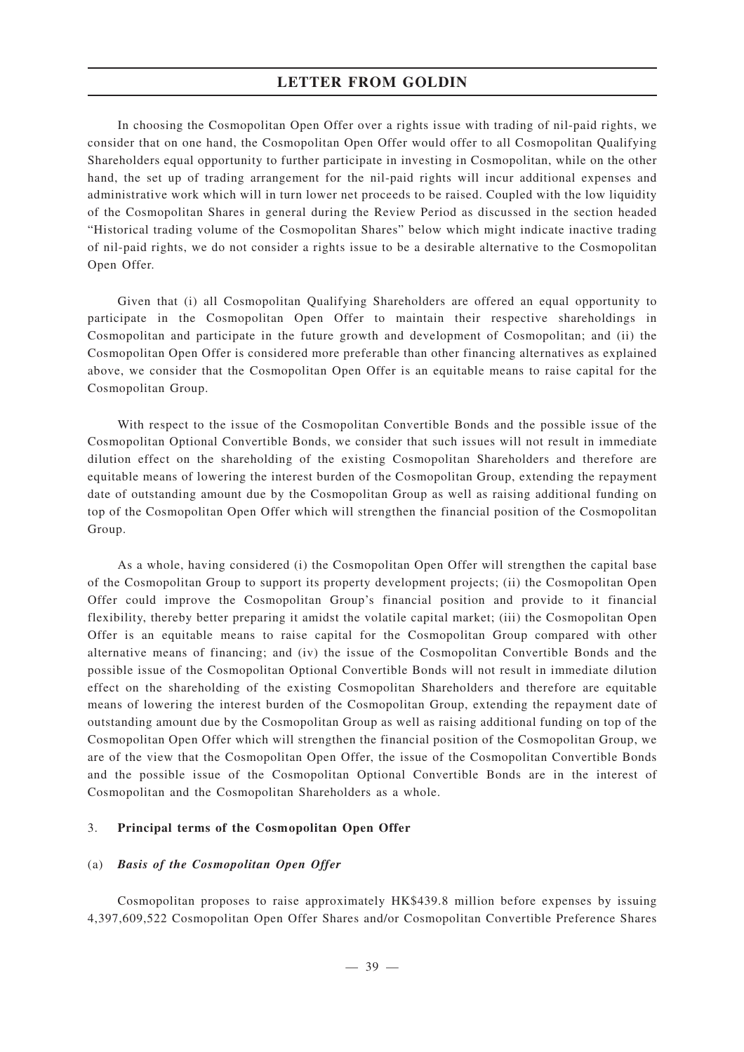In choosing the Cosmopolitan Open Offer over a rights issue with trading of nil-paid rights, we consider that on one hand, the Cosmopolitan Open Offer would offer to all Cosmopolitan Qualifying Shareholders equal opportunity to further participate in investing in Cosmopolitan, while on the other hand, the set up of trading arrangement for the nil-paid rights will incur additional expenses and administrative work which will in turn lower net proceeds to be raised. Coupled with the low liquidity of the Cosmopolitan Shares in general during the Review Period as discussed in the section headed "Historical trading volume of the Cosmopolitan Shares" below which might indicate inactive trading of nil-paid rights, we do not consider a rights issue to be a desirable alternative to the Cosmopolitan Open Offer.

Given that (i) all Cosmopolitan Qualifying Shareholders are offered an equal opportunity to participate in the Cosmopolitan Open Offer to maintain their respective shareholdings in Cosmopolitan and participate in the future growth and development of Cosmopolitan; and (ii) the Cosmopolitan Open Offer is considered more preferable than other financing alternatives as explained above, we consider that the Cosmopolitan Open Offer is an equitable means to raise capital for the Cosmopolitan Group.

With respect to the issue of the Cosmopolitan Convertible Bonds and the possible issue of the Cosmopolitan Optional Convertible Bonds, we consider that such issues will not result in immediate dilution effect on the shareholding of the existing Cosmopolitan Shareholders and therefore are equitable means of lowering the interest burden of the Cosmopolitan Group, extending the repayment date of outstanding amount due by the Cosmopolitan Group as well as raising additional funding on top of the Cosmopolitan Open Offer which will strengthen the financial position of the Cosmopolitan Group.

As a whole, having considered (i) the Cosmopolitan Open Offer will strengthen the capital base of the Cosmopolitan Group to support its property development projects; (ii) the Cosmopolitan Open Offer could improve the Cosmopolitan Group's financial position and provide to it financial flexibility, thereby better preparing it amidst the volatile capital market; (iii) the Cosmopolitan Open Offer is an equitable means to raise capital for the Cosmopolitan Group compared with other alternative means of financing; and (iv) the issue of the Cosmopolitan Convertible Bonds and the possible issue of the Cosmopolitan Optional Convertible Bonds will not result in immediate dilution effect on the shareholding of the existing Cosmopolitan Shareholders and therefore are equitable means of lowering the interest burden of the Cosmopolitan Group, extending the repayment date of outstanding amount due by the Cosmopolitan Group as well as raising additional funding on top of the Cosmopolitan Open Offer which will strengthen the financial position of the Cosmopolitan Group, we are of the view that the Cosmopolitan Open Offer, the issue of the Cosmopolitan Convertible Bonds and the possible issue of the Cosmopolitan Optional Convertible Bonds are in the interest of Cosmopolitan and the Cosmopolitan Shareholders as a whole.

### 3. **Principal terms of the Cosmopolitan Open Offer**

#### (a) ***Basis of the Cosmopolitan Open Offer***

Cosmopolitan proposes to raise approximately HK$439.8 million before expenses by issuing 4,397,609,522 Cosmopolitan Open Offer Shares and/or Cosmopolitan Convertible Preference Shares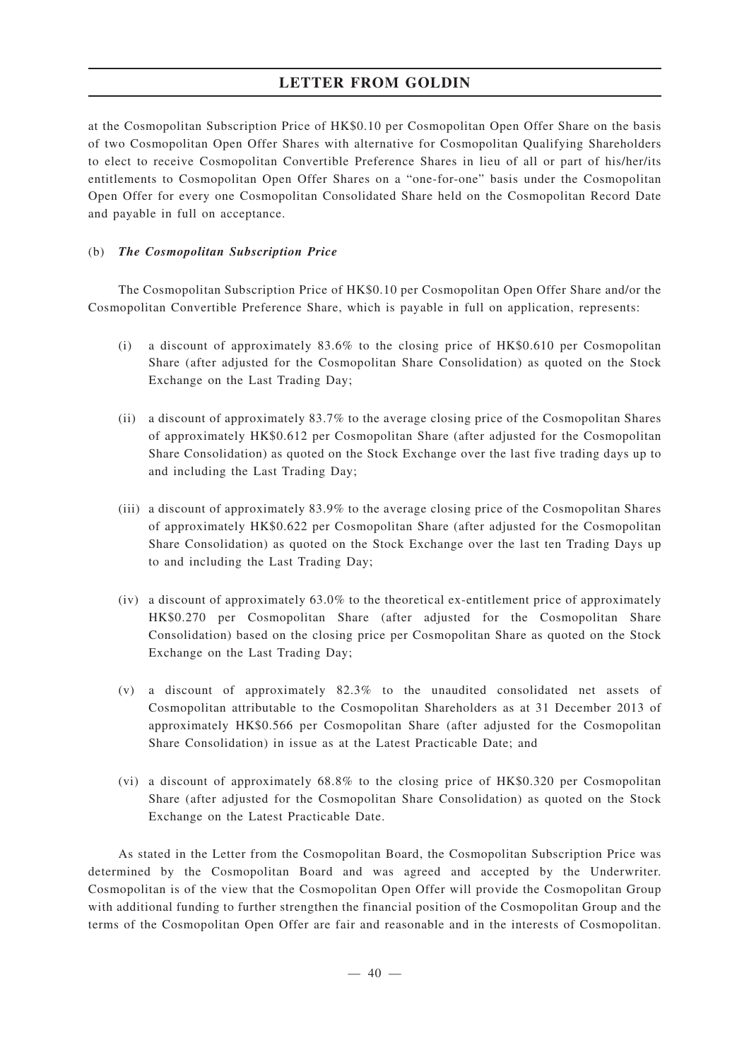at the Cosmopolitan Subscription Price of HK$0.10 per Cosmopolitan Open Offer Share on the basis of two Cosmopolitan Open Offer Shares with alternative for Cosmopolitan Qualifying Shareholders to elect to receive Cosmopolitan Convertible Preference Shares in lieu of all or part of his/her/its entitlements to Cosmopolitan Open Offer Shares on a "one-for-one" basis under the Cosmopolitan Open Offer for every one Cosmopolitan Consolidated Share held on the Cosmopolitan Record Date and payable in full on acceptance.

(b) ***The Cosmopolitan Subscription Price***

The Cosmopolitan Subscription Price of HK$0.10 per Cosmopolitan Open Offer Share and/or the Cosmopolitan Convertible Preference Share, which is payable in full on application, represents:

(i) a discount of approximately 83.6% to the closing price of HK$0.610 per Cosmopolitan Share (after adjusted for the Cosmopolitan Share Consolidation) as quoted on the Stock Exchange on the Last Trading Day;

(ii) a discount of approximately 83.7% to the average closing price of the Cosmopolitan Shares of approximately HK$0.612 per Cosmopolitan Share (after adjusted for the Cosmopolitan Share Consolidation) as quoted on the Stock Exchange over the last five trading days up to and including the Last Trading Day;

(iii) a discount of approximately 83.9% to the average closing price of the Cosmopolitan Shares of approximately HK$0.622 per Cosmopolitan Share (after adjusted for the Cosmopolitan Share Consolidation) as quoted on the Stock Exchange over the last ten Trading Days up to and including the Last Trading Day;

(iv) a discount of approximately 63.0% to the theoretical ex-entitlement price of approximately HK$0.270 per Cosmopolitan Share (after adjusted for the Cosmopolitan Share Consolidation) based on the closing price per Cosmopolitan Share as quoted on the Stock Exchange on the Last Trading Day;

(v) a discount of approximately 82.3% to the unaudited consolidated net assets of Cosmopolitan attributable to the Cosmopolitan Shareholders as at 31 December 2013 of approximately HK$0.566 per Cosmopolitan Share (after adjusted for the Cosmopolitan Share Consolidation) in issue as at the Latest Practicable Date; and

(vi) a discount of approximately 68.8% to the closing price of HK$0.320 per Cosmopolitan Share (after adjusted for the Cosmopolitan Share Consolidation) as quoted on the Stock Exchange on the Latest Practicable Date.

As stated in the Letter from the Cosmopolitan Board, the Cosmopolitan Subscription Price was determined by the Cosmopolitan Board and was agreed and accepted by the Underwriter. Cosmopolitan is of the view that the Cosmopolitan Open Offer will provide the Cosmopolitan Group with additional funding to further strengthen the financial position of the Cosmopolitan Group and the terms of the Cosmopolitan Open Offer are fair and reasonable and in the interests of Cosmopolitan.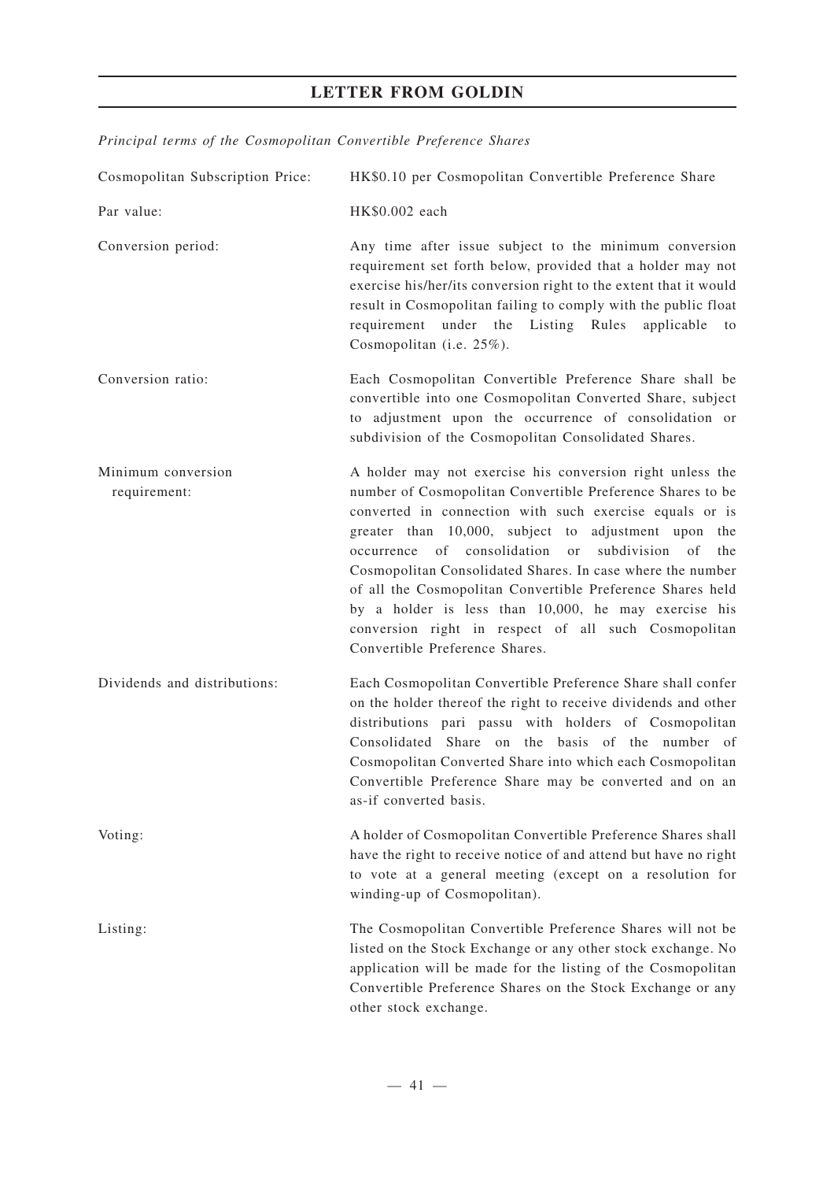*Principal terms of the Cosmopolitan Convertible Preference Shares*

| | |
|---|---|
| Cosmopolitan Subscription Price: | HK$0.10 per Cosmopolitan Convertible Preference Share |
| Par value: | HK$0.002 each |
| Conversion period: | Any time after issue subject to the minimum conversion requirement set forth below, provided that a holder may not exercise his/her/its conversion right to the extent that it would result in Cosmopolitan failing to comply with the public float requirement under the Listing Rules applicable to Cosmopolitan (i.e. 25%). |
| Conversion ratio: | Each Cosmopolitan Convertible Preference Share shall be convertible into one Cosmopolitan Converted Share, subject to adjustment upon the occurrence of consolidation or subdivision of the Cosmopolitan Consolidated Shares. |
| Minimum conversion requirement: | A holder may not exercise his conversion right unless the number of Cosmopolitan Convertible Preference Shares to be converted in connection with such exercise equals or is greater than 10,000, subject to adjustment upon the occurrence of consolidation or subdivision of the Cosmopolitan Consolidated Shares. In case where the number of all the Cosmopolitan Convertible Preference Shares held by a holder is less than 10,000, he may exercise his conversion right in respect of all such Cosmopolitan Convertible Preference Shares. |
| Dividends and distributions: | Each Cosmopolitan Convertible Preference Share shall confer on the holder thereof the right to receive dividends and other distributions pari passu with holders of Cosmopolitan Consolidated Share on the basis of the number of Cosmopolitan Converted Share into which each Cosmopolitan Convertible Preference Share may be converted and on an as-if converted basis. |
| Voting: | A holder of Cosmopolitan Convertible Preference Shares shall have the right to receive notice of and attend but have no right to vote at a general meeting (except on a resolution for winding-up of Cosmopolitan). |
| Listing: | The Cosmopolitan Convertible Preference Shares will not be listed on the Stock Exchange or any other stock exchange. No application will be made for the listing of the Cosmopolitan Convertible Preference Shares on the Stock Exchange or any other stock exchange. |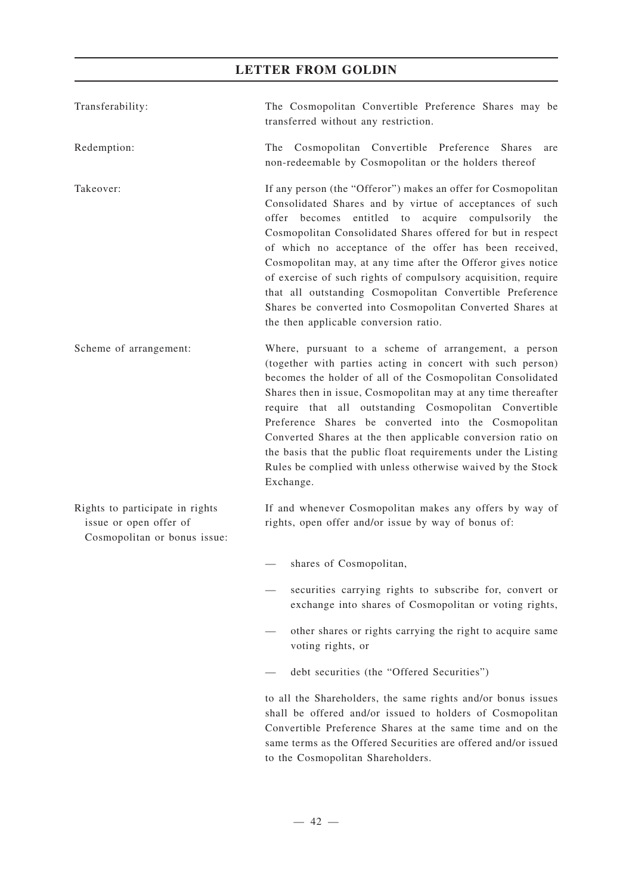| | |
|---|---|
| Transferability: | The Cosmopolitan Convertible Preference Shares may be transferred without any restriction. |
| Redemption: | The Cosmopolitan Convertible Preference Shares are non-redeemable by Cosmopolitan or the holders thereof |
| Takeover: | If any person (the "Offeror") makes an offer for Cosmopolitan Consolidated Shares and by virtue of acceptances of such offer becomes entitled to acquire compulsorily the Cosmopolitan Consolidated Shares offered for but in respect of which no acceptance of the offer has been received, Cosmopolitan may, at any time after the Offeror gives notice of exercise of such rights of compulsory acquisition, require that all outstanding Cosmopolitan Convertible Preference Shares be converted into Cosmopolitan Converted Shares at the then applicable conversion ratio. |
| Scheme of arrangement: | Where, pursuant to a scheme of arrangement, a person (together with parties acting in concert with such person) becomes the holder of all of the Cosmopolitan Consolidated Shares then in issue, Cosmopolitan may at any time thereafter require that all outstanding Cosmopolitan Convertible Preference Shares be converted into the Cosmopolitan Converted Shares at the then applicable conversion ratio on the basis that the public float requirements under the Listing Rules be complied with unless otherwise waived by the Stock Exchange. |
| Rights to participate in rights issue or open offer of Cosmopolitan or bonus issue: | If and whenever Cosmopolitan makes any offers by way of rights, open offer and/or issue by way of bonus of:<br>— shares of Cosmopolitan,<br>— securities carrying rights to subscribe for, convert or exchange into shares of Cosmopolitan or voting rights,<br>— other shares or rights carrying the right to acquire same voting rights, or<br>— debt securities (the "Offered Securities")<br>to all the Shareholders, the same rights and/or bonus issues shall be offered and/or issued to holders of Cosmopolitan Convertible Preference Shares at the same time and on the same terms as the Offered Securities are offered and/or issued to the Cosmopolitan Shareholders. |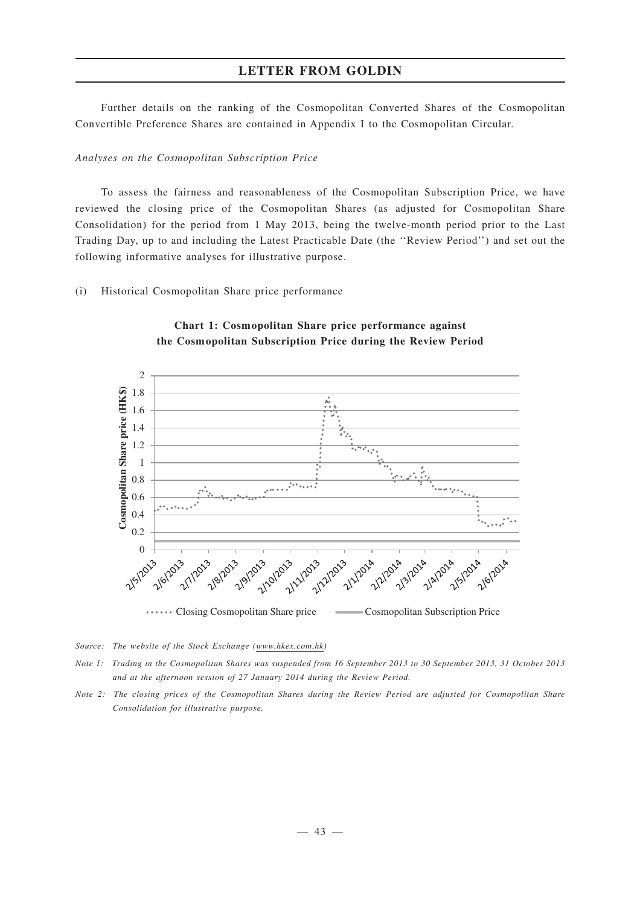Further details on the ranking of the Cosmopolitan Converted Shares of the Cosmopolitan Convertible Preference Shares are contained in Appendix I to the Cosmopolitan Circular.

*Analyses on the Cosmopolitan Subscription Price*

To assess the fairness and reasonableness of the Cosmopolitan Subscription Price, we have reviewed the closing price of the Cosmopolitan Shares (as adjusted for Cosmopolitan Share Consolidation) for the period from 1 May 2013, being the twelve-month period prior to the Last Trading Day, up to and including the Latest Practicable Date (the ''Review Period'') and set out the following informative analyses for illustrative purpose.

(i) Historical Cosmopolitan Share price performance

**Chart 1: Cosmopolitan Share price performance against the Cosmopolitan Subscription Price during the Review Period**

Cosmopolitan Share price (HK$)

2
1.8
1.6
1.4
1.2
1
0.8
0.6
0.4
0.2
0

2/5/2013 2/6/2013 2/7/2013 2/8/2013 2/9/2013 2/10/2013 2/11/2013 2/12/2013 2/1/2014 2/2/2014 2/3/2014 2/4/2014 2/5/2014 2/6/2014

Closing Cosmopolitan Share price — Cosmopolitan Subscription Price

*Source: The website of the Stock Exchange (www.hkex.com.hk)*

*Note 1: Trading in the Cosmopolitan Shares was suspended from 16 September 2013 to 30 September 2013, 31 October 2013 and at the afternoon session of 27 January 2014 during the Review Period.*

*Note 2: The closing prices of the Cosmopolitan Shares during the Review Period are adjusted for Cosmopolitan Share Consolidation for illustrative purpose.*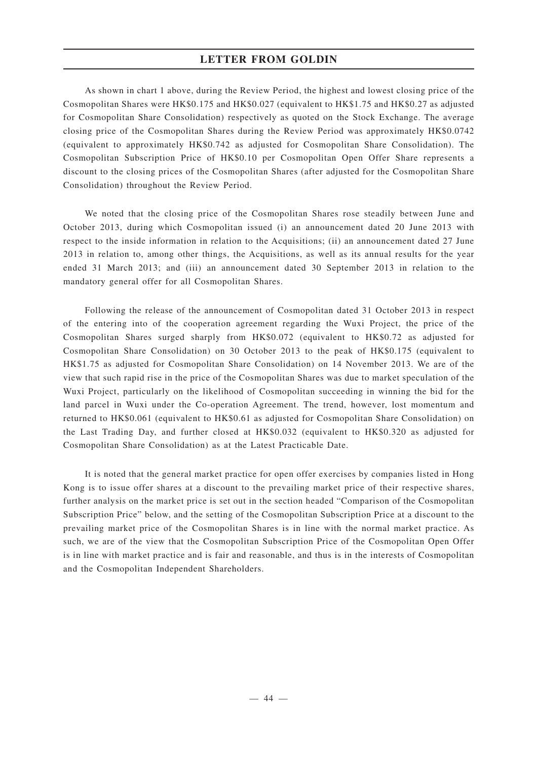As shown in chart 1 above, during the Review Period, the highest and lowest closing price of the Cosmopolitan Shares were HK$0.175 and HK$0.027 (equivalent to HK$1.75 and HK$0.27 as adjusted for Cosmopolitan Share Consolidation) respectively as quoted on the Stock Exchange. The average closing price of the Cosmopolitan Shares during the Review Period was approximately HK$0.0742 (equivalent to approximately HK$0.742 as adjusted for Cosmopolitan Share Consolidation). The Cosmopolitan Subscription Price of HK$0.10 per Cosmopolitan Open Offer Share represents a discount to the closing prices of the Cosmopolitan Shares (after adjusted for the Cosmopolitan Share Consolidation) throughout the Review Period.

We noted that the closing price of the Cosmopolitan Shares rose steadily between June and October 2013, during which Cosmopolitan issued (i) an announcement dated 20 June 2013 with respect to the inside information in relation to the Acquisitions; (ii) an announcement dated 27 June 2013 in relation to, among other things, the Acquisitions, as well as its annual results for the year ended 31 March 2013; and (iii) an announcement dated 30 September 2013 in relation to the mandatory general offer for all Cosmopolitan Shares.

Following the release of the announcement of Cosmopolitan dated 31 October 2013 in respect of the entering into of the cooperation agreement regarding the Wuxi Project, the price of the Cosmopolitan Shares surged sharply from HK$0.072 (equivalent to HK$0.72 as adjusted for Cosmopolitan Share Consolidation) on 30 October 2013 to the peak of HK$0.175 (equivalent to HK$1.75 as adjusted for Cosmopolitan Share Consolidation) on 14 November 2013. We are of the view that such rapid rise in the price of the Cosmopolitan Shares was due to market speculation of the Wuxi Project, particularly on the likelihood of Cosmopolitan succeeding in winning the bid for the land parcel in Wuxi under the Co-operation Agreement. The trend, however, lost momentum and returned to HK$0.061 (equivalent to HK$0.61 as adjusted for Cosmopolitan Share Consolidation) on the Last Trading Day, and further closed at HK$0.032 (equivalent to HK$0.320 as adjusted for Cosmopolitan Share Consolidation) as at the Latest Practicable Date.

It is noted that the general market practice for open offer exercises by companies listed in Hong Kong is to issue offer shares at a discount to the prevailing market price of their respective shares, further analysis on the market price is set out in the section headed "Comparison of the Cosmopolitan Subscription Price" below, and the setting of the Cosmopolitan Subscription Price at a discount to the prevailing market price of the Cosmopolitan Shares is in line with the normal market practice. As such, we are of the view that the Cosmopolitan Subscription Price of the Cosmopolitan Open Offer is in line with market practice and is fair and reasonable, and thus is in the interests of Cosmopolitan and the Cosmopolitan Independent Shareholders.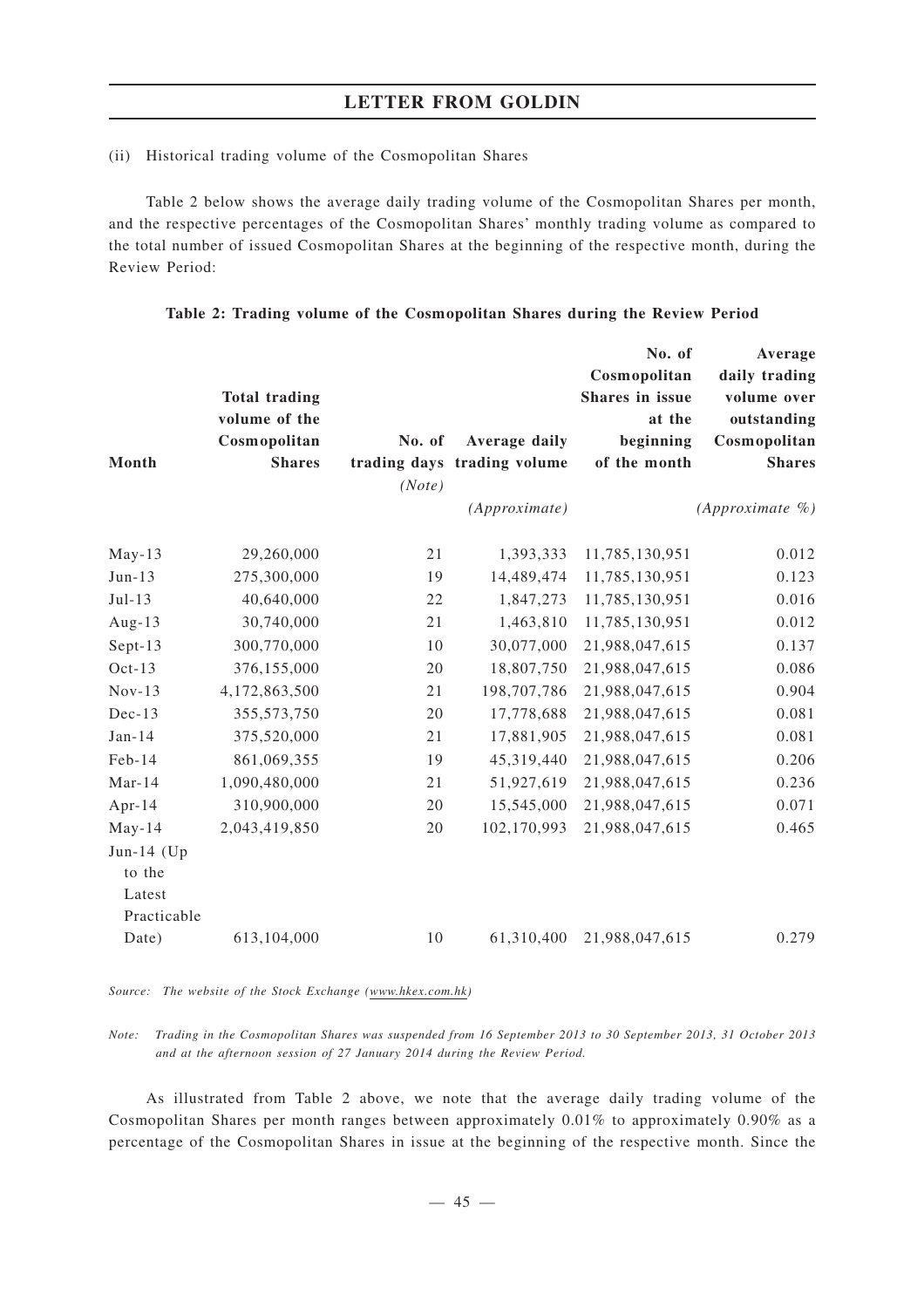(ii) Historical trading volume of the Cosmopolitan Shares

Table 2 below shows the average daily trading volume of the Cosmopolitan Shares per month, and the respective percentages of the Cosmopolitan Shares' monthly trading volume as compared to the total number of issued Cosmopolitan Shares at the beginning of the respective month, during the Review Period:

**Table 2: Trading volume of the Cosmopolitan Shares during the Review Period**

| Month | Total trading volume of the Cosmopolitan Shares | No. of trading days *(Note)* | Average daily trading volume *(Approximate)* | No. of Cosmopolitan Shares in issue at the beginning of the month | Average daily trading volume over outstanding Cosmopolitan Shares *(Approximate %)* |
|---|---|---|---|---|---|
| May-13 | 29,260,000 | 21 | 1,393,333 | 11,785,130,951 | 0.012 |
| Jun-13 | 275,300,000 | 19 | 14,489,474 | 11,785,130,951 | 0.123 |
| Jul-13 | 40,640,000 | 22 | 1,847,273 | 11,785,130,951 | 0.016 |
| Aug-13 | 30,740,000 | 21 | 1,463,810 | 11,785,130,951 | 0.012 |
| Sept-13 | 300,770,000 | 10 | 30,077,000 | 21,988,047,615 | 0.137 |
| Oct-13 | 376,155,000 | 20 | 18,807,750 | 21,988,047,615 | 0.086 |
| Nov-13 | 4,172,863,500 | 21 | 198,707,786 | 21,988,047,615 | 0.904 |
| Dec-13 | 355,573,750 | 20 | 17,778,688 | 21,988,047,615 | 0.081 |
| Jan-14 | 375,520,000 | 21 | 17,881,905 | 21,988,047,615 | 0.081 |
| Feb-14 | 861,069,355 | 19 | 45,319,440 | 21,988,047,615 | 0.206 |
| Mar-14 | 1,090,480,000 | 21 | 51,927,619 | 21,988,047,615 | 0.236 |
| Apr-14 | 310,900,000 | 20 | 15,545,000 | 21,988,047,615 | 0.071 |
| May-14 | 2,043,419,850 | 20 | 102,170,993 | 21,988,047,615 | 0.465 |
| Jun-14 (Up to the Latest Practicable Date) | 613,104,000 | 10 | 61,310,400 | 21,988,047,615 | 0.279 |

*Source: The website of the Stock Exchange (www.hkex.com.hk)*

*Note: Trading in the Cosmopolitan Shares was suspended from 16 September 2013 to 30 September 2013, 31 October 2013 and at the afternoon session of 27 January 2014 during the Review Period.*

As illustrated from Table 2 above, we note that the average daily trading volume of the Cosmopolitan Shares per month ranges between approximately 0.01% to approximately 0.90% as a percentage of the Cosmopolitan Shares in issue at the beginning of the respective month. Since the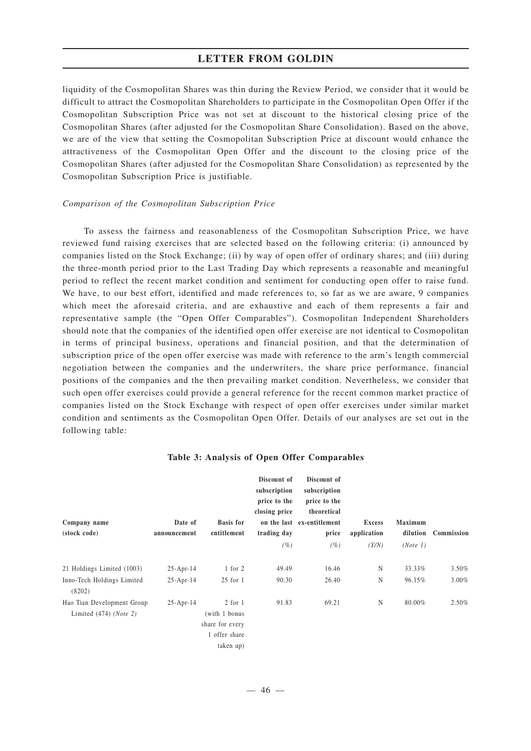liquidity of the Cosmopolitan Shares was thin during the Review Period, we consider that it would be difficult to attract the Cosmopolitan Shareholders to participate in the Cosmopolitan Open Offer if the Cosmopolitan Subscription Price was not set at discount to the historical closing price of the Cosmopolitan Shares (after adjusted for the Cosmopolitan Share Consolidation). Based on the above, we are of the view that setting the Cosmopolitan Subscription Price at discount would enhance the attractiveness of the Cosmopolitan Open Offer and the discount to the closing price of the Cosmopolitan Shares (after adjusted for the Cosmopolitan Share Consolidation) as represented by the Cosmopolitan Subscription Price is justifiable.

*Comparison of the Cosmopolitan Subscription Price*

To assess the fairness and reasonableness of the Cosmopolitan Subscription Price, we have reviewed fund raising exercises that are selected based on the following criteria: (i) announced by companies listed on the Stock Exchange; (ii) by way of open offer of ordinary shares; and (iii) during the three-month period prior to the Last Trading Day which represents a reasonable and meaningful period to reflect the recent market condition and sentiment for conducting open offer to raise fund. We have, to our best effort, identified and made references to, so far as we are aware, 9 companies which meet the aforesaid criteria, and are exhaustive and each of them represents a fair and representative sample (the "Open Offer Comparables"). Cosmopolitan Independent Shareholders should note that the companies of the identified open offer exercise are not identical to Cosmopolitan in terms of principal business, operations and financial position, and that the determination of subscription price of the open offer exercise was made with reference to the arm's length commercial negotiation between the companies and the underwriters, the share price performance, financial positions of the companies and the then prevailing market condition. Nevertheless, we consider that such open offer exercises could provide a general reference for the recent common market practice of companies listed on the Stock Exchange with respect of open offer exercises under similar market condition and sentiments as the Cosmopolitan Open Offer. Details of our analyses are set out in the following table:

**Table 3: Analysis of Open Offer Comparables**

| Company name (stock code) | Date of announcement | Basis for entitlement | Discount of subscription price to the closing price on the last trading day (%) | Discount of subscription price to the theoretical ex-entitlement price (%) | Excess application (Y/N) | Maximum dilution (Note 1) | Commission |
|---|---|---|---|---|---|---|---|
| 21 Holdings Limited (1003) | 25-Apr-14 | 1 for 2 | 49.49 | 16.46 | N | 33.33% | 3.50% |
| Inno-Tech Holdings Limited (8202) | 25-Apr-14 | 25 for 1 | 90.30 | 26.40 | N | 96.15% | 3.00% |
| Hao Tian Development Group Limited (474) *(Note 2)* | 25-Apr-14 | 2 for 1 (with 1 bonus share for every 1 offer share taken up) | 91.83 | 69.21 | N | 80.00% | 2.50% |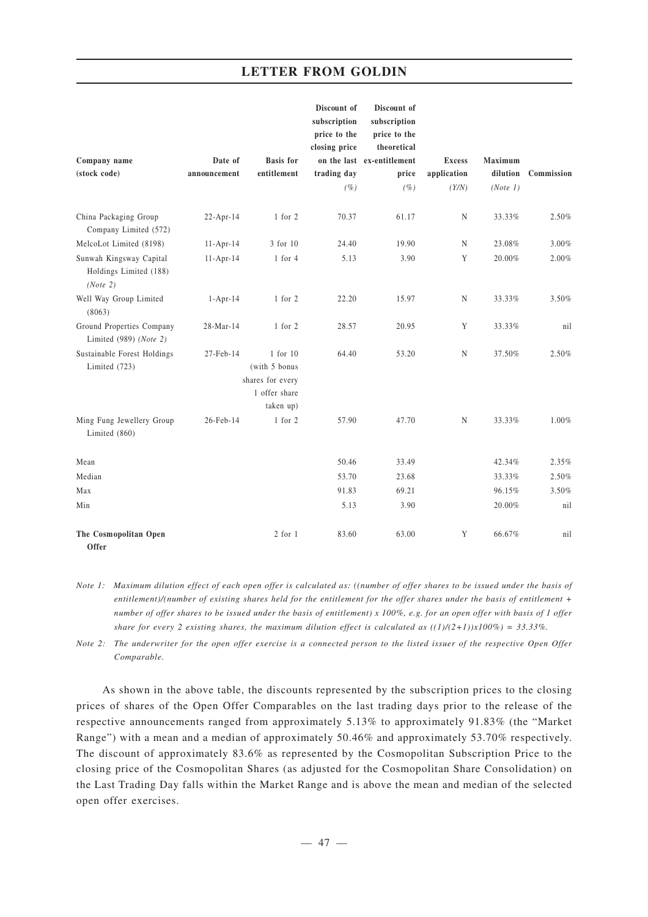## LETTER FROM GOLDIN

| Company name (stock code) | Date of announcement | Basis for entitlement | Discount of subscription price to the closing price on the last trading day (%) | Discount of subscription price to the theoretical ex-entitlement price (%) | Excess application (Y/N) | Maximum dilution (Note 1) | Commission |
|---|---|---|---|---|---|---|---|
| China Packaging Group Company Limited (572) | 22-Apr-14 | 1 for 2 | 70.37 | 61.17 | N | 33.33% | 2.50% |
| MelcoLot Limited (8198) | 11-Apr-14 | 3 for 10 | 24.40 | 19.90 | N | 23.08% | 3.00% |
| Sunwah Kingsway Capital Holdings Limited (188) *(Note 2)* | 11-Apr-14 | 1 for 4 | 5.13 | 3.90 | Y | 20.00% | 2.00% |
| Well Way Group Limited (8063) | 1-Apr-14 | 1 for 2 | 22.20 | 15.97 | N | 33.33% | 3.50% |
| Ground Properties Company Limited (989) *(Note 2)* | 28-Mar-14 | 1 for 2 | 28.57 | 20.95 | Y | 33.33% | nil |
| Sustainable Forest Holdings Limited (723) | 27-Feb-14 | 1 for 10 (with 5 bonus shares for every 1 offer share taken up) | 64.40 | 53.20 | N | 37.50% | 2.50% |
| Ming Fung Jewellery Group Limited (860) | 26-Feb-14 | 1 for 2 | 57.90 | 47.70 | N | 33.33% | 1.00% |
| Mean | | | 50.46 | 33.49 | | 42.34% | 2.35% |
| Median | | | 53.70 | 23.68 | | 33.33% | 2.50% |
| Max | | | 91.83 | 69.21 | | 96.15% | 3.50% |
| Min | | | 5.13 | 3.90 | | 20.00% | nil |
| **The Cosmopolitan Open Offer** | | 2 for 1 | 83.60 | 63.00 | Y | 66.67% | nil |

*Note 1: Maximum dilution effect of each open offer is calculated as: ((number of offer shares to be issued under the basis of entitlement)/(number of existing shares held for the entitlement for the offer shares under the basis of entitlement + number of offer shares to be issued under the basis of entitlement) x 100%, e.g. for an open offer with basis of 1 offer share for every 2 existing shares, the maximum dilution effect is calculated as ((1)/(2+1))x100%) = 33.33%.*

*Note 2: The underwriter for the open offer exercise is a connected person to the listed issuer of the respective Open Offer Comparable.*

As shown in the above table, the discounts represented by the subscription prices to the closing prices of shares of the Open Offer Comparables on the last trading days prior to the release of the respective announcements ranged from approximately 5.13% to approximately 91.83% (the "Market Range") with a mean and a median of approximately 50.46% and approximately 53.70% respectively. The discount of approximately 83.6% as represented by the Cosmopolitan Subscription Price to the closing price of the Cosmopolitan Shares (as adjusted for the Cosmopolitan Share Consolidation) on the Last Trading Day falls within the Market Range and is above the mean and median of the selected open offer exercises.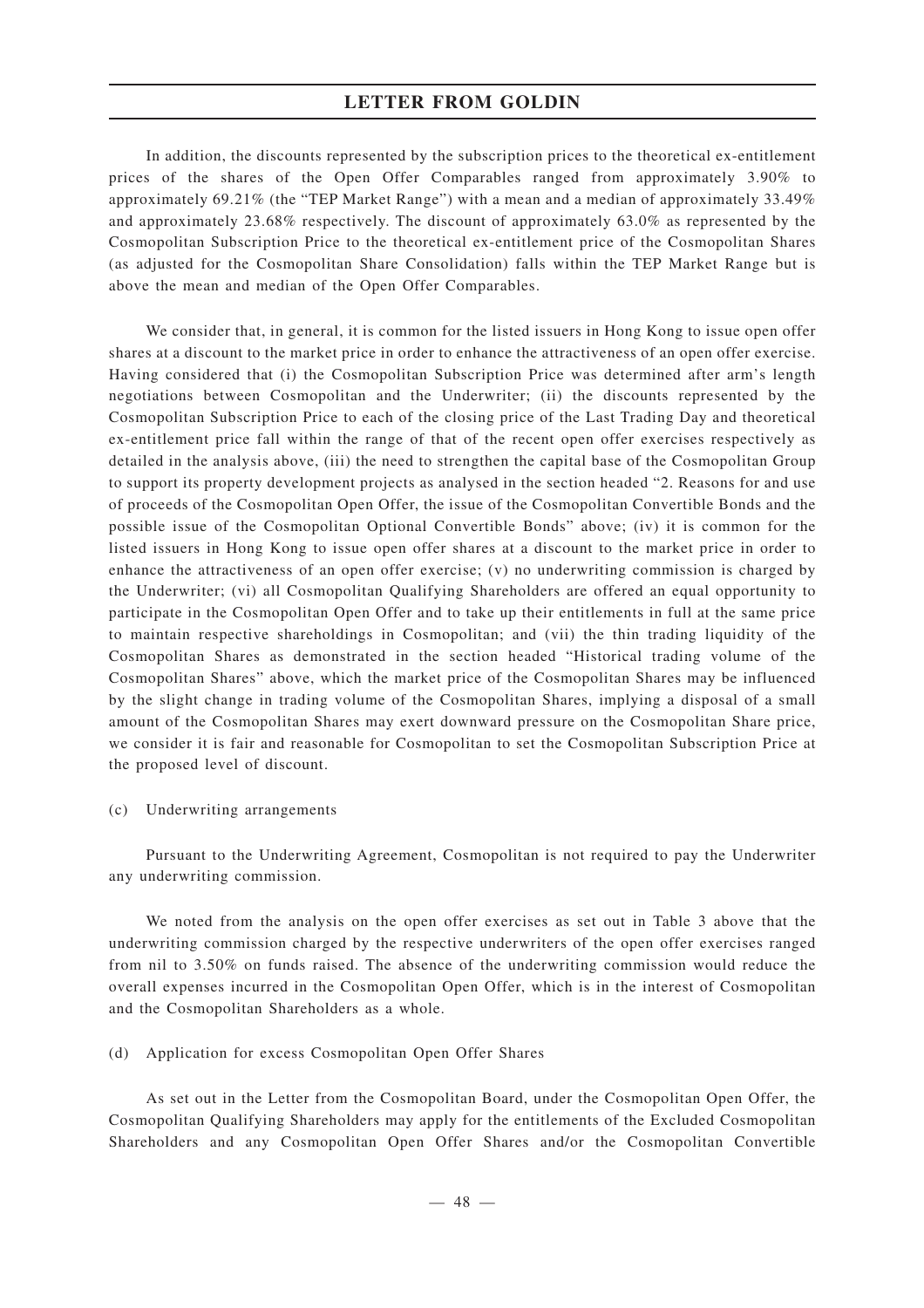In addition, the discounts represented by the subscription prices to the theoretical ex-entitlement prices of the shares of the Open Offer Comparables ranged from approximately 3.90% to approximately 69.21% (the "TEP Market Range") with a mean and a median of approximately 33.49% and approximately 23.68% respectively. The discount of approximately 63.0% as represented by the Cosmopolitan Subscription Price to the theoretical ex-entitlement price of the Cosmopolitan Shares (as adjusted for the Cosmopolitan Share Consolidation) falls within the TEP Market Range but is above the mean and median of the Open Offer Comparables.

We consider that, in general, it is common for the listed issuers in Hong Kong to issue open offer shares at a discount to the market price in order to enhance the attractiveness of an open offer exercise. Having considered that (i) the Cosmopolitan Subscription Price was determined after arm's length negotiations between Cosmopolitan and the Underwriter; (ii) the discounts represented by the Cosmopolitan Subscription Price to each of the closing price of the Last Trading Day and theoretical ex-entitlement price fall within the range of that of the recent open offer exercises respectively as detailed in the analysis above, (iii) the need to strengthen the capital base of the Cosmopolitan Group to support its property development projects as analysed in the section headed "2. Reasons for and use of proceeds of the Cosmopolitan Open Offer, the issue of the Cosmopolitan Convertible Bonds and the possible issue of the Cosmopolitan Optional Convertible Bonds" above; (iv) it is common for the listed issuers in Hong Kong to issue open offer shares at a discount to the market price in order to enhance the attractiveness of an open offer exercise; (v) no underwriting commission is charged by the Underwriter; (vi) all Cosmopolitan Qualifying Shareholders are offered an equal opportunity to participate in the Cosmopolitan Open Offer and to take up their entitlements in full at the same price to maintain respective shareholdings in Cosmopolitan; and (vii) the thin trading liquidity of the Cosmopolitan Shares as demonstrated in the section headed "Historical trading volume of the Cosmopolitan Shares" above, which the market price of the Cosmopolitan Shares may be influenced by the slight change in trading volume of the Cosmopolitan Shares, implying a disposal of a small amount of the Cosmopolitan Shares may exert downward pressure on the Cosmopolitan Share price, we consider it is fair and reasonable for Cosmopolitan to set the Cosmopolitan Subscription Price at the proposed level of discount.

(c) Underwriting arrangements

Pursuant to the Underwriting Agreement, Cosmopolitan is not required to pay the Underwriter any underwriting commission.

We noted from the analysis on the open offer exercises as set out in Table 3 above that the underwriting commission charged by the respective underwriters of the open offer exercises ranged from nil to 3.50% on funds raised. The absence of the underwriting commission would reduce the overall expenses incurred in the Cosmopolitan Open Offer, which is in the interest of Cosmopolitan and the Cosmopolitan Shareholders as a whole.

(d) Application for excess Cosmopolitan Open Offer Shares

As set out in the Letter from the Cosmopolitan Board, under the Cosmopolitan Open Offer, the Cosmopolitan Qualifying Shareholders may apply for the entitlements of the Excluded Cosmopolitan Shareholders and any Cosmopolitan Open Offer Shares and/or the Cosmopolitan Convertible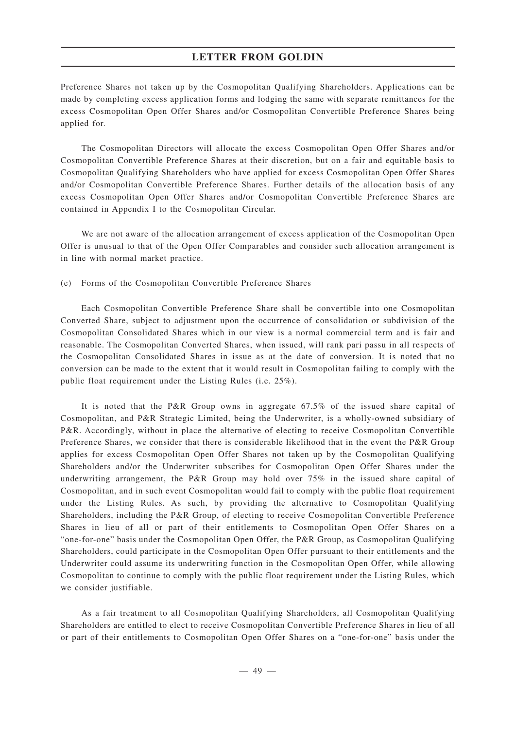Preference Shares not taken up by the Cosmopolitan Qualifying Shareholders. Applications can be made by completing excess application forms and lodging the same with separate remittances for the excess Cosmopolitan Open Offer Shares and/or Cosmopolitan Convertible Preference Shares being applied for.

The Cosmopolitan Directors will allocate the excess Cosmopolitan Open Offer Shares and/or Cosmopolitan Convertible Preference Shares at their discretion, but on a fair and equitable basis to Cosmopolitan Qualifying Shareholders who have applied for excess Cosmopolitan Open Offer Shares and/or Cosmopolitan Convertible Preference Shares. Further details of the allocation basis of any excess Cosmopolitan Open Offer Shares and/or Cosmopolitan Convertible Preference Shares are contained in Appendix I to the Cosmopolitan Circular.

We are not aware of the allocation arrangement of excess application of the Cosmopolitan Open Offer is unusual to that of the Open Offer Comparables and consider such allocation arrangement is in line with normal market practice.

(e) Forms of the Cosmopolitan Convertible Preference Shares

Each Cosmopolitan Convertible Preference Share shall be convertible into one Cosmopolitan Converted Share, subject to adjustment upon the occurrence of consolidation or subdivision of the Cosmopolitan Consolidated Shares which in our view is a normal commercial term and is fair and reasonable. The Cosmopolitan Converted Shares, when issued, will rank pari passu in all respects of the Cosmopolitan Consolidated Shares in issue as at the date of conversion. It is noted that no conversion can be made to the extent that it would result in Cosmopolitan failing to comply with the public float requirement under the Listing Rules (i.e. 25%).

It is noted that the P&R Group owns in aggregate 67.5% of the issued share capital of Cosmopolitan, and P&R Strategic Limited, being the Underwriter, is a wholly-owned subsidiary of P&R. Accordingly, without in place the alternative of electing to receive Cosmopolitan Convertible Preference Shares, we consider that there is considerable likelihood that in the event the P&R Group applies for excess Cosmopolitan Open Offer Shares not taken up by the Cosmopolitan Qualifying Shareholders and/or the Underwriter subscribes for Cosmopolitan Open Offer Shares under the underwriting arrangement, the P&R Group may hold over 75% in the issued share capital of Cosmopolitan, and in such event Cosmopolitan would fail to comply with the public float requirement under the Listing Rules. As such, by providing the alternative to Cosmopolitan Qualifying Shareholders, including the P&R Group, of electing to receive Cosmopolitan Convertible Preference Shares in lieu of all or part of their entitlements to Cosmopolitan Open Offer Shares on a "one-for-one" basis under the Cosmopolitan Open Offer, the P&R Group, as Cosmopolitan Qualifying Shareholders, could participate in the Cosmopolitan Open Offer pursuant to their entitlements and the Underwriter could assume its underwriting function in the Cosmopolitan Open Offer, while allowing Cosmopolitan to continue to comply with the public float requirement under the Listing Rules, which we consider justifiable.

As a fair treatment to all Cosmopolitan Qualifying Shareholders, all Cosmopolitan Qualifying Shareholders are entitled to elect to receive Cosmopolitan Convertible Preference Shares in lieu of all or part of their entitlements to Cosmopolitan Open Offer Shares on a "one-for-one" basis under the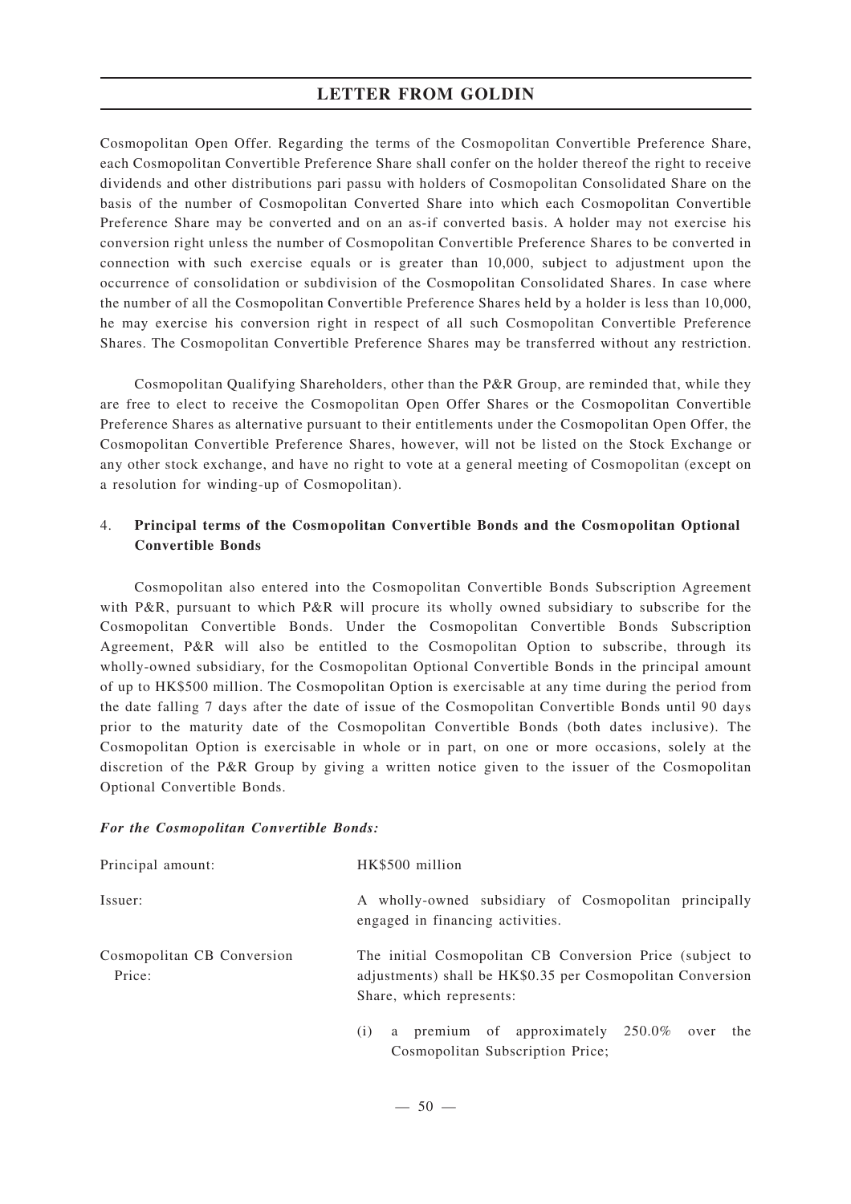Cosmopolitan Open Offer. Regarding the terms of the Cosmopolitan Convertible Preference Share, each Cosmopolitan Convertible Preference Share shall confer on the holder thereof the right to receive dividends and other distributions pari passu with holders of Cosmopolitan Consolidated Share on the basis of the number of Cosmopolitan Converted Share into which each Cosmopolitan Convertible Preference Share may be converted and on an as-if converted basis. A holder may not exercise his conversion right unless the number of Cosmopolitan Convertible Preference Shares to be converted in connection with such exercise equals or is greater than 10,000, subject to adjustment upon the occurrence of consolidation or subdivision of the Cosmopolitan Consolidated Shares. In case where the number of all the Cosmopolitan Convertible Preference Shares held by a holder is less than 10,000, he may exercise his conversion right in respect of all such Cosmopolitan Convertible Preference Shares. The Cosmopolitan Convertible Preference Shares may be transferred without any restriction.

Cosmopolitan Qualifying Shareholders, other than the P&R Group, are reminded that, while they are free to elect to receive the Cosmopolitan Open Offer Shares or the Cosmopolitan Convertible Preference Shares as alternative pursuant to their entitlements under the Cosmopolitan Open Offer, the Cosmopolitan Convertible Preference Shares, however, will not be listed on the Stock Exchange or any other stock exchange, and have no right to vote at a general meeting of Cosmopolitan (except on a resolution for winding-up of Cosmopolitan).

4. **Principal terms of the Cosmopolitan Convertible Bonds and the Cosmopolitan Optional Convertible Bonds**

Cosmopolitan also entered into the Cosmopolitan Convertible Bonds Subscription Agreement with P&R, pursuant to which P&R will procure its wholly owned subsidiary to subscribe for the Cosmopolitan Convertible Bonds. Under the Cosmopolitan Convertible Bonds Subscription Agreement, P&R will also be entitled to the Cosmopolitan Option to subscribe, through its wholly-owned subsidiary, for the Cosmopolitan Optional Convertible Bonds in the principal amount of up to HK$500 million. The Cosmopolitan Option is exercisable at any time during the period from the date falling 7 days after the date of issue of the Cosmopolitan Convertible Bonds until 90 days prior to the maturity date of the Cosmopolitan Convertible Bonds (both dates inclusive). The Cosmopolitan Option is exercisable in whole or in part, on one or more occasions, solely at the discretion of the P&R Group by giving a written notice given to the issuer of the Cosmopolitan Optional Convertible Bonds.

***For the Cosmopolitan Convertible Bonds:***

| | |
|---|---|
| Principal amount: | HK$500 million |
| Issuer: | A wholly-owned subsidiary of Cosmopolitan principally engaged in financing activities. |
| Cosmopolitan CB Conversion Price: | The initial Cosmopolitan CB Conversion Price (subject to adjustments) shall be HK$0.35 per Cosmopolitan Conversion Share, which represents:<br><br>(i) a premium of approximately 250.0% over the Cosmopolitan Subscription Price; |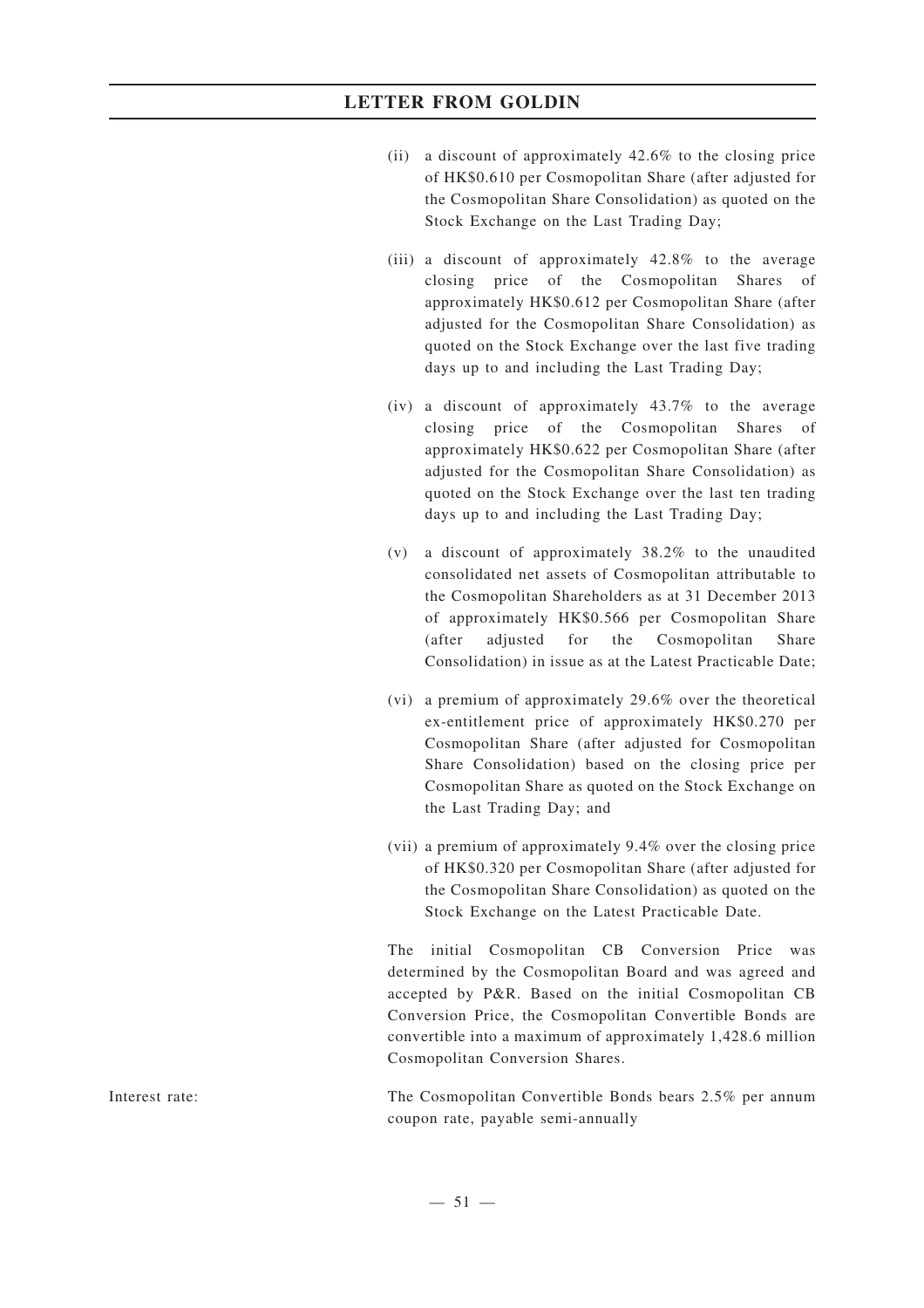(ii) a discount of approximately 42.6% to the closing price of HK$0.610 per Cosmopolitan Share (after adjusted for the Cosmopolitan Share Consolidation) as quoted on the Stock Exchange on the Last Trading Day;

(iii) a discount of approximately 42.8% to the average closing price of the Cosmopolitan Shares of approximately HK$0.612 per Cosmopolitan Share (after adjusted for the Cosmopolitan Share Consolidation) as quoted on the Stock Exchange over the last five trading days up to and including the Last Trading Day;

(iv) a discount of approximately 43.7% to the average closing price of the Cosmopolitan Shares of approximately HK$0.622 per Cosmopolitan Share (after adjusted for the Cosmopolitan Share Consolidation) as quoted on the Stock Exchange over the last ten trading days up to and including the Last Trading Day;

(v) a discount of approximately 38.2% to the unaudited consolidated net assets of Cosmopolitan attributable to the Cosmopolitan Shareholders as at 31 December 2013 of approximately HK$0.566 per Cosmopolitan Share (after adjusted for the Cosmopolitan Share Consolidation) in issue as at the Latest Practicable Date;

(vi) a premium of approximately 29.6% over the theoretical ex-entitlement price of approximately HK$0.270 per Cosmopolitan Share (after adjusted for Cosmopolitan Share Consolidation) based on the closing price per Cosmopolitan Share as quoted on the Stock Exchange on the Last Trading Day; and

(vii) a premium of approximately 9.4% over the closing price of HK$0.320 per Cosmopolitan Share (after adjusted for the Cosmopolitan Share Consolidation) as quoted on the Stock Exchange on the Latest Practicable Date.

The initial Cosmopolitan CB Conversion Price was determined by the Cosmopolitan Board and was agreed and accepted by P&R. Based on the initial Cosmopolitan CB Conversion Price, the Cosmopolitan Convertible Bonds are convertible into a maximum of approximately 1,428.6 million Cosmopolitan Conversion Shares.

Interest rate: The Cosmopolitan Convertible Bonds bears 2.5% per annum coupon rate, payable semi-annually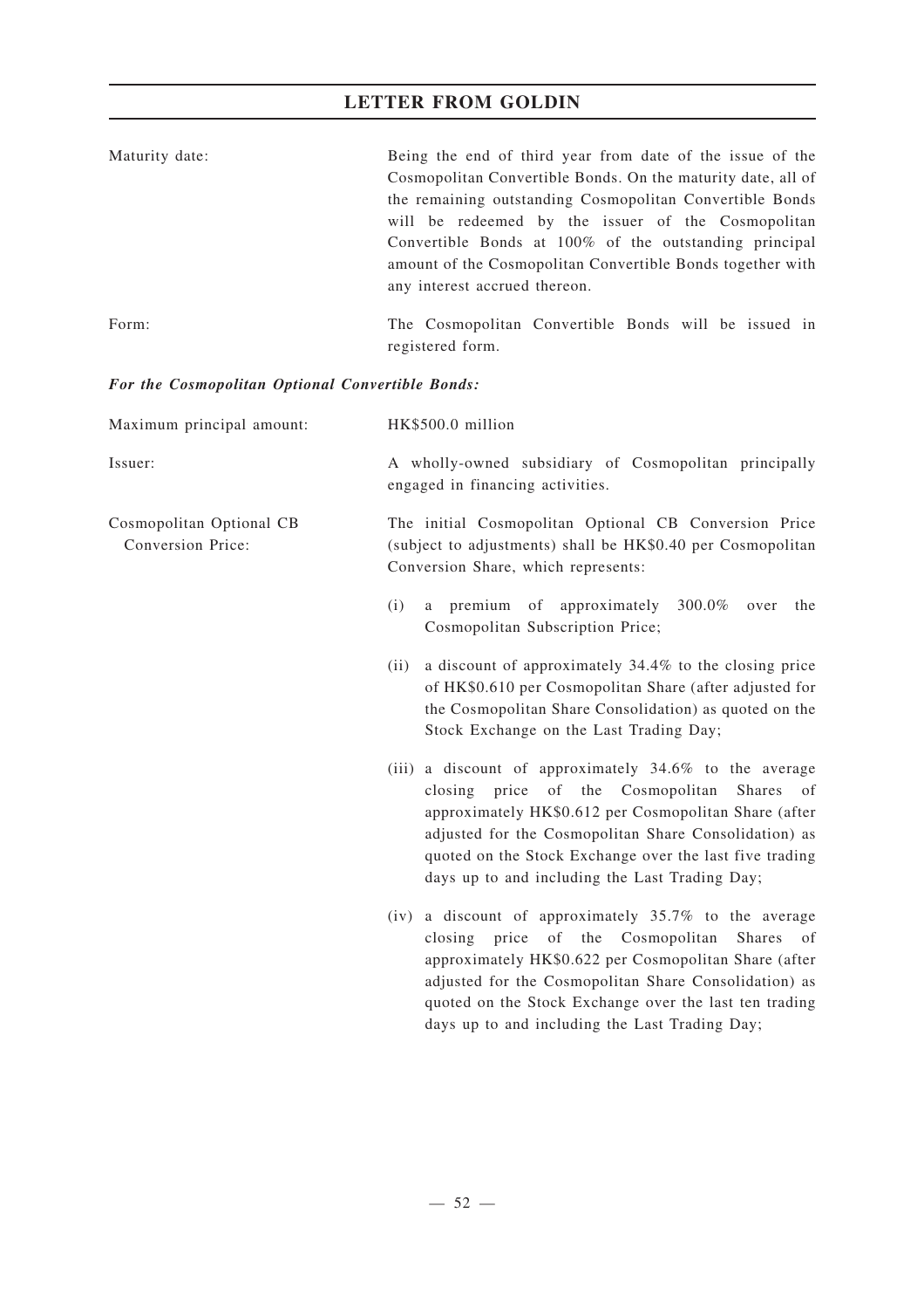| | |
|---|---|
| Maturity date: | Being the end of third year from date of the issue of the Cosmopolitan Convertible Bonds. On the maturity date, all of the remaining outstanding Cosmopolitan Convertible Bonds will be redeemed by the issuer of the Cosmopolitan Convertible Bonds at 100% of the outstanding principal amount of the Cosmopolitan Convertible Bonds together with any interest accrued thereon. |
| Form: | The Cosmopolitan Convertible Bonds will be issued in registered form. |

***For the Cosmopolitan Optional Convertible Bonds:***

Maximum principal amount: HK$500.0 million

Issuer: A wholly-owned subsidiary of Cosmopolitan principally engaged in financing activities.

Cosmopolitan Optional CB Conversion Price: The initial Cosmopolitan Optional CB Conversion Price (subject to adjustments) shall be HK$0.40 per Cosmopolitan Conversion Share, which represents:

(i) a premium of approximately 300.0% over the Cosmopolitan Subscription Price;

(ii) a discount of approximately 34.4% to the closing price of HK$0.610 per Cosmopolitan Share (after adjusted for the Cosmopolitan Share Consolidation) as quoted on the Stock Exchange on the Last Trading Day;

(iii) a discount of approximately 34.6% to the average closing price of the Cosmopolitan Shares of approximately HK$0.612 per Cosmopolitan Share (after adjusted for the Cosmopolitan Share Consolidation) as quoted on the Stock Exchange over the last five trading days up to and including the Last Trading Day;

(iv) a discount of approximately 35.7% to the average closing price of the Cosmopolitan Shares of approximately HK$0.622 per Cosmopolitan Share (after adjusted for the Cosmopolitan Share Consolidation) as quoted on the Stock Exchange over the last ten trading days up to and including the Last Trading Day;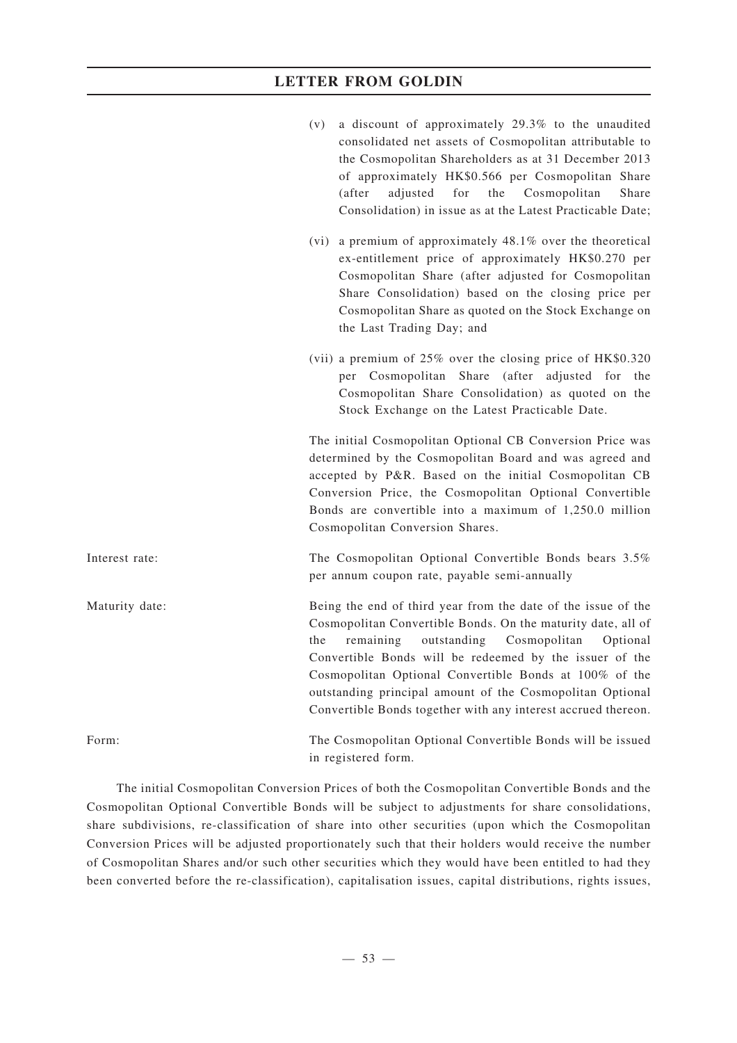(v) a discount of approximately 29.3% to the unaudited consolidated net assets of Cosmopolitan attributable to the Cosmopolitan Shareholders as at 31 December 2013 of approximately HK$0.566 per Cosmopolitan Share (after adjusted for the Cosmopolitan Share Consolidation) in issue as at the Latest Practicable Date;

(vi) a premium of approximately 48.1% over the theoretical ex-entitlement price of approximately HK$0.270 per Cosmopolitan Share (after adjusted for Cosmopolitan Share Consolidation) based on the closing price per Cosmopolitan Share as quoted on the Stock Exchange on the Last Trading Day; and

(vii) a premium of 25% over the closing price of HK$0.320 per Cosmopolitan Share (after adjusted for the Cosmopolitan Share Consolidation) as quoted on the Stock Exchange on the Latest Practicable Date.

The initial Cosmopolitan Optional CB Conversion Price was determined by the Cosmopolitan Board and was agreed and accepted by P&R. Based on the initial Cosmopolitan CB Conversion Price, the Cosmopolitan Optional Convertible Bonds are convertible into a maximum of 1,250.0 million Cosmopolitan Conversion Shares.

| | |
|---|---|
| Interest rate: | The Cosmopolitan Optional Convertible Bonds bears 3.5% per annum coupon rate, payable semi-annually |
| Maturity date: | Being the end of third year from the date of the issue of the Cosmopolitan Convertible Bonds. On the maturity date, all of the remaining outstanding Cosmopolitan Optional Convertible Bonds will be redeemed by the issuer of the Cosmopolitan Optional Convertible Bonds at 100% of the outstanding principal amount of the Cosmopolitan Optional Convertible Bonds together with any interest accrued thereon. |
| Form: | The Cosmopolitan Optional Convertible Bonds will be issued in registered form. |

The initial Cosmopolitan Conversion Prices of both the Cosmopolitan Convertible Bonds and the Cosmopolitan Optional Convertible Bonds will be subject to adjustments for share consolidations, share subdivisions, re-classification of share into other securities (upon which the Cosmopolitan Conversion Prices will be adjusted proportionately such that their holders would receive the number of Cosmopolitan Shares and/or such other securities which they would have been entitled to had they been converted before the re-classification), capitalisation issues, capital distributions, rights issues,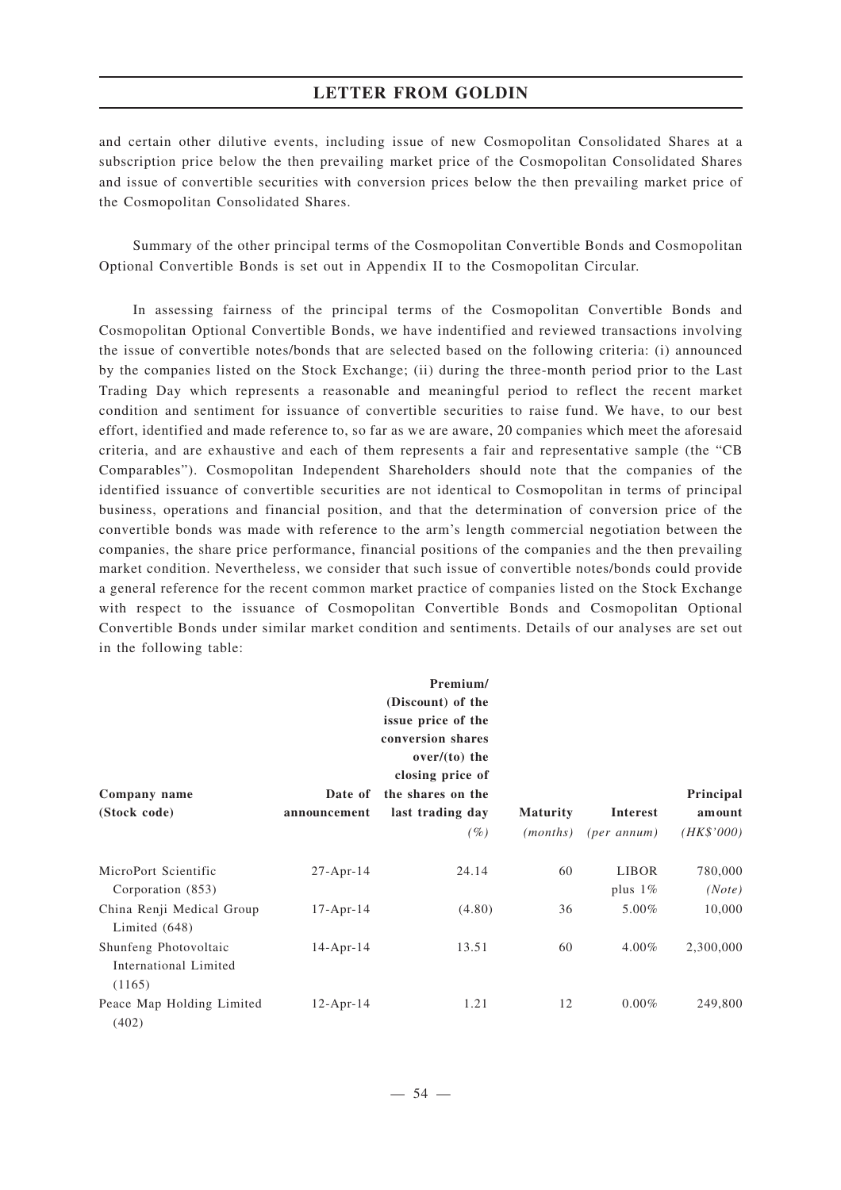and certain other dilutive events, including issue of new Cosmopolitan Consolidated Shares at a subscription price below the then prevailing market price of the Cosmopolitan Consolidated Shares and issue of convertible securities with conversion prices below the then prevailing market price of the Cosmopolitan Consolidated Shares.

Summary of the other principal terms of the Cosmopolitan Convertible Bonds and Cosmopolitan Optional Convertible Bonds is set out in Appendix II to the Cosmopolitan Circular.

In assessing fairness of the principal terms of the Cosmopolitan Convertible Bonds and Cosmopolitan Optional Convertible Bonds, we have indentified and reviewed transactions involving the issue of convertible notes/bonds that are selected based on the following criteria: (i) announced by the companies listed on the Stock Exchange; (ii) during the three-month period prior to the Last Trading Day which represents a reasonable and meaningful period to reflect the recent market condition and sentiment for issuance of convertible securities to raise fund. We have, to our best effort, identified and made reference to, so far as we are aware, 20 companies which meet the aforesaid criteria, and are exhaustive and each of them represents a fair and representative sample (the "CB Comparables"). Cosmopolitan Independent Shareholders should note that the companies of the identified issuance of convertible securities are not identical to Cosmopolitan in terms of principal business, operations and financial position, and that the determination of conversion price of the convertible bonds was made with reference to the arm's length commercial negotiation between the companies, the share price performance, financial positions of the companies and the then prevailing market condition. Nevertheless, we consider that such issue of convertible notes/bonds could provide a general reference for the recent common market practice of companies listed on the Stock Exchange with respect to the issuance of Cosmopolitan Convertible Bonds and Cosmopolitan Optional Convertible Bonds under similar market condition and sentiments. Details of our analyses are set out in the following table:

| Company name (Stock code) | Date of announcement | Premium/ (Discount) of the issue price of the conversion shares over/(to) the closing price of the shares on the last trading day (%) | Maturity (months) | Interest (per annum) | Principal amount (HK$'000) |
|---|---|---|---|---|---|
| MicroPort Scientific Corporation (853) | 27-Apr-14 | 24.14 | 60 | LIBOR plus 1% | 780,000 (Note) |
| China Renji Medical Group Limited (648) | 17-Apr-14 | (4.80) | 36 | 5.00% | 10,000 |
| Shunfeng Photovoltaic International Limited (1165) | 14-Apr-14 | 13.51 | 60 | 4.00% | 2,300,000 |
| Peace Map Holding Limited (402) | 12-Apr-14 | 1.21 | 12 | 0.00% | 249,800 |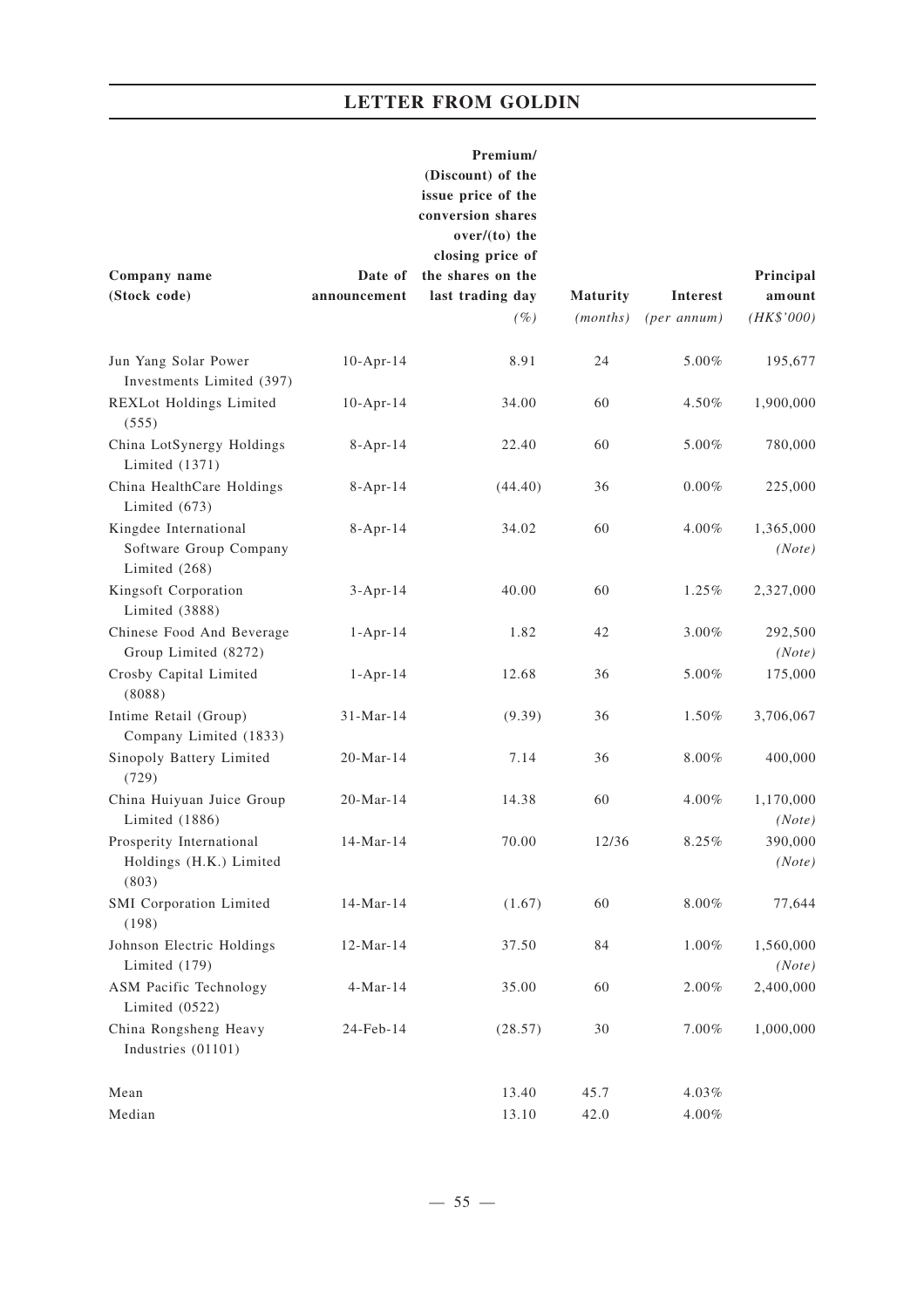| Company name (Stock code) | Date of announcement | Premium/ (Discount) of the issue price of the conversion shares over/(to) the closing price of the shares on the last trading day (%) | Maturity (months) | Interest (per annum) | Principal amount (HK$'000) |
|---|---|---|---|---|---|
| Jun Yang Solar Power Investments Limited (397) | 10-Apr-14 | 8.91 | 24 | 5.00% | 195,677 |
| REXLot Holdings Limited (555) | 10-Apr-14 | 34.00 | 60 | 4.50% | 1,900,000 |
| China LotSynergy Holdings Limited (1371) | 8-Apr-14 | 22.40 | 60 | 5.00% | 780,000 |
| China HealthCare Holdings Limited (673) | 8-Apr-14 | (44.40) | 36 | 0.00% | 225,000 |
| Kingdee International Software Group Company Limited (268) | 8-Apr-14 | 34.02 | 60 | 4.00% | 1,365,000 *(Note)* |
| Kingsoft Corporation Limited (3888) | 3-Apr-14 | 40.00 | 60 | 1.25% | 2,327,000 |
| Chinese Food And Beverage Group Limited (8272) | 1-Apr-14 | 1.82 | 42 | 3.00% | 292,500 *(Note)* |
| Crosby Capital Limited (8088) | 1-Apr-14 | 12.68 | 36 | 5.00% | 175,000 |
| Intime Retail (Group) Company Limited (1833) | 31-Mar-14 | (9.39) | 36 | 1.50% | 3,706,067 |
| Sinopoly Battery Limited (729) | 20-Mar-14 | 7.14 | 36 | 8.00% | 400,000 |
| China Huiyuan Juice Group Limited (1886) | 20-Mar-14 | 14.38 | 60 | 4.00% | 1,170,000 *(Note)* |
| Prosperity International Holdings (H.K.) Limited (803) | 14-Mar-14 | 70.00 | 12/36 | 8.25% | 390,000 *(Note)* |
| SMI Corporation Limited (198) | 14-Mar-14 | (1.67) | 60 | 8.00% | 77,644 |
| Johnson Electric Holdings Limited (179) | 12-Mar-14 | 37.50 | 84 | 1.00% | 1,560,000 *(Note)* |
| ASM Pacific Technology Limited (0522) | 4-Mar-14 | 35.00 | 60 | 2.00% | 2,400,000 |
| China Rongsheng Heavy Industries (01101) | 24-Feb-14 | (28.57) | 30 | 7.00% | 1,000,000 |
| Mean | | 13.40 | 45.7 | 4.03% | |
| Median | | 13.10 | 42.0 | 4.00% | |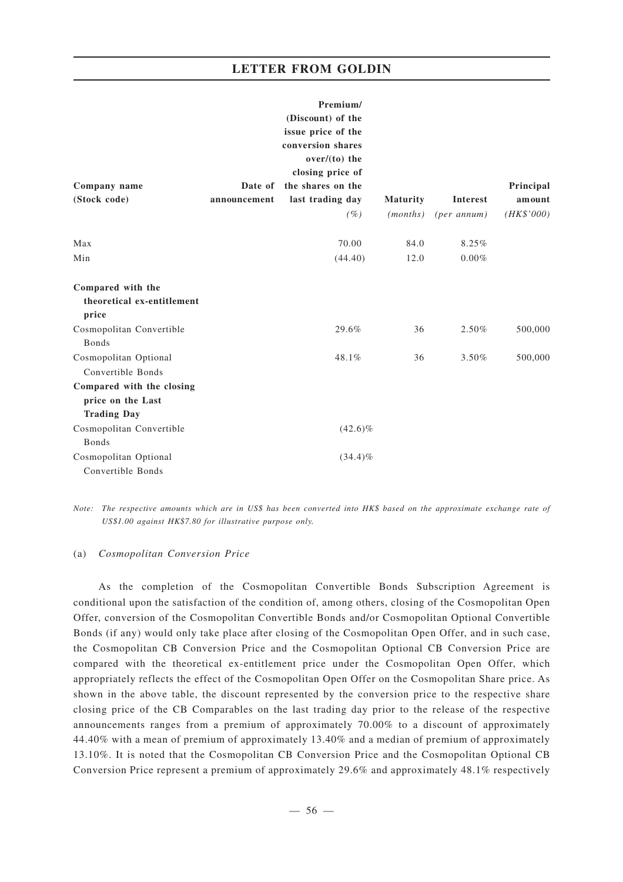| Company name (Stock code) | Date of announcement | Premium/(Discount) of the issue price of the conversion shares over/(to) the closing price of the shares on the last trading day (%) | Maturity (months) | Interest (per annum) | Principal amount (HK$'000) |
|---|---|---|---|---|---|
| Max | | 70.00 | 84.0 | 8.25% | |
| Min | | (44.40) | 12.0 | 0.00% | |
| **Compared with the theoretical ex-entitlement price** | | | | | |
| Cosmopolitan Convertible Bonds | | 29.6% | 36 | 2.50% | 500,000 |
| Cosmopolitan Optional Convertible Bonds | | 48.1% | 36 | 3.50% | 500,000 |
| **Compared with the closing price on the Last Trading Day** | | | | | |
| Cosmopolitan Convertible Bonds | | (42.6)% | | | |
| Cosmopolitan Optional Convertible Bonds | | (34.4)% | | | |

*Note: The respective amounts which are in US$ has been converted into HK$ based on the approximate exchange rate of US$1.00 against HK$7.80 for illustrative purpose only.*

(a) *Cosmopolitan Conversion Price*

As the completion of the Cosmopolitan Convertible Bonds Subscription Agreement is conditional upon the satisfaction of the condition of, among others, closing of the Cosmopolitan Open Offer, conversion of the Cosmopolitan Convertible Bonds and/or Cosmopolitan Optional Convertible Bonds (if any) would only take place after closing of the Cosmopolitan Open Offer, and in such case, the Cosmopolitan CB Conversion Price and the Cosmopolitan Optional CB Conversion Price are compared with the theoretical ex-entitlement price under the Cosmopolitan Open Offer, which appropriately reflects the effect of the Cosmopolitan Open Offer on the Cosmopolitan Share price. As shown in the above table, the discount represented by the conversion price to the respective share closing price of the CB Comparables on the last trading day prior to the release of the respective announcements ranges from a premium of approximately 70.00% to a discount of approximately 44.40% with a mean of premium of approximately 13.40% and a median of premium of approximately 13.10%. It is noted that the Cosmopolitan CB Conversion Price and the Cosmopolitan Optional CB Conversion Price represent a premium of approximately 29.6% and approximately 48.1% respectively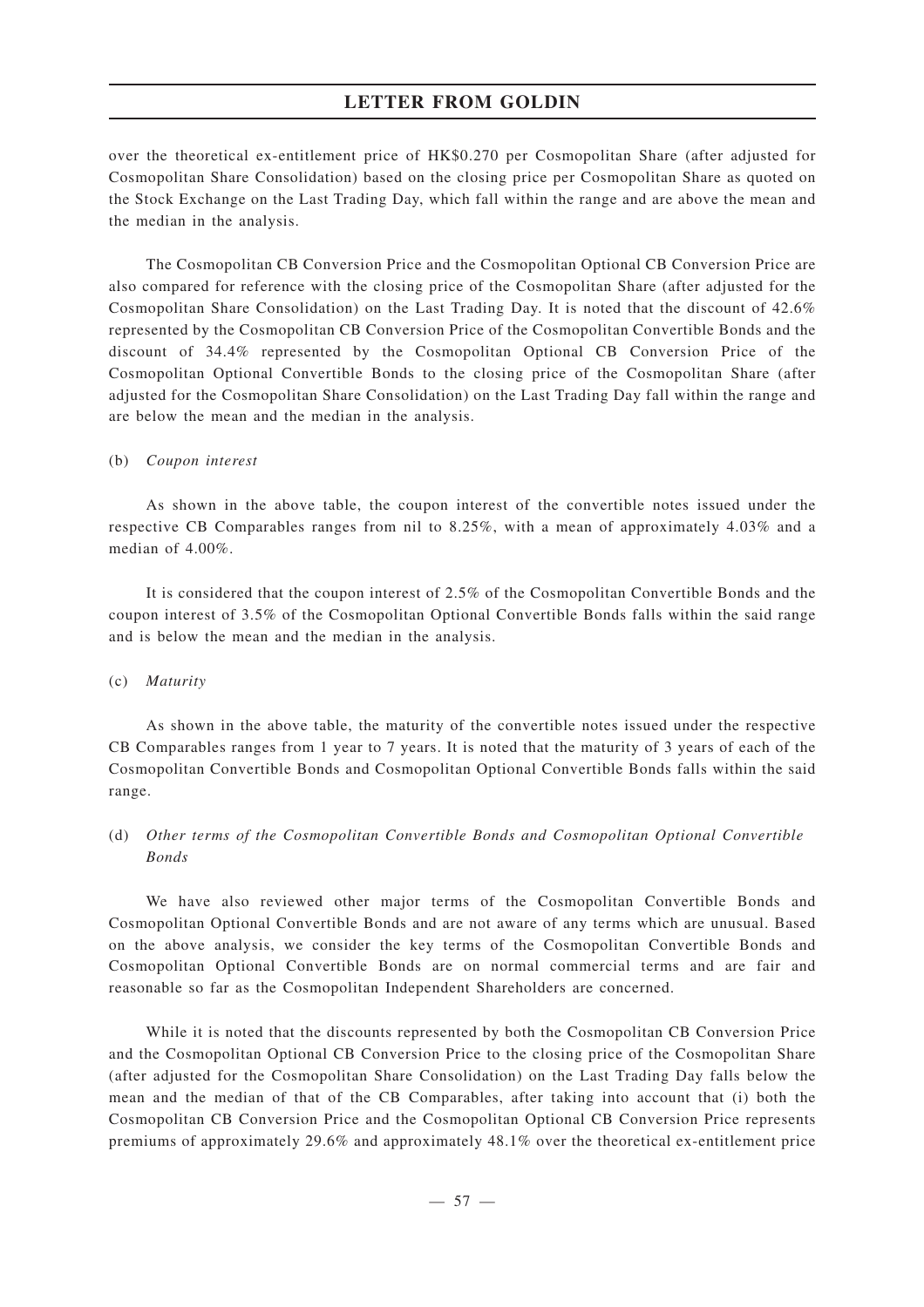over the theoretical ex-entitlement price of HK$0.270 per Cosmopolitan Share (after adjusted for Cosmopolitan Share Consolidation) based on the closing price per Cosmopolitan Share as quoted on the Stock Exchange on the Last Trading Day, which fall within the range and are above the mean and the median in the analysis.

The Cosmopolitan CB Conversion Price and the Cosmopolitan Optional CB Conversion Price are also compared for reference with the closing price of the Cosmopolitan Share (after adjusted for the Cosmopolitan Share Consolidation) on the Last Trading Day. It is noted that the discount of 42.6% represented by the Cosmopolitan CB Conversion Price of the Cosmopolitan Convertible Bonds and the discount of 34.4% represented by the Cosmopolitan Optional CB Conversion Price of the Cosmopolitan Optional Convertible Bonds to the closing price of the Cosmopolitan Share (after adjusted for the Cosmopolitan Share Consolidation) on the Last Trading Day fall within the range and are below the mean and the median in the analysis.

(b) *Coupon interest*

As shown in the above table, the coupon interest of the convertible notes issued under the respective CB Comparables ranges from nil to 8.25%, with a mean of approximately 4.03% and a median of 4.00%.

It is considered that the coupon interest of 2.5% of the Cosmopolitan Convertible Bonds and the coupon interest of 3.5% of the Cosmopolitan Optional Convertible Bonds falls within the said range and is below the mean and the median in the analysis.

(c) *Maturity*

As shown in the above table, the maturity of the convertible notes issued under the respective CB Comparables ranges from 1 year to 7 years. It is noted that the maturity of 3 years of each of the Cosmopolitan Convertible Bonds and Cosmopolitan Optional Convertible Bonds falls within the said range.

(d) *Other terms of the Cosmopolitan Convertible Bonds and Cosmopolitan Optional Convertible Bonds*

We have also reviewed other major terms of the Cosmopolitan Convertible Bonds and Cosmopolitan Optional Convertible Bonds and are not aware of any terms which are unusual. Based on the above analysis, we consider the key terms of the Cosmopolitan Convertible Bonds and Cosmopolitan Optional Convertible Bonds are on normal commercial terms and are fair and reasonable so far as the Cosmopolitan Independent Shareholders are concerned.

While it is noted that the discounts represented by both the Cosmopolitan CB Conversion Price and the Cosmopolitan Optional CB Conversion Price to the closing price of the Cosmopolitan Share (after adjusted for the Cosmopolitan Share Consolidation) on the Last Trading Day falls below the mean and the median of that of the CB Comparables, after taking into account that (i) both the Cosmopolitan CB Conversion Price and the Cosmopolitan Optional CB Conversion Price represents premiums of approximately 29.6% and approximately 48.1% over the theoretical ex-entitlement price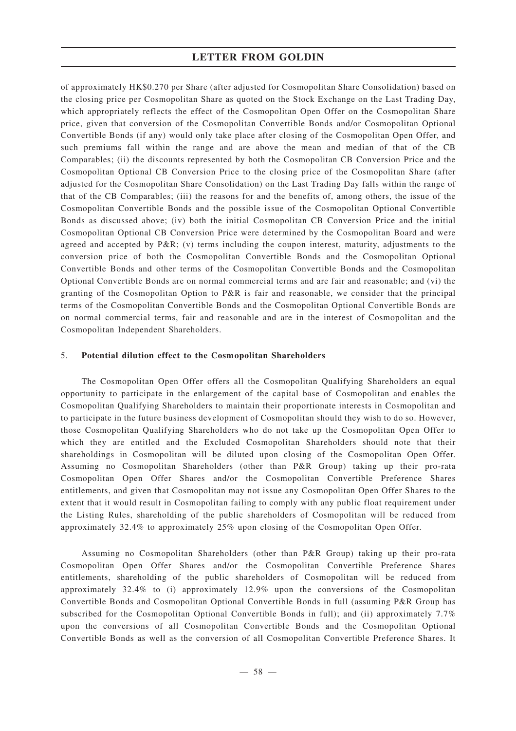of approximately HK$0.270 per Share (after adjusted for Cosmopolitan Share Consolidation) based on the closing price per Cosmopolitan Share as quoted on the Stock Exchange on the Last Trading Day, which appropriately reflects the effect of the Cosmopolitan Open Offer on the Cosmopolitan Share price, given that conversion of the Cosmopolitan Convertible Bonds and/or Cosmopolitan Optional Convertible Bonds (if any) would only take place after closing of the Cosmopolitan Open Offer, and such premiums fall within the range and are above the mean and median of that of the CB Comparables; (ii) the discounts represented by both the Cosmopolitan CB Conversion Price and the Cosmopolitan Optional CB Conversion Price to the closing price of the Cosmopolitan Share (after adjusted for the Cosmopolitan Share Consolidation) on the Last Trading Day falls within the range of that of the CB Comparables; (iii) the reasons for and the benefits of, among others, the issue of the Cosmopolitan Convertible Bonds and the possible issue of the Cosmopolitan Optional Convertible Bonds as discussed above; (iv) both the initial Cosmopolitan CB Conversion Price and the initial Cosmopolitan Optional CB Conversion Price were determined by the Cosmopolitan Board and were agreed and accepted by P&R; (v) terms including the coupon interest, maturity, adjustments to the conversion price of both the Cosmopolitan Convertible Bonds and the Cosmopolitan Optional Convertible Bonds and other terms of the Cosmopolitan Convertible Bonds and the Cosmopolitan Optional Convertible Bonds are on normal commercial terms and are fair and reasonable; and (vi) the granting of the Cosmopolitan Option to P&R is fair and reasonable, we consider that the principal terms of the Cosmopolitan Convertible Bonds and the Cosmopolitan Optional Convertible Bonds are on normal commercial terms, fair and reasonable and are in the interest of Cosmopolitan and the Cosmopolitan Independent Shareholders.

5. **Potential dilution effect to the Cosmopolitan Shareholders**

The Cosmopolitan Open Offer offers all the Cosmopolitan Qualifying Shareholders an equal opportunity to participate in the enlargement of the capital base of Cosmopolitan and enables the Cosmopolitan Qualifying Shareholders to maintain their proportionate interests in Cosmopolitan and to participate in the future business development of Cosmopolitan should they wish to do so. However, those Cosmopolitan Qualifying Shareholders who do not take up the Cosmopolitan Open Offer to which they are entitled and the Excluded Cosmopolitan Shareholders should note that their shareholdings in Cosmopolitan will be diluted upon closing of the Cosmopolitan Open Offer. Assuming no Cosmopolitan Shareholders (other than P&R Group) taking up their pro-rata Cosmopolitan Open Offer Shares and/or the Cosmopolitan Convertible Preference Shares entitlements, and given that Cosmopolitan may not issue any Cosmopolitan Open Offer Shares to the extent that it would result in Cosmopolitan failing to comply with any public float requirement under the Listing Rules, shareholding of the public shareholders of Cosmopolitan will be reduced from approximately 32.4% to approximately 25% upon closing of the Cosmopolitan Open Offer.

Assuming no Cosmopolitan Shareholders (other than P&R Group) taking up their pro-rata Cosmopolitan Open Offer Shares and/or the Cosmopolitan Convertible Preference Shares entitlements, shareholding of the public shareholders of Cosmopolitan will be reduced from approximately 32.4% to (i) approximately 12.9% upon the conversions of the Cosmopolitan Convertible Bonds and Cosmopolitan Optional Convertible Bonds in full (assuming P&R Group has subscribed for the Cosmopolitan Optional Convertible Bonds in full); and (ii) approximately 7.7% upon the conversions of all Cosmopolitan Convertible Bonds and the Cosmopolitan Optional Convertible Bonds as well as the conversion of all Cosmopolitan Convertible Preference Shares. It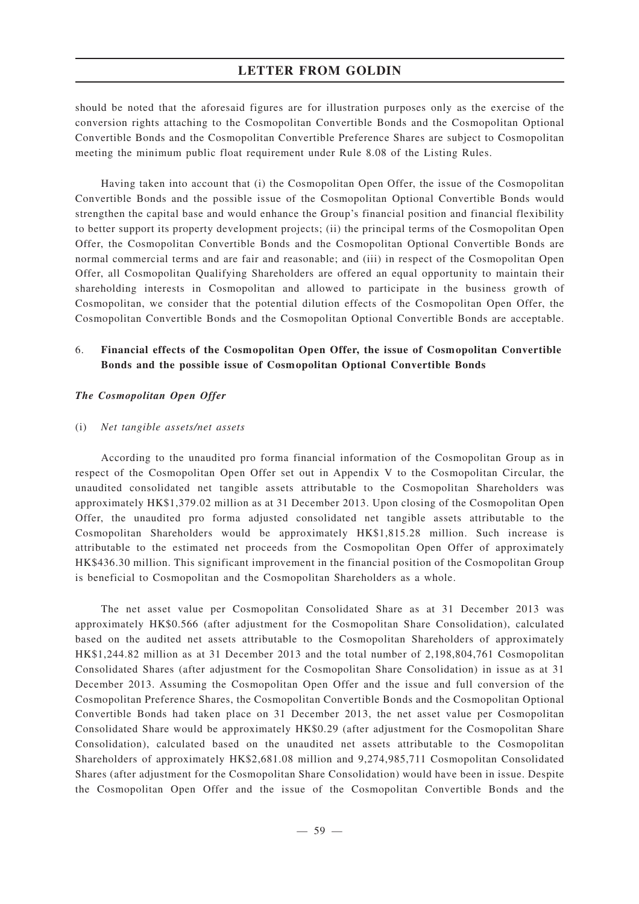should be noted that the aforesaid figures are for illustration purposes only as the exercise of the conversion rights attaching to the Cosmopolitan Convertible Bonds and the Cosmopolitan Optional Convertible Bonds and the Cosmopolitan Convertible Preference Shares are subject to Cosmopolitan meeting the minimum public float requirement under Rule 8.08 of the Listing Rules.

Having taken into account that (i) the Cosmopolitan Open Offer, the issue of the Cosmopolitan Convertible Bonds and the possible issue of the Cosmopolitan Optional Convertible Bonds would strengthen the capital base and would enhance the Group's financial position and financial flexibility to better support its property development projects; (ii) the principal terms of the Cosmopolitan Open Offer, the Cosmopolitan Convertible Bonds and the Cosmopolitan Optional Convertible Bonds are normal commercial terms and are fair and reasonable; and (iii) in respect of the Cosmopolitan Open Offer, all Cosmopolitan Qualifying Shareholders are offered an equal opportunity to maintain their shareholding interests in Cosmopolitan and allowed to participate in the business growth of Cosmopolitan, we consider that the potential dilution effects of the Cosmopolitan Open Offer, the Cosmopolitan Convertible Bonds and the Cosmopolitan Optional Convertible Bonds are acceptable.

6. **Financial effects of the Cosmopolitan Open Offer, the issue of Cosmopolitan Convertible Bonds and the possible issue of Cosmopolitan Optional Convertible Bonds**

***The Cosmopolitan Open Offer***

(i) *Net tangible assets/net assets*

According to the unaudited pro forma financial information of the Cosmopolitan Group as in respect of the Cosmopolitan Open Offer set out in Appendix V to the Cosmopolitan Circular, the unaudited consolidated net tangible assets attributable to the Cosmopolitan Shareholders was approximately HK$1,379.02 million as at 31 December 2013. Upon closing of the Cosmopolitan Open Offer, the unaudited pro forma adjusted consolidated net tangible assets attributable to the Cosmopolitan Shareholders would be approximately HK$1,815.28 million. Such increase is attributable to the estimated net proceeds from the Cosmopolitan Open Offer of approximately HK$436.30 million. This significant improvement in the financial position of the Cosmopolitan Group is beneficial to Cosmopolitan and the Cosmopolitan Shareholders as a whole.

The net asset value per Cosmopolitan Consolidated Share as at 31 December 2013 was approximately HK$0.566 (after adjustment for the Cosmopolitan Share Consolidation), calculated based on the audited net assets attributable to the Cosmopolitan Shareholders of approximately HK$1,244.82 million as at 31 December 2013 and the total number of 2,198,804,761 Cosmopolitan Consolidated Shares (after adjustment for the Cosmopolitan Share Consolidation) in issue as at 31 December 2013. Assuming the Cosmopolitan Open Offer and the issue and full conversion of the Cosmopolitan Preference Shares, the Cosmopolitan Convertible Bonds and the Cosmopolitan Optional Convertible Bonds had taken place on 31 December 2013, the net asset value per Cosmopolitan Consolidated Share would be approximately HK$0.29 (after adjustment for the Cosmopolitan Share Consolidation), calculated based on the unaudited net assets attributable to the Cosmopolitan Shareholders of approximately HK$2,681.08 million and 9,274,985,711 Cosmopolitan Consolidated Shares (after adjustment for the Cosmopolitan Share Consolidation) would have been in issue. Despite the Cosmopolitan Open Offer and the issue of the Cosmopolitan Convertible Bonds and the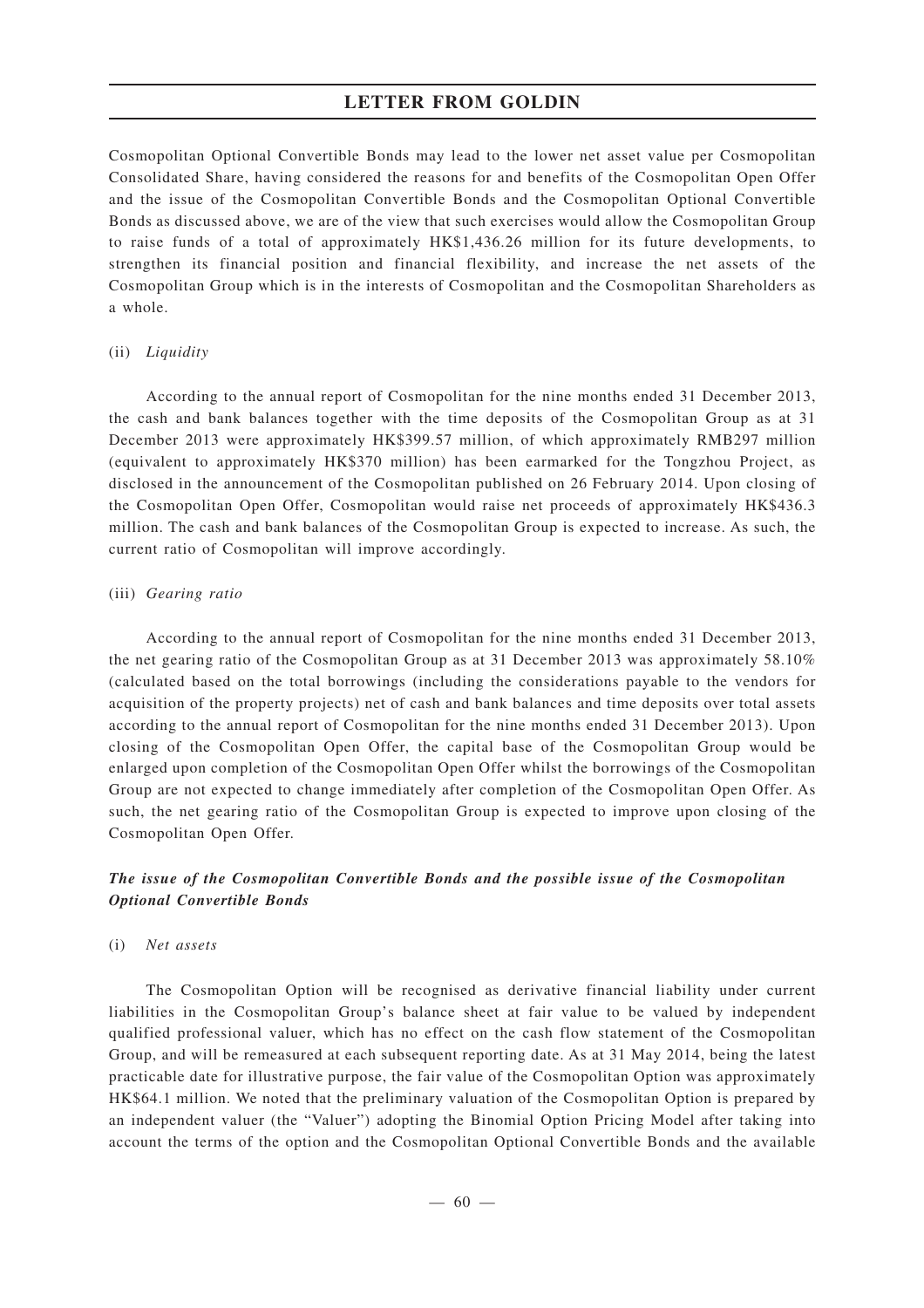Cosmopolitan Optional Convertible Bonds may lead to the lower net asset value per Cosmopolitan Consolidated Share, having considered the reasons for and benefits of the Cosmopolitan Open Offer and the issue of the Cosmopolitan Convertible Bonds and the Cosmopolitan Optional Convertible Bonds as discussed above, we are of the view that such exercises would allow the Cosmopolitan Group to raise funds of a total of approximately HK$1,436.26 million for its future developments, to strengthen its financial position and financial flexibility, and increase the net assets of the Cosmopolitan Group which is in the interests of Cosmopolitan and the Cosmopolitan Shareholders as a whole.

(ii) *Liquidity*

According to the annual report of Cosmopolitan for the nine months ended 31 December 2013, the cash and bank balances together with the time deposits of the Cosmopolitan Group as at 31 December 2013 were approximately HK$399.57 million, of which approximately RMB297 million (equivalent to approximately HK$370 million) has been earmarked for the Tongzhou Project, as disclosed in the announcement of the Cosmopolitan published on 26 February 2014. Upon closing of the Cosmopolitan Open Offer, Cosmopolitan would raise net proceeds of approximately HK$436.3 million. The cash and bank balances of the Cosmopolitan Group is expected to increase. As such, the current ratio of Cosmopolitan will improve accordingly.

(iii) *Gearing ratio*

According to the annual report of Cosmopolitan for the nine months ended 31 December 2013, the net gearing ratio of the Cosmopolitan Group as at 31 December 2013 was approximately 58.10% (calculated based on the total borrowings (including the considerations payable to the vendors for acquisition of the property projects) net of cash and bank balances and time deposits over total assets according to the annual report of Cosmopolitan for the nine months ended 31 December 2013). Upon closing of the Cosmopolitan Open Offer, the capital base of the Cosmopolitan Group would be enlarged upon completion of the Cosmopolitan Open Offer whilst the borrowings of the Cosmopolitan Group are not expected to change immediately after completion of the Cosmopolitan Open Offer. As such, the net gearing ratio of the Cosmopolitan Group is expected to improve upon closing of the Cosmopolitan Open Offer.

***The issue of the Cosmopolitan Convertible Bonds and the possible issue of the Cosmopolitan Optional Convertible Bonds***

(i) *Net assets*

The Cosmopolitan Option will be recognised as derivative financial liability under current liabilities in the Cosmopolitan Group's balance sheet at fair value to be valued by independent qualified professional valuer, which has no effect on the cash flow statement of the Cosmopolitan Group, and will be remeasured at each subsequent reporting date. As at 31 May 2014, being the latest practicable date for illustrative purpose, the fair value of the Cosmopolitan Option was approximately HK$64.1 million. We noted that the preliminary valuation of the Cosmopolitan Option is prepared by an independent valuer (the "Valuer") adopting the Binomial Option Pricing Model after taking into account the terms of the option and the Cosmopolitan Optional Convertible Bonds and the available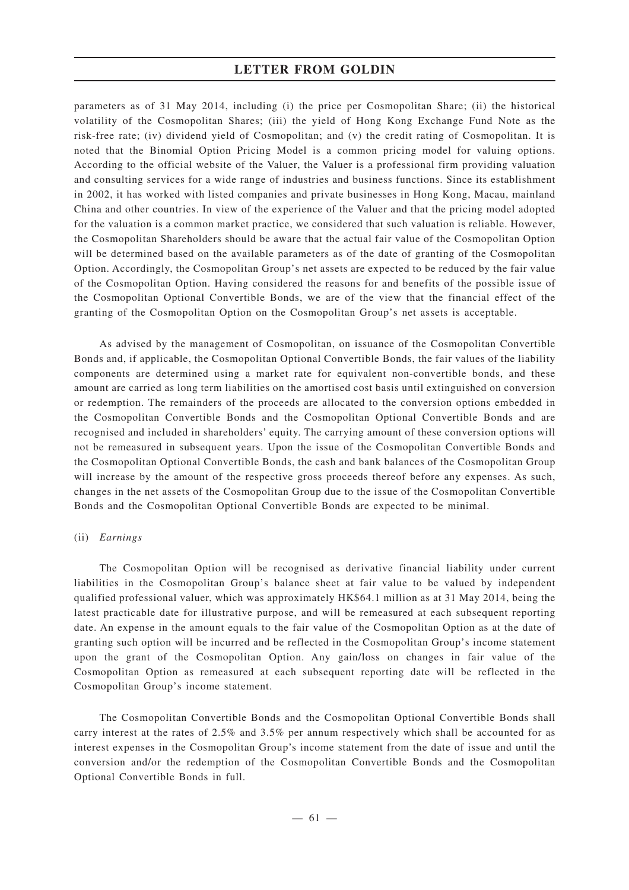parameters as of 31 May 2014, including (i) the price per Cosmopolitan Share; (ii) the historical volatility of the Cosmopolitan Shares; (iii) the yield of Hong Kong Exchange Fund Note as the risk-free rate; (iv) dividend yield of Cosmopolitan; and (v) the credit rating of Cosmopolitan. It is noted that the Binomial Option Pricing Model is a common pricing model for valuing options. According to the official website of the Valuer, the Valuer is a professional firm providing valuation and consulting services for a wide range of industries and business functions. Since its establishment in 2002, it has worked with listed companies and private businesses in Hong Kong, Macau, mainland China and other countries. In view of the experience of the Valuer and that the pricing model adopted for the valuation is a common market practice, we considered that such valuation is reliable. However, the Cosmopolitan Shareholders should be aware that the actual fair value of the Cosmopolitan Option will be determined based on the available parameters as of the date of granting of the Cosmopolitan Option. Accordingly, the Cosmopolitan Group's net assets are expected to be reduced by the fair value of the Cosmopolitan Option. Having considered the reasons for and benefits of the possible issue of the Cosmopolitan Optional Convertible Bonds, we are of the view that the financial effect of the granting of the Cosmopolitan Option on the Cosmopolitan Group's net assets is acceptable.

As advised by the management of Cosmopolitan, on issuance of the Cosmopolitan Convertible Bonds and, if applicable, the Cosmopolitan Optional Convertible Bonds, the fair values of the liability components are determined using a market rate for equivalent non-convertible bonds, and these amount are carried as long term liabilities on the amortised cost basis until extinguished on conversion or redemption. The remainders of the proceeds are allocated to the conversion options embedded in the Cosmopolitan Convertible Bonds and the Cosmopolitan Optional Convertible Bonds and are recognised and included in shareholders' equity. The carrying amount of these conversion options will not be remeasured in subsequent years. Upon the issue of the Cosmopolitan Convertible Bonds and the Cosmopolitan Optional Convertible Bonds, the cash and bank balances of the Cosmopolitan Group will increase by the amount of the respective gross proceeds thereof before any expenses. As such, changes in the net assets of the Cosmopolitan Group due to the issue of the Cosmopolitan Convertible Bonds and the Cosmopolitan Optional Convertible Bonds are expected to be minimal.

(ii) *Earnings*

The Cosmopolitan Option will be recognised as derivative financial liability under current liabilities in the Cosmopolitan Group's balance sheet at fair value to be valued by independent qualified professional valuer, which was approximately HK$64.1 million as at 31 May 2014, being the latest practicable date for illustrative purpose, and will be remeasured at each subsequent reporting date. An expense in the amount equals to the fair value of the Cosmopolitan Option as at the date of granting such option will be incurred and be reflected in the Cosmopolitan Group's income statement upon the grant of the Cosmopolitan Option. Any gain/loss on changes in fair value of the Cosmopolitan Option as remeasured at each subsequent reporting date will be reflected in the Cosmopolitan Group's income statement.

The Cosmopolitan Convertible Bonds and the Cosmopolitan Optional Convertible Bonds shall carry interest at the rates of 2.5% and 3.5% per annum respectively which shall be accounted for as interest expenses in the Cosmopolitan Group's income statement from the date of issue and until the conversion and/or the redemption of the Cosmopolitan Convertible Bonds and the Cosmopolitan Optional Convertible Bonds in full.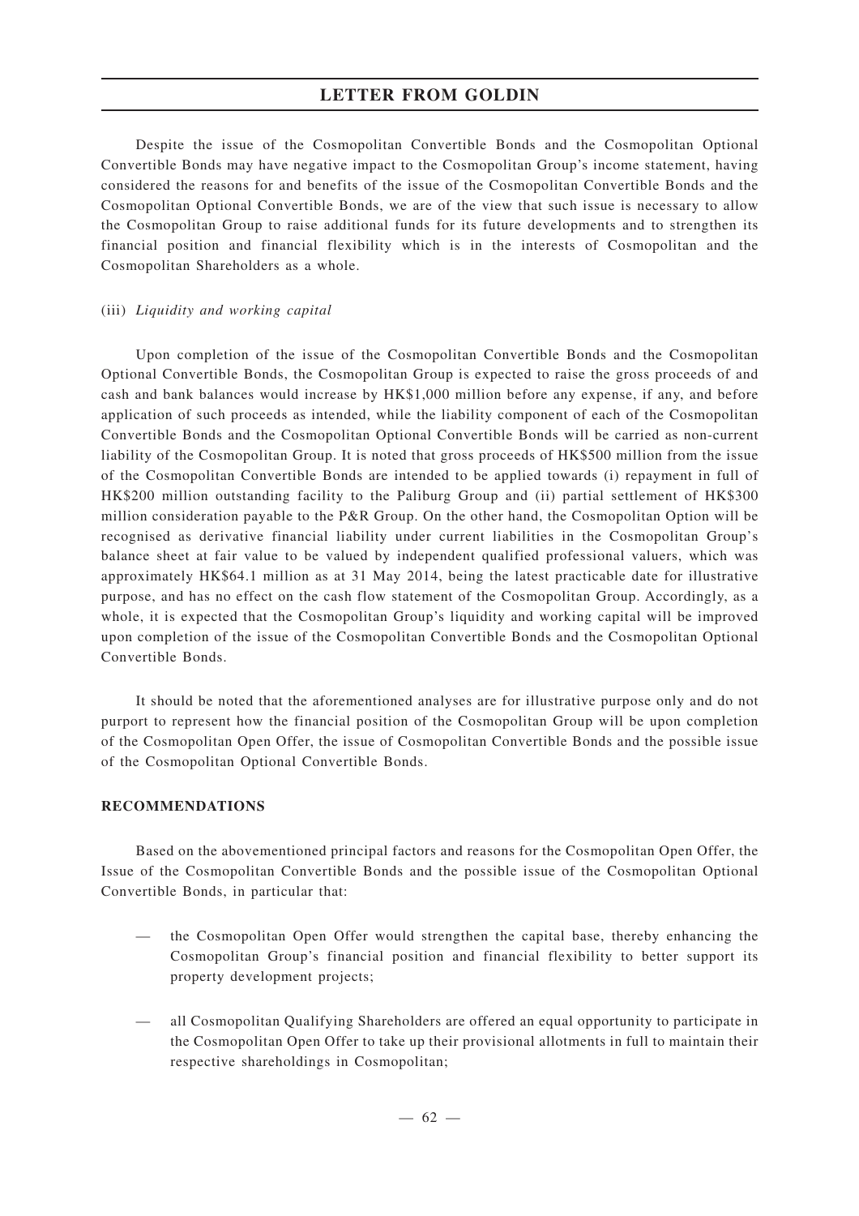Despite the issue of the Cosmopolitan Convertible Bonds and the Cosmopolitan Optional Convertible Bonds may have negative impact to the Cosmopolitan Group's income statement, having considered the reasons for and benefits of the issue of the Cosmopolitan Convertible Bonds and the Cosmopolitan Optional Convertible Bonds, we are of the view that such issue is necessary to allow the Cosmopolitan Group to raise additional funds for its future developments and to strengthen its financial position and financial flexibility which is in the interests of Cosmopolitan and the Cosmopolitan Shareholders as a whole.

(iii) *Liquidity and working capital*

Upon completion of the issue of the Cosmopolitan Convertible Bonds and the Cosmopolitan Optional Convertible Bonds, the Cosmopolitan Group is expected to raise the gross proceeds of and cash and bank balances would increase by HK$1,000 million before any expense, if any, and before application of such proceeds as intended, while the liability component of each of the Cosmopolitan Convertible Bonds and the Cosmopolitan Optional Convertible Bonds will be carried as non-current liability of the Cosmopolitan Group. It is noted that gross proceeds of HK$500 million from the issue of the Cosmopolitan Convertible Bonds are intended to be applied towards (i) repayment in full of HK$200 million outstanding facility to the Paliburg Group and (ii) partial settlement of HK$300 million consideration payable to the P&R Group. On the other hand, the Cosmopolitan Option will be recognised as derivative financial liability under current liabilities in the Cosmopolitan Group's balance sheet at fair value to be valued by independent qualified professional valuers, which was approximately HK$64.1 million as at 31 May 2014, being the latest practicable date for illustrative purpose, and has no effect on the cash flow statement of the Cosmopolitan Group. Accordingly, as a whole, it is expected that the Cosmopolitan Group's liquidity and working capital will be improved upon completion of the issue of the Cosmopolitan Convertible Bonds and the Cosmopolitan Optional Convertible Bonds.

It should be noted that the aforementioned analyses are for illustrative purpose only and do not purport to represent how the financial position of the Cosmopolitan Group will be upon completion of the Cosmopolitan Open Offer, the issue of Cosmopolitan Convertible Bonds and the possible issue of the Cosmopolitan Optional Convertible Bonds.

**RECOMMENDATIONS**

Based on the abovementioned principal factors and reasons for the Cosmopolitan Open Offer, the Issue of the Cosmopolitan Convertible Bonds and the possible issue of the Cosmopolitan Optional Convertible Bonds, in particular that:

— the Cosmopolitan Open Offer would strengthen the capital base, thereby enhancing the Cosmopolitan Group's financial position and financial flexibility to better support its property development projects;

— all Cosmopolitan Qualifying Shareholders are offered an equal opportunity to participate in the Cosmopolitan Open Offer to take up their provisional allotments in full to maintain their respective shareholdings in Cosmopolitan;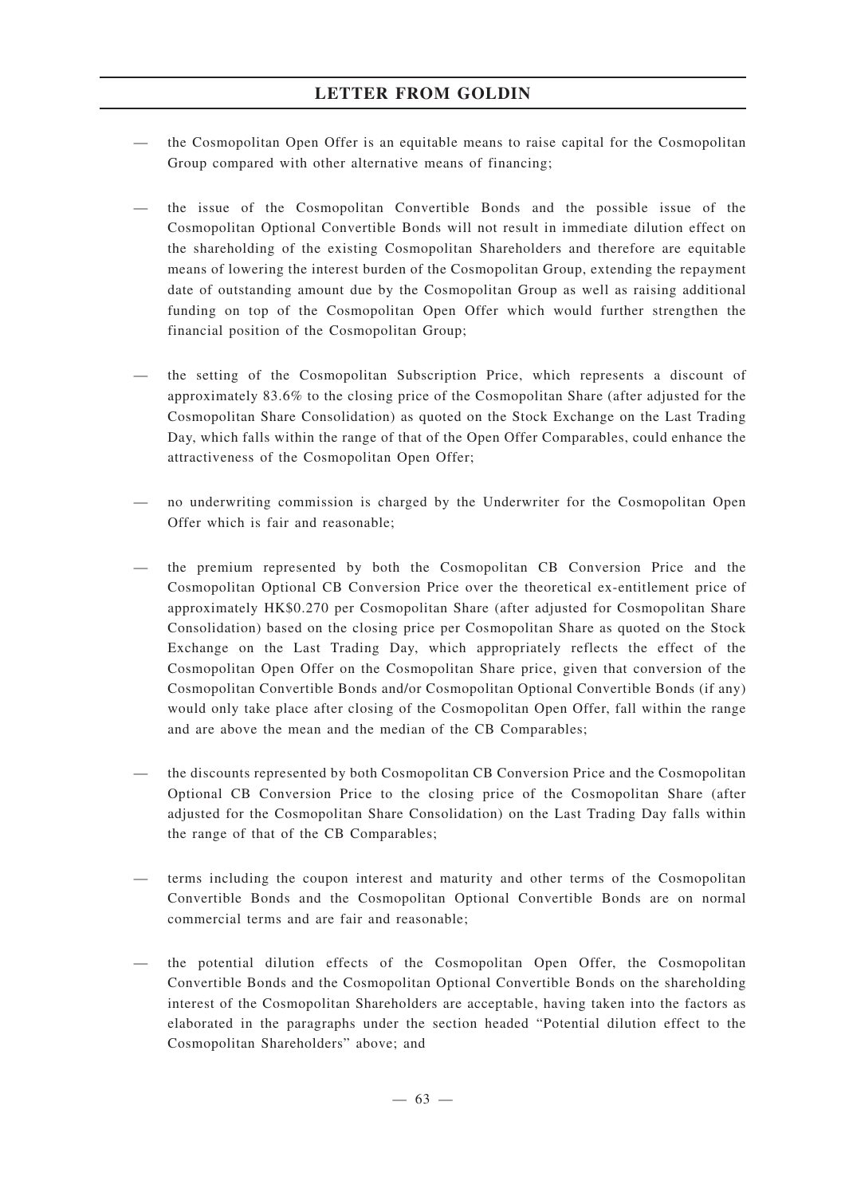- the Cosmopolitan Open Offer is an equitable means to raise capital for the Cosmopolitan Group compared with other alternative means of financing;

- the issue of the Cosmopolitan Convertible Bonds and the possible issue of the Cosmopolitan Optional Convertible Bonds will not result in immediate dilution effect on the shareholding of the existing Cosmopolitan Shareholders and therefore are equitable means of lowering the interest burden of the Cosmopolitan Group, extending the repayment date of outstanding amount due by the Cosmopolitan Group as well as raising additional funding on top of the Cosmopolitan Open Offer which would further strengthen the financial position of the Cosmopolitan Group;

- the setting of the Cosmopolitan Subscription Price, which represents a discount of approximately 83.6% to the closing price of the Cosmopolitan Share (after adjusted for the Cosmopolitan Share Consolidation) as quoted on the Stock Exchange on the Last Trading Day, which falls within the range of that of the Open Offer Comparables, could enhance the attractiveness of the Cosmopolitan Open Offer;

- no underwriting commission is charged by the Underwriter for the Cosmopolitan Open Offer which is fair and reasonable;

- the premium represented by both the Cosmopolitan CB Conversion Price and the Cosmopolitan Optional CB Conversion Price over the theoretical ex-entitlement price of approximately HK$0.270 per Cosmopolitan Share (after adjusted for Cosmopolitan Share Consolidation) based on the closing price per Cosmopolitan Share as quoted on the Stock Exchange on the Last Trading Day, which appropriately reflects the effect of the Cosmopolitan Open Offer on the Cosmopolitan Share price, given that conversion of the Cosmopolitan Convertible Bonds and/or Cosmopolitan Optional Convertible Bonds (if any) would only take place after closing of the Cosmopolitan Open Offer, fall within the range and are above the mean and the median of the CB Comparables;

- the discounts represented by both Cosmopolitan CB Conversion Price and the Cosmopolitan Optional CB Conversion Price to the closing price of the Cosmopolitan Share (after adjusted for the Cosmopolitan Share Consolidation) on the Last Trading Day falls within the range of that of the CB Comparables;

- terms including the coupon interest and maturity and other terms of the Cosmopolitan Convertible Bonds and the Cosmopolitan Optional Convertible Bonds are on normal commercial terms and are fair and reasonable;

- the potential dilution effects of the Cosmopolitan Open Offer, the Cosmopolitan Convertible Bonds and the Cosmopolitan Optional Convertible Bonds on the shareholding interest of the Cosmopolitan Shareholders are acceptable, having taken into the factors as elaborated in the paragraphs under the section headed "Potential dilution effect to the Cosmopolitan Shareholders" above; and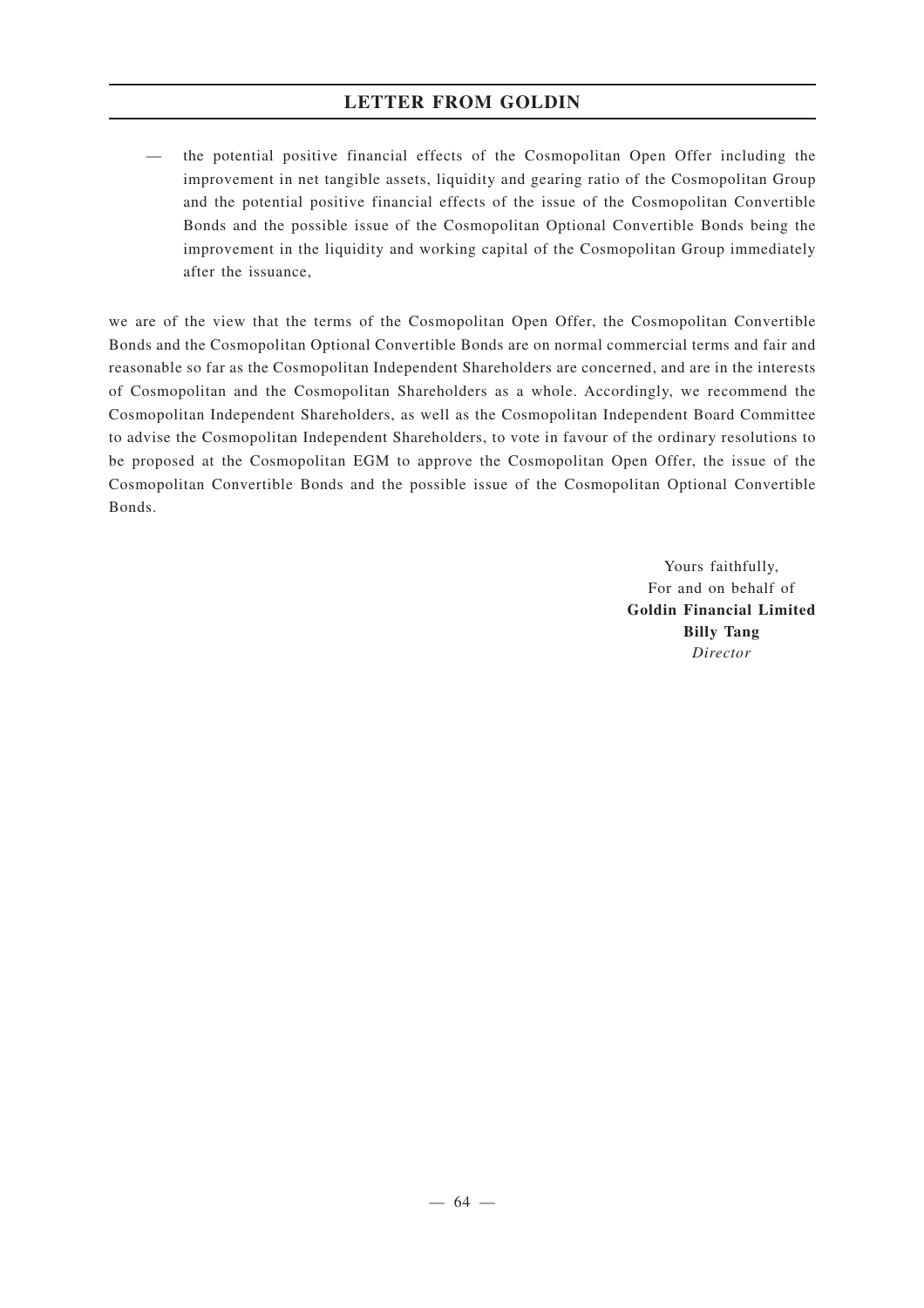— the potential positive financial effects of the Cosmopolitan Open Offer including the improvement in net tangible assets, liquidity and gearing ratio of the Cosmopolitan Group and the potential positive financial effects of the issue of the Cosmopolitan Convertible Bonds and the possible issue of the Cosmopolitan Optional Convertible Bonds being the improvement in the liquidity and working capital of the Cosmopolitan Group immediately after the issuance,

we are of the view that the terms of the Cosmopolitan Open Offer, the Cosmopolitan Convertible Bonds and the Cosmopolitan Optional Convertible Bonds are on normal commercial terms and fair and reasonable so far as the Cosmopolitan Independent Shareholders are concerned, and are in the interests of Cosmopolitan and the Cosmopolitan Shareholders as a whole. Accordingly, we recommend the Cosmopolitan Independent Shareholders, as well as the Cosmopolitan Independent Board Committee to advise the Cosmopolitan Independent Shareholders, to vote in favour of the ordinary resolutions to be proposed at the Cosmopolitan EGM to approve the Cosmopolitan Open Offer, the issue of the Cosmopolitan Convertible Bonds and the possible issue of the Cosmopolitan Optional Convertible Bonds.

Yours faithfully,
For and on behalf of
**Goldin Financial Limited**
**Billy Tang**
*Director*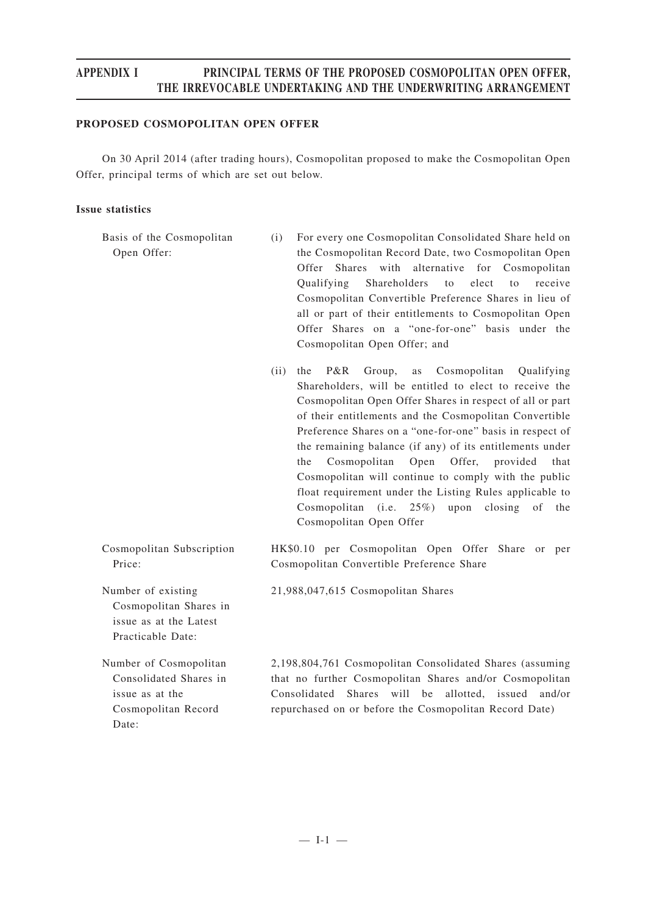**PROPOSED COSMOPOLITAN OPEN OFFER**

On 30 April 2014 (after trading hours), Cosmopolitan proposed to make the Cosmopolitan Open Offer, principal terms of which are set out below.

**Issue statistics**

| | |
|---|---|
| Basis of the Cosmopolitan Open Offer: | (i) For every one Cosmopolitan Consolidated Share held on the Cosmopolitan Record Date, two Cosmopolitan Open Offer Shares with alternative for Cosmopolitan Qualifying Shareholders to elect to receive Cosmopolitan Convertible Preference Shares in lieu of all or part of their entitlements to Cosmopolitan Open Offer Shares on a "one-for-one" basis under the Cosmopolitan Open Offer; and<br><br>(ii) the P&R Group, as Cosmopolitan Qualifying Shareholders, will be entitled to elect to receive the Cosmopolitan Open Offer Shares in respect of all or part of their entitlements and the Cosmopolitan Convertible Preference Shares on a "one-for-one" basis in respect of the remaining balance (if any) of its entitlements under the Cosmopolitan Open Offer, provided that Cosmopolitan will continue to comply with the public float requirement under the Listing Rules applicable to Cosmopolitan (i.e. 25%) upon closing of the Cosmopolitan Open Offer |
| Cosmopolitan Subscription Price: | HK$0.10 per Cosmopolitan Open Offer Share or per Cosmopolitan Convertible Preference Share |
| Number of existing Cosmopolitan Shares in issue as at the Latest Practicable Date: | 21,988,047,615 Cosmopolitan Shares |
| Number of Cosmopolitan Consolidated Shares in issue as at the Cosmopolitan Record Date: | 2,198,804,761 Cosmopolitan Consolidated Shares (assuming that no further Cosmopolitan Shares and/or Cosmopolitan Consolidated Shares will be allotted, issued and/or repurchased on or before the Cosmopolitan Record Date) |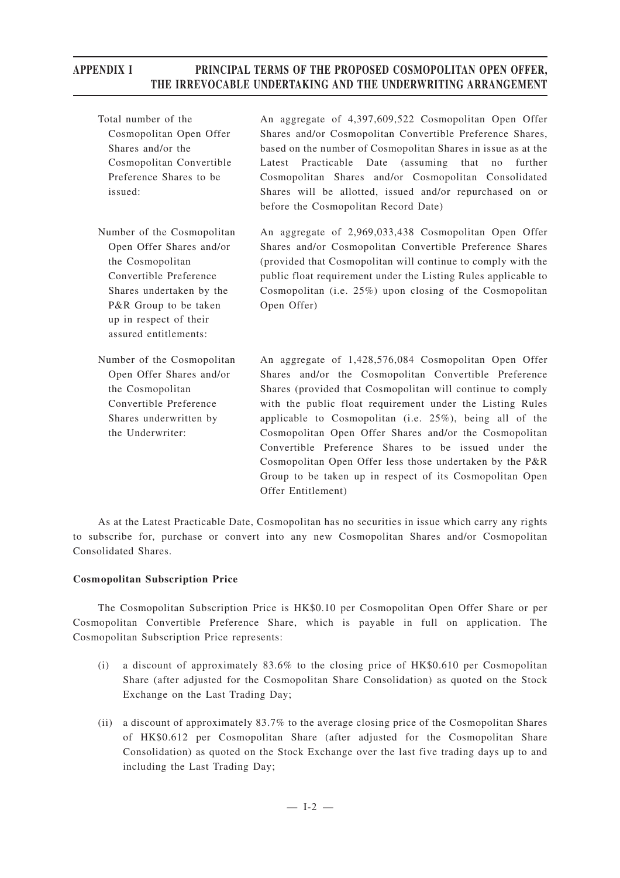| | |
|---|---|
| Total number of the Cosmopolitan Open Offer Shares and/or the Cosmopolitan Convertible Preference Shares to be issued: | An aggregate of 4,397,609,522 Cosmopolitan Open Offer Shares and/or Cosmopolitan Convertible Preference Shares, based on the number of Cosmopolitan Shares in issue as at the Latest Practicable Date (assuming that no further Cosmopolitan Shares and/or Cosmopolitan Consolidated Shares will be allotted, issued and/or repurchased on or before the Cosmopolitan Record Date) |
| Number of the Cosmopolitan Open Offer Shares and/or the Cosmopolitan Convertible Preference Shares undertaken by the P&R Group to be taken up in respect of their assured entitlements: | An aggregate of 2,969,033,438 Cosmopolitan Open Offer Shares and/or Cosmopolitan Convertible Preference Shares (provided that Cosmopolitan will continue to comply with the public float requirement under the Listing Rules applicable to Cosmopolitan (i.e. 25%) upon closing of the Cosmopolitan Open Offer) |
| Number of the Cosmopolitan Open Offer Shares and/or the Cosmopolitan Convertible Preference Shares underwritten by the Underwriter: | An aggregate of 1,428,576,084 Cosmopolitan Open Offer Shares and/or the Cosmopolitan Convertible Preference Shares (provided that Cosmopolitan will continue to comply with the public float requirement under the Listing Rules applicable to Cosmopolitan (i.e. 25%), being all of the Cosmopolitan Open Offer Shares and/or the Cosmopolitan Convertible Preference Shares to be issued under the Cosmopolitan Open Offer less those undertaken by the P&R Group to be taken up in respect of its Cosmopolitan Open Offer Entitlement) |

As at the Latest Practicable Date, Cosmopolitan has no securities in issue which carry any rights to subscribe for, purchase or convert into any new Cosmopolitan Shares and/or Cosmopolitan Consolidated Shares.

**Cosmopolitan Subscription Price**

The Cosmopolitan Subscription Price is HK$0.10 per Cosmopolitan Open Offer Share or per Cosmopolitan Convertible Preference Share, which is payable in full on application. The Cosmopolitan Subscription Price represents:

(i) a discount of approximately 83.6% to the closing price of HK$0.610 per Cosmopolitan Share (after adjusted for the Cosmopolitan Share Consolidation) as quoted on the Stock Exchange on the Last Trading Day;

(ii) a discount of approximately 83.7% to the average closing price of the Cosmopolitan Shares of HK$0.612 per Cosmopolitan Share (after adjusted for the Cosmopolitan Share Consolidation) as quoted on the Stock Exchange over the last five trading days up to and including the Last Trading Day;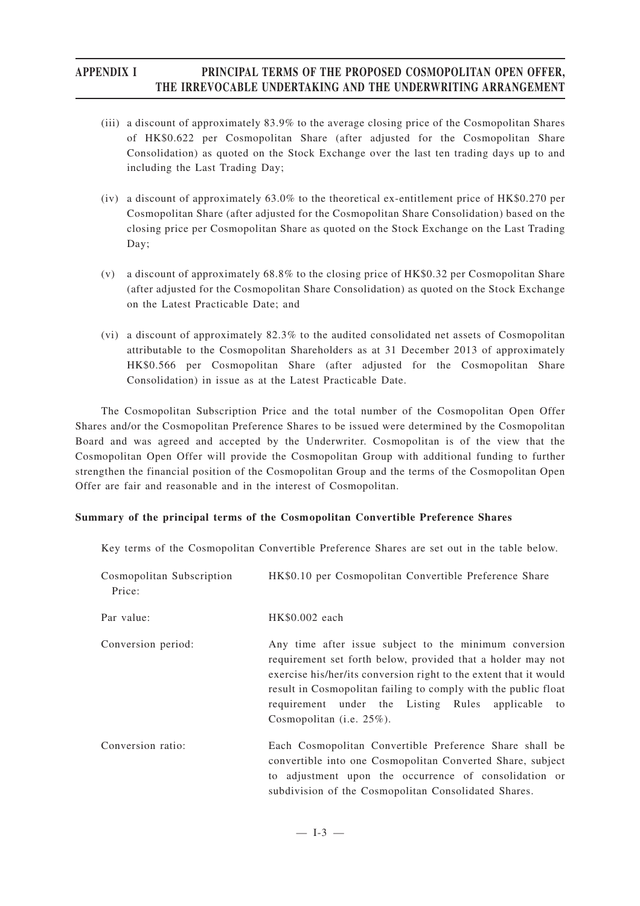(iii) a discount of approximately 83.9% to the average closing price of the Cosmopolitan Shares of HK$0.622 per Cosmopolitan Share (after adjusted for the Cosmopolitan Share Consolidation) as quoted on the Stock Exchange over the last ten trading days up to and including the Last Trading Day;

(iv) a discount of approximately 63.0% to the theoretical ex-entitlement price of HK$0.270 per Cosmopolitan Share (after adjusted for the Cosmopolitan Share Consolidation) based on the closing price per Cosmopolitan Share as quoted on the Stock Exchange on the Last Trading Day;

(v) a discount of approximately 68.8% to the closing price of HK$0.32 per Cosmopolitan Share (after adjusted for the Cosmopolitan Share Consolidation) as quoted on the Stock Exchange on the Latest Practicable Date; and

(vi) a discount of approximately 82.3% to the audited consolidated net assets of Cosmopolitan attributable to the Cosmopolitan Shareholders as at 31 December 2013 of approximately HK$0.566 per Cosmopolitan Share (after adjusted for the Cosmopolitan Share Consolidation) in issue as at the Latest Practicable Date.

The Cosmopolitan Subscription Price and the total number of the Cosmopolitan Open Offer Shares and/or the Cosmopolitan Preference Shares to be issued were determined by the Cosmopolitan Board and was agreed and accepted by the Underwriter. Cosmopolitan is of the view that the Cosmopolitan Open Offer will provide the Cosmopolitan Group with additional funding to further strengthen the financial position of the Cosmopolitan Group and the terms of the Cosmopolitan Open Offer are fair and reasonable and in the interest of Cosmopolitan.

**Summary of the principal terms of the Cosmopolitan Convertible Preference Shares**

Key terms of the Cosmopolitan Convertible Preference Shares are set out in the table below.

| | |
|---|---|
| Cosmopolitan Subscription Price: | HK$0.10 per Cosmopolitan Convertible Preference Share |
| Par value: | HK$0.002 each |
| Conversion period: | Any time after issue subject to the minimum conversion requirement set forth below, provided that a holder may not exercise his/her/its conversion right to the extent that it would result in Cosmopolitan failing to comply with the public float requirement under the Listing Rules applicable to Cosmopolitan (i.e. 25%). |
| Conversion ratio: | Each Cosmopolitan Convertible Preference Share shall be convertible into one Cosmopolitan Converted Share, subject to adjustment upon the occurrence of consolidation or subdivision of the Cosmopolitan Consolidated Shares. |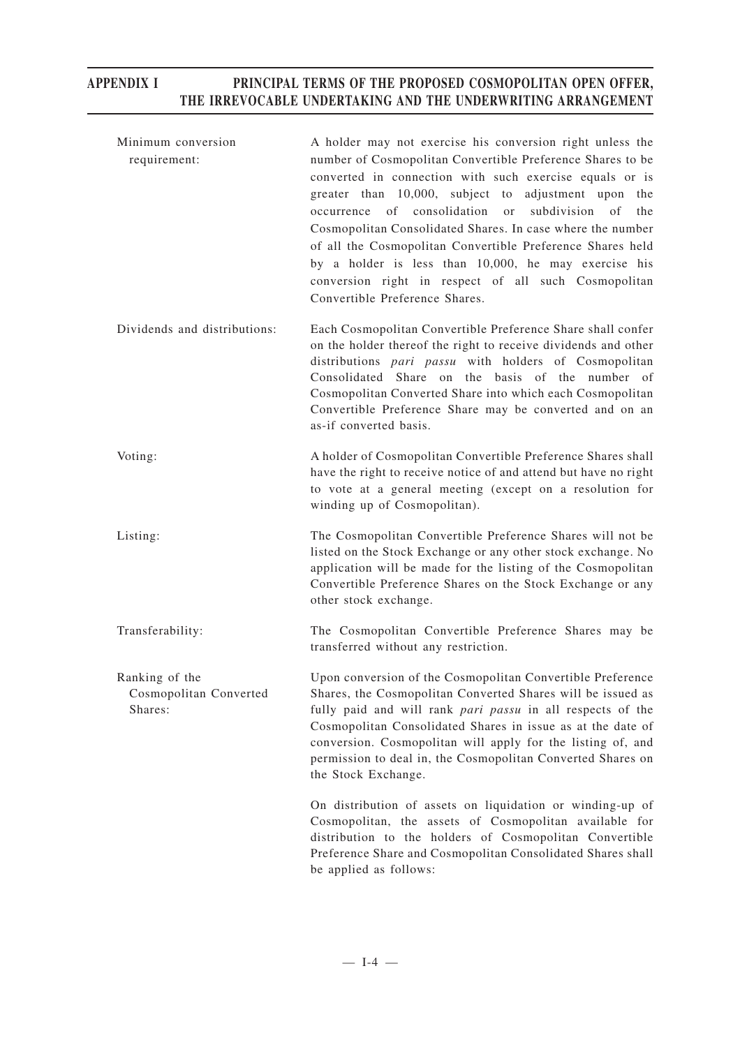| | |
|---|---|
| Minimum conversion requirement: | A holder may not exercise his conversion right unless the number of Cosmopolitan Convertible Preference Shares to be converted in connection with such exercise equals or is greater than 10,000, subject to adjustment upon the occurrence of consolidation or subdivision of the Cosmopolitan Consolidated Shares. In case where the number of all the Cosmopolitan Convertible Preference Shares held by a holder is less than 10,000, he may exercise his conversion right in respect of all such Cosmopolitan Convertible Preference Shares. |
| Dividends and distributions: | Each Cosmopolitan Convertible Preference Share shall confer on the holder thereof the right to receive dividends and other distributions *pari passu* with holders of Cosmopolitan Consolidated Share on the basis of the number of Cosmopolitan Converted Share into which each Cosmopolitan Convertible Preference Share may be converted and on an as-if converted basis. |
| Voting: | A holder of Cosmopolitan Convertible Preference Shares shall have the right to receive notice of and attend but have no right to vote at a general meeting (except on a resolution for winding up of Cosmopolitan). |
| Listing: | The Cosmopolitan Convertible Preference Shares will not be listed on the Stock Exchange or any other stock exchange. No application will be made for the listing of the Cosmopolitan Convertible Preference Shares on the Stock Exchange or any other stock exchange. |
| Transferability: | The Cosmopolitan Convertible Preference Shares may be transferred without any restriction. |
| Ranking of the Cosmopolitan Converted Shares: | Upon conversion of the Cosmopolitan Convertible Preference Shares, the Cosmopolitan Converted Shares will be issued as fully paid and will rank *pari passu* in all respects of the Cosmopolitan Consolidated Shares in issue as at the date of conversion. Cosmopolitan will apply for the listing of, and permission to deal in, the Cosmopolitan Converted Shares on the Stock Exchange. |
| | On distribution of assets on liquidation or winding-up of Cosmopolitan, the assets of Cosmopolitan available for distribution to the holders of Cosmopolitan Convertible Preference Share and Cosmopolitan Consolidated Shares shall be applied as follows: |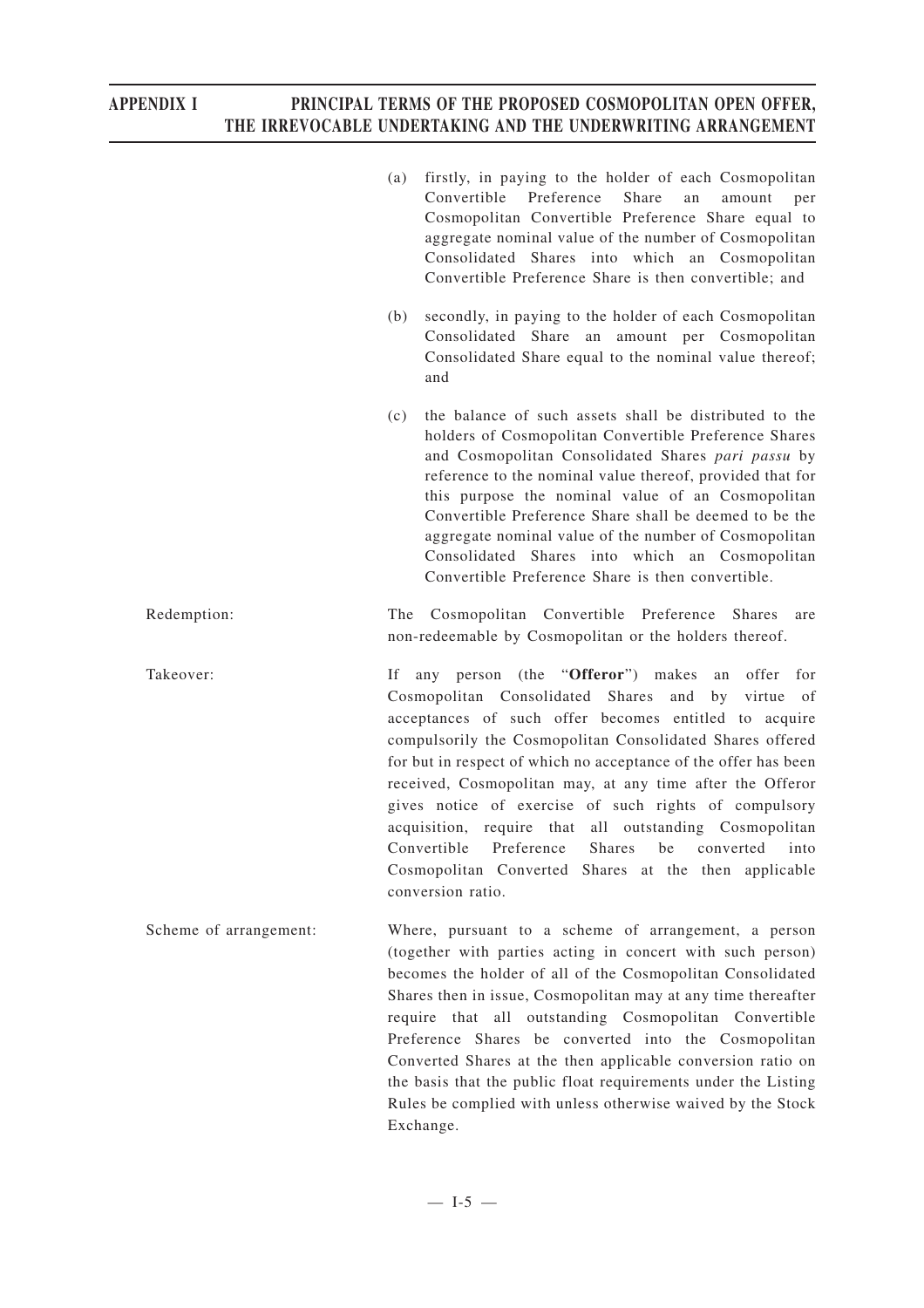(a) firstly, in paying to the holder of each Cosmopolitan Convertible Preference Share an amount per Cosmopolitan Convertible Preference Share equal to aggregate nominal value of the number of Cosmopolitan Consolidated Shares into which an Cosmopolitan Convertible Preference Share is then convertible; and

(b) secondly, in paying to the holder of each Cosmopolitan Consolidated Share an amount per Cosmopolitan Consolidated Share equal to the nominal value thereof; and

(c) the balance of such assets shall be distributed to the holders of Cosmopolitan Convertible Preference Shares and Cosmopolitan Consolidated Shares *pari passu* by reference to the nominal value thereof, provided that for this purpose the nominal value of an Cosmopolitan Convertible Preference Share shall be deemed to be the aggregate nominal value of the number of Cosmopolitan Consolidated Shares into which an Cosmopolitan Convertible Preference Share is then convertible.

Redemption: The Cosmopolitan Convertible Preference Shares are non-redeemable by Cosmopolitan or the holders thereof.

Takeover: If any person (the "**Offeror**") makes an offer for Cosmopolitan Consolidated Shares and by virtue of acceptances of such offer becomes entitled to acquire compulsorily the Cosmopolitan Consolidated Shares offered for but in respect of which no acceptance of the offer has been received, Cosmopolitan may, at any time after the Offeror gives notice of exercise of such rights of compulsory acquisition, require that all outstanding Cosmopolitan Convertible Preference Shares be converted into Cosmopolitan Converted Shares at the then applicable conversion ratio.

Scheme of arrangement: Where, pursuant to a scheme of arrangement, a person (together with parties acting in concert with such person) becomes the holder of all of the Cosmopolitan Consolidated Shares then in issue, Cosmopolitan may at any time thereafter require that all outstanding Cosmopolitan Convertible Preference Shares be converted into the Cosmopolitan Converted Shares at the then applicable conversion ratio on the basis that the public float requirements under the Listing Rules be complied with unless otherwise waived by the Stock Exchange.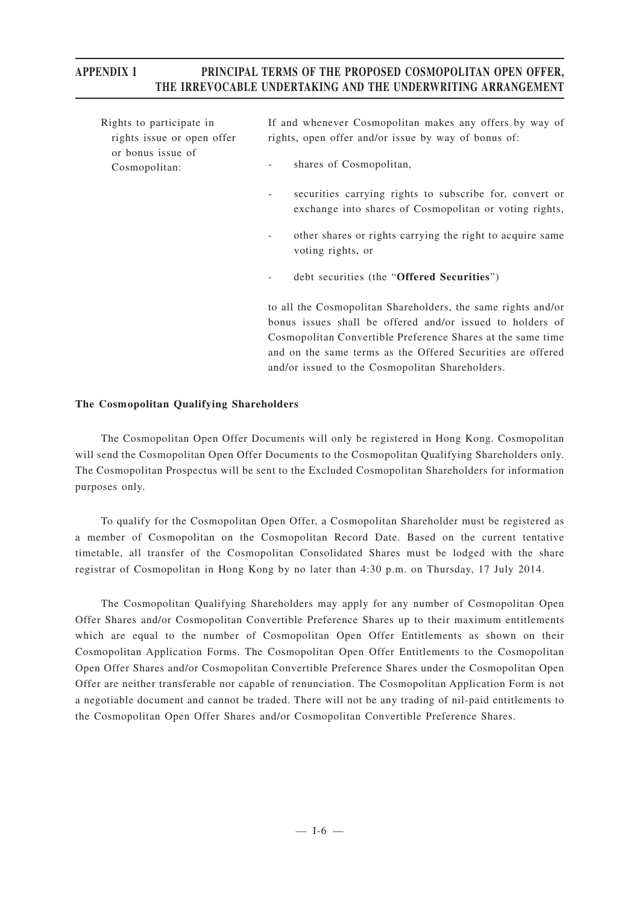| | |
|---|---|
| Rights to participate in rights issue or open offer or bonus issue of Cosmopolitan: | If and whenever Cosmopolitan makes any offers by way of rights, open offer and/or issue by way of bonus of:<br>- shares of Cosmopolitan,<br>- securities carrying rights to subscribe for, convert or exchange into shares of Cosmopolitan or voting rights,<br>- other shares or rights carrying the right to acquire same voting rights, or<br>- debt securities (the "**Offered Securities**")<br><br>to all the Cosmopolitan Shareholders, the same rights and/or bonus issues shall be offered and/or issued to holders of Cosmopolitan Convertible Preference Shares at the same time and on the same terms as the Offered Securities are offered and/or issued to the Cosmopolitan Shareholders. |

**The Cosmopolitan Qualifying Shareholders**

The Cosmopolitan Open Offer Documents will only be registered in Hong Kong. Cosmopolitan will send the Cosmopolitan Open Offer Documents to the Cosmopolitan Qualifying Shareholders only. The Cosmopolitan Prospectus will be sent to the Excluded Cosmopolitan Shareholders for information purposes only.

To qualify for the Cosmopolitan Open Offer, a Cosmopolitan Shareholder must be registered as a member of Cosmopolitan on the Cosmopolitan Record Date. Based on the current tentative timetable, all transfer of the Cosmopolitan Consolidated Shares must be lodged with the share registrar of Cosmopolitan in Hong Kong by no later than 4:30 p.m. on Thursday, 17 July 2014.

The Cosmopolitan Qualifying Shareholders may apply for any number of Cosmopolitan Open Offer Shares and/or Cosmopolitan Convertible Preference Shares up to their maximum entitlements which are equal to the number of Cosmopolitan Open Offer Entitlements as shown on their Cosmopolitan Application Forms. The Cosmopolitan Open Offer Entitlements to the Cosmopolitan Open Offer Shares and/or Cosmopolitan Convertible Preference Shares under the Cosmopolitan Open Offer are neither transferable nor capable of renunciation. The Cosmopolitan Application Form is not a negotiable document and cannot be traded. There will not be any trading of nil-paid entitlements to the Cosmopolitan Open Offer Shares and/or Cosmopolitan Convertible Preference Shares.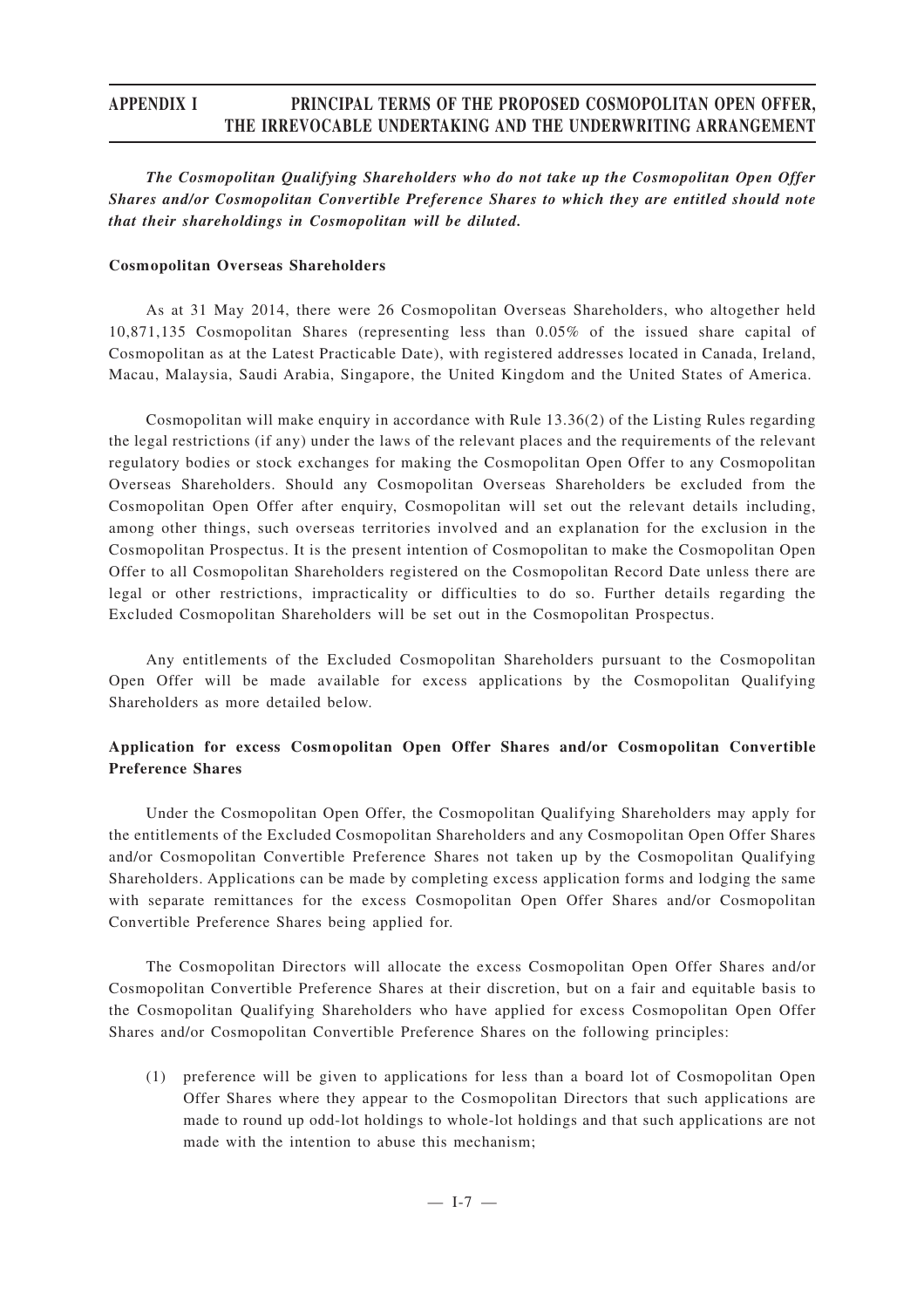***The Cosmopolitan Qualifying Shareholders who do not take up the Cosmopolitan Open Offer Shares and/or Cosmopolitan Convertible Preference Shares to which they are entitled should note that their shareholdings in Cosmopolitan will be diluted.***

**Cosmopolitan Overseas Shareholders**

As at 31 May 2014, there were 26 Cosmopolitan Overseas Shareholders, who altogether held 10,871,135 Cosmopolitan Shares (representing less than 0.05% of the issued share capital of Cosmopolitan as at the Latest Practicable Date), with registered addresses located in Canada, Ireland, Macau, Malaysia, Saudi Arabia, Singapore, the United Kingdom and the United States of America.

Cosmopolitan will make enquiry in accordance with Rule 13.36(2) of the Listing Rules regarding the legal restrictions (if any) under the laws of the relevant places and the requirements of the relevant regulatory bodies or stock exchanges for making the Cosmopolitan Open Offer to any Cosmopolitan Overseas Shareholders. Should any Cosmopolitan Overseas Shareholders be excluded from the Cosmopolitan Open Offer after enquiry, Cosmopolitan will set out the relevant details including, among other things, such overseas territories involved and an explanation for the exclusion in the Cosmopolitan Prospectus. It is the present intention of Cosmopolitan to make the Cosmopolitan Open Offer to all Cosmopolitan Shareholders registered on the Cosmopolitan Record Date unless there are legal or other restrictions, impracticality or difficulties to do so. Further details regarding the Excluded Cosmopolitan Shareholders will be set out in the Cosmopolitan Prospectus.

Any entitlements of the Excluded Cosmopolitan Shareholders pursuant to the Cosmopolitan Open Offer will be made available for excess applications by the Cosmopolitan Qualifying Shareholders as more detailed below.

**Application for excess Cosmopolitan Open Offer Shares and/or Cosmopolitan Convertible Preference Shares**

Under the Cosmopolitan Open Offer, the Cosmopolitan Qualifying Shareholders may apply for the entitlements of the Excluded Cosmopolitan Shareholders and any Cosmopolitan Open Offer Shares and/or Cosmopolitan Convertible Preference Shares not taken up by the Cosmopolitan Qualifying Shareholders. Applications can be made by completing excess application forms and lodging the same with separate remittances for the excess Cosmopolitan Open Offer Shares and/or Cosmopolitan Convertible Preference Shares being applied for.

The Cosmopolitan Directors will allocate the excess Cosmopolitan Open Offer Shares and/or Cosmopolitan Convertible Preference Shares at their discretion, but on a fair and equitable basis to the Cosmopolitan Qualifying Shareholders who have applied for excess Cosmopolitan Open Offer Shares and/or Cosmopolitan Convertible Preference Shares on the following principles:

(1) preference will be given to applications for less than a board lot of Cosmopolitan Open Offer Shares where they appear to the Cosmopolitan Directors that such applications are made to round up odd-lot holdings to whole-lot holdings and that such applications are not made with the intention to abuse this mechanism;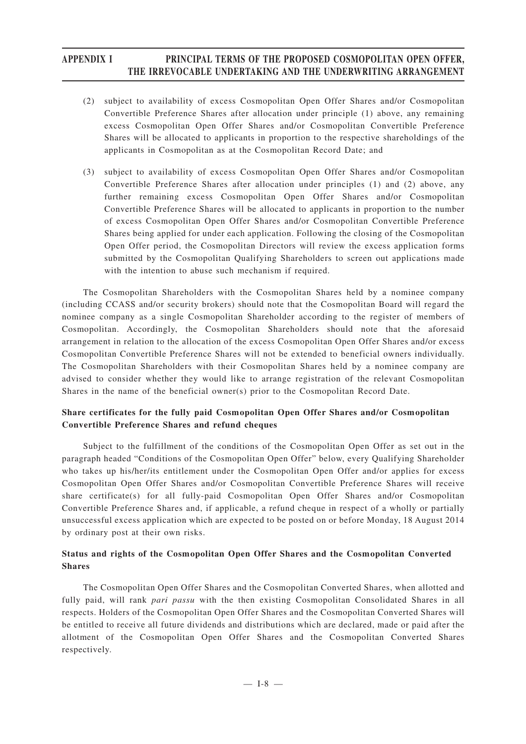(2) subject to availability of excess Cosmopolitan Open Offer Shares and/or Cosmopolitan Convertible Preference Shares after allocation under principle (1) above, any remaining excess Cosmopolitan Open Offer Shares and/or Cosmopolitan Convertible Preference Shares will be allocated to applicants in proportion to the respective shareholdings of the applicants in Cosmopolitan as at the Cosmopolitan Record Date; and

(3) subject to availability of excess Cosmopolitan Open Offer Shares and/or Cosmopolitan Convertible Preference Shares after allocation under principles (1) and (2) above, any further remaining excess Cosmopolitan Open Offer Shares and/or Cosmopolitan Convertible Preference Shares will be allocated to applicants in proportion to the number of excess Cosmopolitan Open Offer Shares and/or Cosmopolitan Convertible Preference Shares being applied for under each application. Following the closing of the Cosmopolitan Open Offer period, the Cosmopolitan Directors will review the excess application forms submitted by the Cosmopolitan Qualifying Shareholders to screen out applications made with the intention to abuse such mechanism if required.

The Cosmopolitan Shareholders with the Cosmopolitan Shares held by a nominee company (including CCASS and/or security brokers) should note that the Cosmopolitan Board will regard the nominee company as a single Cosmopolitan Shareholder according to the register of members of Cosmopolitan. Accordingly, the Cosmopolitan Shareholders should note that the aforesaid arrangement in relation to the allocation of the excess Cosmopolitan Open Offer Shares and/or excess Cosmopolitan Convertible Preference Shares will not be extended to beneficial owners individually. The Cosmopolitan Shareholders with their Cosmopolitan Shares held by a nominee company are advised to consider whether they would like to arrange registration of the relevant Cosmopolitan Shares in the name of the beneficial owner(s) prior to the Cosmopolitan Record Date.

**Share certificates for the fully paid Cosmopolitan Open Offer Shares and/or Cosmopolitan Convertible Preference Shares and refund cheques**

Subject to the fulfillment of the conditions of the Cosmopolitan Open Offer as set out in the paragraph headed "Conditions of the Cosmopolitan Open Offer" below, every Qualifying Shareholder who takes up his/her/its entitlement under the Cosmopolitan Open Offer and/or applies for excess Cosmopolitan Open Offer Shares and/or Cosmopolitan Convertible Preference Shares will receive share certificate(s) for all fully-paid Cosmopolitan Open Offer Shares and/or Cosmopolitan Convertible Preference Shares and, if applicable, a refund cheque in respect of a wholly or partially unsuccessful excess application which are expected to be posted on or before Monday, 18 August 2014 by ordinary post at their own risks.

**Status and rights of the Cosmopolitan Open Offer Shares and the Cosmopolitan Converted Shares**

The Cosmopolitan Open Offer Shares and the Cosmopolitan Converted Shares, when allotted and fully paid, will rank *pari passu* with the then existing Cosmopolitan Consolidated Shares in all respects. Holders of the Cosmopolitan Open Offer Shares and the Cosmopolitan Converted Shares will be entitled to receive all future dividends and distributions which are declared, made or paid after the allotment of the Cosmopolitan Open Offer Shares and the Cosmopolitan Converted Shares respectively.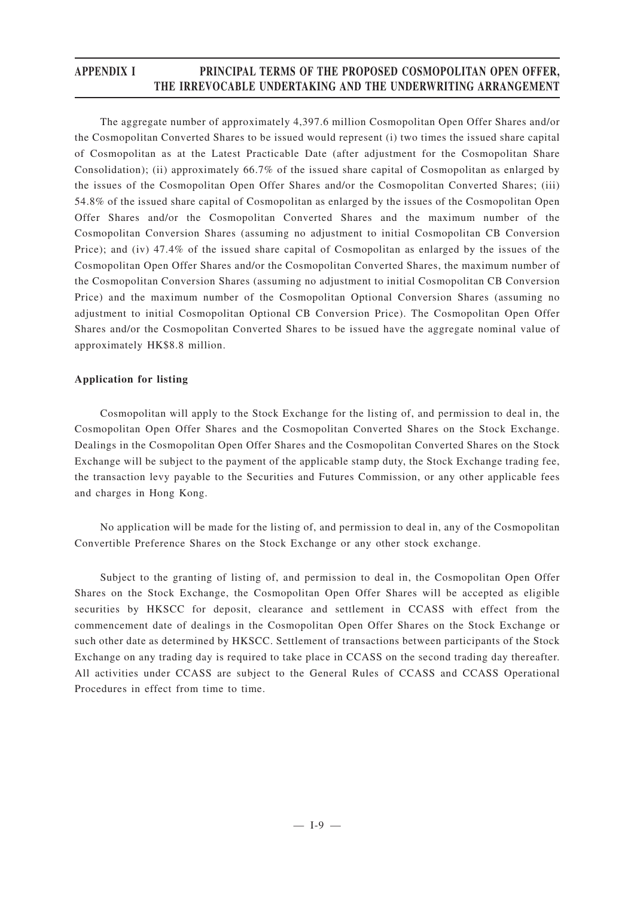The aggregate number of approximately 4,397.6 million Cosmopolitan Open Offer Shares and/or the Cosmopolitan Converted Shares to be issued would represent (i) two times the issued share capital of Cosmopolitan as at the Latest Practicable Date (after adjustment for the Cosmopolitan Share Consolidation); (ii) approximately 66.7% of the issued share capital of Cosmopolitan as enlarged by the issues of the Cosmopolitan Open Offer Shares and/or the Cosmopolitan Converted Shares; (iii) 54.8% of the issued share capital of Cosmopolitan as enlarged by the issues of the Cosmopolitan Open Offer Shares and/or the Cosmopolitan Converted Shares and the maximum number of the Cosmopolitan Conversion Shares (assuming no adjustment to initial Cosmopolitan CB Conversion Price); and (iv) 47.4% of the issued share capital of Cosmopolitan as enlarged by the issues of the Cosmopolitan Open Offer Shares and/or the Cosmopolitan Converted Shares, the maximum number of the Cosmopolitan Conversion Shares (assuming no adjustment to initial Cosmopolitan CB Conversion Price) and the maximum number of the Cosmopolitan Optional Conversion Shares (assuming no adjustment to initial Cosmopolitan Optional CB Conversion Price). The Cosmopolitan Open Offer Shares and/or the Cosmopolitan Converted Shares to be issued have the aggregate nominal value of approximately HK$8.8 million.

**Application for listing**

Cosmopolitan will apply to the Stock Exchange for the listing of, and permission to deal in, the Cosmopolitan Open Offer Shares and the Cosmopolitan Converted Shares on the Stock Exchange. Dealings in the Cosmopolitan Open Offer Shares and the Cosmopolitan Converted Shares on the Stock Exchange will be subject to the payment of the applicable stamp duty, the Stock Exchange trading fee, the transaction levy payable to the Securities and Futures Commission, or any other applicable fees and charges in Hong Kong.

No application will be made for the listing of, and permission to deal in, any of the Cosmopolitan Convertible Preference Shares on the Stock Exchange or any other stock exchange.

Subject to the granting of listing of, and permission to deal in, the Cosmopolitan Open Offer Shares on the Stock Exchange, the Cosmopolitan Open Offer Shares will be accepted as eligible securities by HKSCC for deposit, clearance and settlement in CCASS with effect from the commencement date of dealings in the Cosmopolitan Open Offer Shares on the Stock Exchange or such other date as determined by HKSCC. Settlement of transactions between participants of the Stock Exchange on any trading day is required to take place in CCASS on the second trading day thereafter. All activities under CCASS are subject to the General Rules of CCASS and CCASS Operational Procedures in effect from time to time.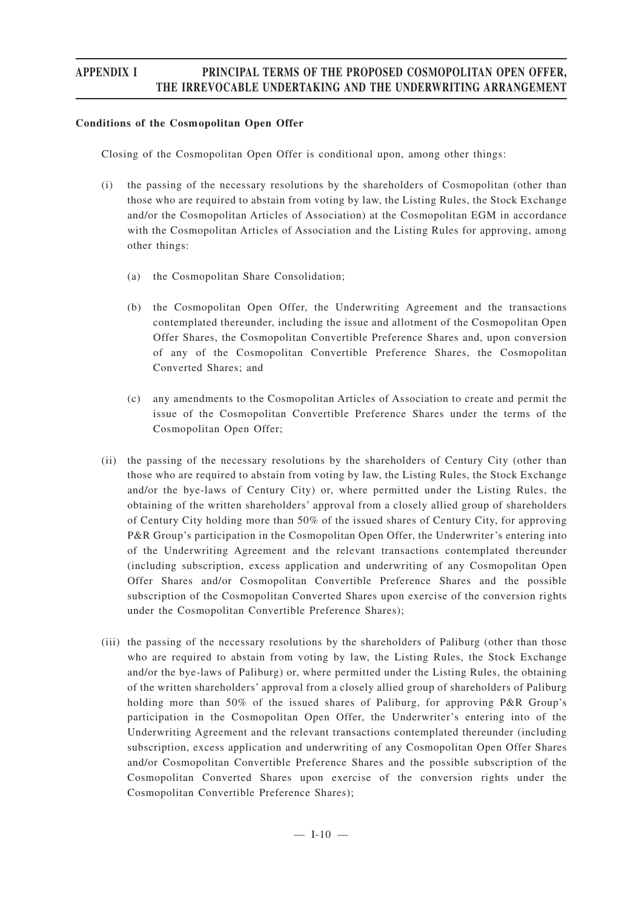**Conditions of the Cosmopolitan Open Offer**

Closing of the Cosmopolitan Open Offer is conditional upon, among other things:

(i) the passing of the necessary resolutions by the shareholders of Cosmopolitan (other than those who are required to abstain from voting by law, the Listing Rules, the Stock Exchange and/or the Cosmopolitan Articles of Association) at the Cosmopolitan EGM in accordance with the Cosmopolitan Articles of Association and the Listing Rules for approving, among other things:

  (a) the Cosmopolitan Share Consolidation;

  (b) the Cosmopolitan Open Offer, the Underwriting Agreement and the transactions contemplated thereunder, including the issue and allotment of the Cosmopolitan Open Offer Shares, the Cosmopolitan Convertible Preference Shares and, upon conversion of any of the Cosmopolitan Convertible Preference Shares, the Cosmopolitan Converted Shares; and

  (c) any amendments to the Cosmopolitan Articles of Association to create and permit the issue of the Cosmopolitan Convertible Preference Shares under the terms of the Cosmopolitan Open Offer;

(ii) the passing of the necessary resolutions by the shareholders of Century City (other than those who are required to abstain from voting by law, the Listing Rules, the Stock Exchange and/or the bye-laws of Century City) or, where permitted under the Listing Rules, the obtaining of the written shareholders' approval from a closely allied group of shareholders of Century City holding more than 50% of the issued shares of Century City, for approving P&R Group's participation in the Cosmopolitan Open Offer, the Underwriter's entering into of the Underwriting Agreement and the relevant transactions contemplated thereunder (including subscription, excess application and underwriting of any Cosmopolitan Open Offer Shares and/or Cosmopolitan Convertible Preference Shares and the possible subscription of the Cosmopolitan Converted Shares upon exercise of the conversion rights under the Cosmopolitan Convertible Preference Shares);

(iii) the passing of the necessary resolutions by the shareholders of Paliburg (other than those who are required to abstain from voting by law, the Listing Rules, the Stock Exchange and/or the bye-laws of Paliburg) or, where permitted under the Listing Rules, the obtaining of the written shareholders' approval from a closely allied group of shareholders of Paliburg holding more than 50% of the issued shares of Paliburg, for approving P&R Group's participation in the Cosmopolitan Open Offer, the Underwriter's entering into of the Underwriting Agreement and the relevant transactions contemplated thereunder (including subscription, excess application and underwriting of any Cosmopolitan Open Offer Shares and/or Cosmopolitan Convertible Preference Shares and the possible subscription of the Cosmopolitan Converted Shares upon exercise of the conversion rights under the Cosmopolitan Convertible Preference Shares);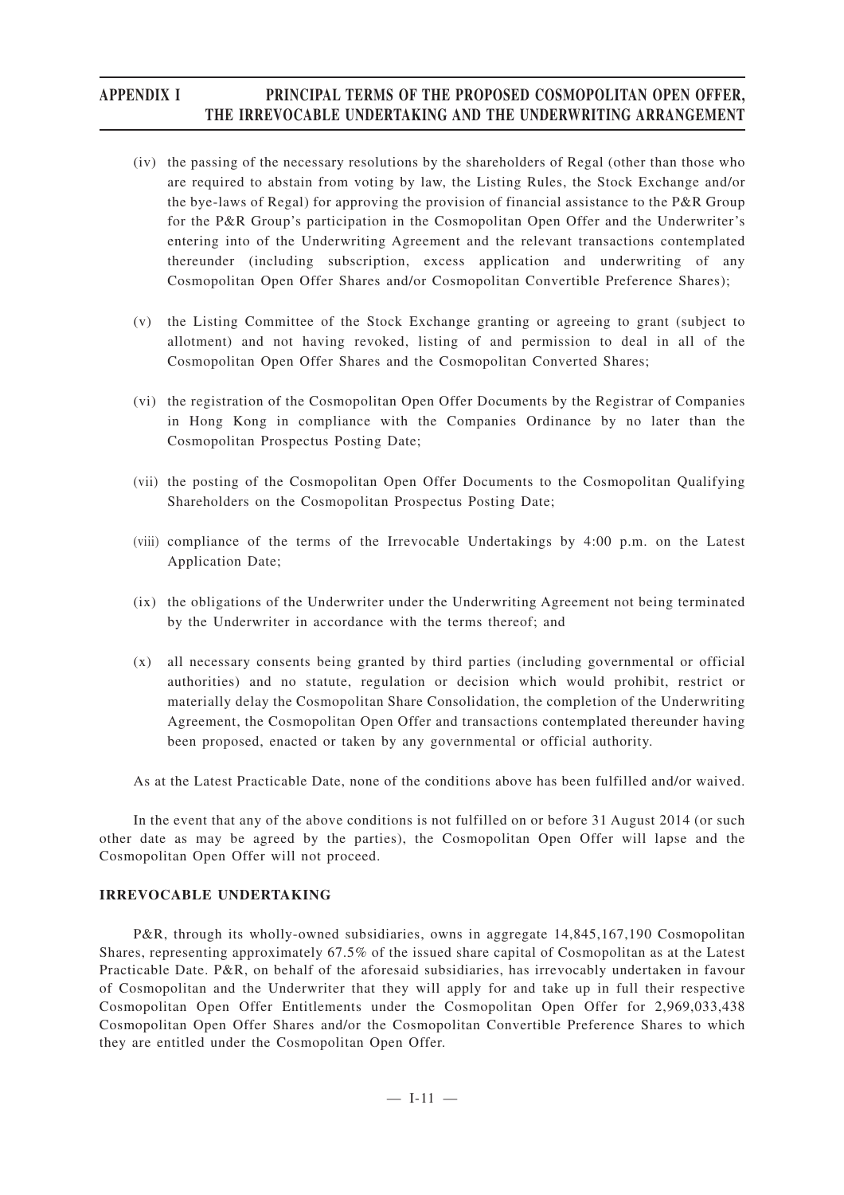(iv) the passing of the necessary resolutions by the shareholders of Regal (other than those who are required to abstain from voting by law, the Listing Rules, the Stock Exchange and/or the bye-laws of Regal) for approving the provision of financial assistance to the P&R Group for the P&R Group's participation in the Cosmopolitan Open Offer and the Underwriter's entering into of the Underwriting Agreement and the relevant transactions contemplated thereunder (including subscription, excess application and underwriting of any Cosmopolitan Open Offer Shares and/or Cosmopolitan Convertible Preference Shares);

(v) the Listing Committee of the Stock Exchange granting or agreeing to grant (subject to allotment) and not having revoked, listing of and permission to deal in all of the Cosmopolitan Open Offer Shares and the Cosmopolitan Converted Shares;

(vi) the registration of the Cosmopolitan Open Offer Documents by the Registrar of Companies in Hong Kong in compliance with the Companies Ordinance by no later than the Cosmopolitan Prospectus Posting Date;

(vii) the posting of the Cosmopolitan Open Offer Documents to the Cosmopolitan Qualifying Shareholders on the Cosmopolitan Prospectus Posting Date;

(viii) compliance of the terms of the Irrevocable Undertakings by 4:00 p.m. on the Latest Application Date;

(ix) the obligations of the Underwriter under the Underwriting Agreement not being terminated by the Underwriter in accordance with the terms thereof; and

(x) all necessary consents being granted by third parties (including governmental or official authorities) and no statute, regulation or decision which would prohibit, restrict or materially delay the Cosmopolitan Share Consolidation, the completion of the Underwriting Agreement, the Cosmopolitan Open Offer and transactions contemplated thereunder having been proposed, enacted or taken by any governmental or official authority.

As at the Latest Practicable Date, none of the conditions above has been fulfilled and/or waived.

In the event that any of the above conditions is not fulfilled on or before 31 August 2014 (or such other date as may be agreed by the parties), the Cosmopolitan Open Offer will lapse and the Cosmopolitan Open Offer will not proceed.

**IRREVOCABLE UNDERTAKING**

P&R, through its wholly-owned subsidiaries, owns in aggregate 14,845,167,190 Cosmopolitan Shares, representing approximately 67.5% of the issued share capital of Cosmopolitan as at the Latest Practicable Date. P&R, on behalf of the aforesaid subsidiaries, has irrevocably undertaken in favour of Cosmopolitan and the Underwriter that they will apply for and take up in full their respective Cosmopolitan Open Offer Entitlements under the Cosmopolitan Open Offer for 2,969,033,438 Cosmopolitan Open Offer Shares and/or the Cosmopolitan Convertible Preference Shares to which they are entitled under the Cosmopolitan Open Offer.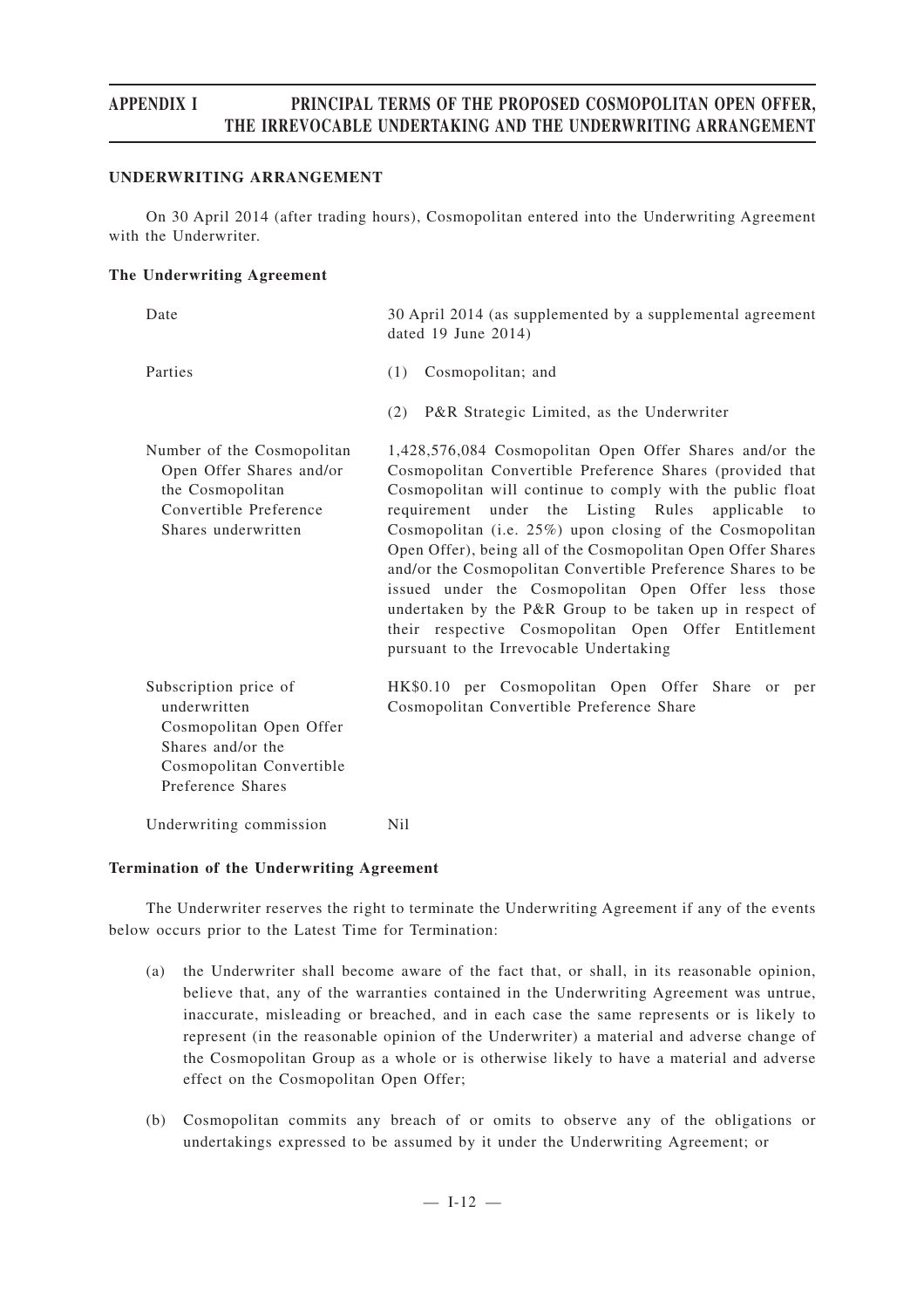## UNDERWRITING ARRANGEMENT

On 30 April 2014 (after trading hours), Cosmopolitan entered into the Underwriting Agreement with the Underwriter.

### The Underwriting Agreement

| | |
|---|---|
| Date | 30 April 2014 (as supplemented by a supplemental agreement dated 19 June 2014) |
| Parties | (1) Cosmopolitan; and<br>(2) P&R Strategic Limited, as the Underwriter |
| Number of the Cosmopolitan Open Offer Shares and/or the Cosmopolitan Convertible Preference Shares underwritten | 1,428,576,084 Cosmopolitan Open Offer Shares and/or the Cosmopolitan Convertible Preference Shares (provided that Cosmopolitan will continue to comply with the public float requirement under the Listing Rules applicable to Cosmopolitan (i.e. 25%) upon closing of the Cosmopolitan Open Offer), being all of the Cosmopolitan Open Offer Shares and/or the Cosmopolitan Convertible Preference Shares to be issued under the Cosmopolitan Open Offer less those undertaken by the P&R Group to be taken up in respect of their respective Cosmopolitan Open Offer Entitlement pursuant to the Irrevocable Undertaking |
| Subscription price of underwritten Cosmopolitan Open Offer Shares and/or the Cosmopolitan Convertible Preference Shares | HK$0.10 per Cosmopolitan Open Offer Share or per Cosmopolitan Convertible Preference Share |
| Underwriting commission | Nil |

### Termination of the Underwriting Agreement

The Underwriter reserves the right to terminate the Underwriting Agreement if any of the events below occurs prior to the Latest Time for Termination:

(a) the Underwriter shall become aware of the fact that, or shall, in its reasonable opinion, believe that, any of the warranties contained in the Underwriting Agreement was untrue, inaccurate, misleading or breached, and in each case the same represents or is likely to represent (in the reasonable opinion of the Underwriter) a material and adverse change of the Cosmopolitan Group as a whole or is otherwise likely to have a material and adverse effect on the Cosmopolitan Open Offer;

(b) Cosmopolitan commits any breach of or omits to observe any of the obligations or undertakings expressed to be assumed by it under the Underwriting Agreement; or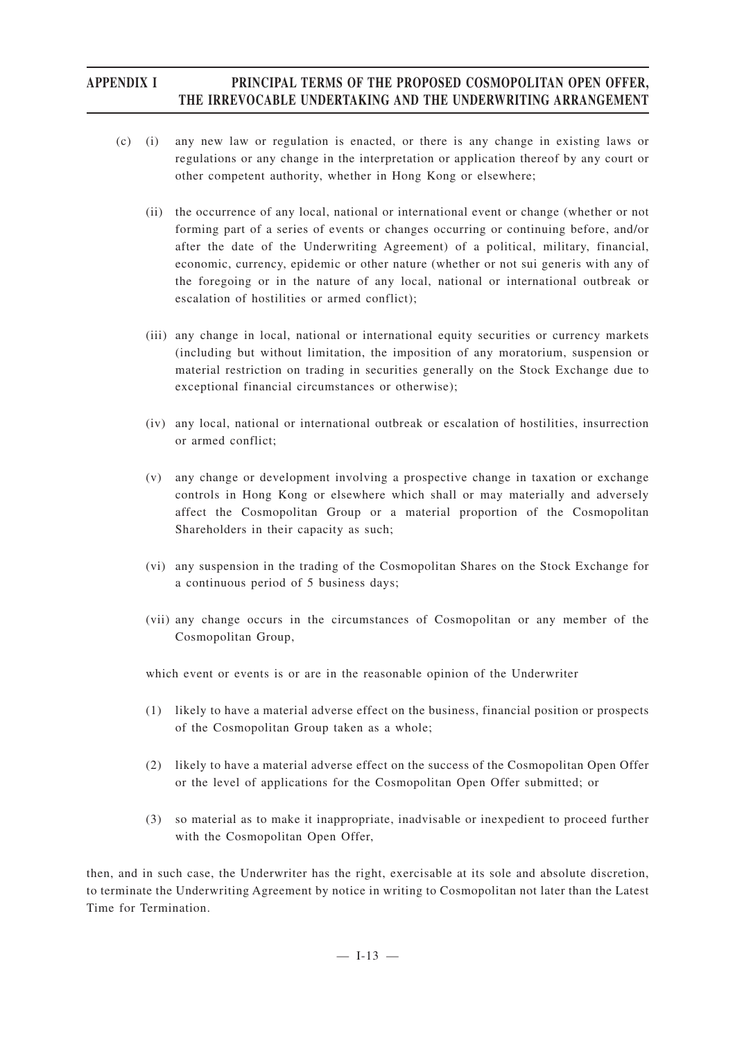(c) (i) any new law or regulation is enacted, or there is any change in existing laws or regulations or any change in the interpretation or application thereof by any court or other competent authority, whether in Hong Kong or elsewhere;

(ii) the occurrence of any local, national or international event or change (whether or not forming part of a series of events or changes occurring or continuing before, and/or after the date of the Underwriting Agreement) of a political, military, financial, economic, currency, epidemic or other nature (whether or not sui generis with any of the foregoing or in the nature of any local, national or international outbreak or escalation of hostilities or armed conflict);

(iii) any change in local, national or international equity securities or currency markets (including but without limitation, the imposition of any moratorium, suspension or material restriction on trading in securities generally on the Stock Exchange due to exceptional financial circumstances or otherwise);

(iv) any local, national or international outbreak or escalation of hostilities, insurrection or armed conflict;

(v) any change or development involving a prospective change in taxation or exchange controls in Hong Kong or elsewhere which shall or may materially and adversely affect the Cosmopolitan Group or a material proportion of the Cosmopolitan Shareholders in their capacity as such;

(vi) any suspension in the trading of the Cosmopolitan Shares on the Stock Exchange for a continuous period of 5 business days;

(vii) any change occurs in the circumstances of Cosmopolitan or any member of the Cosmopolitan Group,

which event or events is or are in the reasonable opinion of the Underwriter

(1) likely to have a material adverse effect on the business, financial position or prospects of the Cosmopolitan Group taken as a whole;

(2) likely to have a material adverse effect on the success of the Cosmopolitan Open Offer or the level of applications for the Cosmopolitan Open Offer submitted; or

(3) so material as to make it inappropriate, inadvisable or inexpedient to proceed further with the Cosmopolitan Open Offer,

then, and in such case, the Underwriter has the right, exercisable at its sole and absolute discretion, to terminate the Underwriting Agreement by notice in writing to Cosmopolitan not later than the Latest Time for Termination.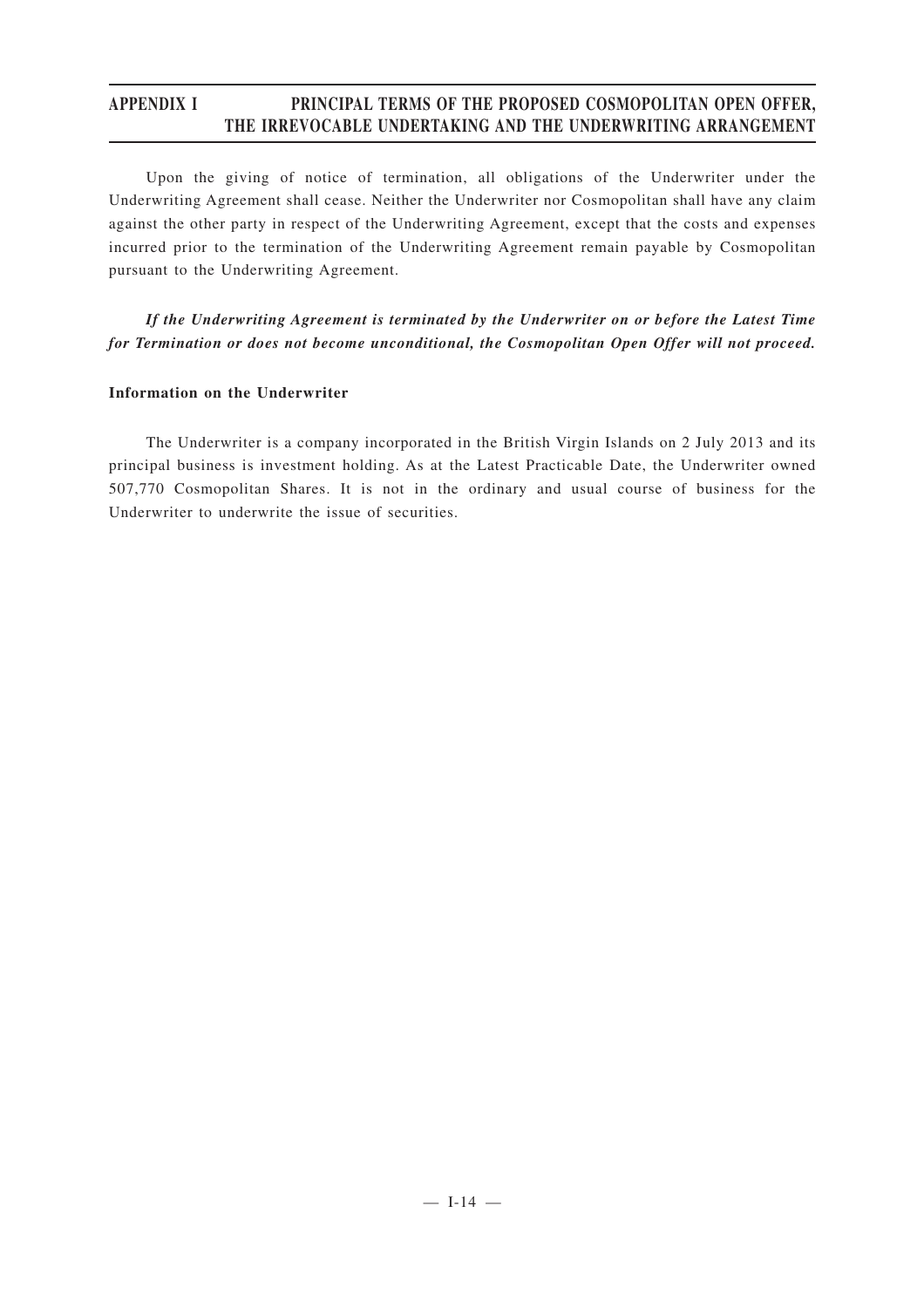Upon the giving of notice of termination, all obligations of the Underwriter under the Underwriting Agreement shall cease. Neither the Underwriter nor Cosmopolitan shall have any claim against the other party in respect of the Underwriting Agreement, except that the costs and expenses incurred prior to the termination of the Underwriting Agreement remain payable by Cosmopolitan pursuant to the Underwriting Agreement.

***If the Underwriting Agreement is terminated by the Underwriter on or before the Latest Time for Termination or does not become unconditional, the Cosmopolitan Open Offer will not proceed.***

**Information on the Underwriter**

The Underwriter is a company incorporated in the British Virgin Islands on 2 July 2013 and its principal business is investment holding. As at the Latest Practicable Date, the Underwriter owned 507,770 Cosmopolitan Shares. It is not in the ordinary and usual course of business for the Underwriter to underwrite the issue of securities.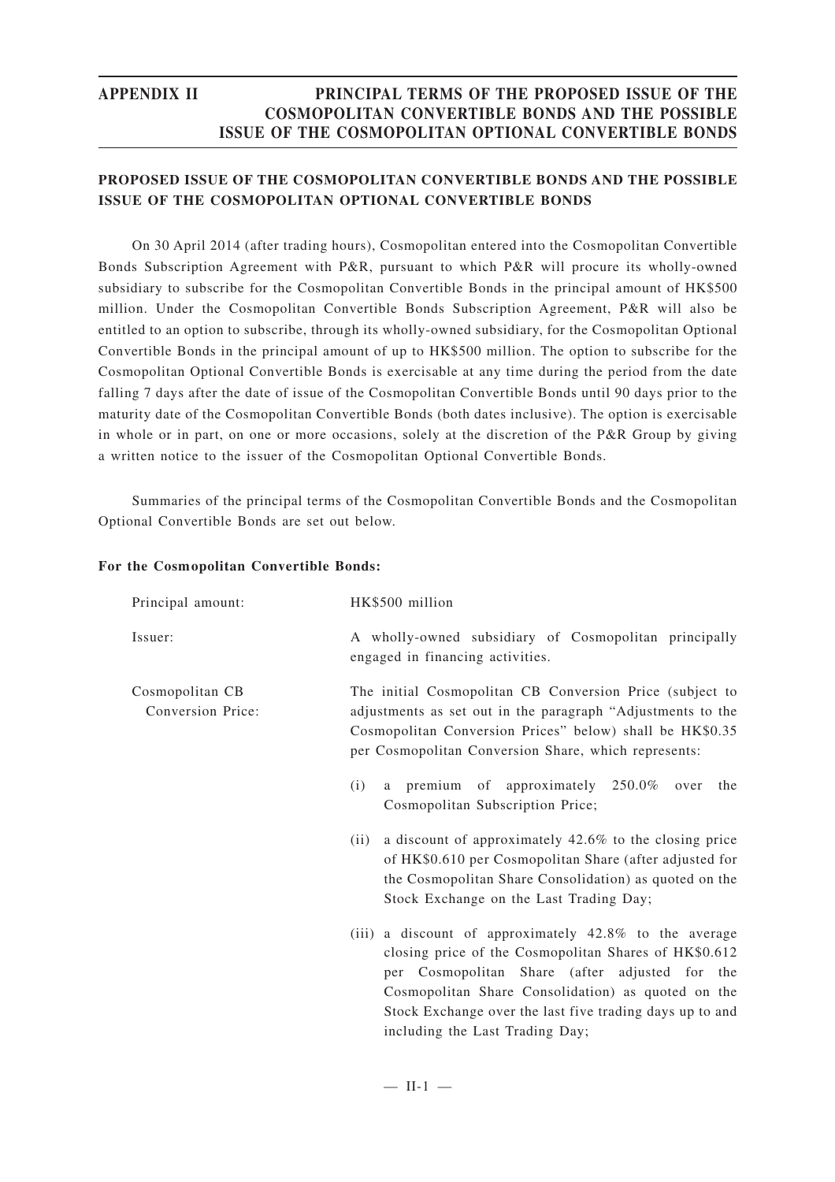## PROPOSED ISSUE OF THE COSMOPOLITAN CONVERTIBLE BONDS AND THE POSSIBLE ISSUE OF THE COSMOPOLITAN OPTIONAL CONVERTIBLE BONDS

On 30 April 2014 (after trading hours), Cosmopolitan entered into the Cosmopolitan Convertible Bonds Subscription Agreement with P&R, pursuant to which P&R will procure its wholly-owned subsidiary to subscribe for the Cosmopolitan Convertible Bonds in the principal amount of HK$500 million. Under the Cosmopolitan Convertible Bonds Subscription Agreement, P&R will also be entitled to an option to subscribe, through its wholly-owned subsidiary, for the Cosmopolitan Optional Convertible Bonds in the principal amount of up to HK$500 million. The option to subscribe for the Cosmopolitan Optional Convertible Bonds is exercisable at any time during the period from the date falling 7 days after the date of issue of the Cosmopolitan Convertible Bonds until 90 days prior to the maturity date of the Cosmopolitan Convertible Bonds (both dates inclusive). The option is exercisable in whole or in part, on one or more occasions, solely at the discretion of the P&R Group by giving a written notice to the issuer of the Cosmopolitan Optional Convertible Bonds.

Summaries of the principal terms of the Cosmopolitan Convertible Bonds and the Cosmopolitan Optional Convertible Bonds are set out below.

**For the Cosmopolitan Convertible Bonds:**

| | |
|---|---|
| Principal amount: | HK$500 million |
| Issuer: | A wholly-owned subsidiary of Cosmopolitan principally engaged in financing activities. |
| Cosmopolitan CB Conversion Price: | The initial Cosmopolitan CB Conversion Price (subject to adjustments as set out in the paragraph "Adjustments to the Cosmopolitan Conversion Prices" below) shall be HK$0.35 per Cosmopolitan Conversion Share, which represents:<br><br>(i) a premium of approximately 250.0% over the Cosmopolitan Subscription Price;<br><br>(ii) a discount of approximately 42.6% to the closing price of HK$0.610 per Cosmopolitan Share (after adjusted for the Cosmopolitan Share Consolidation) as quoted on the Stock Exchange on the Last Trading Day;<br><br>(iii) a discount of approximately 42.8% to the average closing price of the Cosmopolitan Shares of HK$0.612 per Cosmopolitan Share (after adjusted for the Cosmopolitan Share Consolidation) as quoted on the Stock Exchange over the last five trading days up to and including the Last Trading Day; |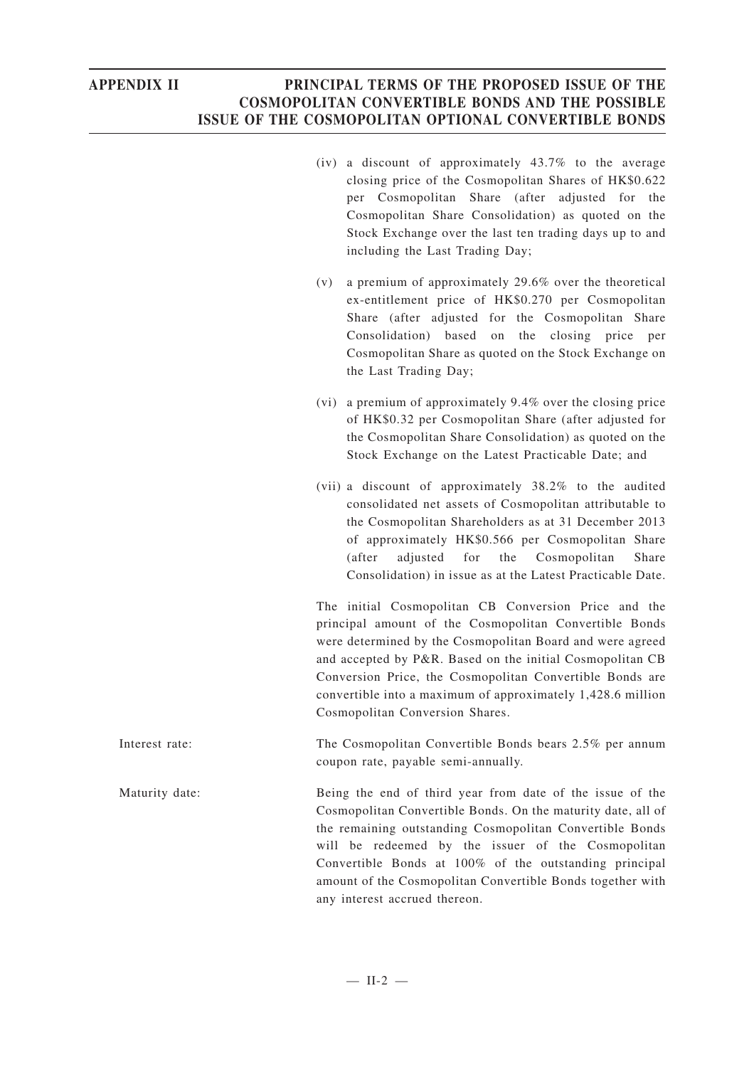(iv) a discount of approximately 43.7% to the average closing price of the Cosmopolitan Shares of HK$0.622 per Cosmopolitan Share (after adjusted for the Cosmopolitan Share Consolidation) as quoted on the Stock Exchange over the last ten trading days up to and including the Last Trading Day;

(v) a premium of approximately 29.6% over the theoretical ex-entitlement price of HK$0.270 per Cosmopolitan Share (after adjusted for the Cosmopolitan Share Consolidation) based on the closing price per Cosmopolitan Share as quoted on the Stock Exchange on the Last Trading Day;

(vi) a premium of approximately 9.4% over the closing price of HK$0.32 per Cosmopolitan Share (after adjusted for the Cosmopolitan Share Consolidation) as quoted on the Stock Exchange on the Latest Practicable Date; and

(vii) a discount of approximately 38.2% to the audited consolidated net assets of Cosmopolitan attributable to the Cosmopolitan Shareholders as at 31 December 2013 of approximately HK$0.566 per Cosmopolitan Share (after adjusted for the Cosmopolitan Share Consolidation) in issue as at the Latest Practicable Date.

The initial Cosmopolitan CB Conversion Price and the principal amount of the Cosmopolitan Convertible Bonds were determined by the Cosmopolitan Board and were agreed and accepted by P&R. Based on the initial Cosmopolitan CB Conversion Price, the Cosmopolitan Convertible Bonds are convertible into a maximum of approximately 1,428.6 million Cosmopolitan Conversion Shares.

Interest rate: The Cosmopolitan Convertible Bonds bears 2.5% per annum coupon rate, payable semi-annually.

Maturity date: Being the end of third year from date of the issue of the Cosmopolitan Convertible Bonds. On the maturity date, all of the remaining outstanding Cosmopolitan Convertible Bonds will be redeemed by the issuer of the Cosmopolitan Convertible Bonds at 100% of the outstanding principal amount of the Cosmopolitan Convertible Bonds together with any interest accrued thereon.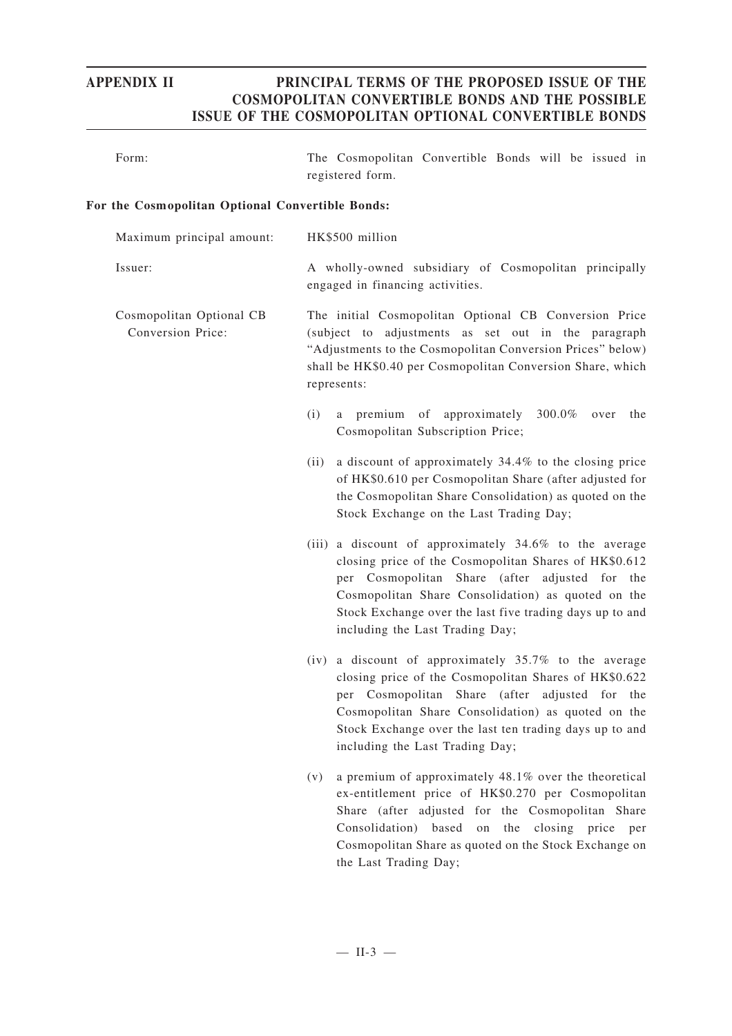| | |
|---|---|
| Form: | The Cosmopolitan Convertible Bonds will be issued in registered form. |

**For the Cosmopolitan Optional Convertible Bonds:**

| | |
|---|---|
| Maximum principal amount: | HK$500 million |
| Issuer: | A wholly-owned subsidiary of Cosmopolitan principally engaged in financing activities. |
| Cosmopolitan Optional CB Conversion Price: | The initial Cosmopolitan Optional CB Conversion Price (subject to adjustments as set out in the paragraph "Adjustments to the Cosmopolitan Conversion Prices" below) shall be HK$0.40 per Cosmopolitan Conversion Share, which represents: |

(i) a premium of approximately 300.0% over the Cosmopolitan Subscription Price;

(ii) a discount of approximately 34.4% to the closing price of HK$0.610 per Cosmopolitan Share (after adjusted for the Cosmopolitan Share Consolidation) as quoted on the Stock Exchange on the Last Trading Day;

(iii) a discount of approximately 34.6% to the average closing price of the Cosmopolitan Shares of HK$0.612 per Cosmopolitan Share (after adjusted for the Cosmopolitan Share Consolidation) as quoted on the Stock Exchange over the last five trading days up to and including the Last Trading Day;

(iv) a discount of approximately 35.7% to the average closing price of the Cosmopolitan Shares of HK$0.622 per Cosmopolitan Share (after adjusted for the Cosmopolitan Share Consolidation) as quoted on the Stock Exchange over the last ten trading days up to and including the Last Trading Day;

(v) a premium of approximately 48.1% over the theoretical ex-entitlement price of HK$0.270 per Cosmopolitan Share (after adjusted for the Cosmopolitan Share Consolidation) based on the closing price per Cosmopolitan Share as quoted on the Stock Exchange on the Last Trading Day;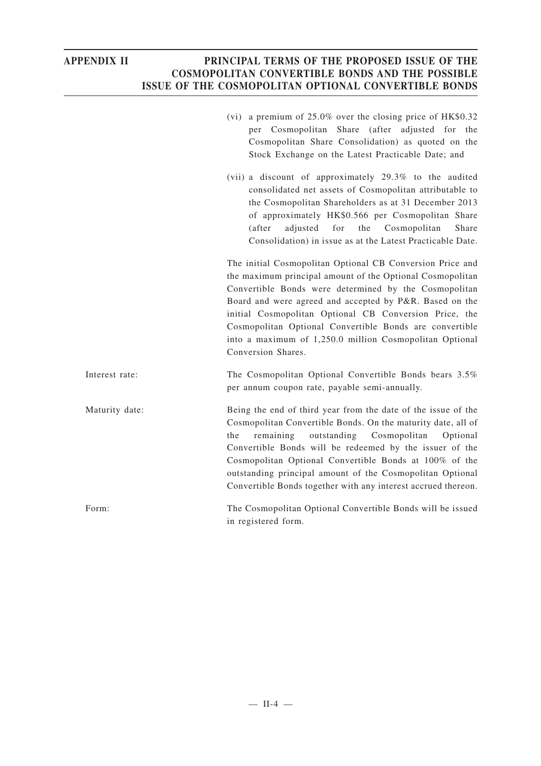(vi) a premium of 25.0% over the closing price of HK$0.32 per Cosmopolitan Share (after adjusted for the Cosmopolitan Share Consolidation) as quoted on the Stock Exchange on the Latest Practicable Date; and

(vii) a discount of approximately 29.3% to the audited consolidated net assets of Cosmopolitan attributable to the Cosmopolitan Shareholders as at 31 December 2013 of approximately HK$0.566 per Cosmopolitan Share (after adjusted for the Cosmopolitan Share Consolidation) in issue as at the Latest Practicable Date.

The initial Cosmopolitan Optional CB Conversion Price and the maximum principal amount of the Optional Cosmopolitan Convertible Bonds were determined by the Cosmopolitan Board and were agreed and accepted by P&R. Based on the initial Cosmopolitan Optional CB Conversion Price, the Cosmopolitan Optional Convertible Bonds are convertible into a maximum of 1,250.0 million Cosmopolitan Optional Conversion Shares.

Interest rate: The Cosmopolitan Optional Convertible Bonds bears 3.5% per annum coupon rate, payable semi-annually.

Maturity date: Being the end of third year from the date of the issue of the Cosmopolitan Convertible Bonds. On the maturity date, all of the remaining outstanding Cosmopolitan Optional Convertible Bonds will be redeemed by the issuer of the Cosmopolitan Optional Convertible Bonds at 100% of the outstanding principal amount of the Cosmopolitan Optional Convertible Bonds together with any interest accrued thereon.

Form: The Cosmopolitan Optional Convertible Bonds will be issued in registered form.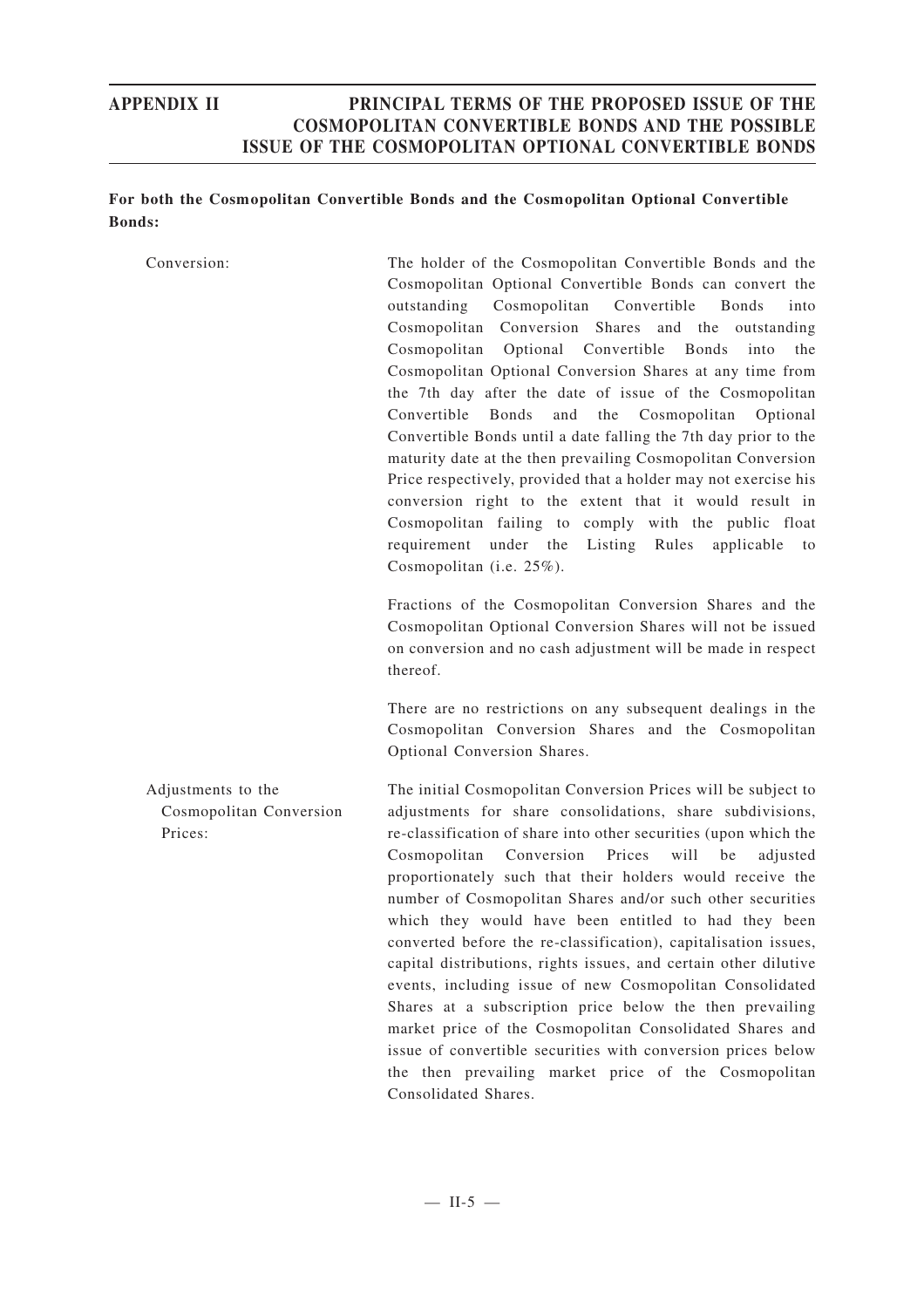**For both the Cosmopolitan Convertible Bonds and the Cosmopolitan Optional Convertible Bonds:**

| | |
|---|---|
| Conversion: | The holder of the Cosmopolitan Convertible Bonds and the Cosmopolitan Optional Convertible Bonds can convert the outstanding Cosmopolitan Convertible Bonds into Cosmopolitan Conversion Shares and the outstanding Cosmopolitan Optional Convertible Bonds into the Cosmopolitan Optional Conversion Shares at any time from the 7th day after the date of issue of the Cosmopolitan Convertible Bonds and the Cosmopolitan Optional Convertible Bonds until a date falling the 7th day prior to the maturity date at the then prevailing Cosmopolitan Conversion Price respectively, provided that a holder may not exercise his conversion right to the extent that it would result in Cosmopolitan failing to comply with the public float requirement under the Listing Rules applicable to Cosmopolitan (i.e. 25%).<br><br>Fractions of the Cosmopolitan Conversion Shares and the Cosmopolitan Optional Conversion Shares will not be issued on conversion and no cash adjustment will be made in respect thereof.<br><br>There are no restrictions on any subsequent dealings in the Cosmopolitan Conversion Shares and the Cosmopolitan Optional Conversion Shares. |
| Adjustments to the Cosmopolitan Conversion Prices: | The initial Cosmopolitan Conversion Prices will be subject to adjustments for share consolidations, share subdivisions, re-classification of share into other securities (upon which the Cosmopolitan Conversion Prices will be adjusted proportionately such that their holders would receive the number of Cosmopolitan Shares and/or such other securities which they would have been entitled to had they been converted before the re-classification), capitalisation issues, capital distributions, rights issues, and certain other dilutive events, including issue of new Cosmopolitan Consolidated Shares at a subscription price below the then prevailing market price of the Cosmopolitan Consolidated Shares and issue of convertible securities with conversion prices below the then prevailing market price of the Cosmopolitan Consolidated Shares. |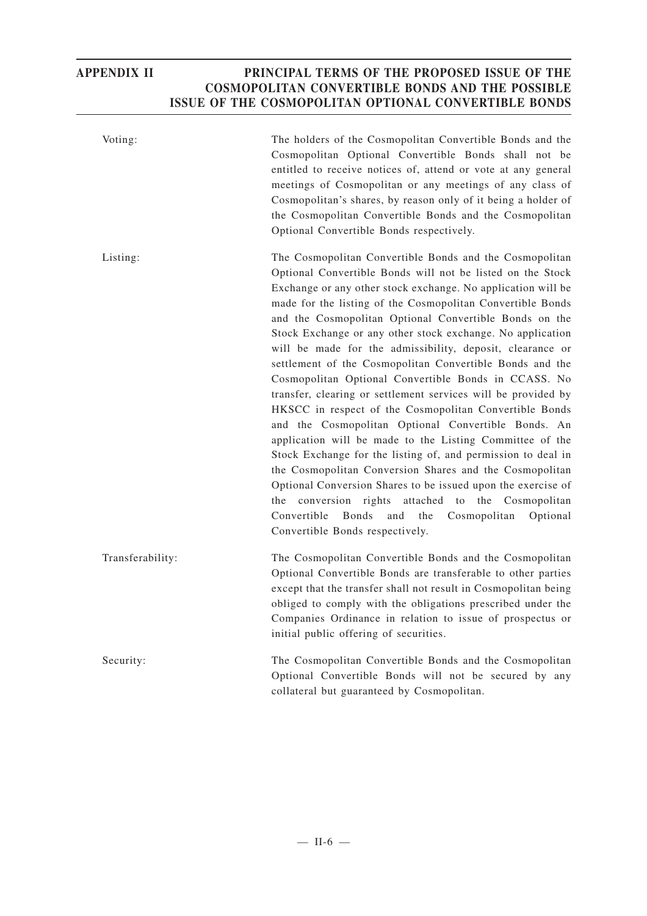| | |
|---|---|
| Voting: | The holders of the Cosmopolitan Convertible Bonds and the Cosmopolitan Optional Convertible Bonds shall not be entitled to receive notices of, attend or vote at any general meetings of Cosmopolitan or any meetings of any class of Cosmopolitan's shares, by reason only of it being a holder of the Cosmopolitan Convertible Bonds and the Cosmopolitan Optional Convertible Bonds respectively. |
| Listing: | The Cosmopolitan Convertible Bonds and the Cosmopolitan Optional Convertible Bonds will not be listed on the Stock Exchange or any other stock exchange. No application will be made for the listing of the Cosmopolitan Convertible Bonds and the Cosmopolitan Optional Convertible Bonds on the Stock Exchange or any other stock exchange. No application will be made for the admissibility, deposit, clearance or settlement of the Cosmopolitan Convertible Bonds and the Cosmopolitan Optional Convertible Bonds in CCASS. No transfer, clearing or settlement services will be provided by HKSCC in respect of the Cosmopolitan Convertible Bonds and the Cosmopolitan Optional Convertible Bonds. An application will be made to the Listing Committee of the Stock Exchange for the listing of, and permission to deal in the Cosmopolitan Conversion Shares and the Cosmopolitan Optional Conversion Shares to be issued upon the exercise of the conversion rights attached to the Cosmopolitan Convertible Bonds and the Cosmopolitan Optional Convertible Bonds respectively. |
| Transferability: | The Cosmopolitan Convertible Bonds and the Cosmopolitan Optional Convertible Bonds are transferable to other parties except that the transfer shall not result in Cosmopolitan being obliged to comply with the obligations prescribed under the Companies Ordinance in relation to issue of prospectus or initial public offering of securities. |
| Security: | The Cosmopolitan Convertible Bonds and the Cosmopolitan Optional Convertible Bonds will not be secured by any collateral but guaranteed by Cosmopolitan. |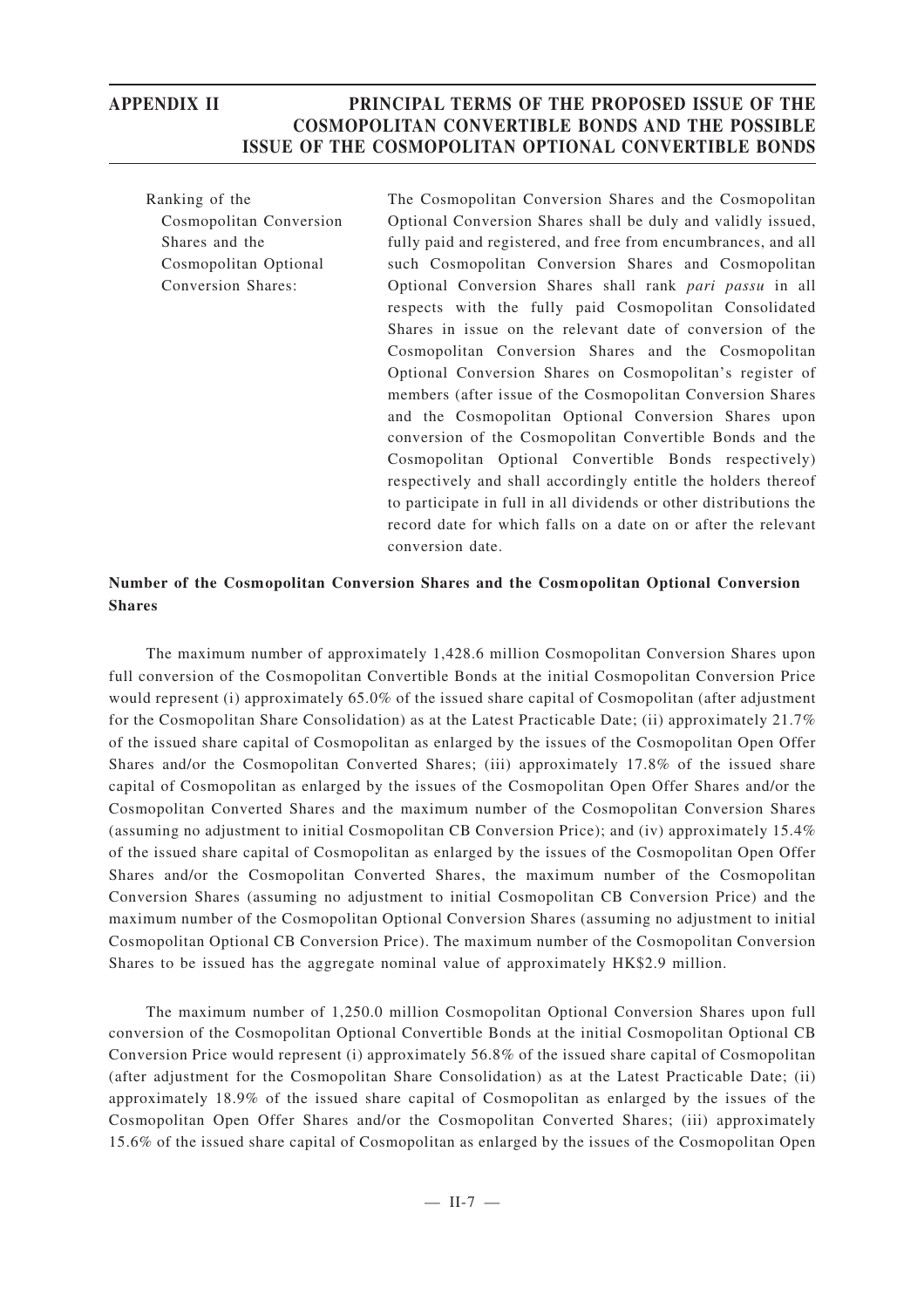| | |
|---|---|
| Ranking of the Cosmopolitan Conversion Shares and the Cosmopolitan Optional Conversion Shares: | The Cosmopolitan Conversion Shares and the Cosmopolitan Optional Conversion Shares shall be duly and validly issued, fully paid and registered, and free from encumbrances, and all such Cosmopolitan Conversion Shares and Cosmopolitan Optional Conversion Shares shall rank *pari passu* in all respects with the fully paid Cosmopolitan Consolidated Shares in issue on the relevant date of conversion of the Cosmopolitan Conversion Shares and the Cosmopolitan Optional Conversion Shares on Cosmopolitan's register of members (after issue of the Cosmopolitan Conversion Shares and the Cosmopolitan Optional Conversion Shares upon conversion of the Cosmopolitan Convertible Bonds and the Cosmopolitan Optional Convertible Bonds respectively) respectively and shall accordingly entitle the holders thereof to participate in full in all dividends or other distributions the record date for which falls on a date on or after the relevant conversion date. |

**Number of the Cosmopolitan Conversion Shares and the Cosmopolitan Optional Conversion Shares**

The maximum number of approximately 1,428.6 million Cosmopolitan Conversion Shares upon full conversion of the Cosmopolitan Convertible Bonds at the initial Cosmopolitan Conversion Price would represent (i) approximately 65.0% of the issued share capital of Cosmopolitan (after adjustment for the Cosmopolitan Share Consolidation) as at the Latest Practicable Date; (ii) approximately 21.7% of the issued share capital of Cosmopolitan as enlarged by the issues of the Cosmopolitan Open Offer Shares and/or the Cosmopolitan Converted Shares; (iii) approximately 17.8% of the issued share capital of Cosmopolitan as enlarged by the issues of the Cosmopolitan Open Offer Shares and/or the Cosmopolitan Converted Shares and the maximum number of the Cosmopolitan Conversion Shares (assuming no adjustment to initial Cosmopolitan CB Conversion Price); and (iv) approximately 15.4% of the issued share capital of Cosmopolitan as enlarged by the issues of the Cosmopolitan Open Offer Shares and/or the Cosmopolitan Converted Shares, the maximum number of the Cosmopolitan Conversion Shares (assuming no adjustment to initial Cosmopolitan CB Conversion Price) and the maximum number of the Cosmopolitan Optional Conversion Shares (assuming no adjustment to initial Cosmopolitan Optional CB Conversion Price). The maximum number of the Cosmopolitan Conversion Shares to be issued has the aggregate nominal value of approximately HK$2.9 million.

The maximum number of 1,250.0 million Cosmopolitan Optional Conversion Shares upon full conversion of the Cosmopolitan Optional Convertible Bonds at the initial Cosmopolitan Optional CB Conversion Price would represent (i) approximately 56.8% of the issued share capital of Cosmopolitan (after adjustment for the Cosmopolitan Share Consolidation) as at the Latest Practicable Date; (ii) approximately 18.9% of the issued share capital of Cosmopolitan as enlarged by the issues of the Cosmopolitan Open Offer Shares and/or the Cosmopolitan Converted Shares; (iii) approximately 15.6% of the issued share capital of Cosmopolitan as enlarged by the issues of the Cosmopolitan Open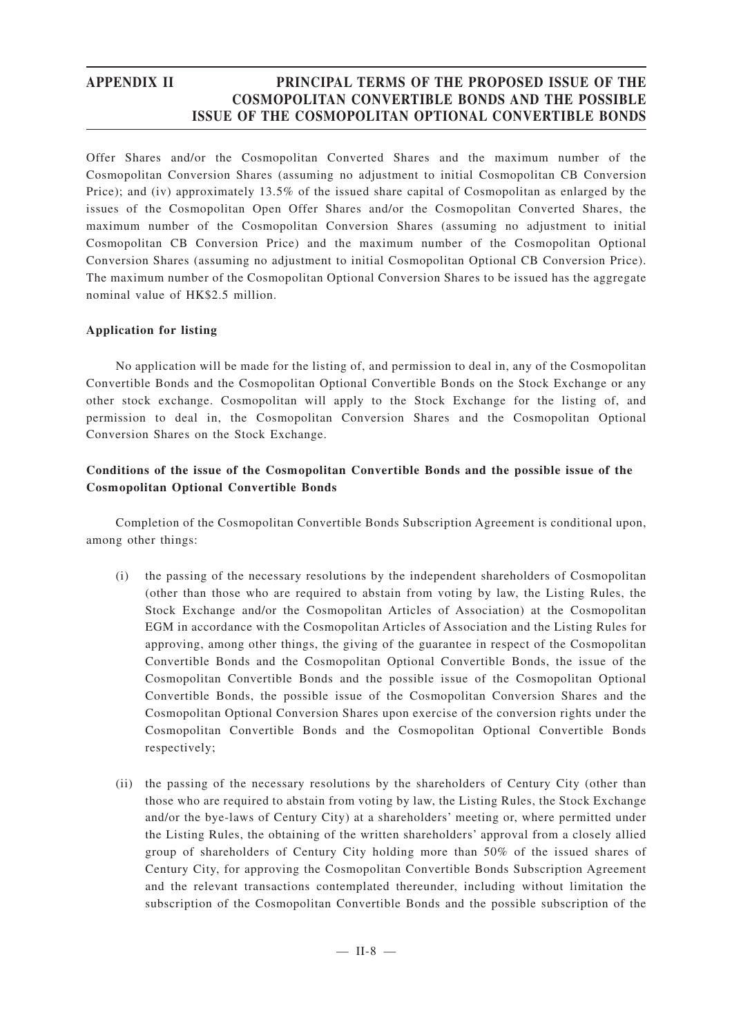Offer Shares and/or the Cosmopolitan Converted Shares and the maximum number of the Cosmopolitan Conversion Shares (assuming no adjustment to initial Cosmopolitan CB Conversion Price); and (iv) approximately 13.5% of the issued share capital of Cosmopolitan as enlarged by the issues of the Cosmopolitan Open Offer Shares and/or the Cosmopolitan Converted Shares, the maximum number of the Cosmopolitan Conversion Shares (assuming no adjustment to initial Cosmopolitan CB Conversion Price) and the maximum number of the Cosmopolitan Optional Conversion Shares (assuming no adjustment to initial Cosmopolitan Optional CB Conversion Price). The maximum number of the Cosmopolitan Optional Conversion Shares to be issued has the aggregate nominal value of HK$2.5 million.

**Application for listing**

No application will be made for the listing of, and permission to deal in, any of the Cosmopolitan Convertible Bonds and the Cosmopolitan Optional Convertible Bonds on the Stock Exchange or any other stock exchange. Cosmopolitan will apply to the Stock Exchange for the listing of, and permission to deal in, the Cosmopolitan Conversion Shares and the Cosmopolitan Optional Conversion Shares on the Stock Exchange.

**Conditions of the issue of the Cosmopolitan Convertible Bonds and the possible issue of the Cosmopolitan Optional Convertible Bonds**

Completion of the Cosmopolitan Convertible Bonds Subscription Agreement is conditional upon, among other things:

(i) the passing of the necessary resolutions by the independent shareholders of Cosmopolitan (other than those who are required to abstain from voting by law, the Listing Rules, the Stock Exchange and/or the Cosmopolitan Articles of Association) at the Cosmopolitan EGM in accordance with the Cosmopolitan Articles of Association and the Listing Rules for approving, among other things, the giving of the guarantee in respect of the Cosmopolitan Convertible Bonds and the Cosmopolitan Optional Convertible Bonds, the issue of the Cosmopolitan Convertible Bonds and the possible issue of the Cosmopolitan Optional Convertible Bonds, the possible issue of the Cosmopolitan Conversion Shares and the Cosmopolitan Optional Conversion Shares upon exercise of the conversion rights under the Cosmopolitan Convertible Bonds and the Cosmopolitan Optional Convertible Bonds respectively;

(ii) the passing of the necessary resolutions by the shareholders of Century City (other than those who are required to abstain from voting by law, the Listing Rules, the Stock Exchange and/or the bye-laws of Century City) at a shareholders' meeting or, where permitted under the Listing Rules, the obtaining of the written shareholders' approval from a closely allied group of shareholders of Century City holding more than 50% of the issued shares of Century City, for approving the Cosmopolitan Convertible Bonds Subscription Agreement and the relevant transactions contemplated thereunder, including without limitation the subscription of the Cosmopolitan Convertible Bonds and the possible subscription of the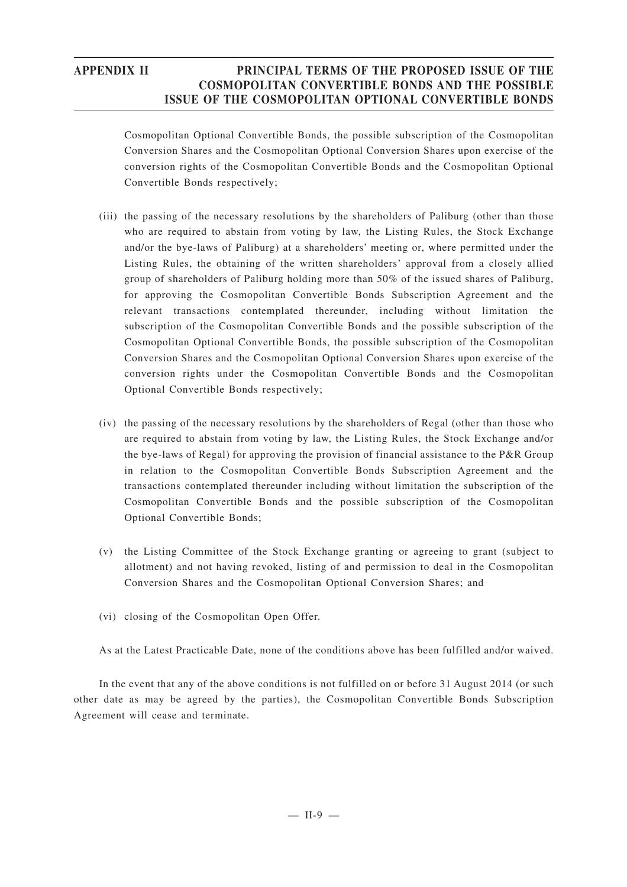Cosmopolitan Optional Convertible Bonds, the possible subscription of the Cosmopolitan Conversion Shares and the Cosmopolitan Optional Conversion Shares upon exercise of the conversion rights of the Cosmopolitan Convertible Bonds and the Cosmopolitan Optional Convertible Bonds respectively;

(iii) the passing of the necessary resolutions by the shareholders of Paliburg (other than those who are required to abstain from voting by law, the Listing Rules, the Stock Exchange and/or the bye-laws of Paliburg) at a shareholders' meeting or, where permitted under the Listing Rules, the obtaining of the written shareholders' approval from a closely allied group of shareholders of Paliburg holding more than 50% of the issued shares of Paliburg, for approving the Cosmopolitan Convertible Bonds Subscription Agreement and the relevant transactions contemplated thereunder, including without limitation the subscription of the Cosmopolitan Convertible Bonds and the possible subscription of the Cosmopolitan Optional Convertible Bonds, the possible subscription of the Cosmopolitan Conversion Shares and the Cosmopolitan Optional Conversion Shares upon exercise of the conversion rights under the Cosmopolitan Convertible Bonds and the Cosmopolitan Optional Convertible Bonds respectively;

(iv) the passing of the necessary resolutions by the shareholders of Regal (other than those who are required to abstain from voting by law, the Listing Rules, the Stock Exchange and/or the bye-laws of Regal) for approving the provision of financial assistance to the P&R Group in relation to the Cosmopolitan Convertible Bonds Subscription Agreement and the transactions contemplated thereunder including without limitation the subscription of the Cosmopolitan Convertible Bonds and the possible subscription of the Cosmopolitan Optional Convertible Bonds;

(v) the Listing Committee of the Stock Exchange granting or agreeing to grant (subject to allotment) and not having revoked, listing of and permission to deal in the Cosmopolitan Conversion Shares and the Cosmopolitan Optional Conversion Shares; and

(vi) closing of the Cosmopolitan Open Offer.

As at the Latest Practicable Date, none of the conditions above has been fulfilled and/or waived.

In the event that any of the above conditions is not fulfilled on or before 31 August 2014 (or such other date as may be agreed by the parties), the Cosmopolitan Convertible Bonds Subscription Agreement will cease and terminate.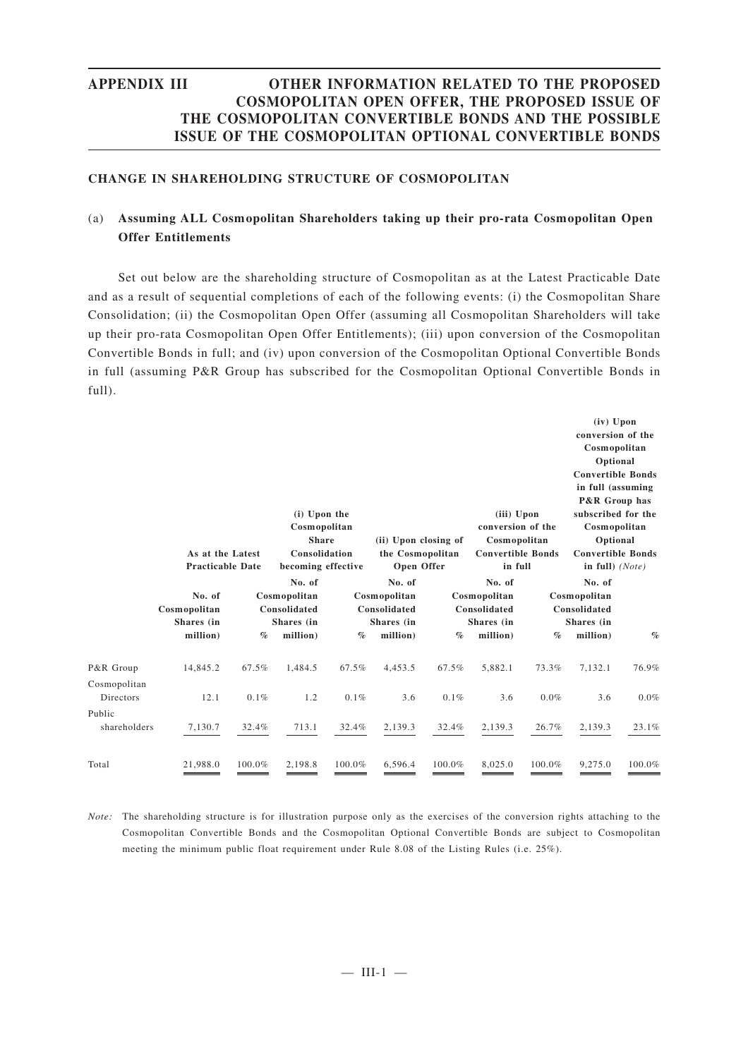## CHANGE IN SHAREHOLDING STRUCTURE OF COSMOPOLITAN

(a) **Assuming ALL Cosmopolitan Shareholders taking up their pro-rata Cosmopolitan Open Offer Entitlements**

Set out below are the shareholding structure of Cosmopolitan as at the Latest Practicable Date and as a result of sequential completions of each of the following events: (i) the Cosmopolitan Share Consolidation; (ii) the Cosmopolitan Open Offer (assuming all Cosmopolitan Shareholders will take up their pro-rata Cosmopolitan Open Offer Entitlements); (iii) upon conversion of the Cosmopolitan Convertible Bonds in full; and (iv) upon conversion of the Cosmopolitan Optional Convertible Bonds in full (assuming P&R Group has subscribed for the Cosmopolitan Optional Convertible Bonds in full).

| | As at the Latest Practicable Date | | (i) Upon the Cosmopolitan Share Consolidation becoming effective | | (ii) Upon closing of the Cosmopolitan Open Offer | | (iii) Upon conversion of the Cosmopolitan Convertible Bonds in full | | (iv) Upon conversion of the Cosmopolitan Optional Convertible Bonds in full (assuming P&R Group has subscribed for the Cosmopolitan Optional Convertible Bonds in full) *(Note)* | |
|---|---|---|---|---|---|---|---|---|---|---|
| | No. of Cosmopolitan Shares (in million) | % | No. of Cosmopolitan Consolidated Shares (in million) | % | No. of Cosmopolitan Consolidated Shares (in million) | % | No. of Cosmopolitan Consolidated Shares (in million) | % | No. of Cosmopolitan Consolidated Shares (in million) | % |
| P&R Group | 14,845.2 | 67.5% | 1,484.5 | 67.5% | 4,453.5 | 67.5% | 5,882.1 | 73.3% | 7,132.1 | 76.9% |
| Cosmopolitan Directors | 12.1 | 0.1% | 1.2 | 0.1% | 3.6 | 0.1% | 3.6 | 0.0% | 3.6 | 0.0% |
| Public shareholders | 7,130.7 | 32.4% | 713.1 | 32.4% | 2,139.3 | 32.4% | 2,139.3 | 26.7% | 2,139.3 | 23.1% |
| Total | 21,988.0 | 100.0% | 2,198.8 | 100.0% | 6,596.4 | 100.0% | 8,025.0 | 100.0% | 9,275.0 | 100.0% |

*Note:* The shareholding structure is for illustration purpose only as the exercises of the conversion rights attaching to the Cosmopolitan Convertible Bonds and the Cosmopolitan Optional Convertible Bonds are subject to Cosmopolitan meeting the minimum public float requirement under Rule 8.08 of the Listing Rules (i.e. 25%).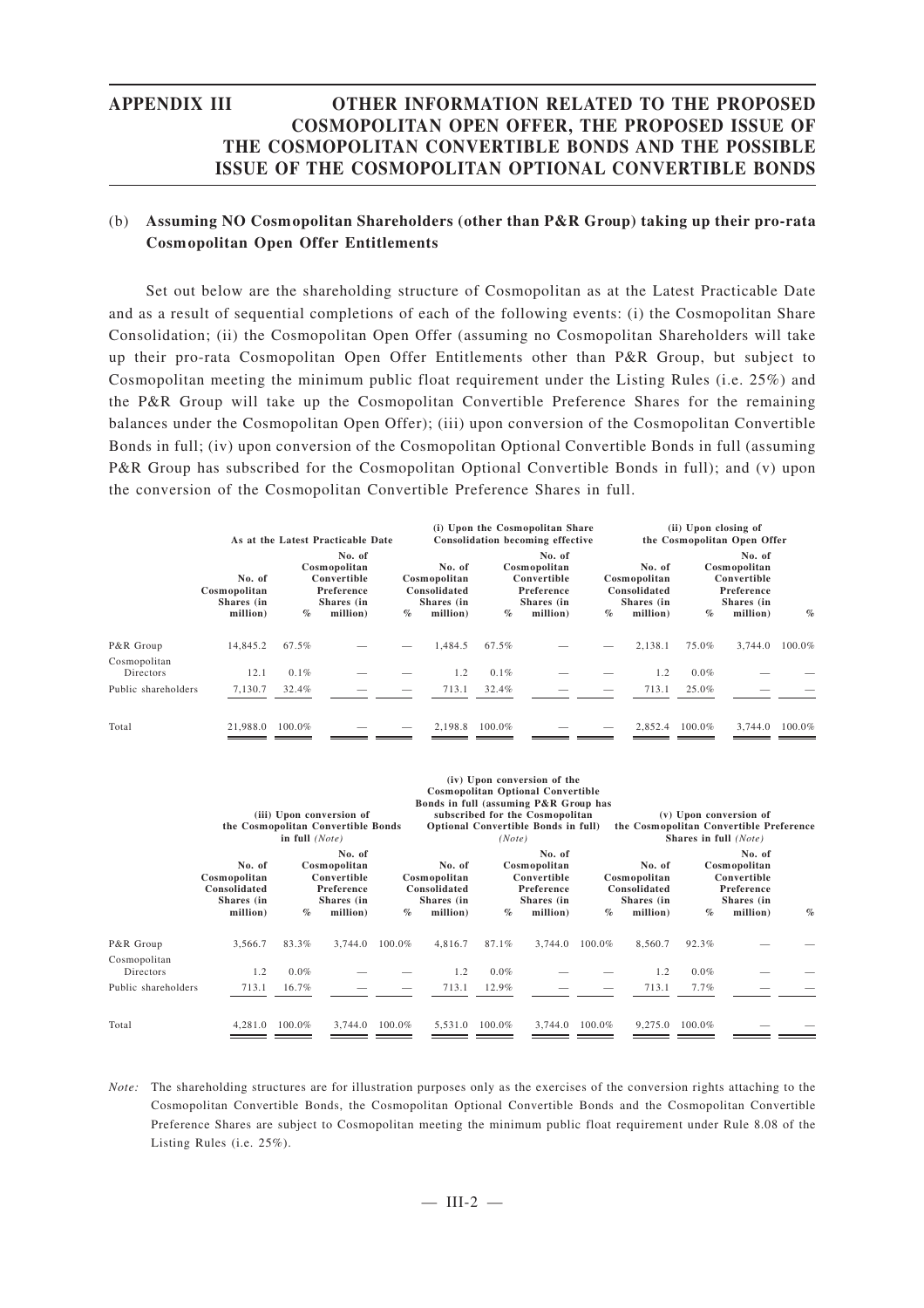# APPENDIX III OTHER INFORMATION RELATED TO THE PROPOSED COSMOPOLITAN OPEN OFFER, THE PROPOSED ISSUE OF THE COSMOPOLITAN CONVERTIBLE BONDS AND THE POSSIBLE ISSUE OF THE COSMOPOLITAN OPTIONAL CONVERTIBLE BONDS

(b) **Assuming NO Cosmopolitan Shareholders (other than P&R Group) taking up their pro-rata Cosmopolitan Open Offer Entitlements**

Set out below are the shareholding structure of Cosmopolitan as at the Latest Practicable Date and as a result of sequential completions of each of the following events: (i) the Cosmopolitan Share Consolidation; (ii) the Cosmopolitan Open Offer (assuming no Cosmopolitan Shareholders will take up their pro-rata Cosmopolitan Open Offer Entitlements other than P&R Group, but subject to Cosmopolitan meeting the minimum public float requirement under the Listing Rules (i.e. 25%) and the P&R Group will take up the Cosmopolitan Convertible Preference Shares for the remaining balances under the Cosmopolitan Open Offer); (iii) upon conversion of the Cosmopolitan Convertible Bonds in full; (iv) upon conversion of the Cosmopolitan Optional Convertible Bonds in full (assuming P&R Group has subscribed for the Cosmopolitan Optional Convertible Bonds in full); and (v) upon the conversion of the Cosmopolitan Convertible Preference Shares in full.

| | As at the Latest Practicable Date | | | | (i) Upon the Cosmopolitan Share Consolidation becoming effective | | | | (ii) Upon closing of the Cosmopolitan Open Offer | | | |
|---|---|---|---|---|---|---|---|---|---|---|---|---|
| | No. of Cosmopolitan Shares (in million) | % | No. of Cosmopolitan Convertible Preference Shares (in million) | % | No. of Cosmopolitan Consolidated Shares (in million) | % | No. of Cosmopolitan Convertible Preference Shares (in million) | % | No. of Cosmopolitan Consolidated Shares (in million) | % | No. of Cosmopolitan Convertible Preference Shares (in million) | % |
| P&R Group | 14,845.2 | 67.5% | — | — | 1,484.5 | 67.5% | — | — | 2,138.1 | 75.0% | 3,744.0 | 100.0% |
| Cosmopolitan Directors | 12.1 | 0.1% | — | — | 1.2 | 0.1% | — | — | 1.2 | 0.0% | — | — |
| Public shareholders | 7,130.7 | 32.4% | — | — | 713.1 | 32.4% | — | — | 713.1 | 25.0% | — | — |
| Total | 21,988.0 | 100.0% | — | — | 2,198.8 | 100.0% | — | — | 2,852.4 | 100.0% | 3,744.0 | 100.0% |

| | (iii) Upon conversion of the Cosmopolitan Convertible Bonds in full *(Note)* | | | | (iv) Upon conversion of the Cosmopolitan Optional Convertible Bonds in full (assuming P&R Group has subscribed for the Cosmopolitan Optional Convertible Bonds in full) *(Note)* | | | | (v) Upon conversion of the Cosmopolitan Convertible Preference Shares in full *(Note)* | | | |
|---|---|---|---|---|---|---|---|---|---|---|---|---|
| | No. of Cosmopolitan Consolidated Shares (in million) | % | No. of Cosmopolitan Convertible Preference Shares (in million) | % | No. of Cosmopolitan Consolidated Shares (in million) | % | No. of Cosmopolitan Convertible Preference Shares (in million) | % | No. of Cosmopolitan Consolidated Shares (in million) | % | No. of Cosmopolitan Convertible Preference Shares (in million) | % |
| P&R Group | 3,566.7 | 83.3% | 3,744.0 | 100.0% | 4,816.7 | 87.1% | 3,744.0 | 100.0% | 8,560.7 | 92.3% | — | — |
| Cosmopolitan Directors | 1.2 | 0.0% | — | — | 1.2 | 0.0% | — | — | 1.2 | 0.0% | — | — |
| Public shareholders | 713.1 | 16.7% | — | — | 713.1 | 12.9% | — | — | 713.1 | 7.7% | — | — |
| Total | 4,281.0 | 100.0% | 3,744.0 | 100.0% | 5,531.0 | 100.0% | 3,744.0 | 100.0% | 9,275.0 | 100.0% | — | — |

*Note:* The shareholding structures are for illustration purposes only as the exercises of the conversion rights attaching to the Cosmopolitan Convertible Bonds, the Cosmopolitan Optional Convertible Bonds and the Cosmopolitan Convertible Preference Shares are subject to Cosmopolitan meeting the minimum public float requirement under Rule 8.08 of the Listing Rules (i.e. 25%).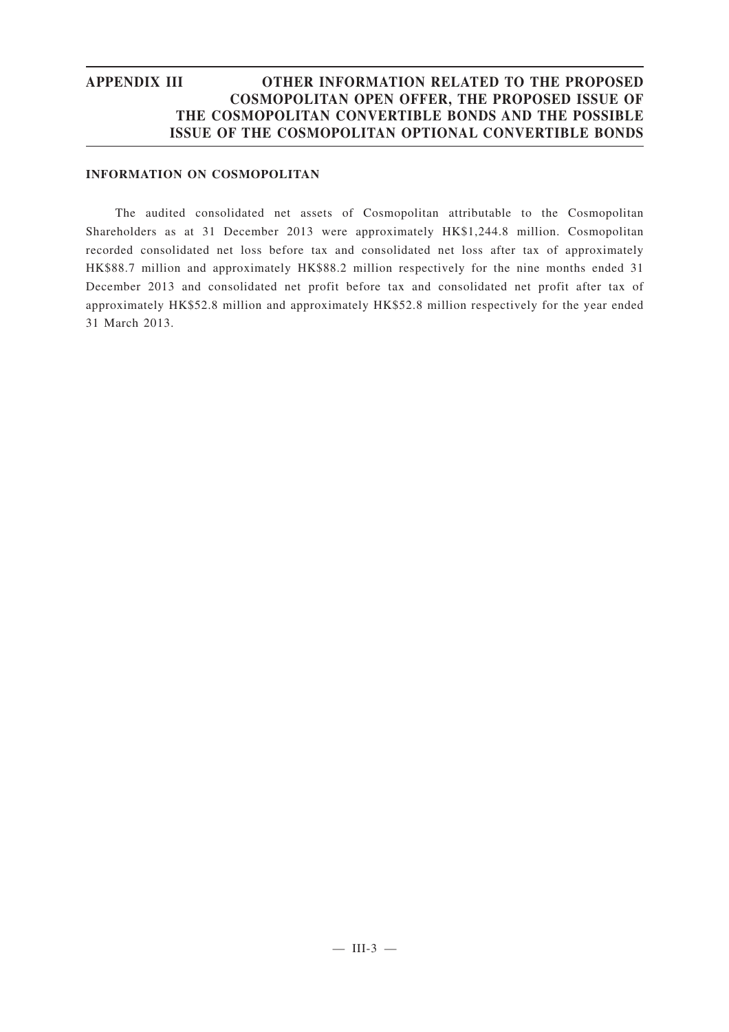## INFORMATION ON COSMOPOLITAN

The audited consolidated net assets of Cosmopolitan attributable to the Cosmopolitan Shareholders as at 31 December 2013 were approximately HK$1,244.8 million. Cosmopolitan recorded consolidated net loss before tax and consolidated net loss after tax of approximately HK$88.7 million and approximately HK$88.2 million respectively for the nine months ended 31 December 2013 and consolidated net profit before tax and consolidated net profit after tax of approximately HK$52.8 million and approximately HK$52.8 million respectively for the year ended 31 March 2013.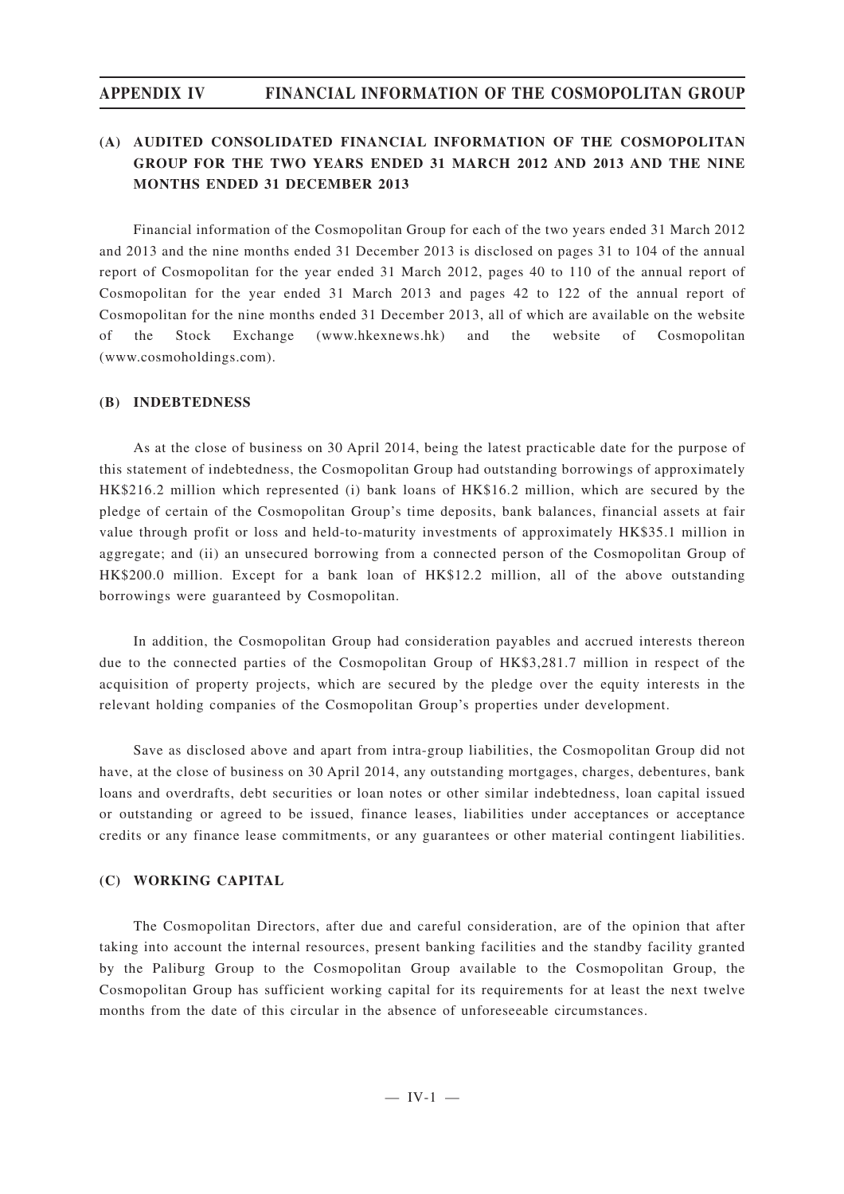## (A) AUDITED CONSOLIDATED FINANCIAL INFORMATION OF THE COSMOPOLITAN GROUP FOR THE TWO YEARS ENDED 31 MARCH 2012 AND 2013 AND THE NINE MONTHS ENDED 31 DECEMBER 2013

Financial information of the Cosmopolitan Group for each of the two years ended 31 March 2012 and 2013 and the nine months ended 31 December 2013 is disclosed on pages 31 to 104 of the annual report of Cosmopolitan for the year ended 31 March 2012, pages 40 to 110 of the annual report of Cosmopolitan for the year ended 31 March 2013 and pages 42 to 122 of the annual report of Cosmopolitan for the nine months ended 31 December 2013, all of which are available on the website of the Stock Exchange (www.hkexnews.hk) and the website of Cosmopolitan (www.cosmoholdings.com).

## (B) INDEBTEDNESS

As at the close of business on 30 April 2014, being the latest practicable date for the purpose of this statement of indebtedness, the Cosmopolitan Group had outstanding borrowings of approximately HK$216.2 million which represented (i) bank loans of HK$16.2 million, which are secured by the pledge of certain of the Cosmopolitan Group's time deposits, bank balances, financial assets at fair value through profit or loss and held-to-maturity investments of approximately HK$35.1 million in aggregate; and (ii) an unsecured borrowing from a connected person of the Cosmopolitan Group of HK$200.0 million. Except for a bank loan of HK$12.2 million, all of the above outstanding borrowings were guaranteed by Cosmopolitan.

In addition, the Cosmopolitan Group had consideration payables and accrued interests thereon due to the connected parties of the Cosmopolitan Group of HK$3,281.7 million in respect of the acquisition of property projects, which are secured by the pledge over the equity interests in the relevant holding companies of the Cosmopolitan Group's properties under development.

Save as disclosed above and apart from intra-group liabilities, the Cosmopolitan Group did not have, at the close of business on 30 April 2014, any outstanding mortgages, charges, debentures, bank loans and overdrafts, debt securities or loan notes or other similar indebtedness, loan capital issued or outstanding or agreed to be issued, finance leases, liabilities under acceptances or acceptance credits or any finance lease commitments, or any guarantees or other material contingent liabilities.

## (C) WORKING CAPITAL

The Cosmopolitan Directors, after due and careful consideration, are of the opinion that after taking into account the internal resources, present banking facilities and the standby facility granted by the Paliburg Group to the Cosmopolitan Group available to the Cosmopolitan Group, the Cosmopolitan Group has sufficient working capital for its requirements for at least the next twelve months from the date of this circular in the absence of unforeseeable circumstances.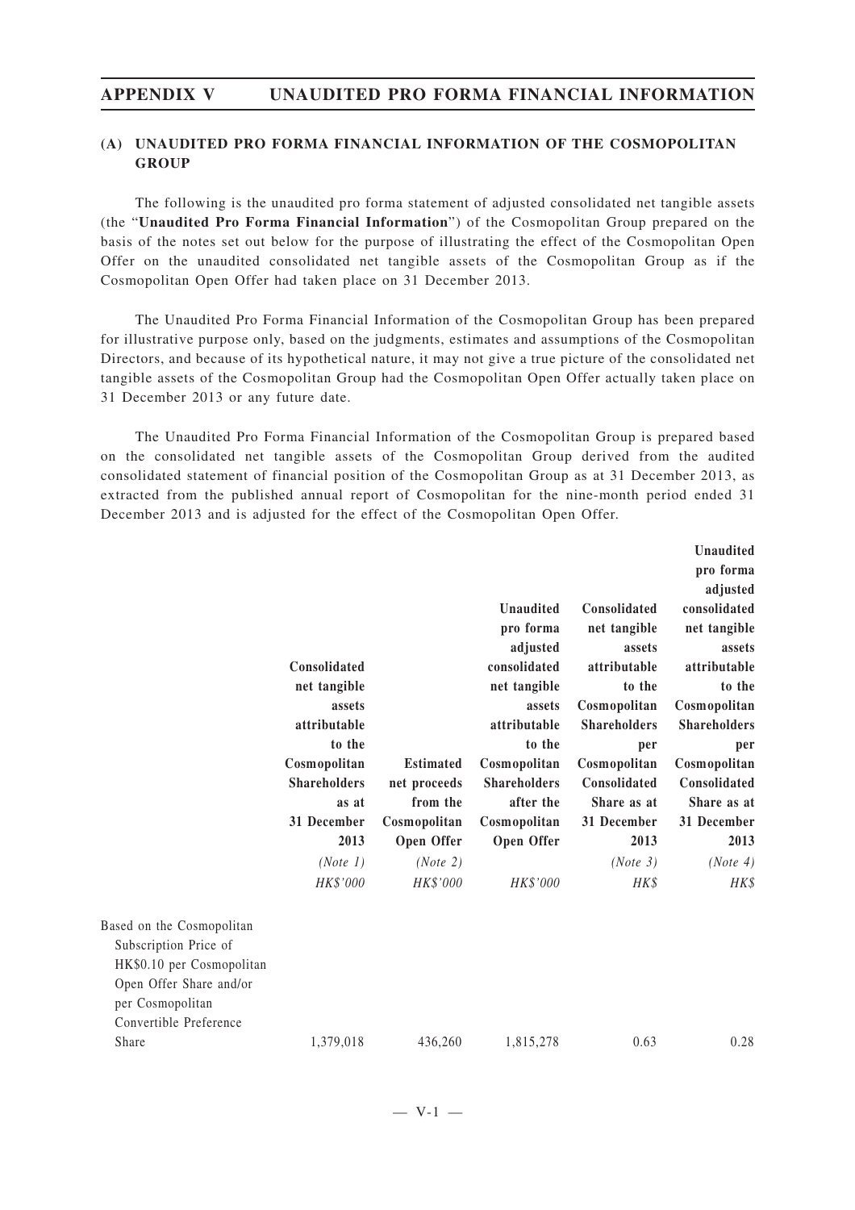# APPENDIX V UNAUDITED PRO FORMA FINANCIAL INFORMATION

## (A) UNAUDITED PRO FORMA FINANCIAL INFORMATION OF THE COSMOPOLITAN GROUP

The following is the unaudited pro forma statement of adjusted consolidated net tangible assets (the "**Unaudited Pro Forma Financial Information**") of the Cosmopolitan Group prepared on the basis of the notes set out below for the purpose of illustrating the effect of the Cosmopolitan Open Offer on the unaudited consolidated net tangible assets of the Cosmopolitan Group as if the Cosmopolitan Open Offer had taken place on 31 December 2013.

The Unaudited Pro Forma Financial Information of the Cosmopolitan Group has been prepared for illustrative purpose only, based on the judgments, estimates and assumptions of the Cosmopolitan Directors, and because of its hypothetical nature, it may not give a true picture of the consolidated net tangible assets of the Cosmopolitan Group had the Cosmopolitan Open Offer actually taken place on 31 December 2013 or any future date.

The Unaudited Pro Forma Financial Information of the Cosmopolitan Group is prepared based on the consolidated net tangible assets of the Cosmopolitan Group derived from the audited consolidated statement of financial position of the Cosmopolitan Group as at 31 December 2013, as extracted from the published annual report of Cosmopolitan for the nine-month period ended 31 December 2013 and is adjusted for the effect of the Cosmopolitan Open Offer.

| | Consolidated net tangible assets attributable to the Cosmopolitan Shareholders as at 31 December 2013 | Estimated net proceeds from the Cosmopolitan Open Offer | Unaudited pro forma adjusted consolidated net tangible assets attributable to the Cosmopolitan Shareholders after the Cosmopolitan Open Offer | Consolidated net tangible assets attributable to the Cosmopolitan Shareholders per Cosmopolitan Consolidated Share as at 31 December 2013 | Unaudited pro forma adjusted consolidated net tangible assets attributable to the Cosmopolitan Shareholders per Cosmopolitan Consolidated Share as at 31 December 2013 |
|---|---|---|---|---|---|
| | *(Note 1)* | *(Note 2)* | | *(Note 3)* | *(Note 4)* |
| | *HK$'000* | *HK$'000* | *HK$'000* | *HK$* | *HK$* |
| Based on the Cosmopolitan Subscription Price of HK$0.10 per Cosmopolitan Open Offer Share and/or per Cosmopolitan Convertible Preference Share | 1,379,018 | 436,260 | 1,815,278 | 0.63 | 0.28 |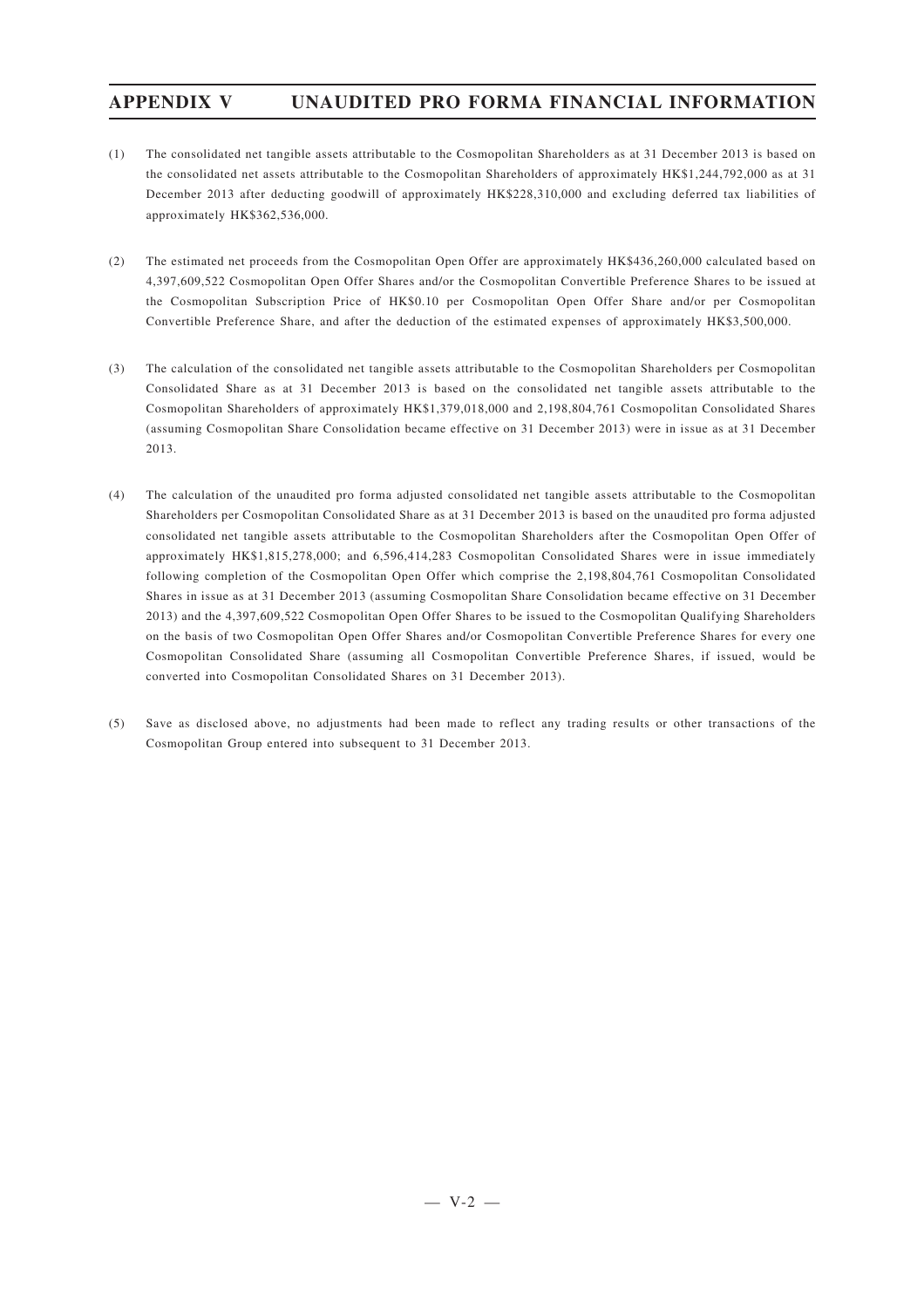(1) The consolidated net tangible assets attributable to the Cosmopolitan Shareholders as at 31 December 2013 is based on the consolidated net assets attributable to the Cosmopolitan Shareholders of approximately HK$1,244,792,000 as at 31 December 2013 after deducting goodwill of approximately HK$228,310,000 and excluding deferred tax liabilities of approximately HK$362,536,000.

(2) The estimated net proceeds from the Cosmopolitan Open Offer are approximately HK$436,260,000 calculated based on 4,397,609,522 Cosmopolitan Open Offer Shares and/or the Cosmopolitan Convertible Preference Shares to be issued at the Cosmopolitan Subscription Price of HK$0.10 per Cosmopolitan Open Offer Share and/or per Cosmopolitan Convertible Preference Share, and after the deduction of the estimated expenses of approximately HK$3,500,000.

(3) The calculation of the consolidated net tangible assets attributable to the Cosmopolitan Shareholders per Cosmopolitan Consolidated Share as at 31 December 2013 is based on the consolidated net tangible assets attributable to the Cosmopolitan Shareholders of approximately HK$1,379,018,000 and 2,198,804,761 Cosmopolitan Consolidated Shares (assuming Cosmopolitan Share Consolidation became effective on 31 December 2013) were in issue as at 31 December 2013.

(4) The calculation of the unaudited pro forma adjusted consolidated net tangible assets attributable to the Cosmopolitan Shareholders per Cosmopolitan Consolidated Share as at 31 December 2013 is based on the unaudited pro forma adjusted consolidated net tangible assets attributable to the Cosmopolitan Shareholders after the Cosmopolitan Open Offer of approximately HK$1,815,278,000; and 6,596,414,283 Cosmopolitan Consolidated Shares were in issue immediately following completion of the Cosmopolitan Open Offer which comprise the 2,198,804,761 Cosmopolitan Consolidated Shares in issue as at 31 December 2013 (assuming Cosmopolitan Share Consolidation became effective on 31 December 2013) and the 4,397,609,522 Cosmopolitan Open Offer Shares to be issued to the Cosmopolitan Qualifying Shareholders on the basis of two Cosmopolitan Open Offer Shares and/or Cosmopolitan Convertible Preference Shares for every one Cosmopolitan Consolidated Share (assuming all Cosmopolitan Convertible Preference Shares, if issued, would be converted into Cosmopolitan Consolidated Shares on 31 December 2013).

(5) Save as disclosed above, no adjustments had been made to reflect any trading results or other transactions of the Cosmopolitan Group entered into subsequent to 31 December 2013.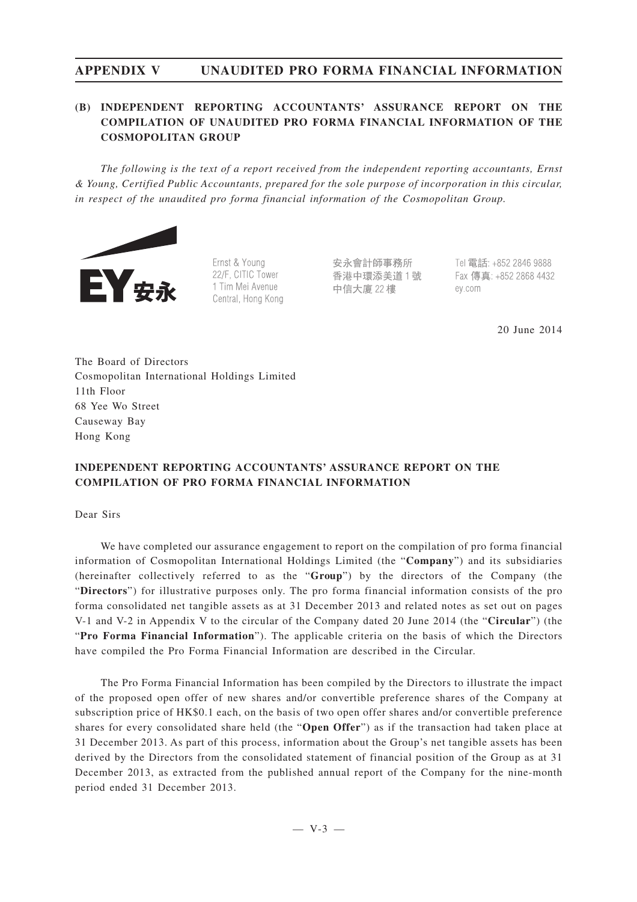**(B) INDEPENDENT REPORTING ACCOUNTANTS' ASSURANCE REPORT ON THE COMPILATION OF UNAUDITED PRO FORMA FINANCIAL INFORMATION OF THE COSMOPOLITAN GROUP**

*The following is the text of a report received from the independent reporting accountants, Ernst & Young, Certified Public Accountants, prepared for the sole purpose of incorporation in this circular, in respect of the unaudited pro forma financial information of the Cosmopolitan Group.*

EY 安永

Ernst & Young
22/F, CITIC Tower
1 Tim Mei Avenue
Central, Hong Kong

安永會計師事務所
香港中環添美道1號
中信大廈22樓

Tel 電話: +852 2846 9888
Fax 傳真: +852 2868 4432
ey.com

20 June 2014

The Board of Directors
Cosmopolitan International Holdings Limited
11th Floor
68 Yee Wo Street
Causeway Bay
Hong Kong

**INDEPENDENT REPORTING ACCOUNTANTS' ASSURANCE REPORT ON THE COMPILATION OF PRO FORMA FINANCIAL INFORMATION**

Dear Sirs

We have completed our assurance engagement to report on the compilation of pro forma financial information of Cosmopolitan International Holdings Limited (the "**Company**") and its subsidiaries (hereinafter collectively referred to as the "**Group**") by the directors of the Company (the "**Directors**") for illustrative purposes only. The pro forma financial information consists of the pro forma consolidated net tangible assets as at 31 December 2013 and related notes as set out on pages V-1 and V-2 in Appendix V to the circular of the Company dated 20 June 2014 (the "**Circular**") (the "**Pro Forma Financial Information**"). The applicable criteria on the basis of which the Directors have compiled the Pro Forma Financial Information are described in the Circular.

The Pro Forma Financial Information has been compiled by the Directors to illustrate the impact of the proposed open offer of new shares and/or convertible preference shares of the Company at subscription price of HK$0.1 each, on the basis of two open offer shares and/or convertible preference shares for every consolidated share held (the "**Open Offer**") as if the transaction had taken place at 31 December 2013. As part of this process, information about the Group's net tangible assets has been derived by the Directors from the consolidated statement of financial position of the Group as at 31 December 2013, as extracted from the published annual report of the Company for the nine-month period ended 31 December 2013.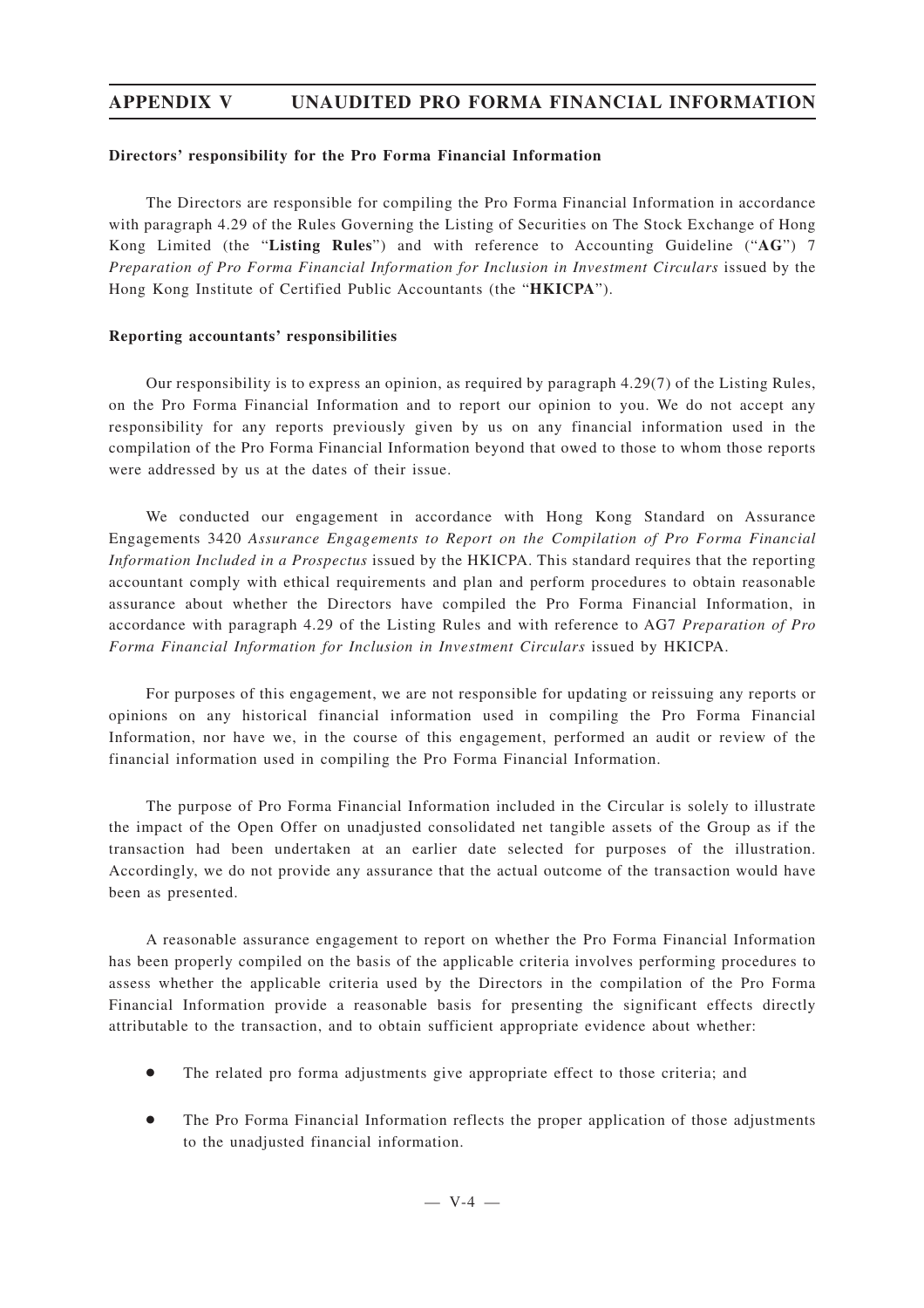**Directors' responsibility for the Pro Forma Financial Information**

The Directors are responsible for compiling the Pro Forma Financial Information in accordance with paragraph 4.29 of the Rules Governing the Listing of Securities on The Stock Exchange of Hong Kong Limited (the "**Listing Rules**") and with reference to Accounting Guideline ("**AG**") 7 *Preparation of Pro Forma Financial Information for Inclusion in Investment Circulars* issued by the Hong Kong Institute of Certified Public Accountants (the "**HKICPA**").

**Reporting accountants' responsibilities**

Our responsibility is to express an opinion, as required by paragraph 4.29(7) of the Listing Rules, on the Pro Forma Financial Information and to report our opinion to you. We do not accept any responsibility for any reports previously given by us on any financial information used in the compilation of the Pro Forma Financial Information beyond that owed to those to whom those reports were addressed by us at the dates of their issue.

We conducted our engagement in accordance with Hong Kong Standard on Assurance Engagements 3420 *Assurance Engagements to Report on the Compilation of Pro Forma Financial Information Included in a Prospectus* issued by the HKICPA. This standard requires that the reporting accountant comply with ethical requirements and plan and perform procedures to obtain reasonable assurance about whether the Directors have compiled the Pro Forma Financial Information, in accordance with paragraph 4.29 of the Listing Rules and with reference to AG7 *Preparation of Pro Forma Financial Information for Inclusion in Investment Circulars* issued by HKICPA.

For purposes of this engagement, we are not responsible for updating or reissuing any reports or opinions on any historical financial information used in compiling the Pro Forma Financial Information, nor have we, in the course of this engagement, performed an audit or review of the financial information used in compiling the Pro Forma Financial Information.

The purpose of Pro Forma Financial Information included in the Circular is solely to illustrate the impact of the Open Offer on unadjusted consolidated net tangible assets of the Group as if the transaction had been undertaken at an earlier date selected for purposes of the illustration. Accordingly, we do not provide any assurance that the actual outcome of the transaction would have been as presented.

A reasonable assurance engagement to report on whether the Pro Forma Financial Information has been properly compiled on the basis of the applicable criteria involves performing procedures to assess whether the applicable criteria used by the Directors in the compilation of the Pro Forma Financial Information provide a reasonable basis for presenting the significant effects directly attributable to the transaction, and to obtain sufficient appropriate evidence about whether:

- The related pro forma adjustments give appropriate effect to those criteria; and
- The Pro Forma Financial Information reflects the proper application of those adjustments to the unadjusted financial information.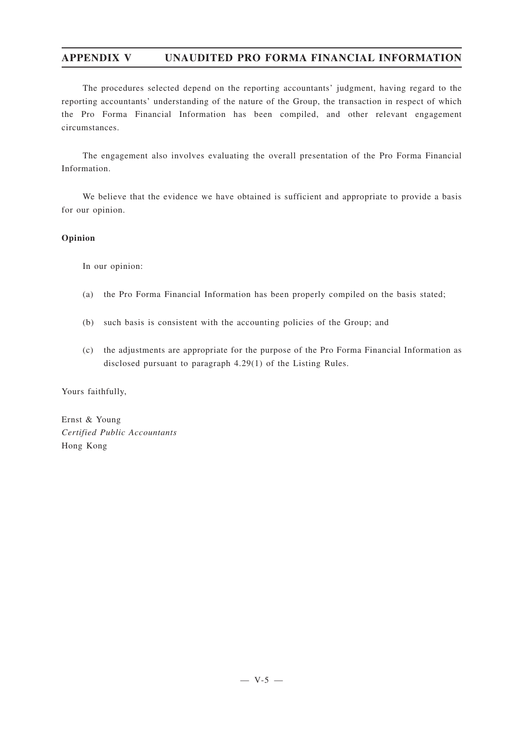The procedures selected depend on the reporting accountants' judgment, having regard to the reporting accountants' understanding of the nature of the Group, the transaction in respect of which the Pro Forma Financial Information has been compiled, and other relevant engagement circumstances.

The engagement also involves evaluating the overall presentation of the Pro Forma Financial Information.

We believe that the evidence we have obtained is sufficient and appropriate to provide a basis for our opinion.

**Opinion**

In our opinion:

(a) the Pro Forma Financial Information has been properly compiled on the basis stated;

(b) such basis is consistent with the accounting policies of the Group; and

(c) the adjustments are appropriate for the purpose of the Pro Forma Financial Information as disclosed pursuant to paragraph 4.29(1) of the Listing Rules.

Yours faithfully,

Ernst & Young
*Certified Public Accountants*
Hong Kong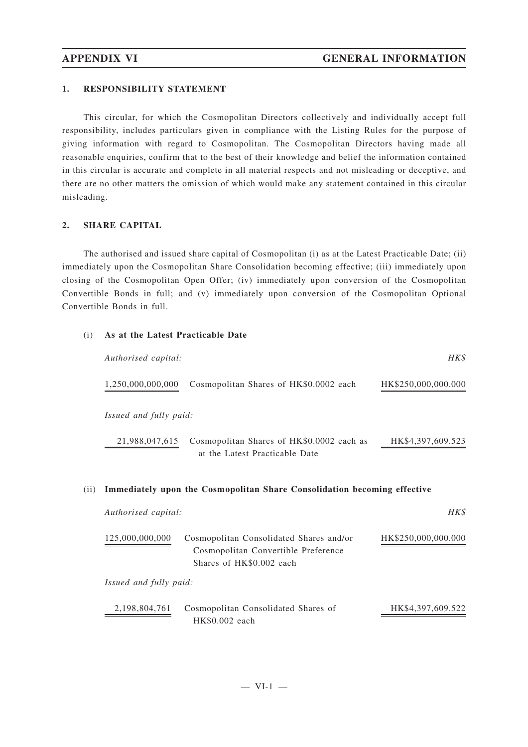# APPENDIX VI GENERAL INFORMATION

## 1. RESPONSIBILITY STATEMENT

This circular, for which the Cosmopolitan Directors collectively and individually accept full responsibility, includes particulars given in compliance with the Listing Rules for the purpose of giving information with regard to Cosmopolitan. The Cosmopolitan Directors having made all reasonable enquiries, confirm that to the best of their knowledge and belief the information contained in this circular is accurate and complete in all material respects and not misleading or deceptive, and there are no other matters the omission of which would make any statement contained in this circular misleading.

## 2. SHARE CAPITAL

The authorised and issued share capital of Cosmopolitan (i) as at the Latest Practicable Date; (ii) immediately upon the Cosmopolitan Share Consolidation becoming effective; (iii) immediately upon closing of the Cosmopolitan Open Offer; (iv) immediately upon conversion of the Cosmopolitan Convertible Bonds in full; and (v) immediately upon conversion of the Cosmopolitan Optional Convertible Bonds in full.

### (i) As at the Latest Practicable Date

| | | |
|---|---|---|
| *Authorised capital:* | | *HK$* |
| 1,250,000,000,000 | Cosmopolitan Shares of HK$0.0002 each | HK$250,000,000.000 |
| *Issued and fully paid:* | | |
| 21,988,047,615 | Cosmopolitan Shares of HK$0.0002 each as at the Latest Practicable Date | HK$4,397,609.523 |

### (ii) Immediately upon the Cosmopolitan Share Consolidation becoming effective

| | | |
|---|---|---|
| *Authorised capital:* | | *HK$* |
| 125,000,000,000 | Cosmopolitan Consolidated Shares and/or Cosmopolitan Convertible Preference Shares of HK$0.002 each | HK$250,000,000.000 |
| *Issued and fully paid:* | | |
| 2,198,804,761 | Cosmopolitan Consolidated Shares of HK$0.002 each | HK$4,397,609.522 |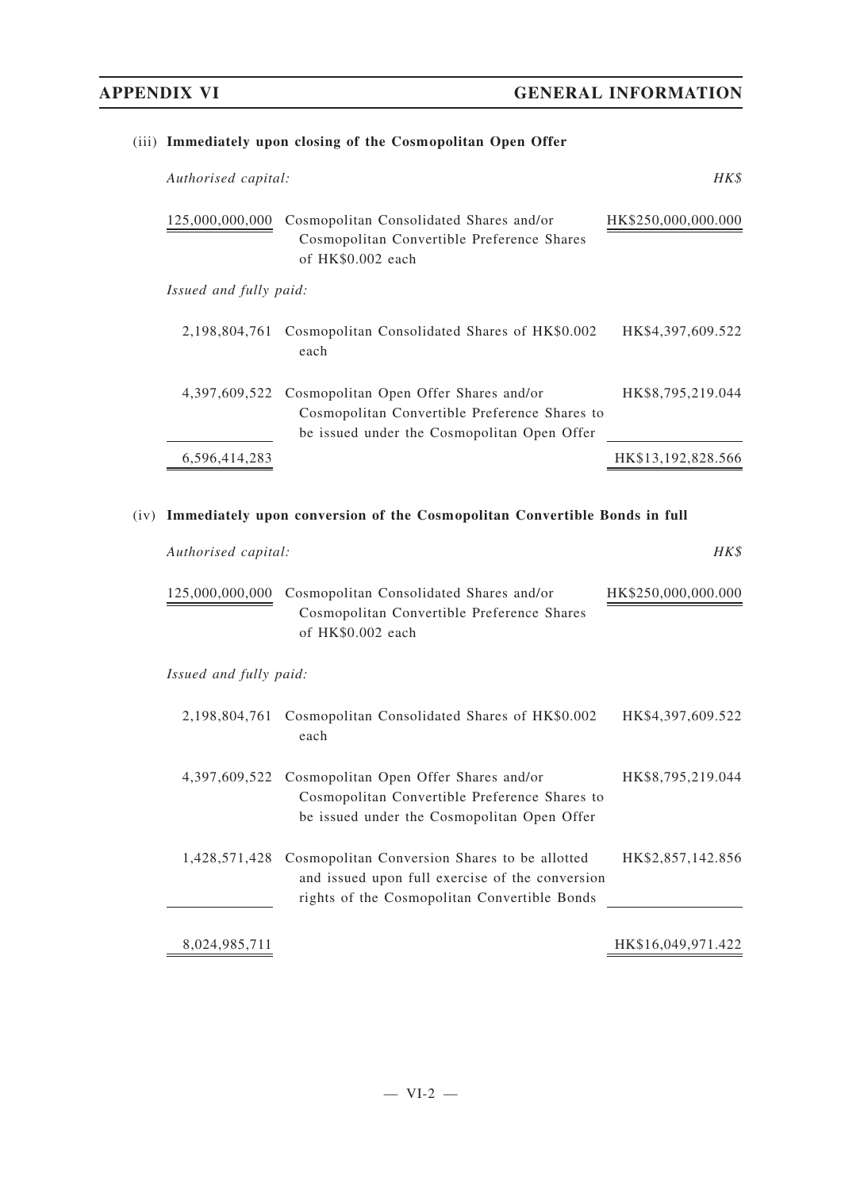(iii) **Immediately upon closing of the Cosmopolitan Open Offer**

| | | |
|---|---|---|
| *Authorised capital:* | | *HK$* |
| 125,000,000,000 | Cosmopolitan Consolidated Shares and/or Cosmopolitan Convertible Preference Shares of HK$0.002 each | HK$250,000,000.000 |
| *Issued and fully paid:* | | |
| 2,198,804,761 | Cosmopolitan Consolidated Shares of HK$0.002 each | HK$4,397,609.522 |
| 4,397,609,522 | Cosmopolitan Open Offer Shares and/or Cosmopolitan Convertible Preference Shares to be issued under the Cosmopolitan Open Offer | HK$8,795,219.044 |
| 6,596,414,283 | | HK$13,192,828.566 |

(iv) **Immediately upon conversion of the Cosmopolitan Convertible Bonds in full**

| | | |
|---|---|---|
| *Authorised capital:* | | *HK$* |
| 125,000,000,000 | Cosmopolitan Consolidated Shares and/or Cosmopolitan Convertible Preference Shares of HK$0.002 each | HK$250,000,000.000 |
| *Issued and fully paid:* | | |
| 2,198,804,761 | Cosmopolitan Consolidated Shares of HK$0.002 each | HK$4,397,609.522 |
| 4,397,609,522 | Cosmopolitan Open Offer Shares and/or Cosmopolitan Convertible Preference Shares to be issued under the Cosmopolitan Open Offer | HK$8,795,219.044 |
| 1,428,571,428 | Cosmopolitan Conversion Shares to be allotted and issued upon full exercise of the conversion rights of the Cosmopolitan Convertible Bonds | HK$2,857,142.856 |
| 8,024,985,711 | | HK$16,049,971.422 |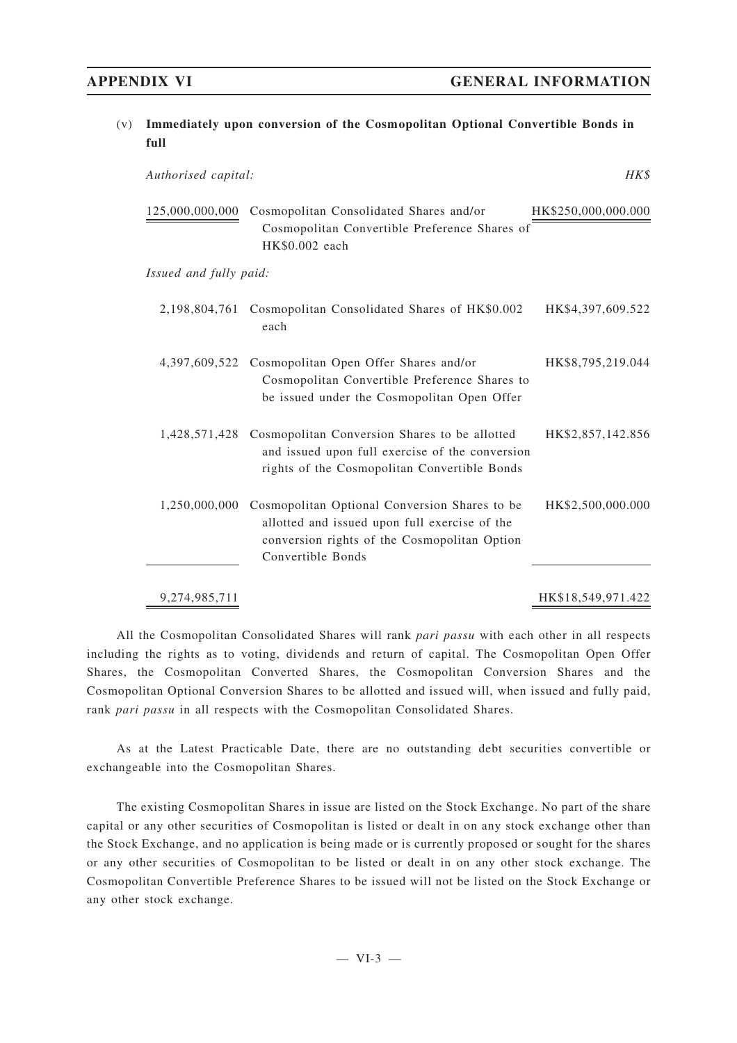(v) **Immediately upon conversion of the Cosmopolitan Optional Convertible Bonds in full**

| | | |
|---|---|---|
| *Authorised capital:* | | *HK$* |
| 125,000,000,000 | Cosmopolitan Consolidated Shares and/or Cosmopolitan Convertible Preference Shares of HK$0.002 each | HK$250,000,000.000 |
| *Issued and fully paid:* | | |
| 2,198,804,761 | Cosmopolitan Consolidated Shares of HK$0.002 each | HK$4,397,609.522 |
| 4,397,609,522 | Cosmopolitan Open Offer Shares and/or Cosmopolitan Convertible Preference Shares to be issued under the Cosmopolitan Open Offer | HK$8,795,219.044 |
| 1,428,571,428 | Cosmopolitan Conversion Shares to be allotted and issued upon full exercise of the conversion rights of the Cosmopolitan Convertible Bonds | HK$2,857,142.856 |
| 1,250,000,000 | Cosmopolitan Optional Conversion Shares to be allotted and issued upon full exercise of the conversion rights of the Cosmopolitan Option Convertible Bonds | HK$2,500,000.000 |
| 9,274,985,711 | | HK$18,549,971.422 |

All the Cosmopolitan Consolidated Shares will rank *pari passu* with each other in all respects including the rights as to voting, dividends and return of capital. The Cosmopolitan Open Offer Shares, the Cosmopolitan Converted Shares, the Cosmopolitan Conversion Shares and the Cosmopolitan Optional Conversion Shares to be allotted and issued will, when issued and fully paid, rank *pari passu* in all respects with the Cosmopolitan Consolidated Shares.

As at the Latest Practicable Date, there are no outstanding debt securities convertible or exchangeable into the Cosmopolitan Shares.

The existing Cosmopolitan Shares in issue are listed on the Stock Exchange. No part of the share capital or any other securities of Cosmopolitan is listed or dealt in on any stock exchange other than the Stock Exchange, and no application is being made or is currently proposed or sought for the shares or any other securities of Cosmopolitan to be listed or dealt in on any other stock exchange. The Cosmopolitan Convertible Preference Shares to be issued will not be listed on the Stock Exchange or any other stock exchange.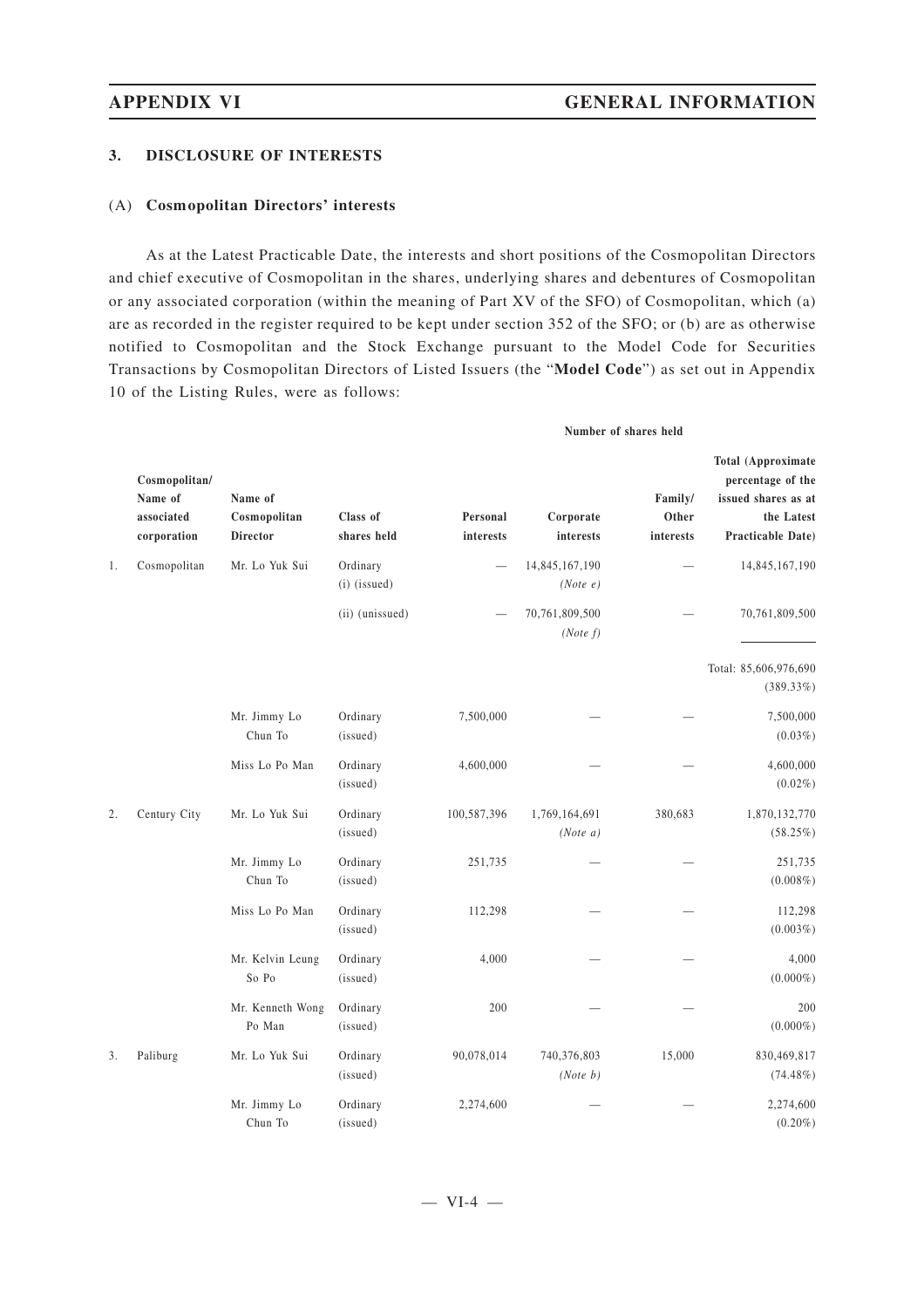## 3. DISCLOSURE OF INTERESTS

### (A) Cosmopolitan Directors' interests

As at the Latest Practicable Date, the interests and short positions of the Cosmopolitan Directors and chief executive of Cosmopolitan in the shares, underlying shares and debentures of Cosmopolitan or any associated corporation (within the meaning of Part XV of the SFO) of Cosmopolitan, which (a) are as recorded in the register required to be kept under section 352 of the SFO; or (b) are as otherwise notified to Cosmopolitan and the Stock Exchange pursuant to the Model Code for Securities Transactions by Cosmopolitan Directors of Listed Issuers (the "**Model Code**") as set out in Appendix 10 of the Listing Rules, were as follows:

| | | | | Number of shares held | | | |
|---|---|---|---|---|---|---|---|
| | **Cosmopolitan/ Name of associated corporation** | **Name of Cosmopolitan Director** | **Class of shares held** | **Personal interests** | **Corporate interests** | **Family/ Other interests** | **Total (Approximate percentage of the issued shares as at the Latest Practicable Date)** |
| 1. | Cosmopolitan | Mr. Lo Yuk Sui | Ordinary (i) (issued) | — | 14,845,167,190 *(Note e)* | — | 14,845,167,190 |
| | | | (ii) (unissued) | — | 70,761,809,500 *(Note f)* | — | 70,761,809,500 |
| | | | | | | | Total: 85,606,976,690 (389.33%) |
| | | Mr. Jimmy Lo Chun To | Ordinary (issued) | 7,500,000 | — | — | 7,500,000 (0.03%) |
| | | Miss Lo Po Man | Ordinary (issued) | 4,600,000 | — | — | 4,600,000 (0.02%) |
| 2. | Century City | Mr. Lo Yuk Sui | Ordinary (issued) | 100,587,396 | 1,769,164,691 *(Note a)* | 380,683 | 1,870,132,770 (58.25%) |
| | | Mr. Jimmy Lo Chun To | Ordinary (issued) | 251,735 | — | — | 251,735 (0.008%) |
| | | Miss Lo Po Man | Ordinary (issued) | 112,298 | — | — | 112,298 (0.003%) |
| | | Mr. Kelvin Leung So Po | Ordinary (issued) | 4,000 | — | — | 4,000 (0.000%) |
| | | Mr. Kenneth Wong Po Man | Ordinary (issued) | 200 | — | — | 200 (0.000%) |
| 3. | Paliburg | Mr. Lo Yuk Sui | Ordinary (issued) | 90,078,014 | 740,376,803 *(Note b)* | 15,000 | 830,469,817 (74.48%) |
| | | Mr. Jimmy Lo Chun To | Ordinary (issued) | 2,274,600 | — | — | 2,274,600 (0.20%) |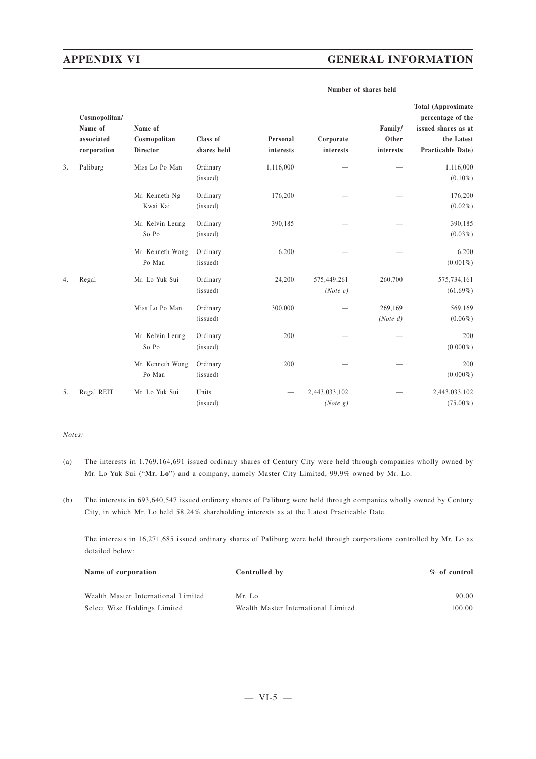| | Cosmopolitan/ Name of associated corporation | Name of Cosmopolitan Director | Class of shares held | Number of shares held | | | |
|---|---|---|---|---|---|---|---|
| | | | | Personal interests | Corporate interests | Family/ Other interests | Total (Approximate percentage of the issued shares as at the Latest Practicable Date) |
| 3. | Paliburg | Miss Lo Po Man | Ordinary (issued) | 1,116,000 | — | — | 1,116,000 (0.10%) |
| | | Mr. Kenneth Ng Kwai Kai | Ordinary (issued) | 176,200 | — | — | 176,200 (0.02%) |
| | | Mr. Kelvin Leung So Po | Ordinary (issued) | 390,185 | — | — | 390,185 (0.03%) |
| | | Mr. Kenneth Wong Po Man | Ordinary (issued) | 6,200 | — | — | 6,200 (0.001%) |
| 4. | Regal | Mr. Lo Yuk Sui | Ordinary (issued) | 24,200 | 575,449,261 *(Note c)* | 260,700 | 575,734,161 (61.69%) |
| | | Miss Lo Po Man | Ordinary (issued) | 300,000 | — | 269,169 *(Note d)* | 569,169 (0.06%) |
| | | Mr. Kelvin Leung So Po | Ordinary (issued) | 200 | — | — | 200 (0.000%) |
| | | Mr. Kenneth Wong Po Man | Ordinary (issued) | 200 | — | — | 200 (0.000%) |
| 5. | Regal REIT | Mr. Lo Yuk Sui | Units (issued) | — | 2,443,033,102 *(Note g)* | — | 2,443,033,102 (75.00%) |

*Notes:*

(a) The interests in 1,769,164,691 issued ordinary shares of Century City were held through companies wholly owned by Mr. Lo Yuk Sui ("**Mr. Lo**") and a company, namely Master City Limited, 99.9% owned by Mr. Lo.

(b) The interests in 693,640,547 issued ordinary shares of Paliburg were held through companies wholly owned by Century City, in which Mr. Lo held 58.24% shareholding interests as at the Latest Practicable Date.

The interests in 16,271,685 issued ordinary shares of Paliburg were held through corporations controlled by Mr. Lo as detailed below:

| Name of corporation | Controlled by | % of control |
|---|---|---|
| Wealth Master International Limited | Mr. Lo | 90.00 |
| Select Wise Holdings Limited | Wealth Master International Limited | 100.00 |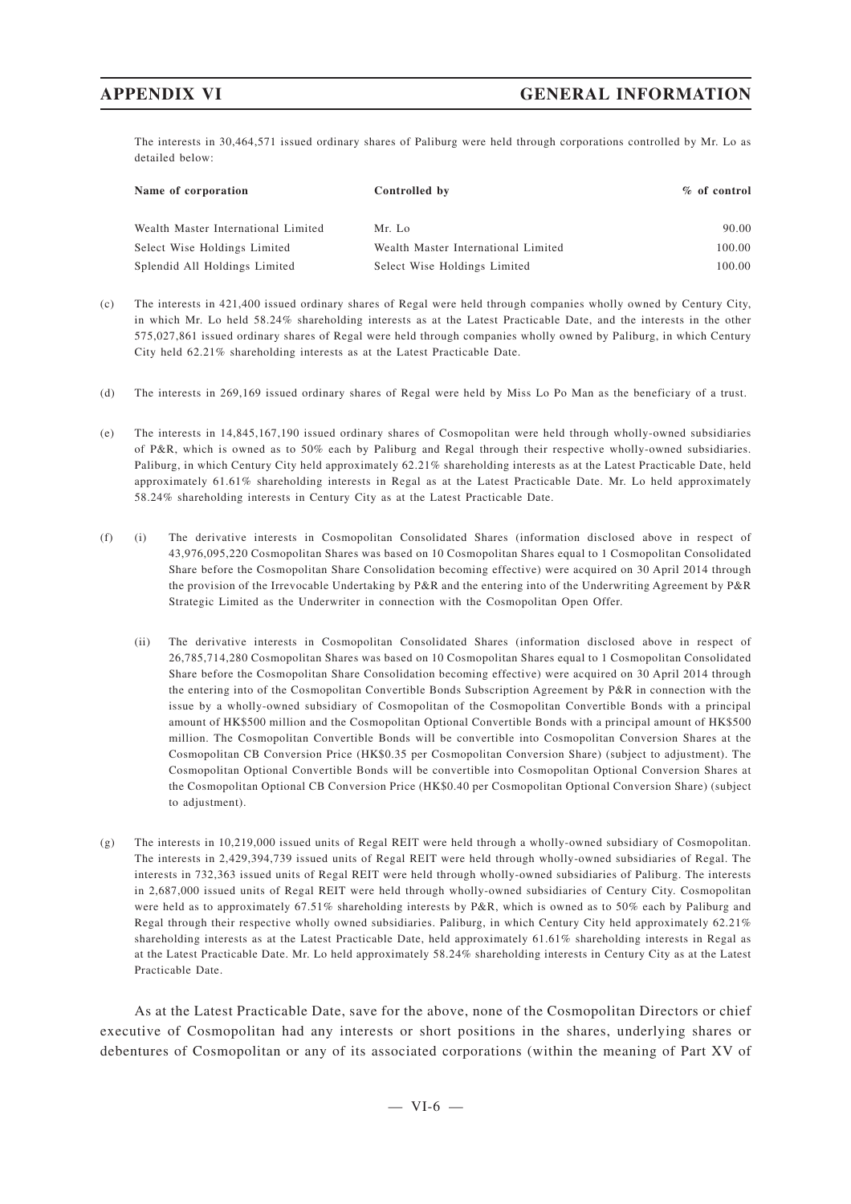The interests in 30,464,571 issued ordinary shares of Paliburg were held through corporations controlled by Mr. Lo as detailed below:

| Name of corporation | Controlled by | % of control |
|---|---|---|
| Wealth Master International Limited | Mr. Lo | 90.00 |
| Select Wise Holdings Limited | Wealth Master International Limited | 100.00 |
| Splendid All Holdings Limited | Select Wise Holdings Limited | 100.00 |

(c) The interests in 421,400 issued ordinary shares of Regal were held through companies wholly owned by Century City, in which Mr. Lo held 58.24% shareholding interests as at the Latest Practicable Date, and the interests in the other 575,027,861 issued ordinary shares of Regal were held through companies wholly owned by Paliburg, in which Century City held 62.21% shareholding interests as at the Latest Practicable Date.

(d) The interests in 269,169 issued ordinary shares of Regal were held by Miss Lo Po Man as the beneficiary of a trust.

(e) The interests in 14,845,167,190 issued ordinary shares of Cosmopolitan were held through wholly-owned subsidiaries of P&R, which is owned as to 50% each by Paliburg and Regal through their respective wholly-owned subsidiaries. Paliburg, in which Century City held approximately 62.21% shareholding interests as at the Latest Practicable Date, held approximately 61.61% shareholding interests in Regal as at the Latest Practicable Date. Mr. Lo held approximately 58.24% shareholding interests in Century City as at the Latest Practicable Date.

(f) (i) The derivative interests in Cosmopolitan Consolidated Shares (information disclosed above in respect of 43,976,095,220 Cosmopolitan Shares was based on 10 Cosmopolitan Shares equal to 1 Cosmopolitan Consolidated Share before the Cosmopolitan Share Consolidation becoming effective) were acquired on 30 April 2014 through the provision of the Irrevocable Undertaking by P&R and the entering into of the Underwriting Agreement by P&R Strategic Limited as the Underwriter in connection with the Cosmopolitan Open Offer.

(ii) The derivative interests in Cosmopolitan Consolidated Shares (information disclosed above in respect of 26,785,714,280 Cosmopolitan Shares was based on 10 Cosmopolitan Shares equal to 1 Cosmopolitan Consolidated Share before the Cosmopolitan Share Consolidation becoming effective) were acquired on 30 April 2014 through the entering into of the Cosmopolitan Convertible Bonds Subscription Agreement by P&R in connection with the issue by a wholly-owned subsidiary of Cosmopolitan of the Cosmopolitan Convertible Bonds with a principal amount of HK$500 million and the Cosmopolitan Optional Convertible Bonds with a principal amount of HK$500 million. The Cosmopolitan Convertible Bonds will be convertible into Cosmopolitan Conversion Shares at the Cosmopolitan CB Conversion Price (HK$0.35 per Cosmopolitan Conversion Share) (subject to adjustment). The Cosmopolitan Optional Convertible Bonds will be convertible into Cosmopolitan Optional Conversion Shares at the Cosmopolitan Optional CB Conversion Price (HK$0.40 per Cosmopolitan Optional Conversion Share) (subject to adjustment).

(g) The interests in 10,219,000 issued units of Regal REIT were held through a wholly-owned subsidiary of Cosmopolitan. The interests in 2,429,394,739 issued units of Regal REIT were held through wholly-owned subsidiaries of Regal. The interests in 732,363 issued units of Regal REIT were held through wholly-owned subsidiaries of Paliburg. The interests in 2,687,000 issued units of Regal REIT were held through wholly-owned subsidiaries of Century City. Cosmopolitan were held as to approximately 67.51% shareholding interests by P&R, which is owned as to 50% each by Paliburg and Regal through their respective wholly owned subsidiaries. Paliburg, in which Century City held approximately 62.21% shareholding interests as at the Latest Practicable Date, held approximately 61.61% shareholding interests in Regal as at the Latest Practicable Date. Mr. Lo held approximately 58.24% shareholding interests in Century City as at the Latest Practicable Date.

As at the Latest Practicable Date, save for the above, none of the Cosmopolitan Directors or chief executive of Cosmopolitan had any interests or short positions in the shares, underlying shares or debentures of Cosmopolitan or any of its associated corporations (within the meaning of Part XV of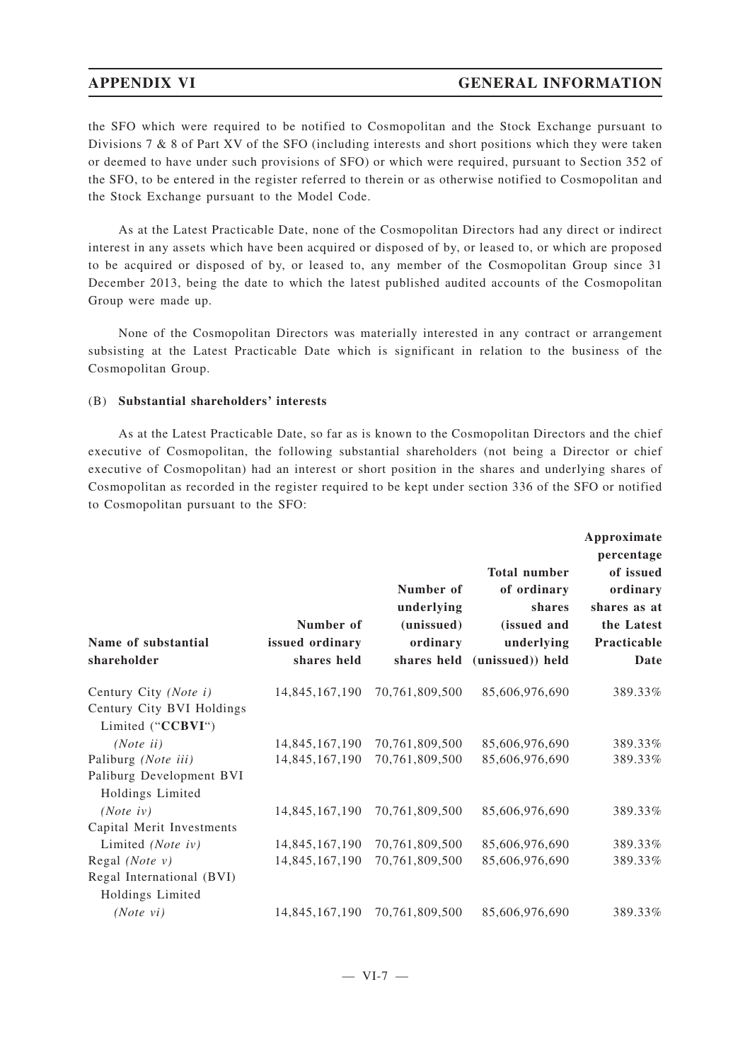the SFO which were required to be notified to Cosmopolitan and the Stock Exchange pursuant to Divisions 7 & 8 of Part XV of the SFO (including interests and short positions which they were taken or deemed to have under such provisions of SFO) or which were required, pursuant to Section 352 of the SFO, to be entered in the register referred to therein or as otherwise notified to Cosmopolitan and the Stock Exchange pursuant to the Model Code.

As at the Latest Practicable Date, none of the Cosmopolitan Directors had any direct or indirect interest in any assets which have been acquired or disposed of by, or leased to, or which are proposed to be acquired or disposed of by, or leased to, any member of the Cosmopolitan Group since 31 December 2013, being the date to which the latest published audited accounts of the Cosmopolitan Group were made up.

None of the Cosmopolitan Directors was materially interested in any contract or arrangement subsisting at the Latest Practicable Date which is significant in relation to the business of the Cosmopolitan Group.

(B) **Substantial shareholders' interests**

As at the Latest Practicable Date, so far as is known to the Cosmopolitan Directors and the chief executive of Cosmopolitan, the following substantial shareholders (not being a Director or chief executive of Cosmopolitan) had an interest or short position in the shares and underlying shares of Cosmopolitan as recorded in the register required to be kept under section 336 of the SFO or notified to Cosmopolitan pursuant to the SFO:

| Name of substantial shareholder | Number of issued ordinary shares held | Number of underlying (unissued) ordinary shares held | Total number of ordinary shares (issued and underlying (unissued)) held | Approximate percentage of issued ordinary shares as at the Latest Practicable Date |
|---|---|---|---|---|
| Century City *(Note i)* | 14,845,167,190 | 70,761,809,500 | 85,606,976,690 | 389.33% |
| Century City BVI Holdings Limited ("**CCBVI**") *(Note ii)* | 14,845,167,190 | 70,761,809,500 | 85,606,976,690 | 389.33% |
| Paliburg *(Note iii)* | 14,845,167,190 | 70,761,809,500 | 85,606,976,690 | 389.33% |
| Paliburg Development BVI Holdings Limited *(Note iv)* | 14,845,167,190 | 70,761,809,500 | 85,606,976,690 | 389.33% |
| Capital Merit Investments Limited *(Note iv)* | 14,845,167,190 | 70,761,809,500 | 85,606,976,690 | 389.33% |
| Regal *(Note v)* | 14,845,167,190 | 70,761,809,500 | 85,606,976,690 | 389.33% |
| Regal International (BVI) Holdings Limited *(Note vi)* | 14,845,167,190 | 70,761,809,500 | 85,606,976,690 | 389.33% |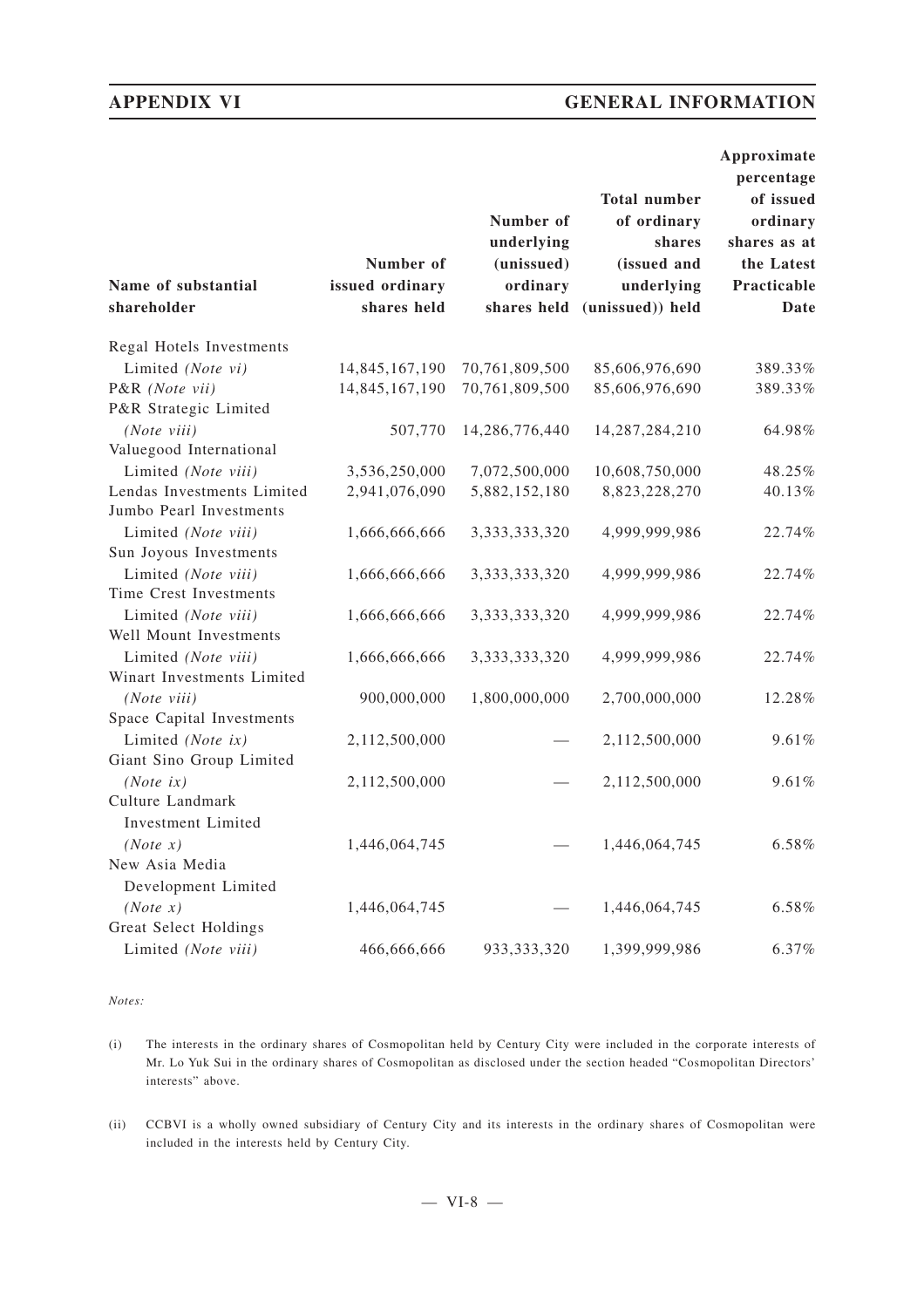| Name of substantial shareholder | Number of issued ordinary shares held | Number of underlying (unissued) ordinary shares held | Total number of ordinary shares (issued and underlying (unissued)) held | Approximate percentage of issued ordinary shares as at the Latest Practicable Date |
|---|---|---|---|---|
| Regal Hotels Investments Limited *(Note vi)* | 14,845,167,190 | 70,761,809,500 | 85,606,976,690 | 389.33% |
| P&R *(Note vii)* | 14,845,167,190 | 70,761,809,500 | 85,606,976,690 | 389.33% |
| P&R Strategic Limited *(Note viii)* | 507,770 | 14,286,776,440 | 14,287,284,210 | 64.98% |
| Valuegood International Limited *(Note viii)* | 3,536,250,000 | 7,072,500,000 | 10,608,750,000 | 48.25% |
| Lendas Investments Limited | 2,941,076,090 | 5,882,152,180 | 8,823,228,270 | 40.13% |
| Jumbo Pearl Investments Limited *(Note viii)* | 1,666,666,666 | 3,333,333,320 | 4,999,999,986 | 22.74% |
| Sun Joyous Investments Limited *(Note viii)* | 1,666,666,666 | 3,333,333,320 | 4,999,999,986 | 22.74% |
| Time Crest Investments Limited *(Note viii)* | 1,666,666,666 | 3,333,333,320 | 4,999,999,986 | 22.74% |
| Well Mount Investments Limited *(Note viii)* | 1,666,666,666 | 3,333,333,320 | 4,999,999,986 | 22.74% |
| Winart Investments Limited *(Note viii)* | 900,000,000 | 1,800,000,000 | 2,700,000,000 | 12.28% |
| Space Capital Investments Limited *(Note ix)* | 2,112,500,000 | — | 2,112,500,000 | 9.61% |
| Giant Sino Group Limited *(Note ix)* | 2,112,500,000 | — | 2,112,500,000 | 9.61% |
| Culture Landmark Investment Limited *(Note x)* | 1,446,064,745 | — | 1,446,064,745 | 6.58% |
| New Asia Media Development Limited *(Note x)* | 1,446,064,745 | — | 1,446,064,745 | 6.58% |
| Great Select Holdings Limited *(Note viii)* | 466,666,666 | 933,333,320 | 1,399,999,986 | 6.37% |

*Notes:*

(i) The interests in the ordinary shares of Cosmopolitan held by Century City were included in the corporate interests of Mr. Lo Yuk Sui in the ordinary shares of Cosmopolitan as disclosed under the section headed "Cosmopolitan Directors' interests" above.

(ii) CCBVI is a wholly owned subsidiary of Century City and its interests in the ordinary shares of Cosmopolitan were included in the interests held by Century City.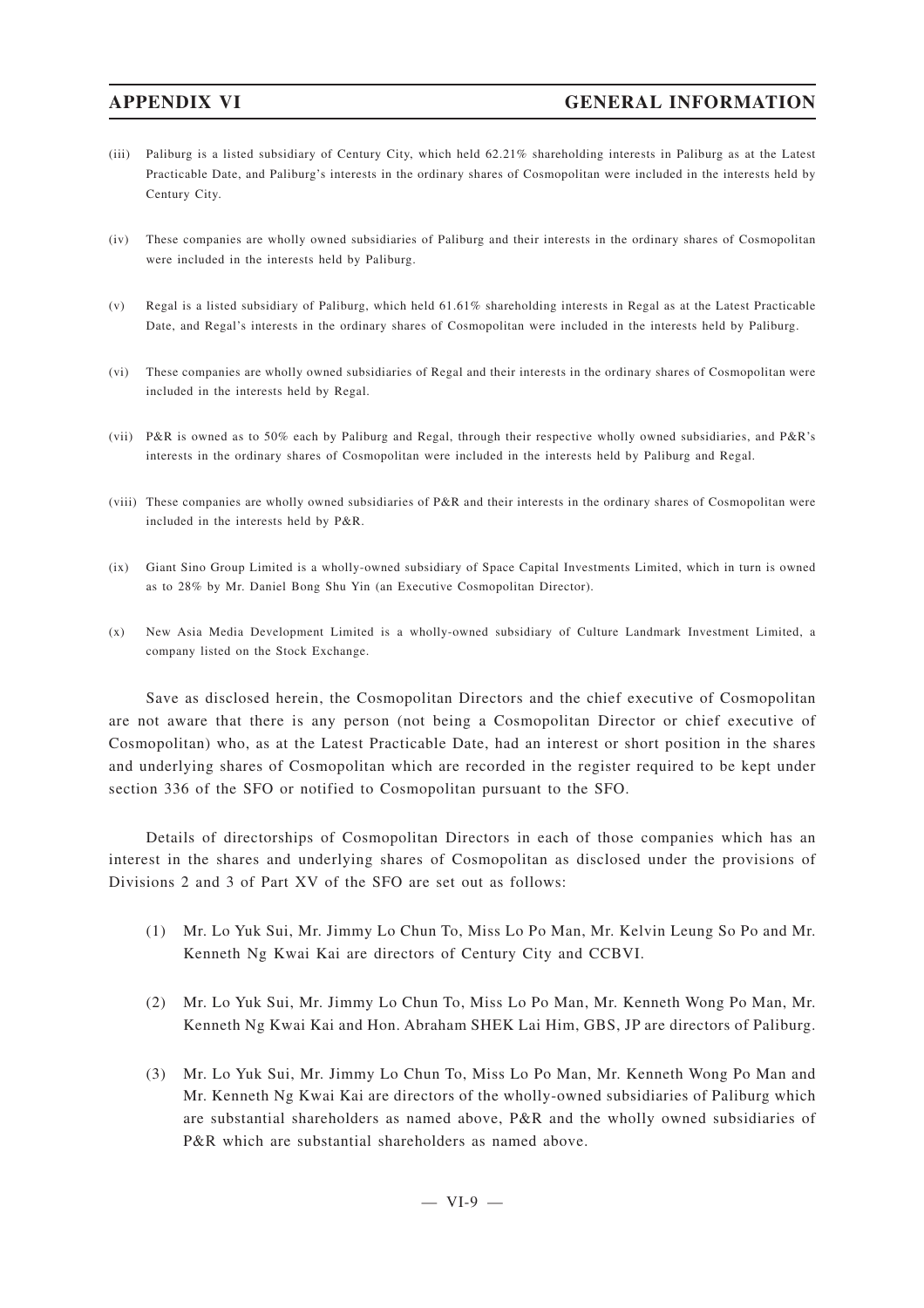(iii) Paliburg is a listed subsidiary of Century City, which held 62.21% shareholding interests in Paliburg as at the Latest Practicable Date, and Paliburg's interests in the ordinary shares of Cosmopolitan were included in the interests held by Century City.

(iv) These companies are wholly owned subsidiaries of Paliburg and their interests in the ordinary shares of Cosmopolitan were included in the interests held by Paliburg.

(v) Regal is a listed subsidiary of Paliburg, which held 61.61% shareholding interests in Regal as at the Latest Practicable Date, and Regal's interests in the ordinary shares of Cosmopolitan were included in the interests held by Paliburg.

(vi) These companies are wholly owned subsidiaries of Regal and their interests in the ordinary shares of Cosmopolitan were included in the interests held by Regal.

(vii) P&R is owned as to 50% each by Paliburg and Regal, through their respective wholly owned subsidiaries, and P&R's interests in the ordinary shares of Cosmopolitan were included in the interests held by Paliburg and Regal.

(viii) These companies are wholly owned subsidiaries of P&R and their interests in the ordinary shares of Cosmopolitan were included in the interests held by P&R.

(ix) Giant Sino Group Limited is a wholly-owned subsidiary of Space Capital Investments Limited, which in turn is owned as to 28% by Mr. Daniel Bong Shu Yin (an Executive Cosmopolitan Director).

(x) New Asia Media Development Limited is a wholly-owned subsidiary of Culture Landmark Investment Limited, a company listed on the Stock Exchange.

Save as disclosed herein, the Cosmopolitan Directors and the chief executive of Cosmopolitan are not aware that there is any person (not being a Cosmopolitan Director or chief executive of Cosmopolitan) who, as at the Latest Practicable Date, had an interest or short position in the shares and underlying shares of Cosmopolitan which are recorded in the register required to be kept under section 336 of the SFO or notified to Cosmopolitan pursuant to the SFO.

Details of directorships of Cosmopolitan Directors in each of those companies which has an interest in the shares and underlying shares of Cosmopolitan as disclosed under the provisions of Divisions 2 and 3 of Part XV of the SFO are set out as follows:

(1) Mr. Lo Yuk Sui, Mr. Jimmy Lo Chun To, Miss Lo Po Man, Mr. Kelvin Leung So Po and Mr. Kenneth Ng Kwai Kai are directors of Century City and CCBVI.

(2) Mr. Lo Yuk Sui, Mr. Jimmy Lo Chun To, Miss Lo Po Man, Mr. Kenneth Wong Po Man, Mr. Kenneth Ng Kwai Kai and Hon. Abraham SHEK Lai Him, GBS, JP are directors of Paliburg.

(3) Mr. Lo Yuk Sui, Mr. Jimmy Lo Chun To, Miss Lo Po Man, Mr. Kenneth Wong Po Man and Mr. Kenneth Ng Kwai Kai are directors of the wholly-owned subsidiaries of Paliburg which are substantial shareholders as named above, P&R and the wholly owned subsidiaries of P&R which are substantial shareholders as named above.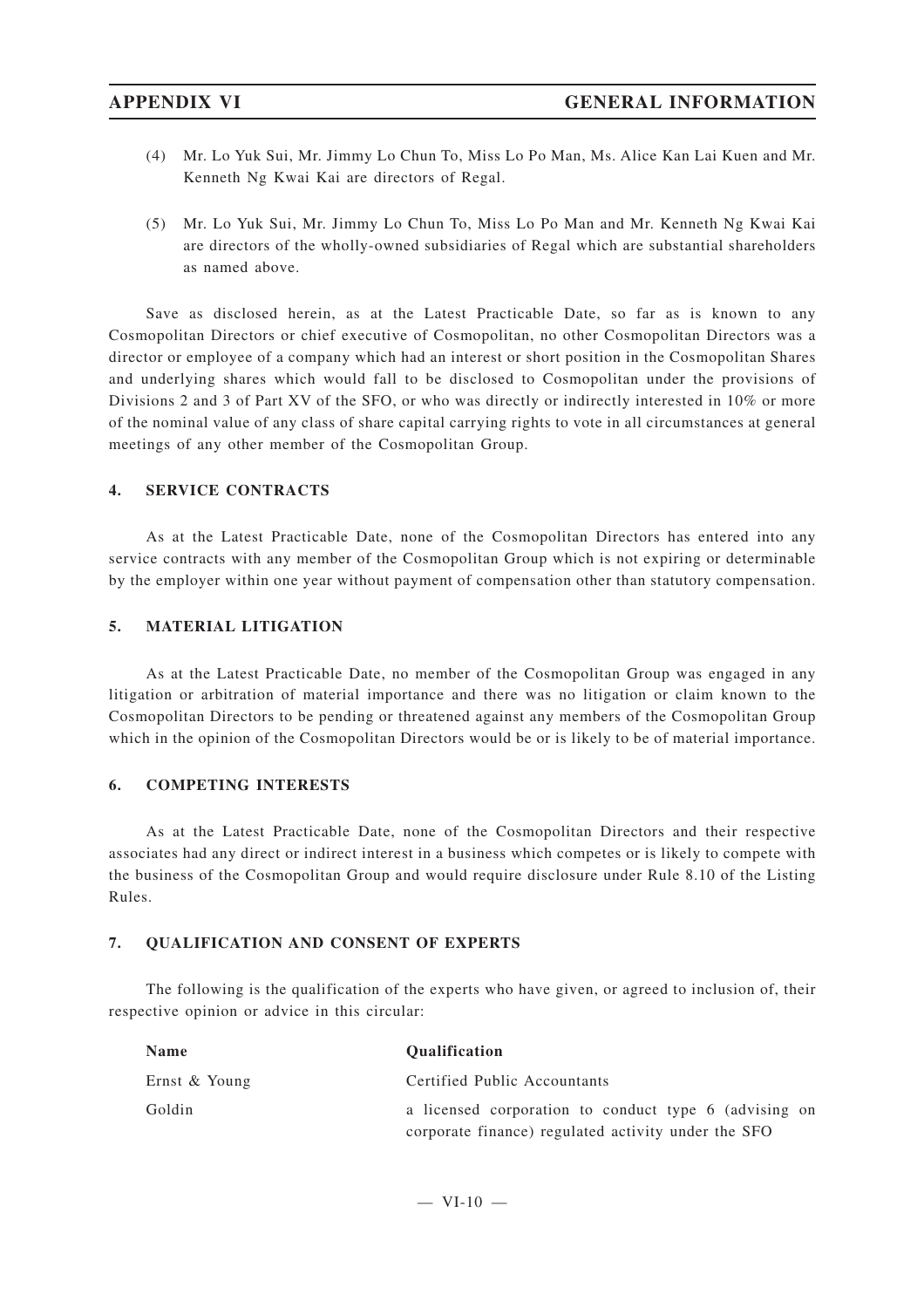(4) Mr. Lo Yuk Sui, Mr. Jimmy Lo Chun To, Miss Lo Po Man, Ms. Alice Kan Lai Kuen and Mr. Kenneth Ng Kwai Kai are directors of Regal.

(5) Mr. Lo Yuk Sui, Mr. Jimmy Lo Chun To, Miss Lo Po Man and Mr. Kenneth Ng Kwai Kai are directors of the wholly-owned subsidiaries of Regal which are substantial shareholders as named above.

Save as disclosed herein, as at the Latest Practicable Date, so far as is known to any Cosmopolitan Directors or chief executive of Cosmopolitan, no other Cosmopolitan Directors was a director or employee of a company which had an interest or short position in the Cosmopolitan Shares and underlying shares which would fall to be disclosed to Cosmopolitan under the provisions of Divisions 2 and 3 of Part XV of the SFO, or who was directly or indirectly interested in 10% or more of the nominal value of any class of share capital carrying rights to vote in all circumstances at general meetings of any other member of the Cosmopolitan Group.

## 4. SERVICE CONTRACTS

As at the Latest Practicable Date, none of the Cosmopolitan Directors has entered into any service contracts with any member of the Cosmopolitan Group which is not expiring or determinable by the employer within one year without payment of compensation other than statutory compensation.

## 5. MATERIAL LITIGATION

As at the Latest Practicable Date, no member of the Cosmopolitan Group was engaged in any litigation or arbitration of material importance and there was no litigation or claim known to the Cosmopolitan Directors to be pending or threatened against any members of the Cosmopolitan Group which in the opinion of the Cosmopolitan Directors would be or is likely to be of material importance.

## 6. COMPETING INTERESTS

As at the Latest Practicable Date, none of the Cosmopolitan Directors and their respective associates had any direct or indirect interest in a business which competes or is likely to compete with the business of the Cosmopolitan Group and would require disclosure under Rule 8.10 of the Listing Rules.

## 7. QUALIFICATION AND CONSENT OF EXPERTS

The following is the qualification of the experts who have given, or agreed to inclusion of, their respective opinion or advice in this circular:

| Name | Qualification |
|---|---|
| Ernst & Young | Certified Public Accountants |
| Goldin | a licensed corporation to conduct type 6 (advising on corporate finance) regulated activity under the SFO |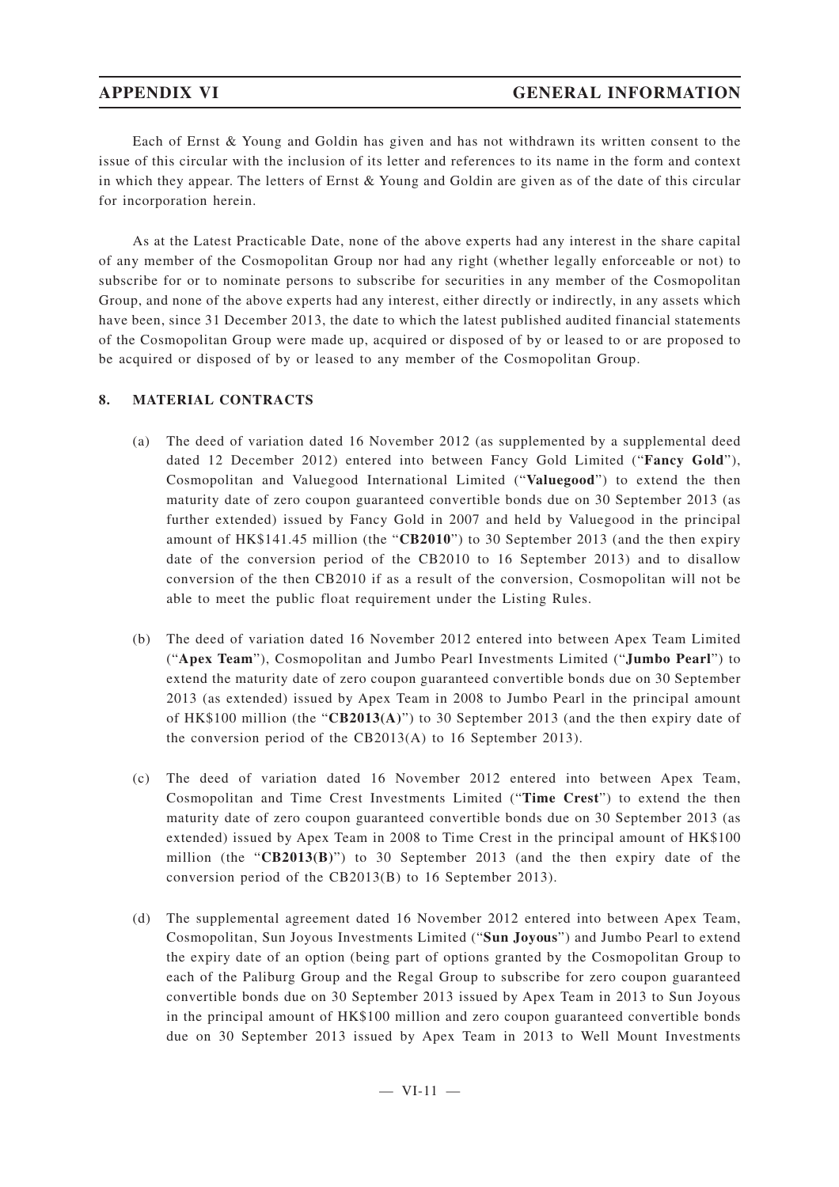Each of Ernst & Young and Goldin has given and has not withdrawn its written consent to the issue of this circular with the inclusion of its letter and references to its name in the form and context in which they appear. The letters of Ernst & Young and Goldin are given as of the date of this circular for incorporation herein.

As at the Latest Practicable Date, none of the above experts had any interest in the share capital of any member of the Cosmopolitan Group nor had any right (whether legally enforceable or not) to subscribe for or to nominate persons to subscribe for securities in any member of the Cosmopolitan Group, and none of the above experts had any interest, either directly or indirectly, in any assets which have been, since 31 December 2013, the date to which the latest published audited financial statements of the Cosmopolitan Group were made up, acquired or disposed of by or leased to or are proposed to be acquired or disposed of by or leased to any member of the Cosmopolitan Group.

## 8. MATERIAL CONTRACTS

(a) The deed of variation dated 16 November 2012 (as supplemented by a supplemental deed dated 12 December 2012) entered into between Fancy Gold Limited ("**Fancy Gold**"), Cosmopolitan and Valuegood International Limited ("**Valuegood**") to extend the then maturity date of zero coupon guaranteed convertible bonds due on 30 September 2013 (as further extended) issued by Fancy Gold in 2007 and held by Valuegood in the principal amount of HK$141.45 million (the "**CB2010**") to 30 September 2013 (and the then expiry date of the conversion period of the CB2010 to 16 September 2013) and to disallow conversion of the then CB2010 if as a result of the conversion, Cosmopolitan will not be able to meet the public float requirement under the Listing Rules.

(b) The deed of variation dated 16 November 2012 entered into between Apex Team Limited ("**Apex Team**"), Cosmopolitan and Jumbo Pearl Investments Limited ("**Jumbo Pearl**") to extend the maturity date of zero coupon guaranteed convertible bonds due on 30 September 2013 (as extended) issued by Apex Team in 2008 to Jumbo Pearl in the principal amount of HK$100 million (the "**CB2013(A)**") to 30 September 2013 (and the then expiry date of the conversion period of the CB2013(A) to 16 September 2013).

(c) The deed of variation dated 16 November 2012 entered into between Apex Team, Cosmopolitan and Time Crest Investments Limited ("**Time Crest**") to extend the then maturity date of zero coupon guaranteed convertible bonds due on 30 September 2013 (as extended) issued by Apex Team in 2008 to Time Crest in the principal amount of HK$100 million (the "**CB2013(B)**") to 30 September 2013 (and the then expiry date of the conversion period of the CB2013(B) to 16 September 2013).

(d) The supplemental agreement dated 16 November 2012 entered into between Apex Team, Cosmopolitan, Sun Joyous Investments Limited ("**Sun Joyous**") and Jumbo Pearl to extend the expiry date of an option (being part of options granted by the Cosmopolitan Group to each of the Paliburg Group and the Regal Group to subscribe for zero coupon guaranteed convertible bonds due on 30 September 2013 issued by Apex Team in 2013 to Sun Joyous in the principal amount of HK$100 million and zero coupon guaranteed convertible bonds due on 30 September 2013 issued by Apex Team in 2013 to Well Mount Investments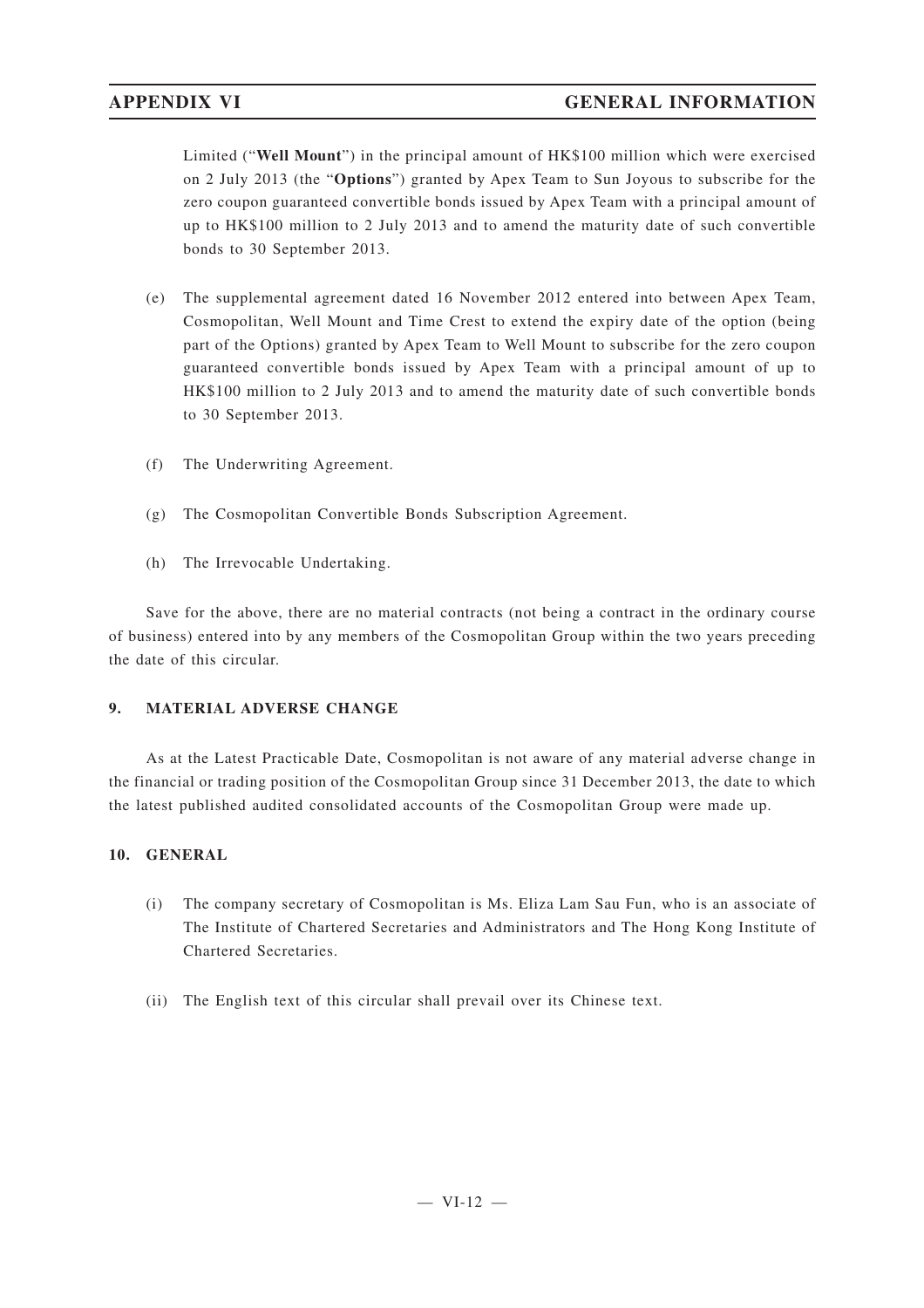Limited ("**Well Mount**") in the principal amount of HK$100 million which were exercised on 2 July 2013 (the "**Options**") granted by Apex Team to Sun Joyous to subscribe for the zero coupon guaranteed convertible bonds issued by Apex Team with a principal amount of up to HK$100 million to 2 July 2013 and to amend the maturity date of such convertible bonds to 30 September 2013.

(e) The supplemental agreement dated 16 November 2012 entered into between Apex Team, Cosmopolitan, Well Mount and Time Crest to extend the expiry date of the option (being part of the Options) granted by Apex Team to Well Mount to subscribe for the zero coupon guaranteed convertible bonds issued by Apex Team with a principal amount of up to HK$100 million to 2 July 2013 and to amend the maturity date of such convertible bonds to 30 September 2013.

(f) The Underwriting Agreement.

(g) The Cosmopolitan Convertible Bonds Subscription Agreement.

(h) The Irrevocable Undertaking.

Save for the above, there are no material contracts (not being a contract in the ordinary course of business) entered into by any members of the Cosmopolitan Group within the two years preceding the date of this circular.

## 9. MATERIAL ADVERSE CHANGE

As at the Latest Practicable Date, Cosmopolitan is not aware of any material adverse change in the financial or trading position of the Cosmopolitan Group since 31 December 2013, the date to which the latest published audited consolidated accounts of the Cosmopolitan Group were made up.

## 10. GENERAL

(i) The company secretary of Cosmopolitan is Ms. Eliza Lam Sau Fun, who is an associate of The Institute of Chartered Secretaries and Administrators and The Hong Kong Institute of Chartered Secretaries.

(ii) The English text of this circular shall prevail over its Chinese text.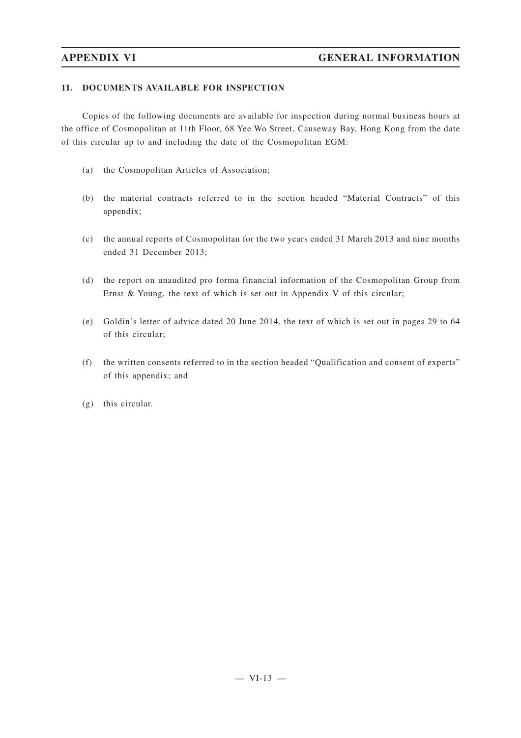## 11. DOCUMENTS AVAILABLE FOR INSPECTION

Copies of the following documents are available for inspection during normal business hours at the office of Cosmopolitan at 11th Floor, 68 Yee Wo Street, Causeway Bay, Hong Kong from the date of this circular up to and including the date of the Cosmopolitan EGM:

(a) the Cosmopolitan Articles of Association;

(b) the material contracts referred to in the section headed "Material Contracts" of this appendix;

(c) the annual reports of Cosmopolitan for the two years ended 31 March 2013 and nine months ended 31 December 2013;

(d) the report on unaudited pro forma financial information of the Cosmopolitan Group from Ernst & Young, the text of which is set out in Appendix V of this circular;

(e) Goldin's letter of advice dated 20 June 2014, the text of which is set out in pages 29 to 64 of this circular;

(f) the written consents referred to in the section headed "Qualification and consent of experts" of this appendix; and

(g) this circular.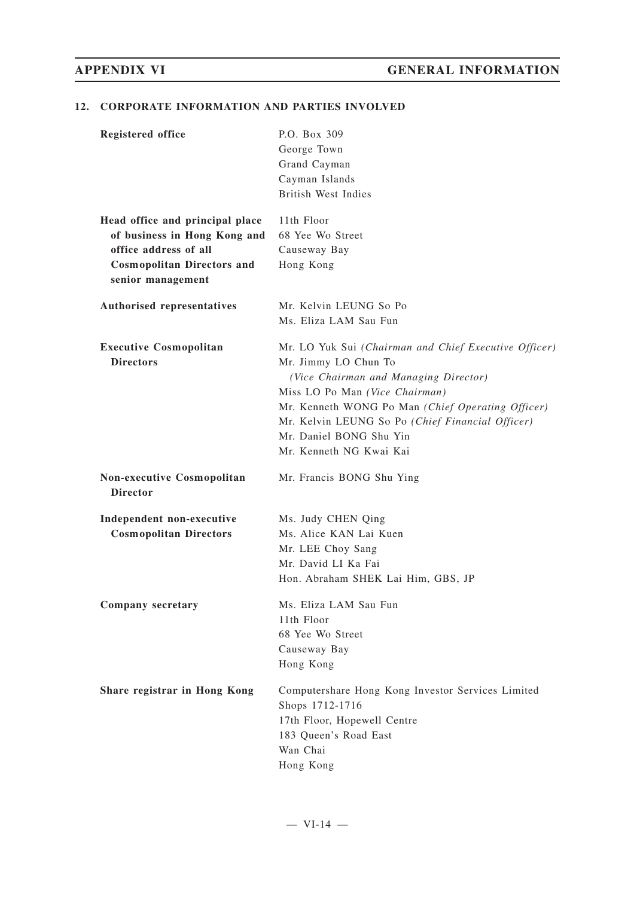## 12. CORPORATE INFORMATION AND PARTIES INVOLVED

| | |
|---|---|
| **Registered office** | P.O. Box 309<br>George Town<br>Grand Cayman<br>Cayman Islands<br>British West Indies |
| **Head office and principal place of business in Hong Kong and office address of all Cosmopolitan Directors and senior management** | 11th Floor<br>68 Yee Wo Street<br>Causeway Bay<br>Hong Kong |
| **Authorised representatives** | Mr. Kelvin LEUNG So Po<br>Ms. Eliza LAM Sau Fun |
| **Executive Cosmopolitan Directors** | Mr. LO Yuk Sui *(Chairman and Chief Executive Officer)*<br>Mr. Jimmy LO Chun To *(Vice Chairman and Managing Director)*<br>Miss LO Po Man *(Vice Chairman)*<br>Mr. Kenneth WONG Po Man *(Chief Operating Officer)*<br>Mr. Kelvin LEUNG So Po *(Chief Financial Officer)*<br>Mr. Daniel BONG Shu Yin<br>Mr. Kenneth NG Kwai Kai |
| **Non-executive Cosmopolitan Director** | Mr. Francis BONG Shu Ying |
| **Independent non-executive Cosmopolitan Directors** | Ms. Judy CHEN Qing<br>Ms. Alice KAN Lai Kuen<br>Mr. LEE Choy Sang<br>Mr. David LI Ka Fai<br>Hon. Abraham SHEK Lai Him, GBS, JP |
| **Company secretary** | Ms. Eliza LAM Sau Fun<br>11th Floor<br>68 Yee Wo Street<br>Causeway Bay<br>Hong Kong |
| **Share registrar in Hong Kong** | Computershare Hong Kong Investor Services Limited<br>Shops 1712-1716<br>17th Floor, Hopewell Centre<br>183 Queen's Road East<br>Wan Chai<br>Hong Kong |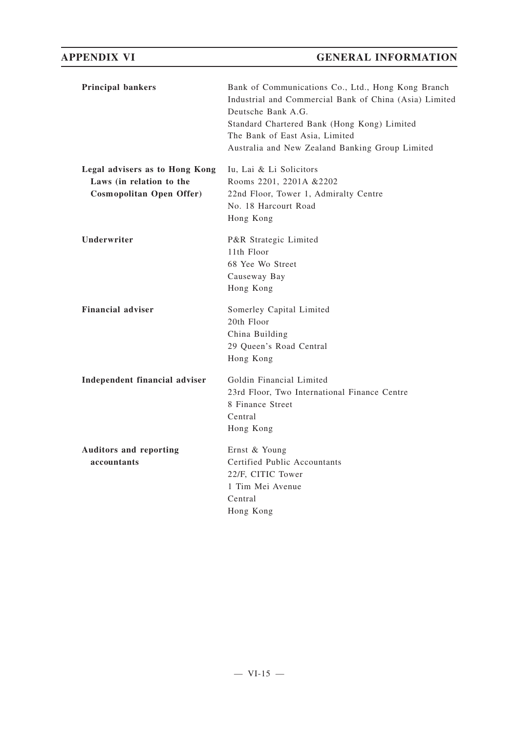| | |
|---|---|
| **Principal bankers** | Bank of Communications Co., Ltd., Hong Kong Branch<br>Industrial and Commercial Bank of China (Asia) Limited<br>Deutsche Bank A.G.<br>Standard Chartered Bank (Hong Kong) Limited<br>The Bank of East Asia, Limited<br>Australia and New Zealand Banking Group Limited |
| **Legal advisers as to Hong Kong Laws (in relation to the Cosmopolitan Open Offer)** | Iu, Lai & Li Solicitors<br>Rooms 2201, 2201A &2202<br>22nd Floor, Tower 1, Admiralty Centre<br>No. 18 Harcourt Road<br>Hong Kong |
| **Underwriter** | P&R Strategic Limited<br>11th Floor<br>68 Yee Wo Street<br>Causeway Bay<br>Hong Kong |
| **Financial adviser** | Somerley Capital Limited<br>20th Floor<br>China Building<br>29 Queen's Road Central<br>Hong Kong |
| **Independent financial adviser** | Goldin Financial Limited<br>23rd Floor, Two International Finance Centre<br>8 Finance Street<br>Central<br>Hong Kong |
| **Auditors and reporting accountants** | Ernst & Young<br>Certified Public Accountants<br>22/F, CITIC Tower<br>1 Tim Mei Avenue<br>Central<br>Hong Kong |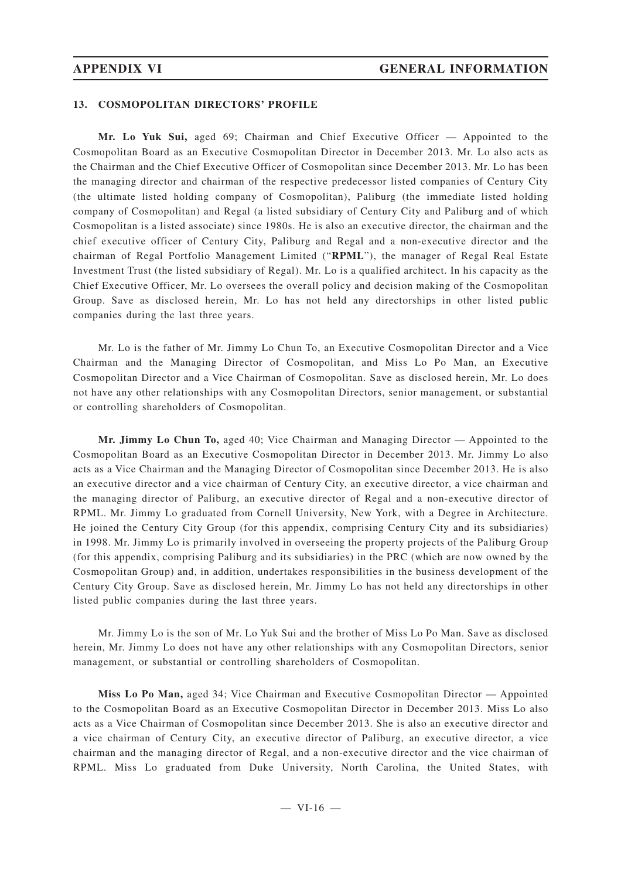## 13. COSMOPOLITAN DIRECTORS' PROFILE

**Mr. Lo Yuk Sui,** aged 69; Chairman and Chief Executive Officer — Appointed to the Cosmopolitan Board as an Executive Cosmopolitan Director in December 2013. Mr. Lo also acts as the Chairman and the Chief Executive Officer of Cosmopolitan since December 2013. Mr. Lo has been the managing director and chairman of the respective predecessor listed companies of Century City (the ultimate listed holding company of Cosmopolitan), Paliburg (the immediate listed holding company of Cosmopolitan) and Regal (a listed subsidiary of Century City and Paliburg and of which Cosmopolitan is a listed associate) since 1980s. He is also an executive director, the chairman and the chief executive officer of Century City, Paliburg and Regal and a non-executive director and the chairman of Regal Portfolio Management Limited ("**RPML**"), the manager of Regal Real Estate Investment Trust (the listed subsidiary of Regal). Mr. Lo is a qualified architect. In his capacity as the Chief Executive Officer, Mr. Lo oversees the overall policy and decision making of the Cosmopolitan Group. Save as disclosed herein, Mr. Lo has not held any directorships in other listed public companies during the last three years.

Mr. Lo is the father of Mr. Jimmy Lo Chun To, an Executive Cosmopolitan Director and a Vice Chairman and the Managing Director of Cosmopolitan, and Miss Lo Po Man, an Executive Cosmopolitan Director and a Vice Chairman of Cosmopolitan. Save as disclosed herein, Mr. Lo does not have any other relationships with any Cosmopolitan Directors, senior management, or substantial or controlling shareholders of Cosmopolitan.

**Mr. Jimmy Lo Chun To,** aged 40; Vice Chairman and Managing Director — Appointed to the Cosmopolitan Board as an Executive Cosmopolitan Director in December 2013. Mr. Jimmy Lo also acts as a Vice Chairman and the Managing Director of Cosmopolitan since December 2013. He is also an executive director and a vice chairman of Century City, an executive director, a vice chairman and the managing director of Paliburg, an executive director of Regal and a non-executive director of RPML. Mr. Jimmy Lo graduated from Cornell University, New York, with a Degree in Architecture. He joined the Century City Group (for this appendix, comprising Century City and its subsidiaries) in 1998. Mr. Jimmy Lo is primarily involved in overseeing the property projects of the Paliburg Group (for this appendix, comprising Paliburg and its subsidiaries) in the PRC (which are now owned by the Cosmopolitan Group) and, in addition, undertakes responsibilities in the business development of the Century City Group. Save as disclosed herein, Mr. Jimmy Lo has not held any directorships in other listed public companies during the last three years.

Mr. Jimmy Lo is the son of Mr. Lo Yuk Sui and the brother of Miss Lo Po Man. Save as disclosed herein, Mr. Jimmy Lo does not have any other relationships with any Cosmopolitan Directors, senior management, or substantial or controlling shareholders of Cosmopolitan.

**Miss Lo Po Man,** aged 34; Vice Chairman and Executive Cosmopolitan Director — Appointed to the Cosmopolitan Board as an Executive Cosmopolitan Director in December 2013. Miss Lo also acts as a Vice Chairman of Cosmopolitan since December 2013. She is also an executive director and a vice chairman of Century City, an executive director of Paliburg, an executive director, a vice chairman and the managing director of Regal, and a non-executive director and the vice chairman of RPML. Miss Lo graduated from Duke University, North Carolina, the United States, with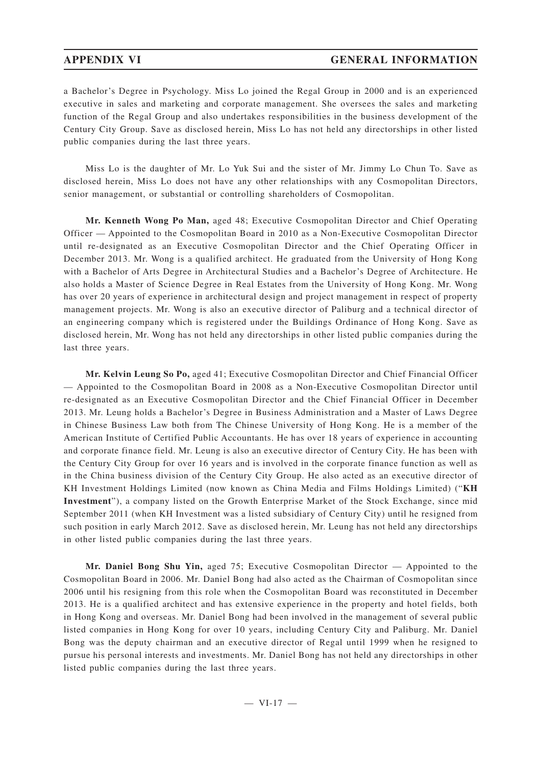a Bachelor's Degree in Psychology. Miss Lo joined the Regal Group in 2000 and is an experienced executive in sales and marketing and corporate management. She oversees the sales and marketing function of the Regal Group and also undertakes responsibilities in the business development of the Century City Group. Save as disclosed herein, Miss Lo has not held any directorships in other listed public companies during the last three years.

Miss Lo is the daughter of Mr. Lo Yuk Sui and the sister of Mr. Jimmy Lo Chun To. Save as disclosed herein, Miss Lo does not have any other relationships with any Cosmopolitan Directors, senior management, or substantial or controlling shareholders of Cosmopolitan.

**Mr. Kenneth Wong Po Man,** aged 48; Executive Cosmopolitan Director and Chief Operating Officer — Appointed to the Cosmopolitan Board in 2010 as a Non-Executive Cosmopolitan Director until re-designated as an Executive Cosmopolitan Director and the Chief Operating Officer in December 2013. Mr. Wong is a qualified architect. He graduated from the University of Hong Kong with a Bachelor of Arts Degree in Architectural Studies and a Bachelor's Degree of Architecture. He also holds a Master of Science Degree in Real Estates from the University of Hong Kong. Mr. Wong has over 20 years of experience in architectural design and project management in respect of property management projects. Mr. Wong is also an executive director of Paliburg and a technical director of an engineering company which is registered under the Buildings Ordinance of Hong Kong. Save as disclosed herein, Mr. Wong has not held any directorships in other listed public companies during the last three years.

**Mr. Kelvin Leung So Po,** aged 41; Executive Cosmopolitan Director and Chief Financial Officer — Appointed to the Cosmopolitan Board in 2008 as a Non-Executive Cosmopolitan Director until re-designated as an Executive Cosmopolitan Director and the Chief Financial Officer in December 2013. Mr. Leung holds a Bachelor's Degree in Business Administration and a Master of Laws Degree in Chinese Business Law both from The Chinese University of Hong Kong. He is a member of the American Institute of Certified Public Accountants. He has over 18 years of experience in accounting and corporate finance field. Mr. Leung is also an executive director of Century City. He has been with the Century City Group for over 16 years and is involved in the corporate finance function as well as in the China business division of the Century City Group. He also acted as an executive director of KH Investment Holdings Limited (now known as China Media and Films Holdings Limited) ("**KH Investment**"), a company listed on the Growth Enterprise Market of the Stock Exchange, since mid September 2011 (when KH Investment was a listed subsidiary of Century City) until he resigned from such position in early March 2012. Save as disclosed herein, Mr. Leung has not held any directorships in other listed public companies during the last three years.

**Mr. Daniel Bong Shu Yin,** aged 75; Executive Cosmopolitan Director — Appointed to the Cosmopolitan Board in 2006. Mr. Daniel Bong had also acted as the Chairman of Cosmopolitan since 2006 until his resigning from this role when the Cosmopolitan Board was reconstituted in December 2013. He is a qualified architect and has extensive experience in the property and hotel fields, both in Hong Kong and overseas. Mr. Daniel Bong had been involved in the management of several public listed companies in Hong Kong for over 10 years, including Century City and Paliburg. Mr. Daniel Bong was the deputy chairman and an executive director of Regal until 1999 when he resigned to pursue his personal interests and investments. Mr. Daniel Bong has not held any directorships in other listed public companies during the last three years.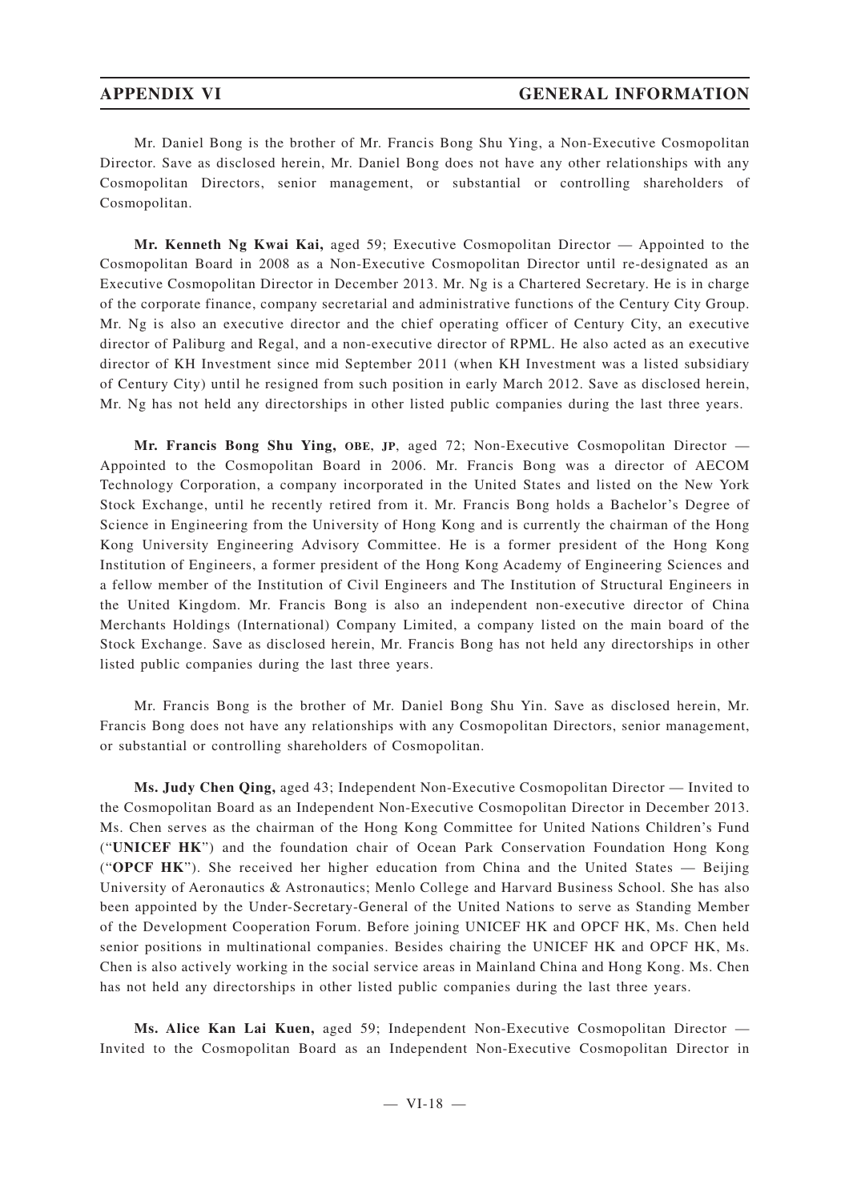Mr. Daniel Bong is the brother of Mr. Francis Bong Shu Ying, a Non-Executive Cosmopolitan Director. Save as disclosed herein, Mr. Daniel Bong does not have any other relationships with any Cosmopolitan Directors, senior management, or substantial or controlling shareholders of Cosmopolitan.

**Mr. Kenneth Ng Kwai Kai,** aged 59; Executive Cosmopolitan Director — Appointed to the Cosmopolitan Board in 2008 as a Non-Executive Cosmopolitan Director until re-designated as an Executive Cosmopolitan Director in December 2013. Mr. Ng is a Chartered Secretary. He is in charge of the corporate finance, company secretarial and administrative functions of the Century City Group. Mr. Ng is also an executive director and the chief operating officer of Century City, an executive director of Paliburg and Regal, and a non-executive director of RPML. He also acted as an executive director of KH Investment since mid September 2011 (when KH Investment was a listed subsidiary of Century City) until he resigned from such position in early March 2012. Save as disclosed herein, Mr. Ng has not held any directorships in other listed public companies during the last three years.

**Mr. Francis Bong Shu Ying, OBE, JP**, aged 72; Non-Executive Cosmopolitan Director — Appointed to the Cosmopolitan Board in 2006. Mr. Francis Bong was a director of AECOM Technology Corporation, a company incorporated in the United States and listed on the New York Stock Exchange, until he recently retired from it. Mr. Francis Bong holds a Bachelor's Degree of Science in Engineering from the University of Hong Kong and is currently the chairman of the Hong Kong University Engineering Advisory Committee. He is a former president of the Hong Kong Institution of Engineers, a former president of the Hong Kong Academy of Engineering Sciences and a fellow member of the Institution of Civil Engineers and The Institution of Structural Engineers in the United Kingdom. Mr. Francis Bong is also an independent non-executive director of China Merchants Holdings (International) Company Limited, a company listed on the main board of the Stock Exchange. Save as disclosed herein, Mr. Francis Bong has not held any directorships in other listed public companies during the last three years.

Mr. Francis Bong is the brother of Mr. Daniel Bong Shu Yin. Save as disclosed herein, Mr. Francis Bong does not have any relationships with any Cosmopolitan Directors, senior management, or substantial or controlling shareholders of Cosmopolitan.

**Ms. Judy Chen Qing,** aged 43; Independent Non-Executive Cosmopolitan Director — Invited to the Cosmopolitan Board as an Independent Non-Executive Cosmopolitan Director in December 2013. Ms. Chen serves as the chairman of the Hong Kong Committee for United Nations Children's Fund ("**UNICEF HK**") and the foundation chair of Ocean Park Conservation Foundation Hong Kong ("**OPCF HK**"). She received her higher education from China and the United States — Beijing University of Aeronautics & Astronautics; Menlo College and Harvard Business School. She has also been appointed by the Under-Secretary-General of the United Nations to serve as Standing Member of the Development Cooperation Forum. Before joining UNICEF HK and OPCF HK, Ms. Chen held senior positions in multinational companies. Besides chairing the UNICEF HK and OPCF HK, Ms. Chen is also actively working in the social service areas in Mainland China and Hong Kong. Ms. Chen has not held any directorships in other listed public companies during the last three years.

**Ms. Alice Kan Lai Kuen,** aged 59; Independent Non-Executive Cosmopolitan Director — Invited to the Cosmopolitan Board as an Independent Non-Executive Cosmopolitan Director in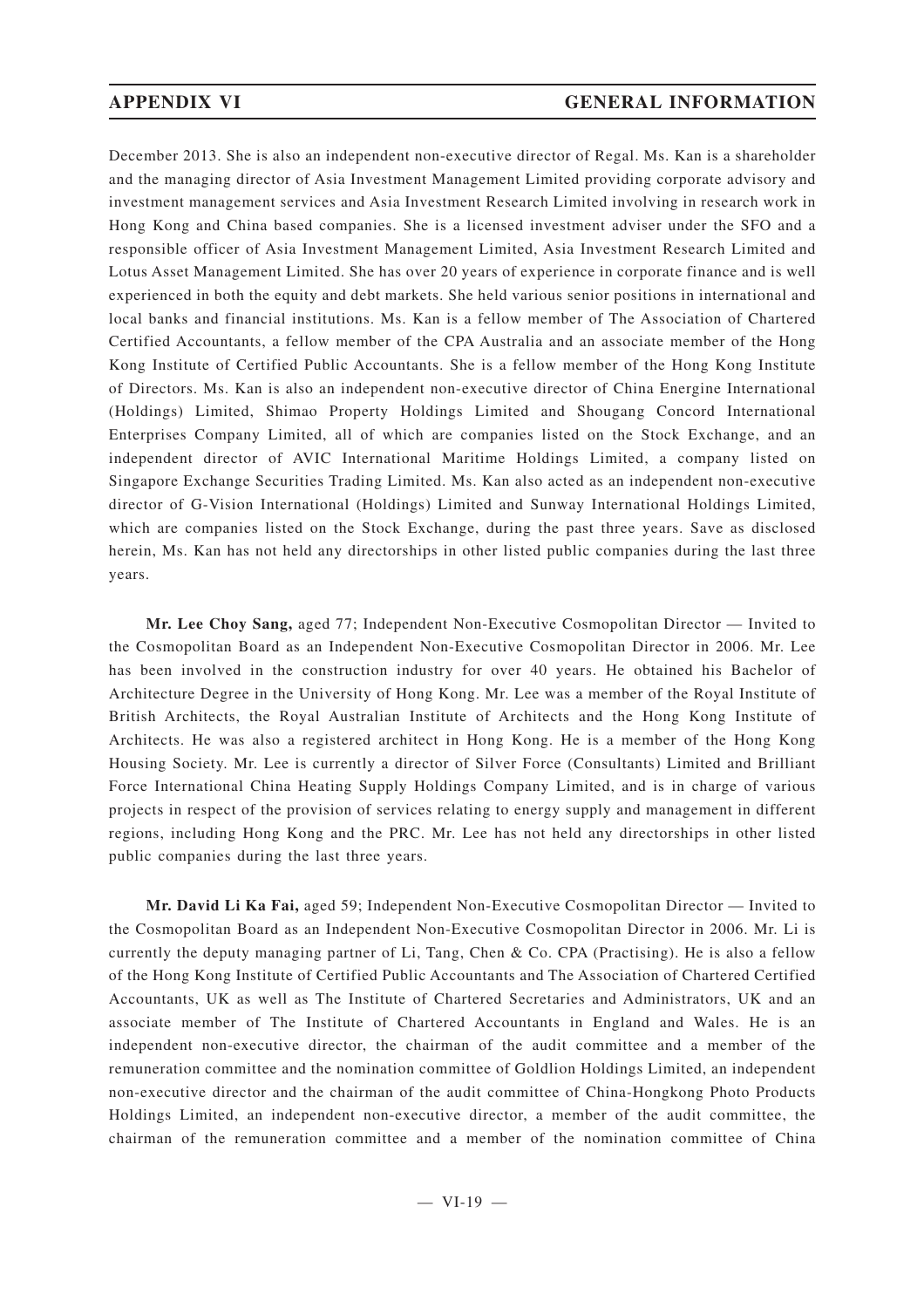December 2013. She is also an independent non-executive director of Regal. Ms. Kan is a shareholder and the managing director of Asia Investment Management Limited providing corporate advisory and investment management services and Asia Investment Research Limited involving in research work in Hong Kong and China based companies. She is a licensed investment adviser under the SFO and a responsible officer of Asia Investment Management Limited, Asia Investment Research Limited and Lotus Asset Management Limited. She has over 20 years of experience in corporate finance and is well experienced in both the equity and debt markets. She held various senior positions in international and local banks and financial institutions. Ms. Kan is a fellow member of The Association of Chartered Certified Accountants, a fellow member of the CPA Australia and an associate member of the Hong Kong Institute of Certified Public Accountants. She is a fellow member of the Hong Kong Institute of Directors. Ms. Kan is also an independent non-executive director of China Energine International (Holdings) Limited, Shimao Property Holdings Limited and Shougang Concord International Enterprises Company Limited, all of which are companies listed on the Stock Exchange, and an independent director of AVIC International Maritime Holdings Limited, a company listed on Singapore Exchange Securities Trading Limited. Ms. Kan also acted as an independent non-executive director of G-Vision International (Holdings) Limited and Sunway International Holdings Limited, which are companies listed on the Stock Exchange, during the past three years. Save as disclosed herein, Ms. Kan has not held any directorships in other listed public companies during the last three years.

**Mr. Lee Choy Sang,** aged 77; Independent Non-Executive Cosmopolitan Director — Invited to the Cosmopolitan Board as an Independent Non-Executive Cosmopolitan Director in 2006. Mr. Lee has been involved in the construction industry for over 40 years. He obtained his Bachelor of Architecture Degree in the University of Hong Kong. Mr. Lee was a member of the Royal Institute of British Architects, the Royal Australian Institute of Architects and the Hong Kong Institute of Architects. He was also a registered architect in Hong Kong. He is a member of the Hong Kong Housing Society. Mr. Lee is currently a director of Silver Force (Consultants) Limited and Brilliant Force International China Heating Supply Holdings Company Limited, and is in charge of various projects in respect of the provision of services relating to energy supply and management in different regions, including Hong Kong and the PRC. Mr. Lee has not held any directorships in other listed public companies during the last three years.

**Mr. David Li Ka Fai,** aged 59; Independent Non-Executive Cosmopolitan Director — Invited to the Cosmopolitan Board as an Independent Non-Executive Cosmopolitan Director in 2006. Mr. Li is currently the deputy managing partner of Li, Tang, Chen & Co. CPA (Practising). He is also a fellow of the Hong Kong Institute of Certified Public Accountants and The Association of Chartered Certified Accountants, UK as well as The Institute of Chartered Secretaries and Administrators, UK and an associate member of The Institute of Chartered Accountants in England and Wales. He is an independent non-executive director, the chairman of the audit committee and a member of the remuneration committee and the nomination committee of Goldlion Holdings Limited, an independent non-executive director and the chairman of the audit committee of China-Hongkong Photo Products Holdings Limited, an independent non-executive director, a member of the audit committee, the chairman of the remuneration committee and a member of the nomination committee of China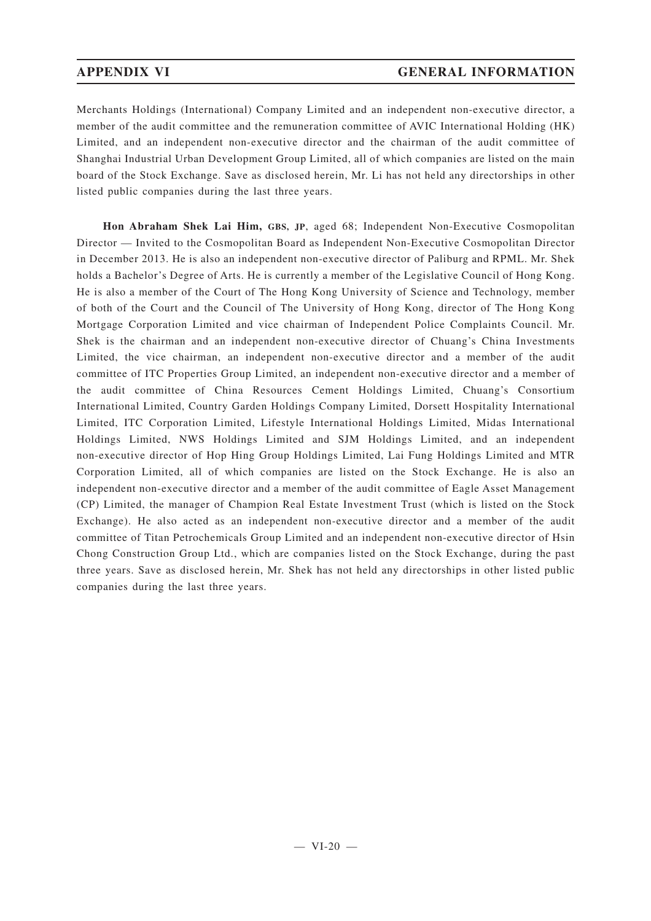Merchants Holdings (International) Company Limited and an independent non-executive director, a member of the audit committee and the remuneration committee of AVIC International Holding (HK) Limited, and an independent non-executive director and the chairman of the audit committee of Shanghai Industrial Urban Development Group Limited, all of which companies are listed on the main board of the Stock Exchange. Save as disclosed herein, Mr. Li has not held any directorships in other listed public companies during the last three years.

**Hon Abraham Shek Lai Him,** GBS, JP, aged 68; Independent Non-Executive Cosmopolitan Director — Invited to the Cosmopolitan Board as Independent Non-Executive Cosmopolitan Director in December 2013. He is also an independent non-executive director of Paliburg and RPML. Mr. Shek holds a Bachelor's Degree of Arts. He is currently a member of the Legislative Council of Hong Kong. He is also a member of the Court of The Hong Kong University of Science and Technology, member of both of the Court and the Council of The University of Hong Kong, director of The Hong Kong Mortgage Corporation Limited and vice chairman of Independent Police Complaints Council. Mr. Shek is the chairman and an independent non-executive director of Chuang's China Investments Limited, the vice chairman, an independent non-executive director and a member of the audit committee of ITC Properties Group Limited, an independent non-executive director and a member of the audit committee of China Resources Cement Holdings Limited, Chuang's Consortium International Limited, Country Garden Holdings Company Limited, Dorsett Hospitality International Limited, ITC Corporation Limited, Lifestyle International Holdings Limited, Midas International Holdings Limited, NWS Holdings Limited and SJM Holdings Limited, and an independent non-executive director of Hop Hing Group Holdings Limited, Lai Fung Holdings Limited and MTR Corporation Limited, all of which companies are listed on the Stock Exchange. He is also an independent non-executive director and a member of the audit committee of Eagle Asset Management (CP) Limited, the manager of Champion Real Estate Investment Trust (which is listed on the Stock Exchange). He also acted as an independent non-executive director and a member of the audit committee of Titan Petrochemicals Group Limited and an independent non-executive director of Hsin Chong Construction Group Ltd., which are companies listed on the Stock Exchange, during the past three years. Save as disclosed herein, Mr. Shek has not held any directorships in other listed public companies during the last three years.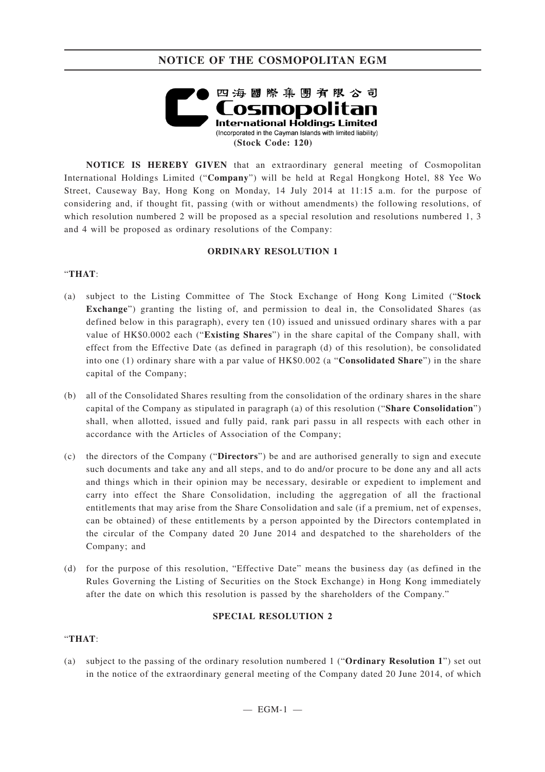# NOTICE OF THE COSMOPOLITAN EGM

四海國際集團有限公司
**Cosmopolitan International Holdings Limited**
(Incorporated in the Cayman Islands with limited liability)
**(Stock Code: 120)**

**NOTICE IS HEREBY GIVEN** that an extraordinary general meeting of Cosmopolitan International Holdings Limited ("**Company**") will be held at Regal Hongkong Hotel, 88 Yee Wo Street, Causeway Bay, Hong Kong on Monday, 14 July 2014 at 11:15 a.m. for the purpose of considering and, if thought fit, passing (with or without amendments) the following resolutions, of which resolution numbered 2 will be proposed as a special resolution and resolutions numbered 1, 3 and 4 will be proposed as ordinary resolutions of the Company:

**ORDINARY RESOLUTION 1**

"**THAT**:

(a) subject to the Listing Committee of The Stock Exchange of Hong Kong Limited ("**Stock Exchange**") granting the listing of, and permission to deal in, the Consolidated Shares (as defined below in this paragraph), every ten (10) issued and unissued ordinary shares with a par value of HK$0.0002 each ("**Existing Shares**") in the share capital of the Company shall, with effect from the Effective Date (as defined in paragraph (d) of this resolution), be consolidated into one (1) ordinary share with a par value of HK$0.002 (a "**Consolidated Share**") in the share capital of the Company;

(b) all of the Consolidated Shares resulting from the consolidation of the ordinary shares in the share capital of the Company as stipulated in paragraph (a) of this resolution ("**Share Consolidation**") shall, when allotted, issued and fully paid, rank pari passu in all respects with each other in accordance with the Articles of Association of the Company;

(c) the directors of the Company ("**Directors**") be and are authorised generally to sign and execute such documents and take any and all steps, and to do and/or procure to be done any and all acts and things which in their opinion may be necessary, desirable or expedient to implement and carry into effect the Share Consolidation, including the aggregation of all the fractional entitlements that may arise from the Share Consolidation and sale (if a premium, net of expenses, can be obtained) of these entitlements by a person appointed by the Directors contemplated in the circular of the Company dated 20 June 2014 and despatched to the shareholders of the Company; and

(d) for the purpose of this resolution, "Effective Date" means the business day (as defined in the Rules Governing the Listing of Securities on the Stock Exchange) in Hong Kong immediately after the date on which this resolution is passed by the shareholders of the Company."

**SPECIAL RESOLUTION 2**

"**THAT**:

(a) subject to the passing of the ordinary resolution numbered 1 ("**Ordinary Resolution 1**") set out in the notice of the extraordinary general meeting of the Company dated 20 June 2014, of which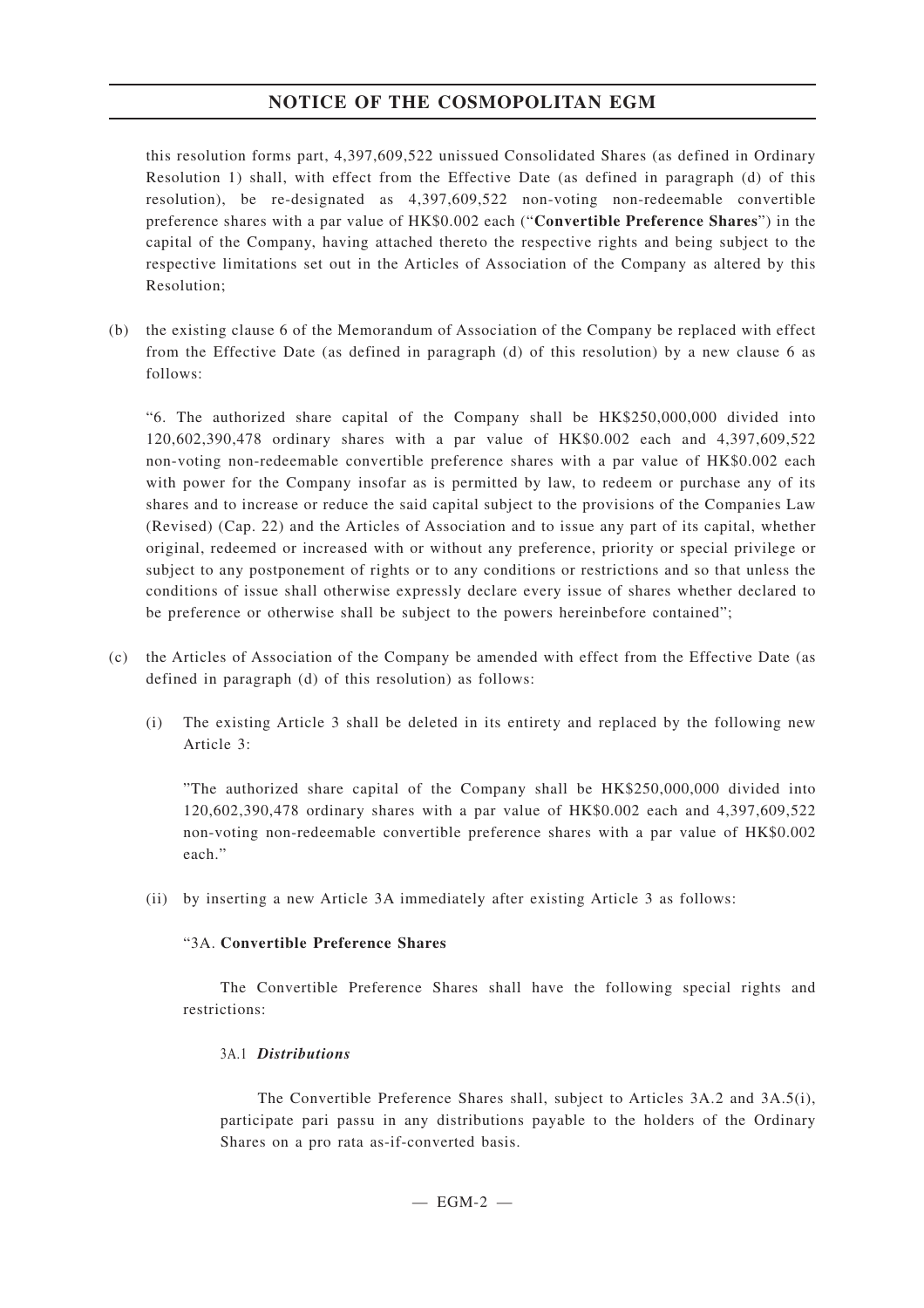this resolution forms part, 4,397,609,522 unissued Consolidated Shares (as defined in Ordinary Resolution 1) shall, with effect from the Effective Date (as defined in paragraph (d) of this resolution), be re-designated as 4,397,609,522 non-voting non-redeemable convertible preference shares with a par value of HK$0.002 each ("**Convertible Preference Shares**") in the capital of the Company, having attached thereto the respective rights and being subject to the respective limitations set out in the Articles of Association of the Company as altered by this Resolution;

(b) the existing clause 6 of the Memorandum of Association of the Company be replaced with effect from the Effective Date (as defined in paragraph (d) of this resolution) by a new clause 6 as follows:

"6. The authorized share capital of the Company shall be HK$250,000,000 divided into 120,602,390,478 ordinary shares with a par value of HK$0.002 each and 4,397,609,522 non-voting non-redeemable convertible preference shares with a par value of HK$0.002 each with power for the Company insofar as is permitted by law, to redeem or purchase any of its shares and to increase or reduce the said capital subject to the provisions of the Companies Law (Revised) (Cap. 22) and the Articles of Association and to issue any part of its capital, whether original, redeemed or increased with or without any preference, priority or special privilege or subject to any postponement of rights or to any conditions or restrictions and so that unless the conditions of issue shall otherwise expressly declare every issue of shares whether declared to be preference or otherwise shall be subject to the powers hereinbefore contained";

(c) the Articles of Association of the Company be amended with effect from the Effective Date (as defined in paragraph (d) of this resolution) as follows:

(i) The existing Article 3 shall be deleted in its entirety and replaced by the following new Article 3:

"The authorized share capital of the Company shall be HK$250,000,000 divided into 120,602,390,478 ordinary shares with a par value of HK$0.002 each and 4,397,609,522 non-voting non-redeemable convertible preference shares with a par value of HK$0.002 each."

(ii) by inserting a new Article 3A immediately after existing Article 3 as follows:

"3A. **Convertible Preference Shares**

The Convertible Preference Shares shall have the following special rights and restrictions:

3A.1 ***Distributions***

The Convertible Preference Shares shall, subject to Articles 3A.2 and 3A.5(i), participate pari passu in any distributions payable to the holders of the Ordinary Shares on a pro rata as-if-converted basis.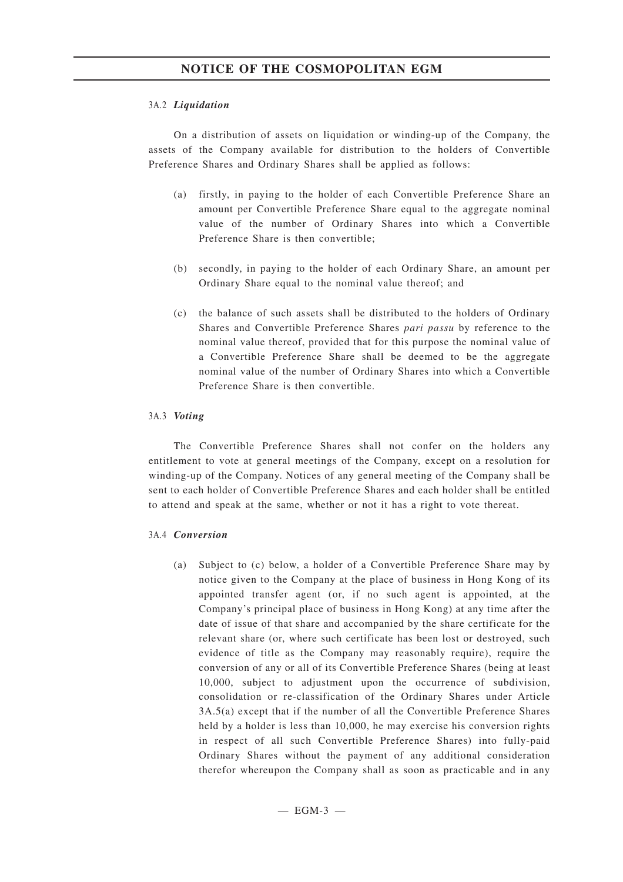3A.2 ***Liquidation***

On a distribution of assets on liquidation or winding-up of the Company, the assets of the Company available for distribution to the holders of Convertible Preference Shares and Ordinary Shares shall be applied as follows:

(a) firstly, in paying to the holder of each Convertible Preference Share an amount per Convertible Preference Share equal to the aggregate nominal value of the number of Ordinary Shares into which a Convertible Preference Share is then convertible;

(b) secondly, in paying to the holder of each Ordinary Share, an amount per Ordinary Share equal to the nominal value thereof; and

(c) the balance of such assets shall be distributed to the holders of Ordinary Shares and Convertible Preference Shares *pari passu* by reference to the nominal value thereof, provided that for this purpose the nominal value of a Convertible Preference Share shall be deemed to be the aggregate nominal value of the number of Ordinary Shares into which a Convertible Preference Share is then convertible.

3A.3 ***Voting***

The Convertible Preference Shares shall not confer on the holders any entitlement to vote at general meetings of the Company, except on a resolution for winding-up of the Company. Notices of any general meeting of the Company shall be sent to each holder of Convertible Preference Shares and each holder shall be entitled to attend and speak at the same, whether or not it has a right to vote thereat.

3A.4 ***Conversion***

(a) Subject to (c) below, a holder of a Convertible Preference Share may by notice given to the Company at the place of business in Hong Kong of its appointed transfer agent (or, if no such agent is appointed, at the Company's principal place of business in Hong Kong) at any time after the date of issue of that share and accompanied by the share certificate for the relevant share (or, where such certificate has been lost or destroyed, such evidence of title as the Company may reasonably require), require the conversion of any or all of its Convertible Preference Shares (being at least 10,000, subject to adjustment upon the occurrence of subdivision, consolidation or re-classification of the Ordinary Shares under Article 3A.5(a) except that if the number of all the Convertible Preference Shares held by a holder is less than 10,000, he may exercise his conversion rights in respect of all such Convertible Preference Shares) into fully-paid Ordinary Shares without the payment of any additional consideration therefor whereupon the Company shall as soon as practicable and in any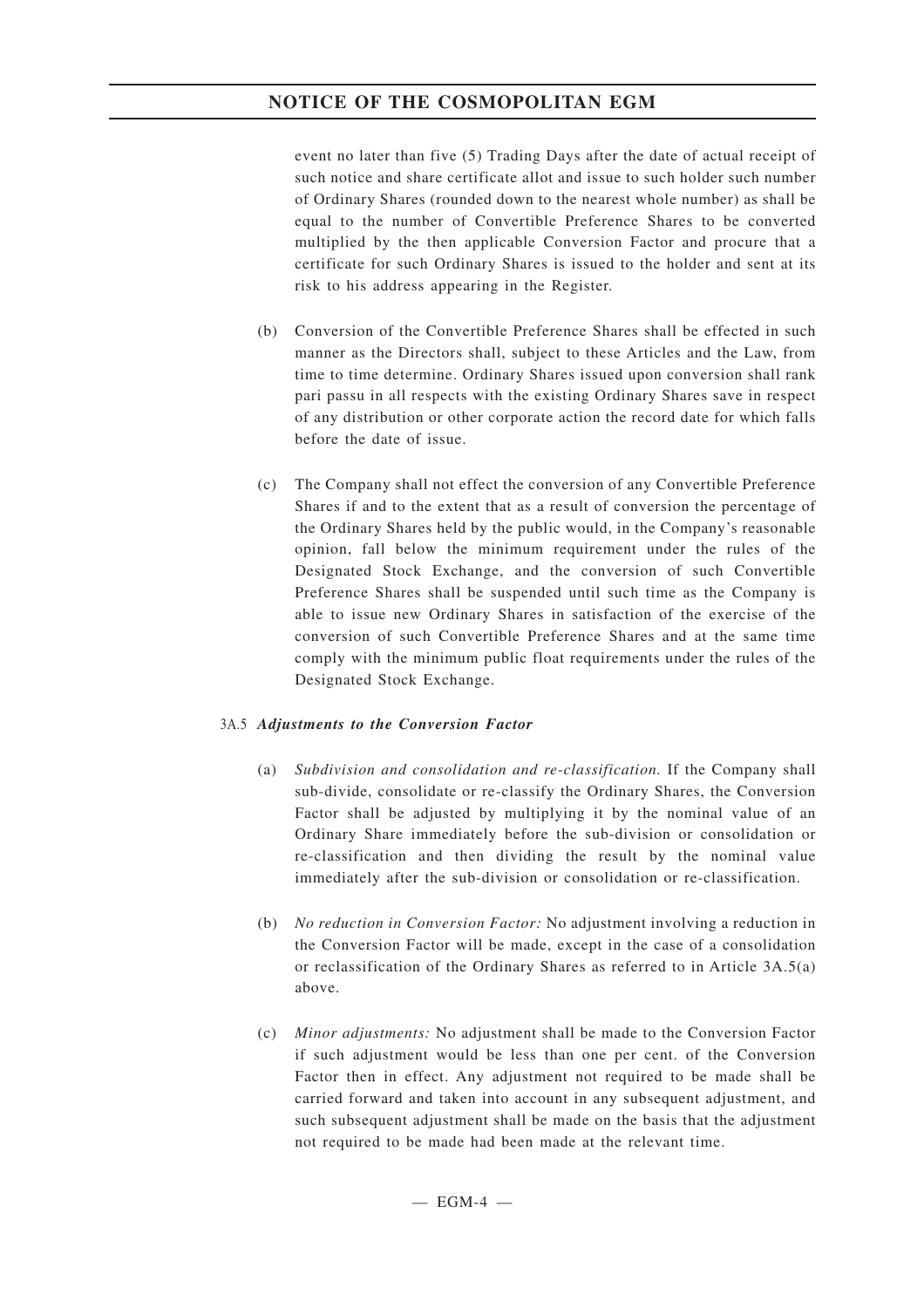event no later than five (5) Trading Days after the date of actual receipt of such notice and share certificate allot and issue to such holder such number of Ordinary Shares (rounded down to the nearest whole number) as shall be equal to the number of Convertible Preference Shares to be converted multiplied by the then applicable Conversion Factor and procure that a certificate for such Ordinary Shares is issued to the holder and sent at its risk to his address appearing in the Register.

(b) Conversion of the Convertible Preference Shares shall be effected in such manner as the Directors shall, subject to these Articles and the Law, from time to time determine. Ordinary Shares issued upon conversion shall rank pari passu in all respects with the existing Ordinary Shares save in respect of any distribution or other corporate action the record date for which falls before the date of issue.

(c) The Company shall not effect the conversion of any Convertible Preference Shares if and to the extent that as a result of conversion the percentage of the Ordinary Shares held by the public would, in the Company's reasonable opinion, fall below the minimum requirement under the rules of the Designated Stock Exchange, and the conversion of such Convertible Preference Shares shall be suspended until such time as the Company is able to issue new Ordinary Shares in satisfaction of the exercise of the conversion of such Convertible Preference Shares and at the same time comply with the minimum public float requirements under the rules of the Designated Stock Exchange.

3A.5 ***Adjustments to the Conversion Factor***

(a) *Subdivision and consolidation and re-classification.* If the Company shall sub-divide, consolidate or re-classify the Ordinary Shares, the Conversion Factor shall be adjusted by multiplying it by the nominal value of an Ordinary Share immediately before the sub-division or consolidation or re-classification and then dividing the result by the nominal value immediately after the sub-division or consolidation or re-classification.

(b) *No reduction in Conversion Factor:* No adjustment involving a reduction in the Conversion Factor will be made, except in the case of a consolidation or reclassification of the Ordinary Shares as referred to in Article 3A.5(a) above.

(c) *Minor adjustments:* No adjustment shall be made to the Conversion Factor if such adjustment would be less than one per cent. of the Conversion Factor then in effect. Any adjustment not required to be made shall be carried forward and taken into account in any subsequent adjustment, and such subsequent adjustment shall be made on the basis that the adjustment not required to be made had been made at the relevant time.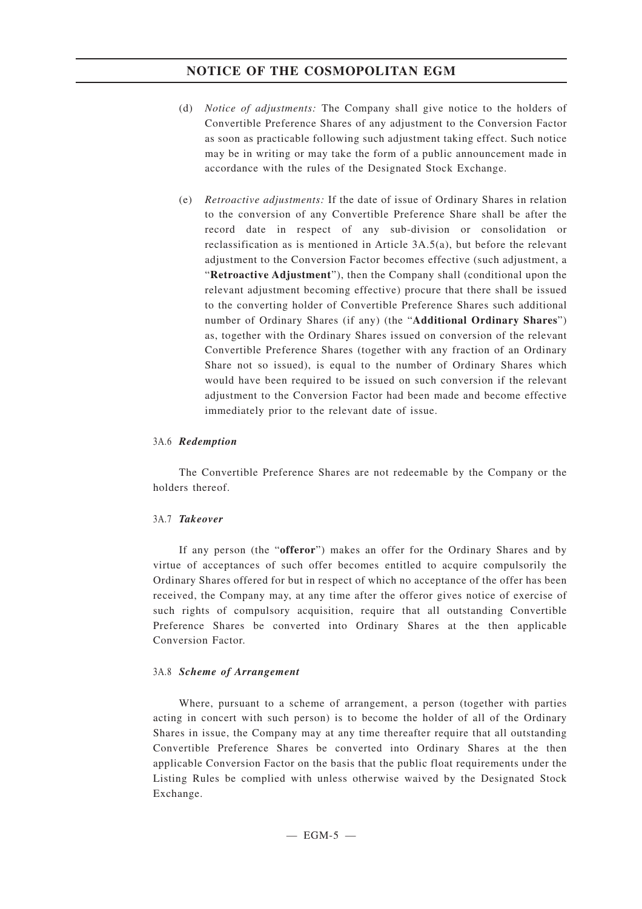(d) *Notice of adjustments:* The Company shall give notice to the holders of Convertible Preference Shares of any adjustment to the Conversion Factor as soon as practicable following such adjustment taking effect. Such notice may be in writing or may take the form of a public announcement made in accordance with the rules of the Designated Stock Exchange.

(e) *Retroactive adjustments:* If the date of issue of Ordinary Shares in relation to the conversion of any Convertible Preference Share shall be after the record date in respect of any sub-division or consolidation or reclassification as is mentioned in Article 3A.5(a), but before the relevant adjustment to the Conversion Factor becomes effective (such adjustment, a "**Retroactive Adjustment**"), then the Company shall (conditional upon the relevant adjustment becoming effective) procure that there shall be issued to the converting holder of Convertible Preference Shares such additional number of Ordinary Shares (if any) (the "**Additional Ordinary Shares**") as, together with the Ordinary Shares issued on conversion of the relevant Convertible Preference Shares (together with any fraction of an Ordinary Share not so issued), is equal to the number of Ordinary Shares which would have been required to be issued on such conversion if the relevant adjustment to the Conversion Factor had been made and become effective immediately prior to the relevant date of issue.

3A.6 ***Redemption***

The Convertible Preference Shares are not redeemable by the Company or the holders thereof.

3A.7 ***Takeover***

If any person (the "**offeror**") makes an offer for the Ordinary Shares and by virtue of acceptances of such offer becomes entitled to acquire compulsorily the Ordinary Shares offered for but in respect of which no acceptance of the offer has been received, the Company may, at any time after the offeror gives notice of exercise of such rights of compulsory acquisition, require that all outstanding Convertible Preference Shares be converted into Ordinary Shares at the then applicable Conversion Factor.

3A.8 ***Scheme of Arrangement***

Where, pursuant to a scheme of arrangement, a person (together with parties acting in concert with such person) is to become the holder of all of the Ordinary Shares in issue, the Company may at any time thereafter require that all outstanding Convertible Preference Shares be converted into Ordinary Shares at the then applicable Conversion Factor on the basis that the public float requirements under the Listing Rules be complied with unless otherwise waived by the Designated Stock Exchange.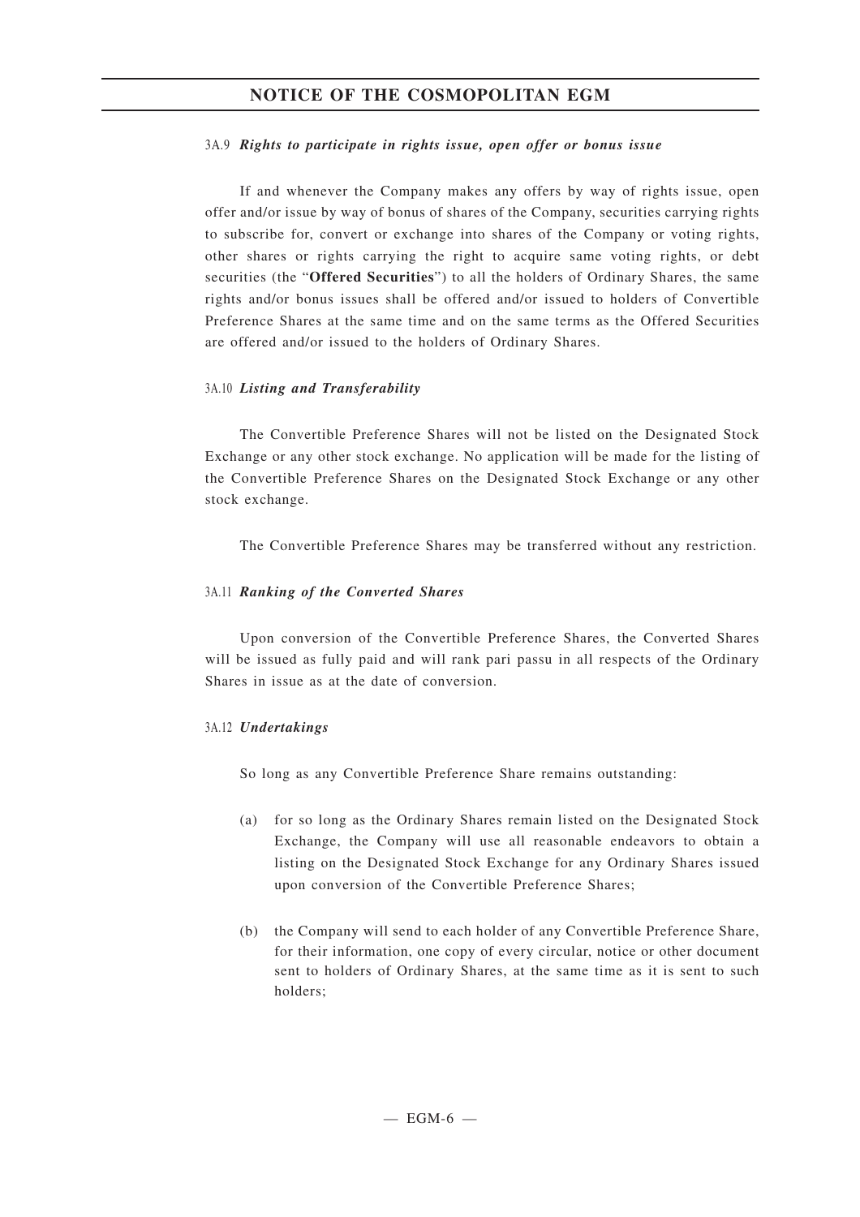3A.9 ***Rights to participate in rights issue, open offer or bonus issue***

If and whenever the Company makes any offers by way of rights issue, open offer and/or issue by way of bonus of shares of the Company, securities carrying rights to subscribe for, convert or exchange into shares of the Company or voting rights, other shares or rights carrying the right to acquire same voting rights, or debt securities (the "**Offered Securities**") to all the holders of Ordinary Shares, the same rights and/or bonus issues shall be offered and/or issued to holders of Convertible Preference Shares at the same time and on the same terms as the Offered Securities are offered and/or issued to the holders of Ordinary Shares.

3A.10 ***Listing and Transferability***

The Convertible Preference Shares will not be listed on the Designated Stock Exchange or any other stock exchange. No application will be made for the listing of the Convertible Preference Shares on the Designated Stock Exchange or any other stock exchange.

The Convertible Preference Shares may be transferred without any restriction.

3A.11 ***Ranking of the Converted Shares***

Upon conversion of the Convertible Preference Shares, the Converted Shares will be issued as fully paid and will rank pari passu in all respects of the Ordinary Shares in issue as at the date of conversion.

3A.12 ***Undertakings***

So long as any Convertible Preference Share remains outstanding:

(a) for so long as the Ordinary Shares remain listed on the Designated Stock Exchange, the Company will use all reasonable endeavors to obtain a listing on the Designated Stock Exchange for any Ordinary Shares issued upon conversion of the Convertible Preference Shares;

(b) the Company will send to each holder of any Convertible Preference Share, for their information, one copy of every circular, notice or other document sent to holders of Ordinary Shares, at the same time as it is sent to such holders;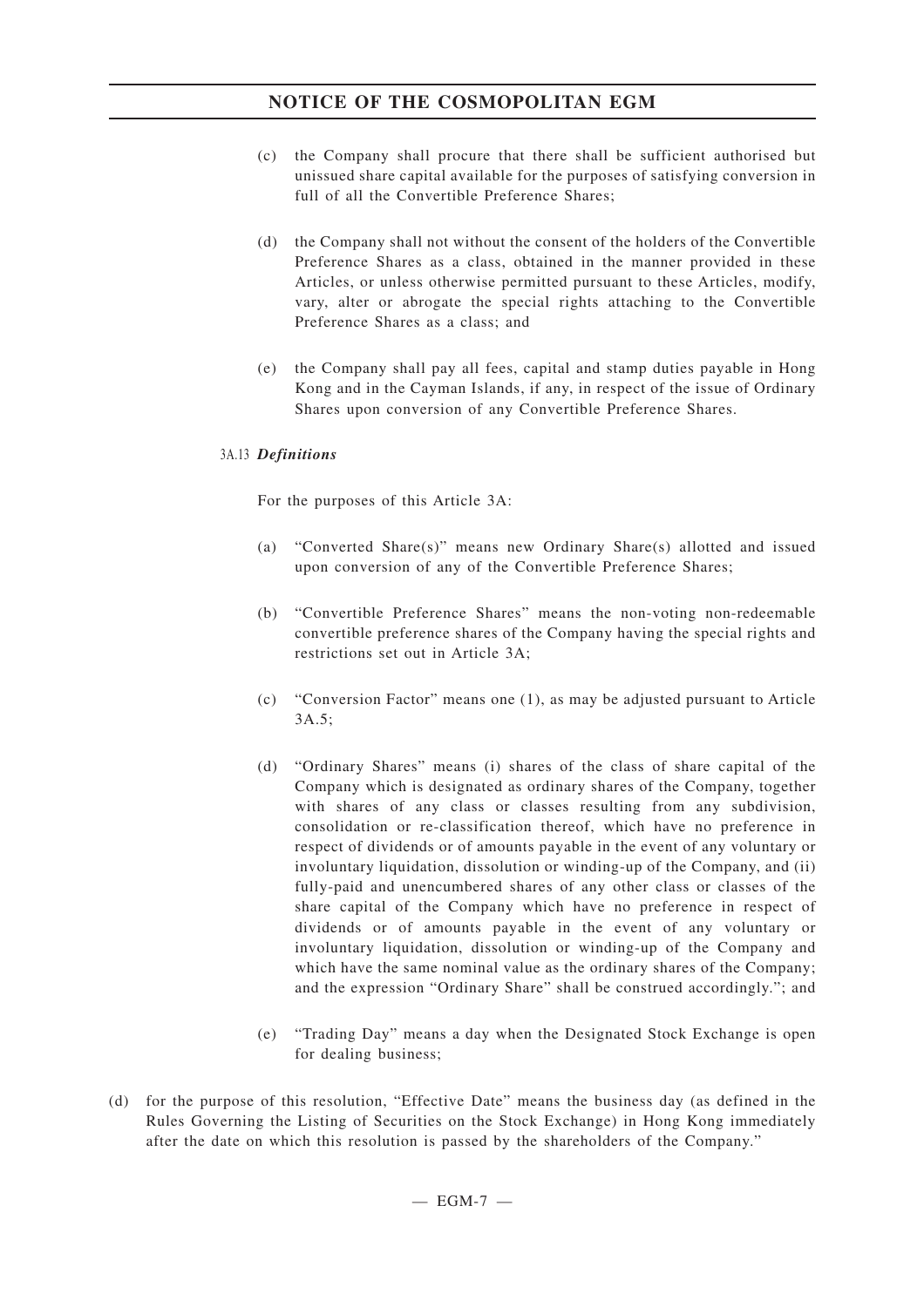(c) the Company shall procure that there shall be sufficient authorised but unissued share capital available for the purposes of satisfying conversion in full of all the Convertible Preference Shares;

(d) the Company shall not without the consent of the holders of the Convertible Preference Shares as a class, obtained in the manner provided in these Articles, or unless otherwise permitted pursuant to these Articles, modify, vary, alter or abrogate the special rights attaching to the Convertible Preference Shares as a class; and

(e) the Company shall pay all fees, capital and stamp duties payable in Hong Kong and in the Cayman Islands, if any, in respect of the issue of Ordinary Shares upon conversion of any Convertible Preference Shares.

3A.13 ***Definitions***

For the purposes of this Article 3A:

(a) "Converted Share(s)" means new Ordinary Share(s) allotted and issued upon conversion of any of the Convertible Preference Shares;

(b) "Convertible Preference Shares" means the non-voting non-redeemable convertible preference shares of the Company having the special rights and restrictions set out in Article 3A;

(c) "Conversion Factor" means one (1), as may be adjusted pursuant to Article 3A.5;

(d) "Ordinary Shares" means (i) shares of the class of share capital of the Company which is designated as ordinary shares of the Company, together with shares of any class or classes resulting from any subdivision, consolidation or re-classification thereof, which have no preference in respect of dividends or of amounts payable in the event of any voluntary or involuntary liquidation, dissolution or winding-up of the Company, and (ii) fully-paid and unencumbered shares of any other class or classes of the share capital of the Company which have no preference in respect of dividends or of amounts payable in the event of any voluntary or involuntary liquidation, dissolution or winding-up of the Company and which have the same nominal value as the ordinary shares of the Company; and the expression "Ordinary Share" shall be construed accordingly."; and

(e) "Trading Day" means a day when the Designated Stock Exchange is open for dealing business;

(d) for the purpose of this resolution, "Effective Date" means the business day (as defined in the Rules Governing the Listing of Securities on the Stock Exchange) in Hong Kong immediately after the date on which this resolution is passed by the shareholders of the Company."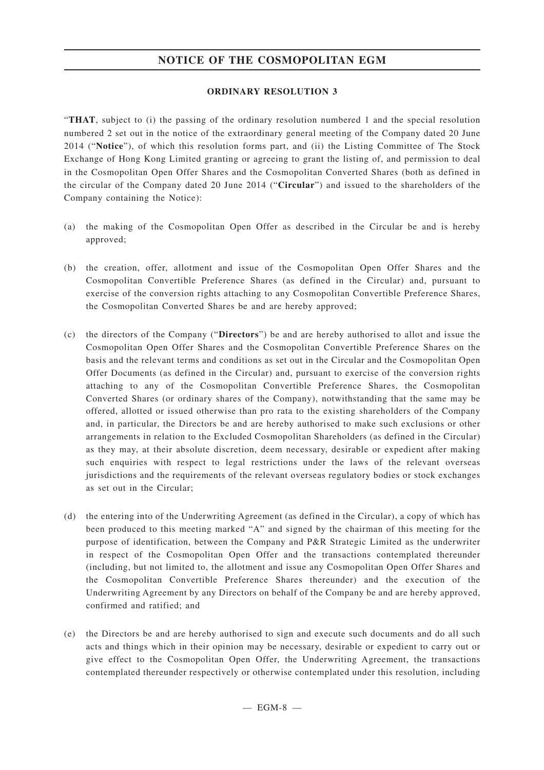**ORDINARY RESOLUTION 3**

"**THAT**, subject to (i) the passing of the ordinary resolution numbered 1 and the special resolution numbered 2 set out in the notice of the extraordinary general meeting of the Company dated 20 June 2014 ("**Notice**"), of which this resolution forms part, and (ii) the Listing Committee of The Stock Exchange of Hong Kong Limited granting or agreeing to grant the listing of, and permission to deal in the Cosmopolitan Open Offer Shares and the Cosmopolitan Converted Shares (both as defined in the circular of the Company dated 20 June 2014 ("**Circular**") and issued to the shareholders of the Company containing the Notice):

(a) the making of the Cosmopolitan Open Offer as described in the Circular be and is hereby approved;

(b) the creation, offer, allotment and issue of the Cosmopolitan Open Offer Shares and the Cosmopolitan Convertible Preference Shares (as defined in the Circular) and, pursuant to exercise of the conversion rights attaching to any Cosmopolitan Convertible Preference Shares, the Cosmopolitan Converted Shares be and are hereby approved;

(c) the directors of the Company ("**Directors**") be and are hereby authorised to allot and issue the Cosmopolitan Open Offer Shares and the Cosmopolitan Convertible Preference Shares on the basis and the relevant terms and conditions as set out in the Circular and the Cosmopolitan Open Offer Documents (as defined in the Circular) and, pursuant to exercise of the conversion rights attaching to any of the Cosmopolitan Convertible Preference Shares, the Cosmopolitan Converted Shares (or ordinary shares of the Company), notwithstanding that the same may be offered, allotted or issued otherwise than pro rata to the existing shareholders of the Company and, in particular, the Directors be and are hereby authorised to make such exclusions or other arrangements in relation to the Excluded Cosmopolitan Shareholders (as defined in the Circular) as they may, at their absolute discretion, deem necessary, desirable or expedient after making such enquiries with respect to legal restrictions under the laws of the relevant overseas jurisdictions and the requirements of the relevant overseas regulatory bodies or stock exchanges as set out in the Circular;

(d) the entering into of the Underwriting Agreement (as defined in the Circular), a copy of which has been produced to this meeting marked "A" and signed by the chairman of this meeting for the purpose of identification, between the Company and P&R Strategic Limited as the underwriter in respect of the Cosmopolitan Open Offer and the transactions contemplated thereunder (including, but not limited to, the allotment and issue any Cosmopolitan Open Offer Shares and the Cosmopolitan Convertible Preference Shares thereunder) and the execution of the Underwriting Agreement by any Directors on behalf of the Company be and are hereby approved, confirmed and ratified; and

(e) the Directors be and are hereby authorised to sign and execute such documents and do all such acts and things which in their opinion may be necessary, desirable or expedient to carry out or give effect to the Cosmopolitan Open Offer, the Underwriting Agreement, the transactions contemplated thereunder respectively or otherwise contemplated under this resolution, including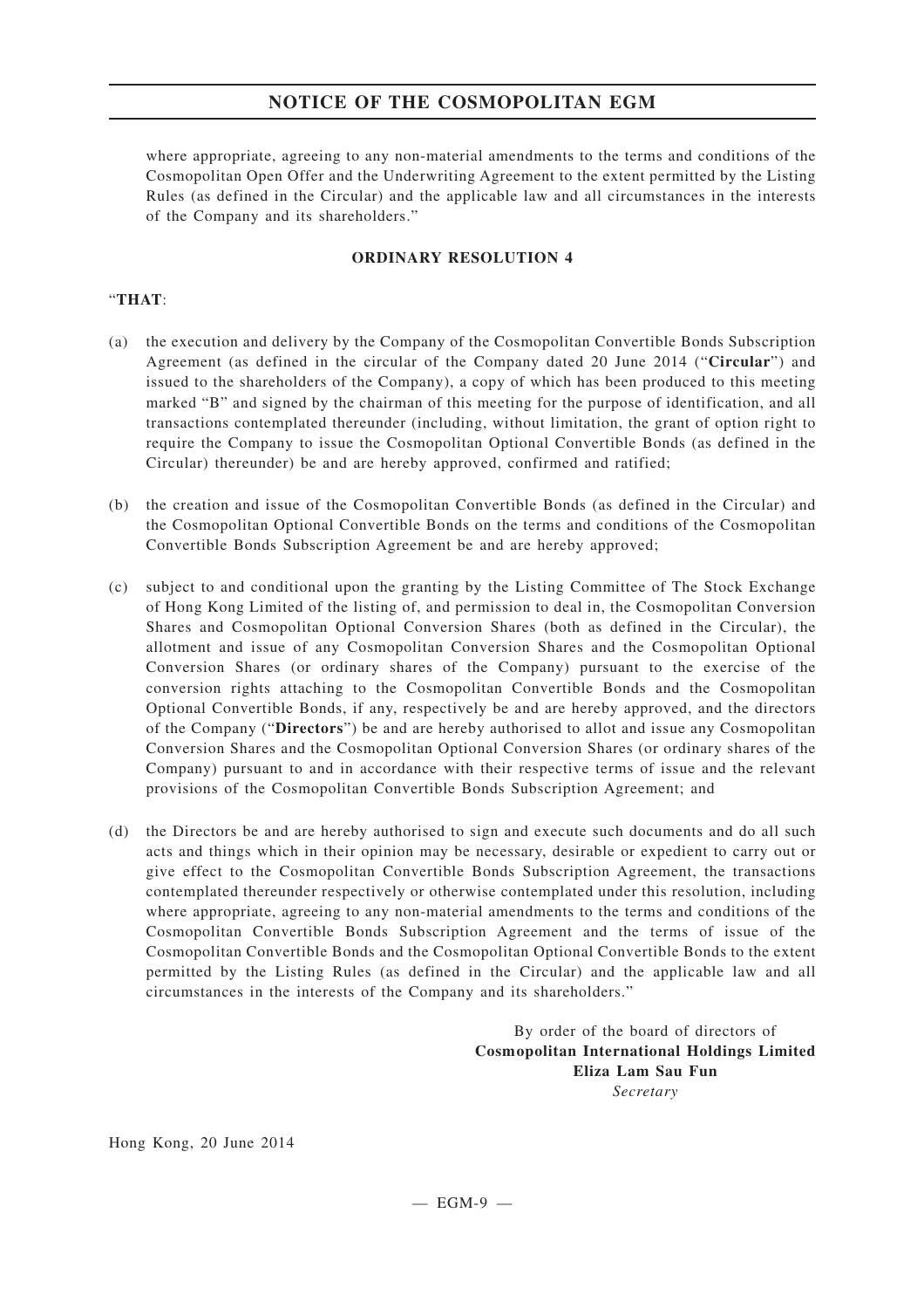where appropriate, agreeing to any non-material amendments to the terms and conditions of the Cosmopolitan Open Offer and the Underwriting Agreement to the extent permitted by the Listing Rules (as defined in the Circular) and the applicable law and all circumstances in the interests of the Company and its shareholders."

**ORDINARY RESOLUTION 4**

"**THAT**:

(a) the execution and delivery by the Company of the Cosmopolitan Convertible Bonds Subscription Agreement (as defined in the circular of the Company dated 20 June 2014 ("**Circular**") and issued to the shareholders of the Company), a copy of which has been produced to this meeting marked "B" and signed by the chairman of this meeting for the purpose of identification, and all transactions contemplated thereunder (including, without limitation, the grant of option right to require the Company to issue the Cosmopolitan Optional Convertible Bonds (as defined in the Circular) thereunder) be and are hereby approved, confirmed and ratified;

(b) the creation and issue of the Cosmopolitan Convertible Bonds (as defined in the Circular) and the Cosmopolitan Optional Convertible Bonds on the terms and conditions of the Cosmopolitan Convertible Bonds Subscription Agreement be and are hereby approved;

(c) subject to and conditional upon the granting by the Listing Committee of The Stock Exchange of Hong Kong Limited of the listing of, and permission to deal in, the Cosmopolitan Conversion Shares and Cosmopolitan Optional Conversion Shares (both as defined in the Circular), the allotment and issue of any Cosmopolitan Conversion Shares and the Cosmopolitan Optional Conversion Shares (or ordinary shares of the Company) pursuant to the exercise of the conversion rights attaching to the Cosmopolitan Convertible Bonds and the Cosmopolitan Optional Convertible Bonds, if any, respectively be and are hereby approved, and the directors of the Company ("**Directors**") be and are hereby authorised to allot and issue any Cosmopolitan Conversion Shares and the Cosmopolitan Optional Conversion Shares (or ordinary shares of the Company) pursuant to and in accordance with their respective terms of issue and the relevant provisions of the Cosmopolitan Convertible Bonds Subscription Agreement; and

(d) the Directors be and are hereby authorised to sign and execute such documents and do all such acts and things which in their opinion may be necessary, desirable or expedient to carry out or give effect to the Cosmopolitan Convertible Bonds Subscription Agreement, the transactions contemplated thereunder respectively or otherwise contemplated under this resolution, including where appropriate, agreeing to any non-material amendments to the terms and conditions of the Cosmopolitan Convertible Bonds Subscription Agreement and the terms of issue of the Cosmopolitan Convertible Bonds and the Cosmopolitan Optional Convertible Bonds to the extent permitted by the Listing Rules (as defined in the Circular) and the applicable law and all circumstances in the interests of the Company and its shareholders."

By order of the board of directors of
**Cosmopolitan International Holdings Limited**
**Eliza Lam Sau Fun**
*Secretary*

Hong Kong, 20 June 2014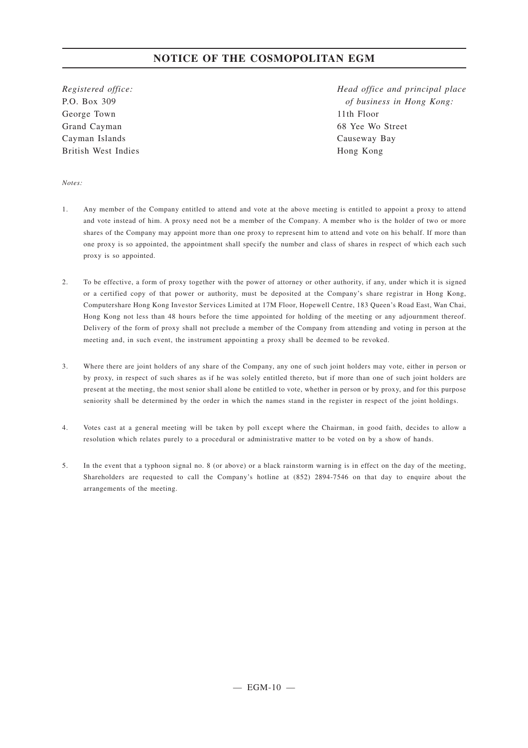## NOTICE OF THE COSMOPOLITAN EGM

*Registered office:*
P.O. Box 309
George Town
Grand Cayman
Cayman Islands
British West Indies

*Head office and principal place of business in Hong Kong:*
11th Floor
68 Yee Wo Street
Causeway Bay
Hong Kong

*Notes:*

1. Any member of the Company entitled to attend and vote at the above meeting is entitled to appoint a proxy to attend and vote instead of him. A proxy need not be a member of the Company. A member who is the holder of two or more shares of the Company may appoint more than one proxy to represent him to attend and vote on his behalf. If more than one proxy is so appointed, the appointment shall specify the number and class of shares in respect of which each such proxy is so appointed.

2. To be effective, a form of proxy together with the power of attorney or other authority, if any, under which it is signed or a certified copy of that power or authority, must be deposited at the Company's share registrar in Hong Kong, Computershare Hong Kong Investor Services Limited at 17M Floor, Hopewell Centre, 183 Queen's Road East, Wan Chai, Hong Kong not less than 48 hours before the time appointed for holding of the meeting or any adjournment thereof. Delivery of the form of proxy shall not preclude a member of the Company from attending and voting in person at the meeting and, in such event, the instrument appointing a proxy shall be deemed to be revoked.

3. Where there are joint holders of any share of the Company, any one of such joint holders may vote, either in person or by proxy, in respect of such shares as if he was solely entitled thereto, but if more than one of such joint holders are present at the meeting, the most senior shall alone be entitled to vote, whether in person or by proxy, and for this purpose seniority shall be determined by the order in which the names stand in the register in respect of the joint holdings.

4. Votes cast at a general meeting will be taken by poll except where the Chairman, in good faith, decides to allow a resolution which relates purely to a procedural or administrative matter to be voted on by a show of hands.

5. In the event that a typhoon signal no. 8 (or above) or a black rainstorm warning is in effect on the day of the meeting, Shareholders are requested to call the Company's hotline at (852) 2894-7546 on that day to enquire about the arrangements of the meeting.